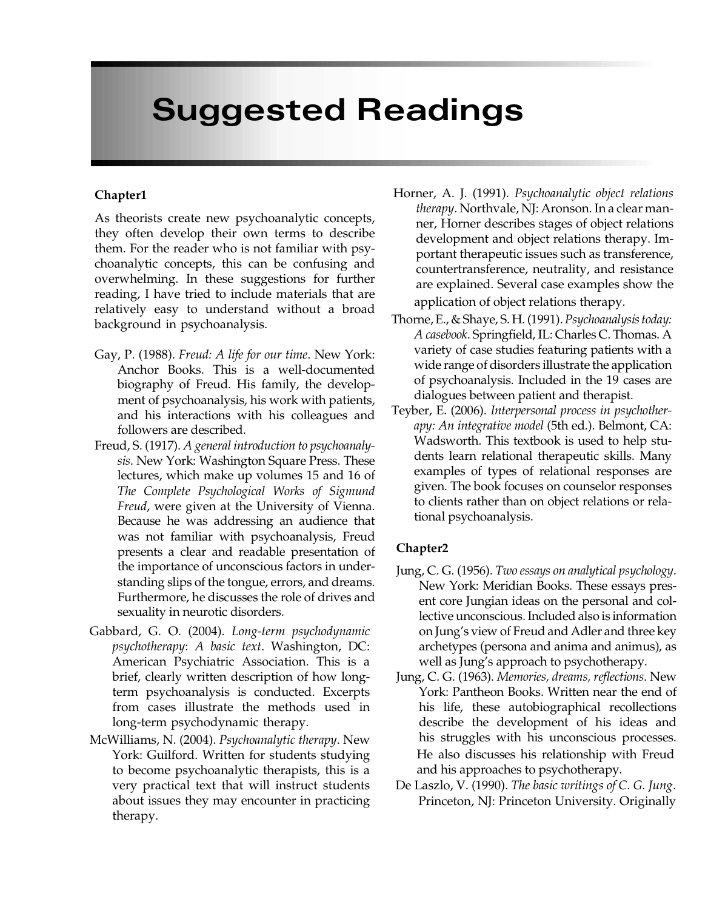# Suggested Readings

### Chapter1

As theorists create new psychoanalytic concepts, they often develop their own terms to describe them. For the reader who is not familiar with psychoanalytic concepts, this can be confusing and overwhelming. In these suggestions for further reading, I have tried to include materials that are relatively easy to understand without a broad background in psychoanalysis.

Gay, P. (1988). *Freud: A life for our time*. New York: Anchor Books. This is a well-documented biography of Freud. His family, the development of psychoanalysis, his work with patients, and his interactions with his colleagues and followers are described.

Freud, S. (1917). *A general introduction to psychoanalysis*. New York: Washington Square Press. These lectures, which make up volumes 15 and 16 of *The Complete Psychological Works of Sigmund Freud*, were given at the University of Vienna. Because he was addressing an audience that was not familiar with psychoanalysis, Freud presents a clear and readable presentation of the importance of unconscious factors in understanding slips of the tongue, errors, and dreams. Furthermore, he discusses the role of drives and sexuality in neurotic disorders.

Gabbard, G. O. (2004). *Long-term psychodynamic psychotherapy: A basic text*. Washington, DC: American Psychiatric Association. This is a brief, clearly written description of how long-term psychoanalysis is conducted. Excerpts from cases illustrate the methods used in long-term psychodynamic therapy.

McWilliams, N. (2004). *Psychoanalytic therapy*. New York: Guilford. Written for students studying to become psychoanalytic therapists, this is a very practical text that will instruct students about issues they may encounter in practicing therapy.

Horner, A. J. (1991). *Psychoanalytic object relations therapy*. Northvale, NJ: Aronson. In a clear manner, Horner describes stages of object relations development and object relations therapy. Important therapeutic issues such as transference, countertransference, neutrality, and resistance are explained. Several case examples show the application of object relations therapy.

Thorne, E., & Shaye, S. H. (1991). *Psychoanalysis today: A casebook*. Springfield, IL: Charles C. Thomas. A variety of case studies featuring patients with a wide range of disorders illustrate the application of psychoanalysis. Included in the 19 cases are dialogues between patient and therapist.

Teyber, E. (2006). *Interpersonal process in psychotherapy: An integrative model* (5th ed.). Belmont, CA: Wadsworth. This textbook is used to help students learn relational therapeutic skills. Many examples of types of relational responses are given. The book focuses on counselor responses to clients rather than on object relations or relational psychoanalysis.

### Chapter2

Jung, C. G. (1956). *Two essays on analytical psychology*. New York: Meridian Books. These essays present core Jungian ideas on the personal and collective unconscious. Included also is information on Jung's view of Freud and Adler and three key archetypes (persona and anima and animus), as well as Jung's approach to psychotherapy.

Jung, C. G. (1963). *Memories, dreams, reflections*. New York: Pantheon Books. Written near the end of his life, these autobiographical recollections describe the development of his ideas and his struggles with his unconscious processes. He also discusses his relationship with Freud and his approaches to psychotherapy.

De Laszlo, V. (1990). *The basic writings of C. G. Jung*. Princeton, NJ: Princeton University. Originally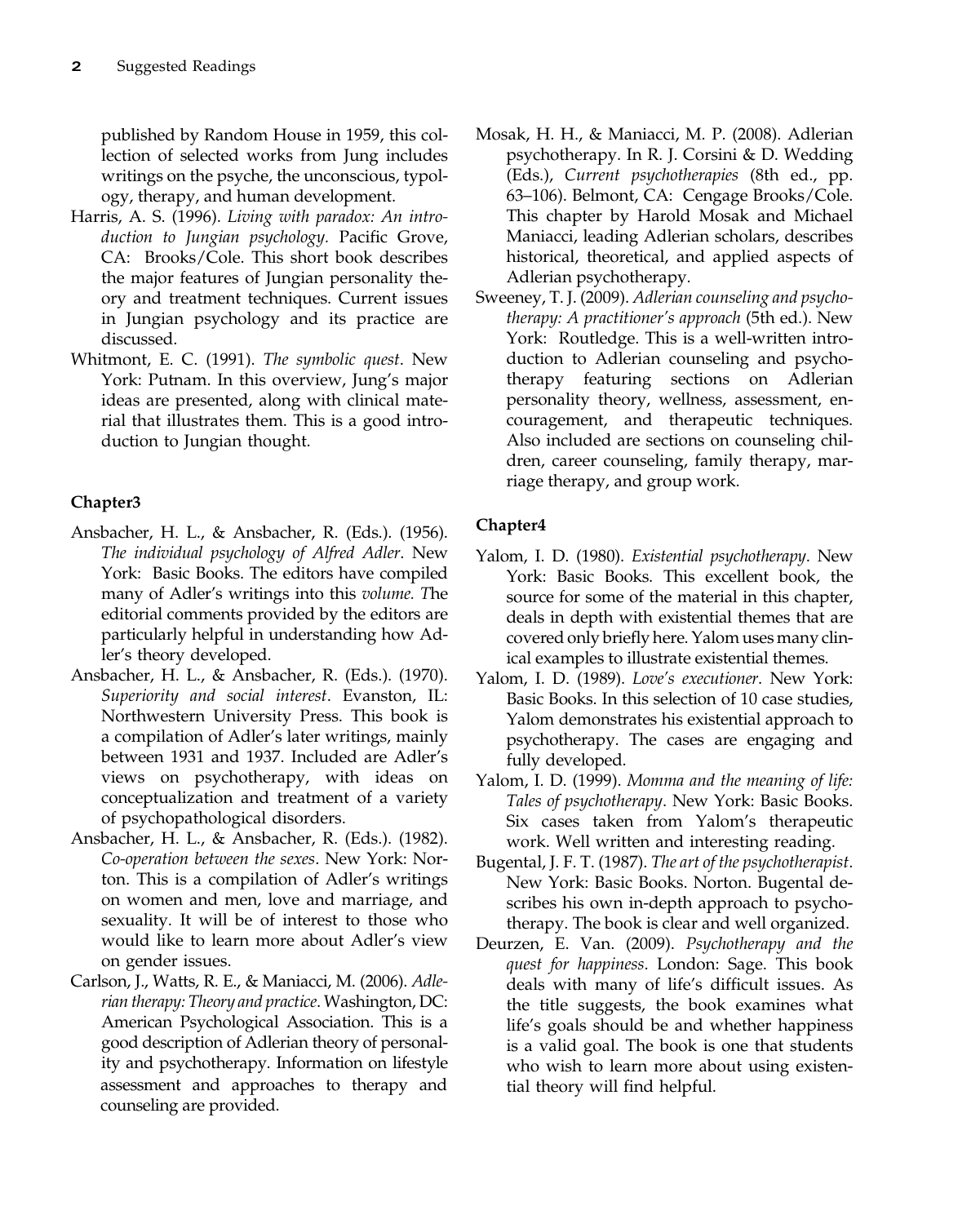published by Random House in 1959, this collection of selected works from Jung includes writings on the psyche, the unconscious, typology, therapy, and human development.

Harris, A. S. (1996). *Living with paradox: An introduction to Jungian psychology.* Pacific Grove, CA: Brooks/Cole. This short book describes the major features of Jungian personality theory and treatment techniques. Current issues in Jungian psychology and its practice are discussed.

Whitmont, E. C. (1991). *The symbolic quest*. New York: Putnam. In this overview, Jung's major ideas are presented, along with clinical material that illustrates them. This is a good introduction to Jungian thought.

## Chapter3

Ansbacher, H. L., & Ansbacher, R. (Eds.). (1956). *The individual psychology of Alfred Adler*. New York: Basic Books. The editors have compiled many of Adler's writings into this *volume. T*he editorial comments provided by the editors are particularly helpful in understanding how Adler's theory developed.

Ansbacher, H. L., & Ansbacher, R. (Eds.). (1970). *Superiority and social interest*. Evanston, IL: Northwestern University Press. This book is a compilation of Adler's later writings, mainly between 1931 and 1937. Included are Adler's views on psychotherapy, with ideas on conceptualization and treatment of a variety of psychopathological disorders.

Ansbacher, H. L., & Ansbacher, R. (Eds.). (1982). *Co-operation between the sexes*. New York: Norton. This is a compilation of Adler's writings on women and men, love and marriage, and sexuality. It will be of interest to those who would like to learn more about Adler's view on gender issues.

Carlson, J., Watts, R. E., & Maniacci, M. (2006). *Adlerian therapy: Theory and practice*. Washington, DC: American Psychological Association. This is a good description of Adlerian theory of personality and psychotherapy. Information on lifestyle assessment and approaches to therapy and counseling are provided.

Mosak, H. H., & Maniacci, M. P. (2008). Adlerian psychotherapy. In R. J. Corsini & D. Wedding (Eds.), *Current psychotherapies* (8th ed., pp. 63–106). Belmont, CA: Cengage Brooks/Cole. This chapter by Harold Mosak and Michael Maniacci, leading Adlerian scholars, describes historical, theoretical, and applied aspects of Adlerian psychotherapy.

Sweeney, T. J. (2009). *Adlerian counseling and psychotherapy: A practitioner's approach* (5th ed.). New York: Routledge. This is a well-written introduction to Adlerian counseling and psychotherapy featuring sections on Adlerian personality theory, wellness, assessment, encouragement, and therapeutic techniques. Also included are sections on counseling children, career counseling, family therapy, marriage therapy, and group work.

## Chapter4

Yalom, I. D. (1980). *Existential psychotherapy*. New York: Basic Books. This excellent book, the source for some of the material in this chapter, deals in depth with existential themes that are covered only briefly here. Yalom uses many clinical examples to illustrate existential themes.

Yalom, I. D. (1989). *Love's executioner*. New York: Basic Books. In this selection of 10 case studies, Yalom demonstrates his existential approach to psychotherapy. The cases are engaging and fully developed.

Yalom, I. D. (1999). *Momma and the meaning of life: Tales of psychotherapy*. New York: Basic Books. Six cases taken from Yalom's therapeutic work. Well written and interesting reading.

Bugental, J. F. T. (1987). *The art of the psychotherapist*. New York: Basic Books. Norton. Bugental describes his own in-depth approach to psychotherapy. The book is clear and well organized.

Deurzen, E. Van. (2009). *Psychotherapy and the quest for happiness*. London: Sage. This book deals with many of life's difficult issues. As the title suggests, the book examines what life's goals should be and whether happiness is a valid goal. The book is one that students who wish to learn more about using existential theory will find helpful.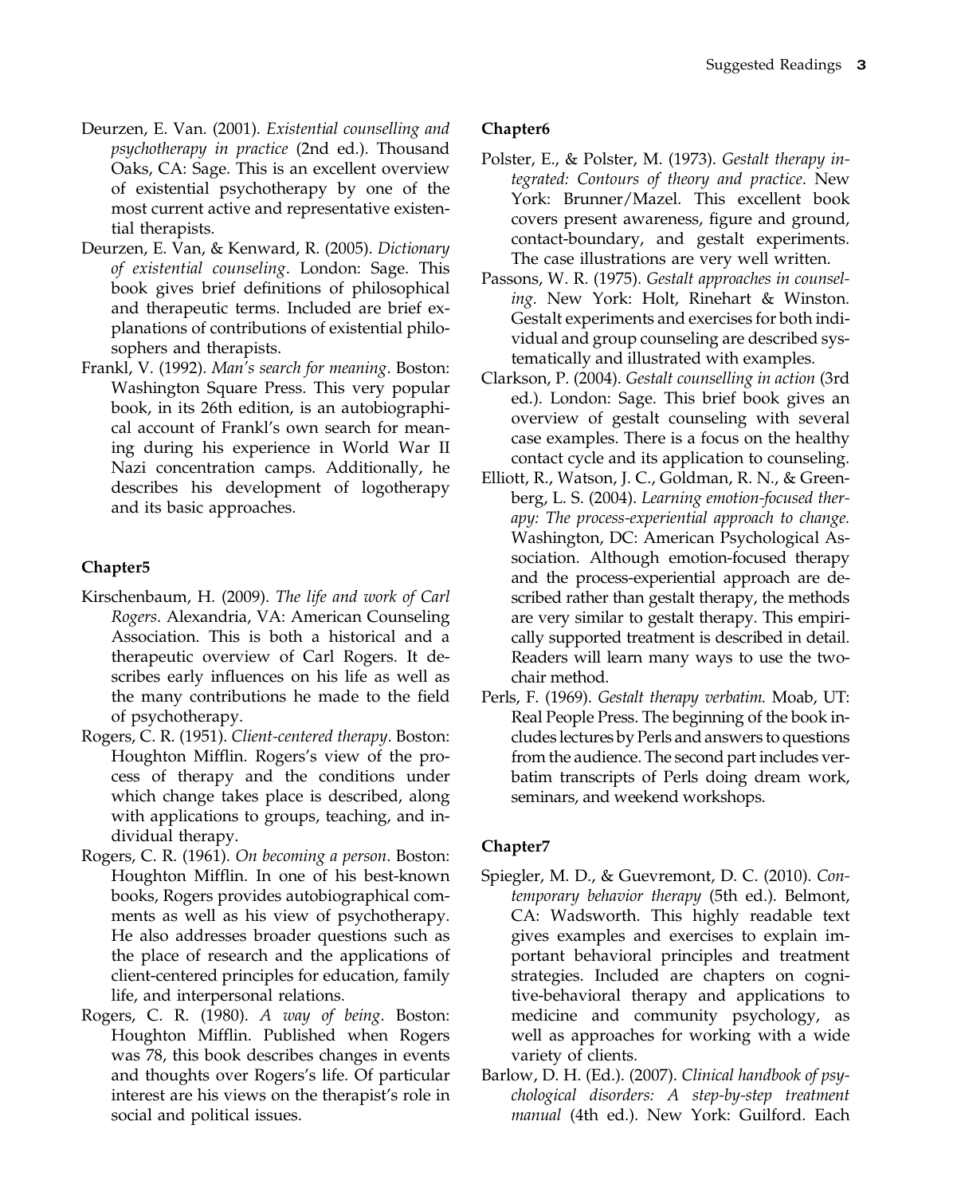Deurzen, E. Van. (2001). *Existential counselling and psychotherapy in practice* (2nd ed.). Thousand Oaks, CA: Sage. This is an excellent overview of existential psychotherapy by one of the most current active and representative existential therapists.

Deurzen, E. Van, & Kenward, R. (2005). *Dictionary of existential counseling*. London: Sage. This book gives brief definitions of philosophical and therapeutic terms. Included are brief explanations of contributions of existential philosophers and therapists.

Frankl, V. (1992). *Man's search for meaning*. Boston: Washington Square Press. This very popular book, in its 26th edition, is an autobiographical account of Frankl's own search for meaning during his experience in World War II Nazi concentration camps. Additionally, he describes his development of logotherapy and its basic approaches.

### Chapter5

Kirschenbaum, H. (2009). *The life and work of Carl Rogers*. Alexandria, VA: American Counseling Association. This is both a historical and a therapeutic overview of Carl Rogers. It describes early influences on his life as well as the many contributions he made to the field of psychotherapy.

Rogers, C. R. (1951). *Client-centered therapy*. Boston: Houghton Mifflin. Rogers's view of the process of therapy and the conditions under which change takes place is described, along with applications to groups, teaching, and individual therapy.

Rogers, C. R. (1961). *On becoming a person*. Boston: Houghton Mifflin. In one of his best-known books, Rogers provides autobiographical comments as well as his view of psychotherapy. He also addresses broader questions such as the place of research and the applications of client-centered principles for education, family life, and interpersonal relations.

Rogers, C. R. (1980). *A way of being*. Boston: Houghton Mifflin. Published when Rogers was 78, this book describes changes in events and thoughts over Rogers's life. Of particular interest are his views on the therapist's role in social and political issues.

### Chapter6

Polster, E., & Polster, M. (1973). *Gestalt therapy integrated: Contours of theory and practice*. New York: Brunner/Mazel. This excellent book covers present awareness, figure and ground, contact-boundary, and gestalt experiments. The case illustrations are very well written.

Passons, W. R. (1975). *Gestalt approaches in counseling*. New York: Holt, Rinehart & Winston. Gestalt experiments and exercises for both individual and group counseling are described systematically and illustrated with examples.

Clarkson, P. (2004). *Gestalt counselling in action* (3rd ed.). London: Sage. This brief book gives an overview of gestalt counseling with several case examples. There is a focus on the healthy contact cycle and its application to counseling.

Elliott, R., Watson, J. C., Goldman, R. N., & Greenberg, L. S. (2004). *Learning emotion-focused therapy: The process-experiential approach to change.* Washington, DC: American Psychological Association. Although emotion-focused therapy and the process-experiential approach are described rather than gestalt therapy, the methods are very similar to gestalt therapy. This empirically supported treatment is described in detail. Readers will learn many ways to use the two-chair method.

Perls, F. (1969). *Gestalt therapy verbatim.* Moab, UT: Real People Press. The beginning of the book includes lectures by Perls and answers to questions from the audience. The second part includes verbatim transcripts of Perls doing dream work, seminars, and weekend workshops.

### Chapter7

Spiegler, M. D., & Guevremont, D. C. (2010). *Contemporary behavior therapy* (5th ed.). Belmont, CA: Wadsworth. This highly readable text gives examples and exercises to explain important behavioral principles and treatment strategies. Included are chapters on cognitive-behavioral therapy and applications to medicine and community psychology, as well as approaches for working with a wide variety of clients.

Barlow, D. H. (Ed.). (2007). *Clinical handbook of psychological disorders: A step-by-step treatment manual* (4th ed.). New York: Guilford. Each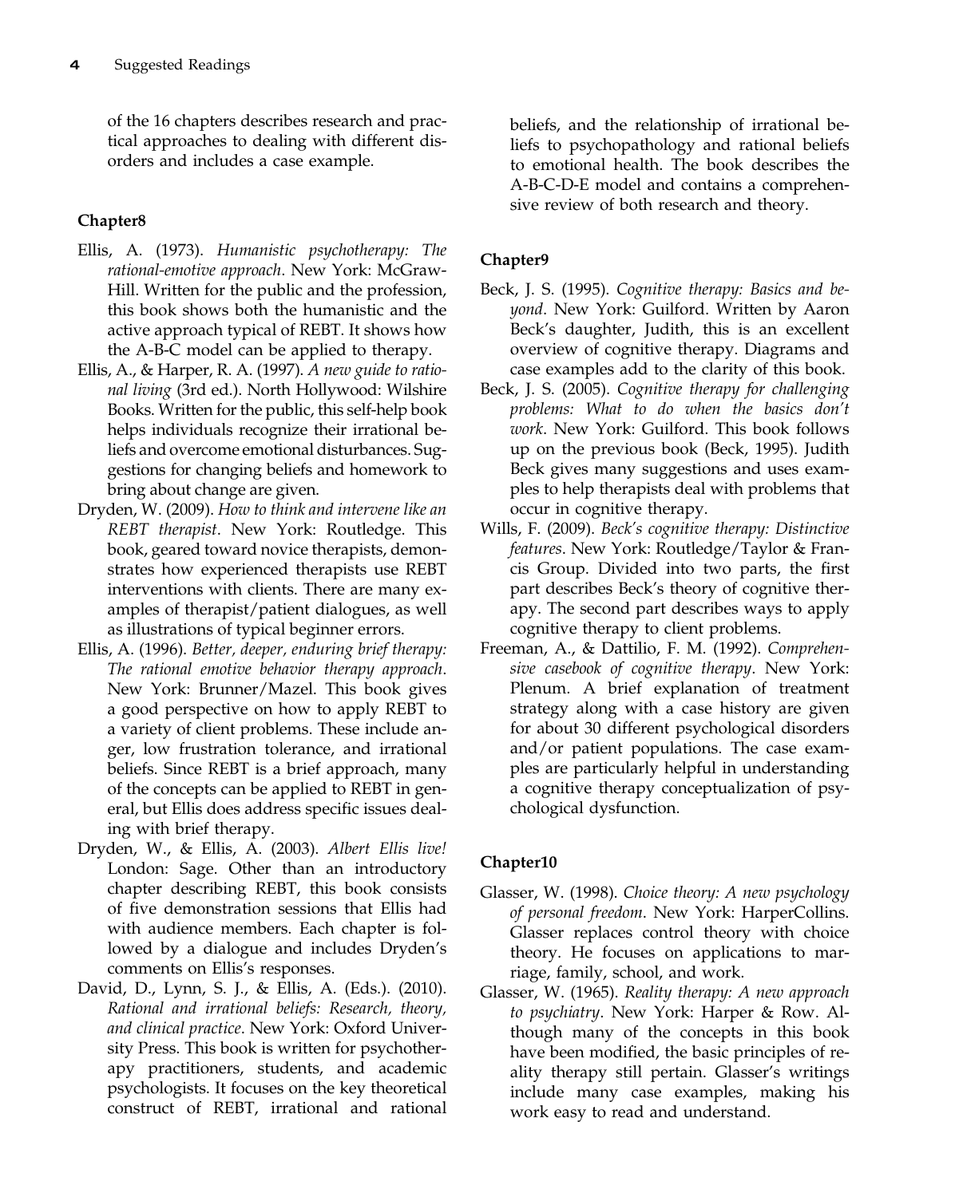of the 16 chapters describes research and practical approaches to dealing with different disorders and includes a case example.

## Chapter8

Ellis, A. (1973). *Humanistic psychotherapy: The rational-emotive approach*. New York: McGraw-Hill. Written for the public and the profession, this book shows both the humanistic and the active approach typical of REBT. It shows how the A-B-C model can be applied to therapy.

Ellis, A., & Harper, R. A. (1997). *A new guide to rational living* (3rd ed.). North Hollywood: Wilshire Books. Written for the public, this self-help book helps individuals recognize their irrational beliefs and overcome emotional disturbances. Suggestions for changing beliefs and homework to bring about change are given.

Dryden, W. (2009). *How to think and intervene like an REBT therapist*. New York: Routledge. This book, geared toward novice therapists, demonstrates how experienced therapists use REBT interventions with clients. There are many examples of therapist/patient dialogues, as well as illustrations of typical beginner errors.

Ellis, A. (1996). *Better, deeper, enduring brief therapy: The rational emotive behavior therapy approach*. New York: Brunner/Mazel. This book gives a good perspective on how to apply REBT to a variety of client problems. These include anger, low frustration tolerance, and irrational beliefs. Since REBT is a brief approach, many of the concepts can be applied to REBT in general, but Ellis does address specific issues dealing with brief therapy.

Dryden, W., & Ellis, A. (2003). *Albert Ellis live!* London: Sage. Other than an introductory chapter describing REBT, this book consists of five demonstration sessions that Ellis had with audience members. Each chapter is followed by a dialogue and includes Dryden's comments on Ellis's responses.

David, D., Lynn, S. J., & Ellis, A. (Eds.). (2010). *Rational and irrational beliefs: Research, theory, and clinical practice*. New York: Oxford University Press. This book is written for psychotherapy practitioners, students, and academic psychologists. It focuses on the key theoretical construct of REBT, irrational and rational beliefs, and the relationship of irrational beliefs to psychopathology and rational beliefs to emotional health. The book describes the A-B-C-D-E model and contains a comprehensive review of both research and theory.

## Chapter9

Beck, J. S. (1995). *Cognitive therapy: Basics and beyond*. New York: Guilford. Written by Aaron Beck's daughter, Judith, this is an excellent overview of cognitive therapy. Diagrams and case examples add to the clarity of this book.

Beck, J. S. (2005). *Cognitive therapy for challenging problems: What to do when the basics don't work*. New York: Guilford. This book follows up on the previous book (Beck, 1995). Judith Beck gives many suggestions and uses examples to help therapists deal with problems that occur in cognitive therapy.

Wills, F. (2009). *Beck's cognitive therapy: Distinctive features*. New York: Routledge/Taylor & Francis Group. Divided into two parts, the first part describes Beck's theory of cognitive therapy. The second part describes ways to apply cognitive therapy to client problems.

Freeman, A., & Dattilio, F. M. (1992). *Comprehensive casebook of cognitive therapy*. New York: Plenum. A brief explanation of treatment strategy along with a case history are given for about 30 different psychological disorders and/or patient populations. The case examples are particularly helpful in understanding a cognitive therapy conceptualization of psychological dysfunction.

## Chapter10

Glasser, W. (1998). *Choice theory: A new psychology of personal freedom*. New York: HarperCollins. Glasser replaces control theory with choice theory. He focuses on applications to marriage, family, school, and work.

Glasser, W. (1965). *Reality therapy: A new approach to psychiatry*. New York: Harper & Row. Although many of the concepts in this book have been modified, the basic principles of reality therapy still pertain. Glasser's writings include many case examples, making his work easy to read and understand.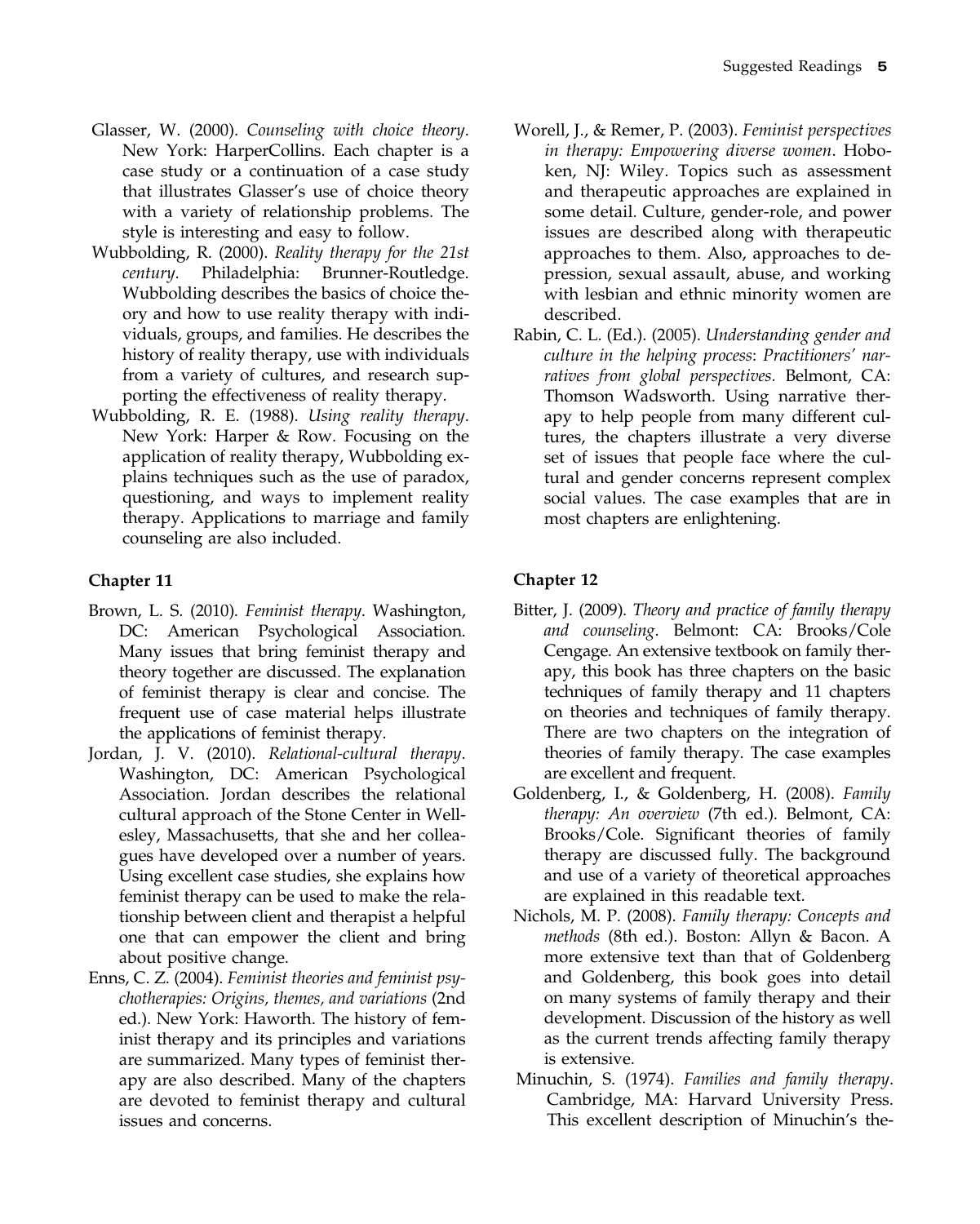Glasser, W. (2000). *Counseling with choice theory*. New York: HarperCollins. Each chapter is a case study or a continuation of a case study that illustrates Glasser's use of choice theory with a variety of relationship problems. The style is interesting and easy to follow.

Wubbolding, R. (2000). *Reality therapy for the 21st century*. Philadelphia: Brunner-Routledge. Wubbolding describes the basics of choice theory and how to use reality therapy with individuals, groups, and families. He describes the history of reality therapy, use with individuals from a variety of cultures, and research supporting the effectiveness of reality therapy.

Wubbolding, R. E. (1988). *Using reality therapy*. New York: Harper & Row. Focusing on the application of reality therapy, Wubbolding explains techniques such as the use of paradox, questioning, and ways to implement reality therapy. Applications to marriage and family counseling are also included.

### Chapter 11

Brown, L. S. (2010). *Feminist therapy*. Washington, DC: American Psychological Association. Many issues that bring feminist therapy and theory together are discussed. The explanation of feminist therapy is clear and concise. The frequent use of case material helps illustrate the applications of feminist therapy.

Jordan, J. V. (2010). *Relational-cultural therapy*. Washington, DC: American Psychological Association. Jordan describes the relational cultural approach of the Stone Center in Wellesley, Massachusetts, that she and her colleagues have developed over a number of years. Using excellent case studies, she explains how feminist therapy can be used to make the relationship between client and therapist a helpful one that can empower the client and bring about positive change.

Enns, C. Z. (2004). *Feminist theories and feminist psychotherapies: Origins, themes, and variations* (2nd ed.). New York: Haworth. The history of feminist therapy and its principles and variations are summarized. Many types of feminist therapy are also described. Many of the chapters are devoted to feminist therapy and cultural issues and concerns.

Worell, J., & Remer, P. (2003). *Feminist perspectives in therapy: Empowering diverse women*. Hoboken, NJ: Wiley. Topics such as assessment and therapeutic approaches are explained in some detail. Culture, gender-role, and power issues are described along with therapeutic approaches to them. Also, approaches to depression, sexual assault, abuse, and working with lesbian and ethnic minority women are described.

Rabin, C. L. (Ed.). (2005). *Understanding gender and culture in the helping process: Practitioners' narratives from global perspectives.* Belmont, CA: Thomson Wadsworth. Using narrative therapy to help people from many different cultures, the chapters illustrate a very diverse set of issues that people face where the cultural and gender concerns represent complex social values. The case examples that are in most chapters are enlightening.

### Chapter 12

Bitter, J. (2009). *Theory and practice of family therapy and counseling*. Belmont: CA: Brooks/Cole Cengage. An extensive textbook on family therapy, this book has three chapters on the basic techniques of family therapy and 11 chapters on theories and techniques of family therapy. There are two chapters on the integration of theories of family therapy. The case examples are excellent and frequent.

Goldenberg, I., & Goldenberg, H. (2008). *Family therapy: An overview* (7th ed.). Belmont, CA: Brooks/Cole. Significant theories of family therapy are discussed fully. The background and use of a variety of theoretical approaches are explained in this readable text.

Nichols, M. P. (2008). *Family therapy: Concepts and methods* (8th ed.). Boston: Allyn & Bacon. A more extensive text than that of Goldenberg and Goldenberg, this book goes into detail on many systems of family therapy and their development. Discussion of the history as well as the current trends affecting family therapy is extensive.

Minuchin, S. (1974). *Families and family therapy*. Cambridge, MA: Harvard University Press. This excellent description of Minuchin's the-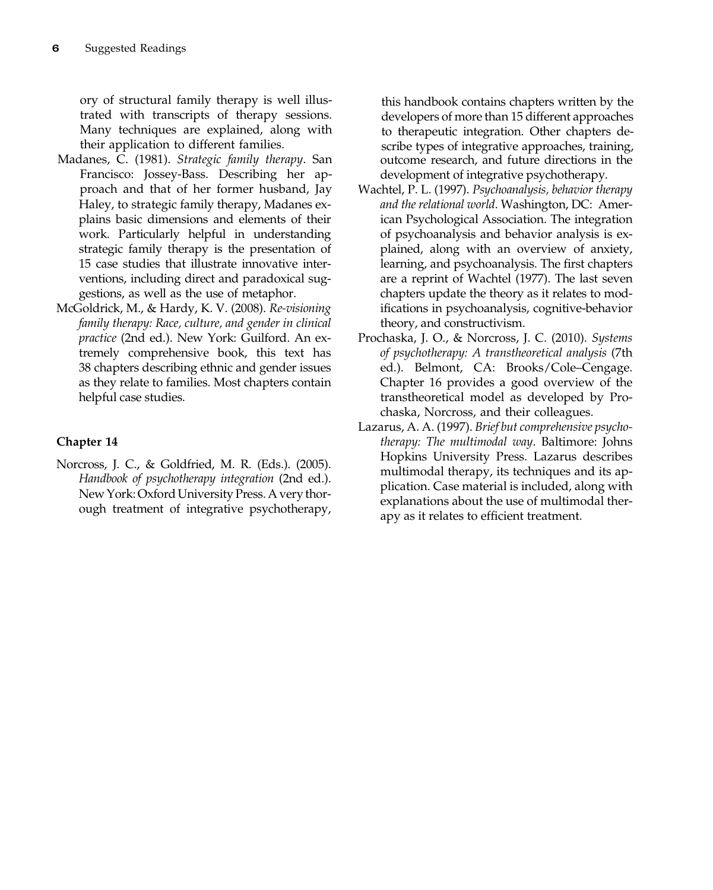ory of structural family therapy is well illustrated with transcripts of therapy sessions. Many techniques are explained, along with their application to different families.

Madanes, C. (1981). *Strategic family therapy*. San Francisco: Jossey-Bass. Describing her approach and that of her former husband, Jay Haley, to strategic family therapy, Madanes explains basic dimensions and elements of their work. Particularly helpful in understanding strategic family therapy is the presentation of 15 case studies that illustrate innovative interventions, including direct and paradoxical suggestions, as well as the use of metaphor.

McGoldrick, M., & Hardy, K. V. (2008). *Re-visioning family therapy: Race, culture, and gender in clinical practice* (2nd ed.). New York: Guilford. An extremely comprehensive book, this text has 38 chapters describing ethnic and gender issues as they relate to families. Most chapters contain helpful case studies.

### Chapter 14

Norcross, J. C., & Goldfried, M. R. (Eds.). (2005). *Handbook of psychotherapy integration* (2nd ed.). New York: Oxford University Press. A very thorough treatment of integrative psychotherapy, this handbook contains chapters written by the developers of more than 15 different approaches to therapeutic integration. Other chapters describe types of integrative approaches, training, outcome research, and future directions in the development of integrative psychotherapy.

Wachtel, P. L. (1997). *Psychoanalysis, behavior therapy and the relational world*. Washington, DC: American Psychological Association. The integration of psychoanalysis and behavior analysis is explained, along with an overview of anxiety, learning, and psychoanalysis. The first chapters are a reprint of Wachtel (1977). The last seven chapters update the theory as it relates to modifications in psychoanalysis, cognitive-behavior theory, and constructivism.

Prochaska, J. O., & Norcross, J. C. (2010). *Systems of psychotherapy: A transtheoretical analysis* (7th ed.). Belmont, CA: Brooks/Cole–Cengage. Chapter 16 provides a good overview of the transtheoretical model as developed by Prochaska, Norcross, and their colleagues.

Lazarus, A. A. (1997). *Brief but comprehensive psychotherapy: The multimodal way*. Baltimore: Johns Hopkins University Press. Lazarus describes multimodal therapy, its techniques and its application. Case material is included, along with explanations about the use of multimodal therapy as it relates to efficient treatment.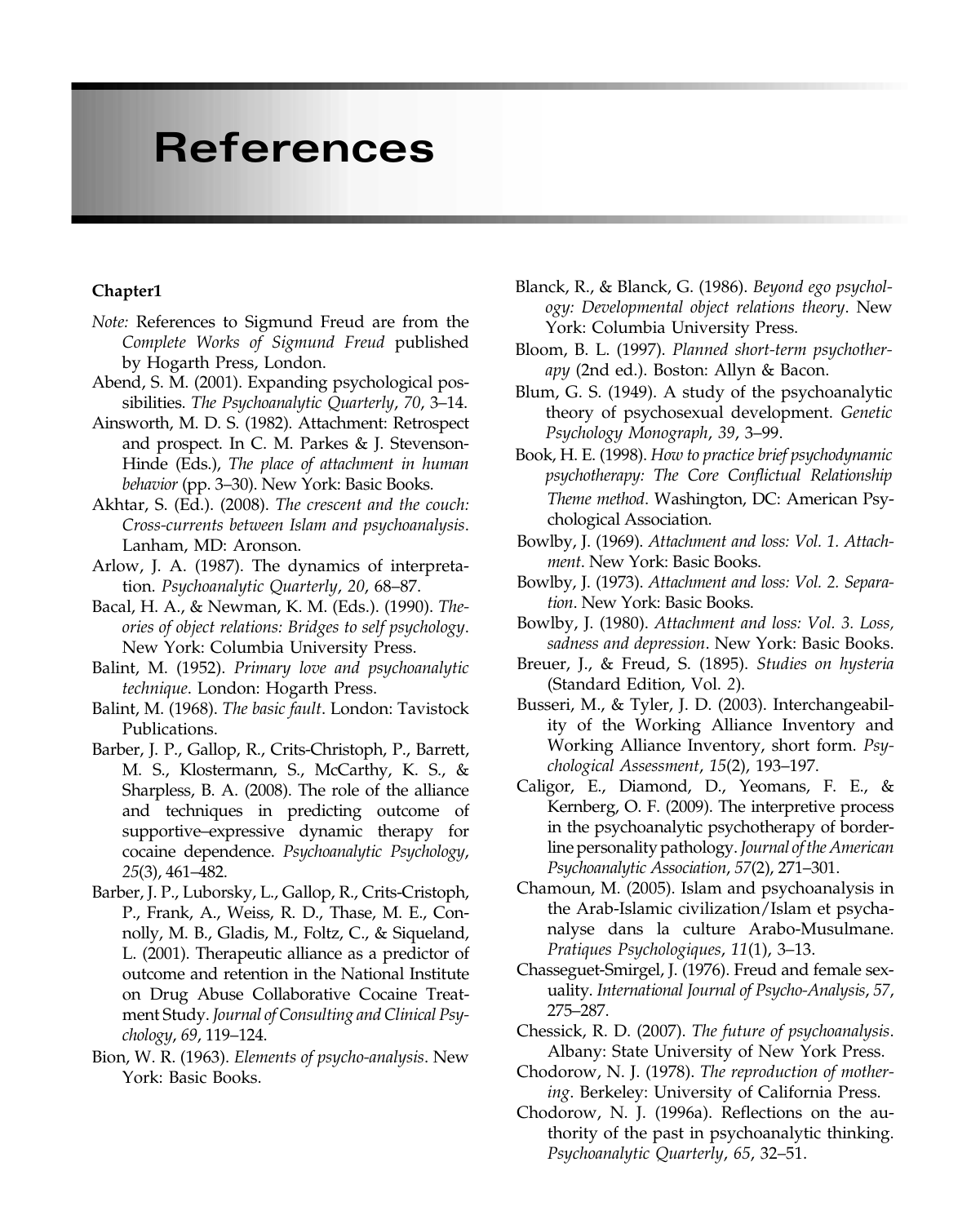# References

### Chapter1

*Note:* References to Sigmund Freud are from the *Complete Works of Sigmund Freud* published by Hogarth Press, London.

Abend, S. M. (2001). Expanding psychological possibilities. *The Psychoanalytic Quarterly*, *70*, 3–14.

Ainsworth, M. D. S. (1982). Attachment: Retrospect and prospect. In C. M. Parkes & J. Stevenson-Hinde (Eds.), *The place of attachment in human behavior* (pp. 3–30). New York: Basic Books.

Akhtar, S. (Ed.). (2008). *The crescent and the couch: Cross-currents between Islam and psychoanalysis*. Lanham, MD: Aronson.

Arlow, J. A. (1987). The dynamics of interpretation. *Psychoanalytic Quarterly*, *20*, 68–87.

Bacal, H. A., & Newman, K. M. (Eds.). (1990). *Theories of object relations: Bridges to self psychology*. New York: Columbia University Press.

Balint, M. (1952). *Primary love and psychoanalytic technique*. London: Hogarth Press.

Balint, M. (1968). *The basic fault*. London: Tavistock Publications.

Barber, J. P., Gallop, R., Crits-Christoph, P., Barrett, M. S., Klostermann, S., McCarthy, K. S., & Sharpless, B. A. (2008). The role of the alliance and techniques in predicting outcome of supportive–expressive dynamic therapy for cocaine dependence. *Psychoanalytic Psychology*, *25*(3), 461–482.

Barber, J. P., Luborsky, L., Gallop, R., Crits-Cristoph, P., Frank, A., Weiss, R. D., Thase, M. E., Connolly, M. B., Gladis, M., Foltz, C., & Siqueland, L. (2001). Therapeutic alliance as a predictor of outcome and retention in the National Institute on Drug Abuse Collaborative Cocaine Treatment Study. *Journal of Consulting and Clinical Psychology*, *69*, 119–124.

Bion, W. R. (1963). *Elements of psycho-analysis*. New York: Basic Books.

Blanck, R., & Blanck, G. (1986). *Beyond ego psychology: Developmental object relations theory*. New York: Columbia University Press.

Bloom, B. L. (1997). *Planned short-term psychotherapy* (2nd ed.). Boston: Allyn & Bacon.

Blum, G. S. (1949). A study of the psychoanalytic theory of psychosexual development. *Genetic Psychology Monograph*, *39*, 3–99.

Book, H. E. (1998). *How to practice brief psychodynamic psychotherapy: The Core Conflictual Relationship Theme method*. Washington, DC: American Psychological Association.

Bowlby, J. (1969). *Attachment and loss: Vol. 1. Attachment*. New York: Basic Books.

Bowlby, J. (1973). *Attachment and loss: Vol. 2. Separation*. New York: Basic Books.

Bowlby, J. (1980). *Attachment and loss: Vol. 3. Loss, sadness and depression*. New York: Basic Books.

Breuer, J., & Freud, S. (1895). *Studies on hysteria* (Standard Edition, Vol. 2).

Busseri, M., & Tyler, J. D. (2003). Interchangeability of the Working Alliance Inventory and Working Alliance Inventory, short form. *Psychological Assessment*, *15*(2), 193–197.

Caligor, E., Diamond, D., Yeomans, F. E., & Kernberg, O. F. (2009). The interpretive process in the psychoanalytic psychotherapy of borderline personality pathology. *Journal of the American Psychoanalytic Association*, *57*(2), 271–301.

Chamoun, M. (2005). Islam and psychoanalysis in the Arab-Islamic civilization/Islam et psychanalyse dans la culture Arabo-Musulmane. *Pratiques Psychologiques*, *11*(1), 3–13.

Chasseguet-Smirgel, J. (1976). Freud and female sexuality. *International Journal of Psycho-Analysis*, *57*, 275–287.

Chessick, R. D. (2007). *The future of psychoanalysis*. Albany: State University of New York Press.

Chodorow, N. J. (1978). *The reproduction of mothering*. Berkeley: University of California Press.

Chodorow, N. J. (1996a). Reflections on the authority of the past in psychoanalytic thinking. *Psychoanalytic Quarterly*, *65*, 32–51.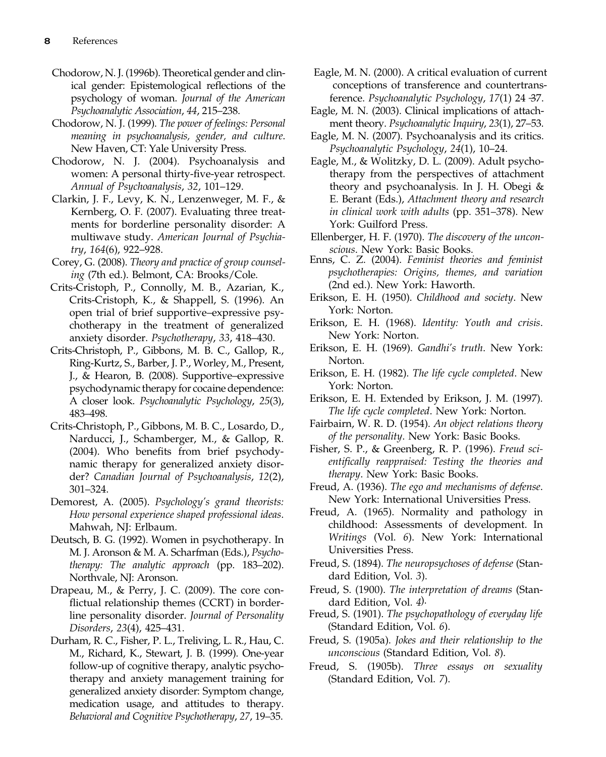Chodorow, N. J. (1996b). Theoretical gender and clinical gender: Epistemological reflections of the psychology of woman. *Journal of the American Psychoanalytic Association*, *44*, 215–238.

Chodorow, N. J. (1999). *The power of feelings: Personal meaning in psychoanalysis, gender, and culture*. New Haven, CT: Yale University Press.

Chodorow, N. J. (2004). Psychoanalysis and women: A personal thirty-five-year retrospect. *Annual of Psychoanalysis*, *32*, 101–129.

Clarkin, J. F., Levy, K. N., Lenzenweger, M. F., & Kernberg, O. F. (2007). Evaluating three treatments for borderline personality disorder: A multiwave study. *American Journal of Psychiatry*, *164*(6), 922–928.

Corey, G. (2008). *Theory and practice of group counseling* (7th ed.). Belmont, CA: Brooks/Cole.

Crits-Cristoph, P., Connolly, M. B., Azarian, K., Crits-Cristoph, K., & Shappell, S. (1996). An open trial of brief supportive–expressive psychotherapy in the treatment of generalized anxiety disorder. *Psychotherapy*, *33*, 418–430.

Crits-Christoph, P., Gibbons, M. B. C., Gallop, R., Ring-Kurtz, S., Barber, J. P., Worley, M., Present, J., & Hearon, B. (2008). Supportive–expressive psychodynamic therapy for cocaine dependence: A closer look. *Psychoanalytic Psychology*, *25*(3), 483–498.

Crits-Christoph, P., Gibbons, M. B. C., Losardo, D., Narducci, J., Schamberger, M., & Gallop, R. (2004). Who benefits from brief psychodynamic therapy for generalized anxiety disorder? *Canadian Journal of Psychoanalysis*, *12*(2), 301–324.

Demorest, A. (2005). *Psychology's grand theorists: How personal experience shaped professional ideas*. Mahwah, NJ: Erlbaum.

Deutsch, B. G. (1992). Women in psychotherapy. In M. J. Aronson & M. A. Scharfman (Eds.), *Psychotherapy: The analytic approach* (pp. 183–202). Northvale, NJ: Aronson.

Drapeau, M., & Perry, J. C. (2009). The core conflictual relationship themes (CCRT) in borderline personality disorder. *Journal of Personality Disorders*, *23*(4), 425–431.

Durham, R. C., Fisher, P. L., Treliving, L. R., Hau, C. M., Richard, K., Stewart, J. B. (1999). One-year follow-up of cognitive therapy, analytic psychotherapy and anxiety management training for generalized anxiety disorder: Symptom change, medication usage, and attitudes to therapy. *Behavioral and Cognitive Psychotherapy*, *27*, 19–35.

Eagle, M. N. (2000). A critical evaluation of current conceptions of transference and countertransference. *Psychoanalytic Psychology*, *17*(1) 24–37.

Eagle, M. N. (2003). Clinical implications of attachment theory. *Psychoanalytic Inquiry*, *23*(1), 27–53.

Eagle, M. N. (2007). Psychoanalysis and its critics. *Psychoanalytic Psychology*, *24*(1), 10–24.

Eagle, M., & Wolitzky, D. L. (2009). Adult psychotherapy from the perspectives of attachment theory and psychoanalysis. In J. H. Obegi & E. Berant (Eds.), *Attachment theory and research in clinical work with adults* (pp. 351–378). New York: Guilford Press.

Ellenberger, H. F. (1970). *The discovery of the unconscious*. New York: Basic Books.

Enns, C. Z. (2004). *Feminist theories and feminist psychotherapies: Origins, themes, and variation* (2nd ed.). New York: Haworth.

Erikson, E. H. (1950). *Childhood and society*. New York: Norton.

Erikson, E. H. (1968). *Identity: Youth and crisis*. New York: Norton.

Erikson, E. H. (1969). *Gandhi's truth*. New York: Norton.

Erikson, E. H. (1982). *The life cycle completed*. New York: Norton.

Erikson, E. H. Extended by Erikson, J. M. (1997). *The life cycle completed*. New York: Norton.

Fairbairn, W. R. D. (1954). *An object relations theory of the personality*. New York: Basic Books.

Fisher, S. P., & Greenberg, R. P. (1996). *Freud scientifically reappraised: Testing the theories and therapy*. New York: Basic Books.

Freud, A. (1936). *The ego and mechanisms of defense*. New York: International Universities Press.

Freud, A. (1965). Normality and pathology in childhood: Assessments of development. In *Writings* (Vol. *6*). New York: International Universities Press.

Freud, S. (1894). *The neuropsychoses of defense* (Standard Edition, Vol. *3*).

Freud, S. (1900). *The interpretation of dreams* (Standard Edition, Vol. *4*).

Freud, S. (1901). *The psychopathology of everyday life* (Standard Edition, Vol. *6*).

Freud, S. (1905a). *Jokes and their relationship to the unconscious* (Standard Edition, Vol. *8*).

Freud, S. (1905b). *Three essays on sexuality* (Standard Edition, Vol. *7*).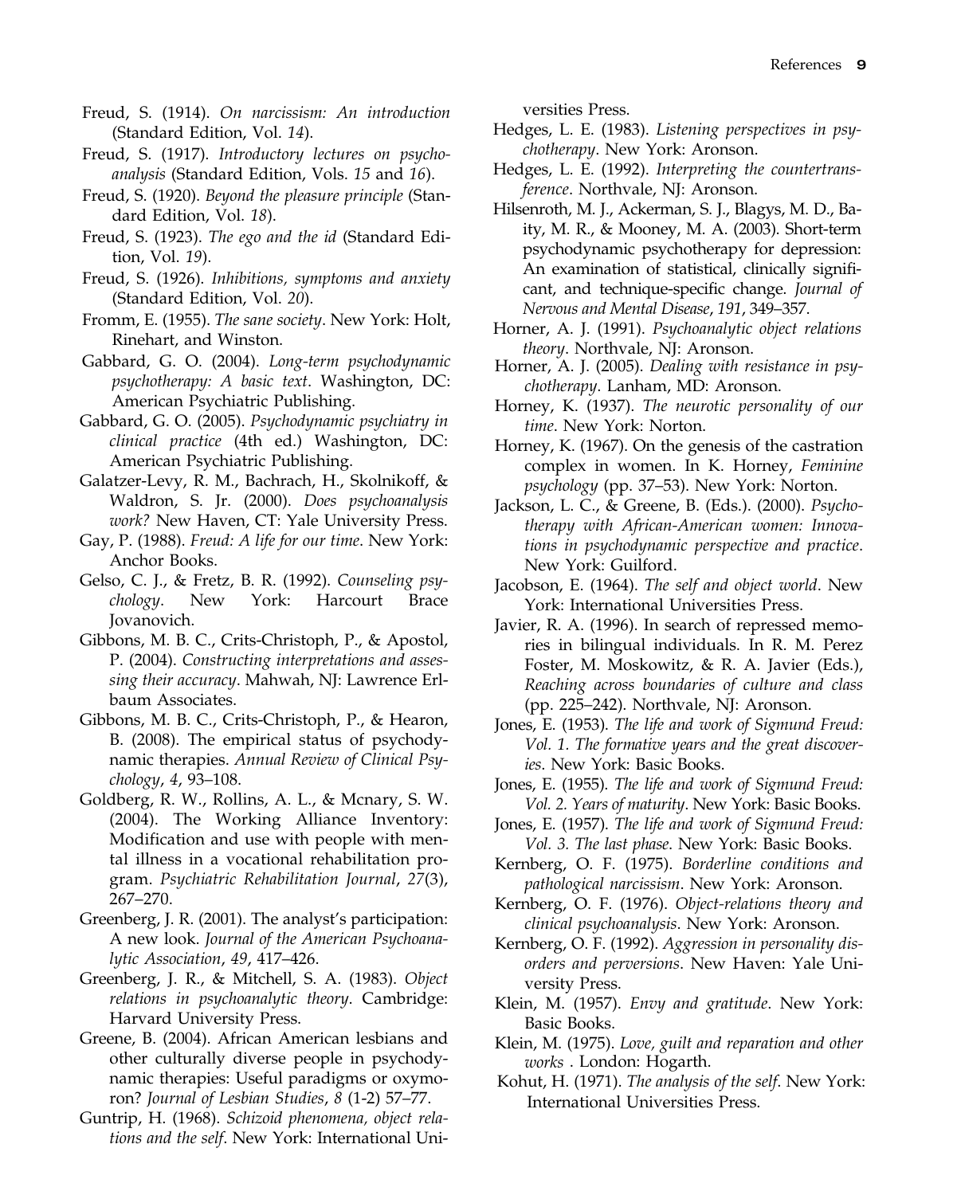Freud, S. (1914). *On narcissism: An introduction* (Standard Edition, Vol. *14*).

Freud, S. (1917). *Introductory lectures on psychoanalysis* (Standard Edition, Vols. *15* and *16*).

Freud, S. (1920). *Beyond the pleasure principle* (Standard Edition, Vol. *18*).

Freud, S. (1923). *The ego and the id* (Standard Edition, Vol. *19*).

Freud, S. (1926). *Inhibitions, symptoms and anxiety* (Standard Edition, Vol. *20*).

Fromm, E. (1955). *The sane society*. New York: Holt, Rinehart, and Winston.

Gabbard, G. O. (2004). *Long-term psychodynamic psychotherapy: A basic text*. Washington, DC: American Psychiatric Publishing.

Gabbard, G. O. (2005). *Psychodynamic psychiatry in clinical practice* (4th ed.) Washington, DC: American Psychiatric Publishing.

Galatzer-Levy, R. M., Bachrach, H., Skolnikoff, & Waldron, S. Jr. (2000). *Does psychoanalysis work?* New Haven, CT: Yale University Press.

Gay, P. (1988). *Freud: A life for our time*. New York: Anchor Books.

Gelso, C. J., & Fretz, B. R. (1992). *Counseling psychology*. New York: Harcourt Brace Jovanovich.

Gibbons, M. B. C., Crits-Christoph, P., & Apostol, P. (2004). *Constructing interpretations and assessing their accuracy*. Mahwah, NJ: Lawrence Erlbaum Associates.

Gibbons, M. B. C., Crits-Christoph, P., & Hearon, B. (2008). The empirical status of psychodynamic therapies. *Annual Review of Clinical Psychology*, *4*, 93–108.

Goldberg, R. W., Rollins, A. L., & Mcnary, S. W. (2004). The Working Alliance Inventory: Modification and use with people with mental illness in a vocational rehabilitation program. *Psychiatric Rehabilitation Journal*, *27*(3), 267–270.

Greenberg, J. R. (2001). The analyst's participation: A new look. *Journal of the American Psychoanalytic Association*, *49*, 417–426.

Greenberg, J. R., & Mitchell, S. A. (1983). *Object relations in psychoanalytic theory*. Cambridge: Harvard University Press.

Greene, B. (2004). African American lesbians and other culturally diverse people in psychodynamic therapies: Useful paradigms or oxymoron? *Journal of Lesbian Studies*, *8* (1-2) 57–77.

Guntrip, H. (1968). *Schizoid phenomena, object relations and the self*. New York: International Universities Press.

Hedges, L. E. (1983). *Listening perspectives in psychotherapy*. New York: Aronson.

Hedges, L. E. (1992). *Interpreting the countertransference*. Northvale, NJ: Aronson.

Hilsenroth, M. J., Ackerman, S. J., Blagys, M. D., Baity, M. R., & Mooney, M. A. (2003). Short-term psychodynamic psychotherapy for depression: An examination of statistical, clinically significant, and technique-specific change. *Journal of Nervous and Mental Disease*, *191*, 349–357.

Horner, A. J. (1991). *Psychoanalytic object relations theory*. Northvale, NJ: Aronson.

Horner, A. J. (2005). *Dealing with resistance in psychotherapy*. Lanham, MD: Aronson.

Horney, K. (1937). *The neurotic personality of our time*. New York: Norton.

Horney, K. (1967). On the genesis of the castration complex in women. In K. Horney, *Feminine psychology* (pp. 37–53). New York: Norton.

Jackson, L. C., & Greene, B. (Eds.). (2000). *Psychotherapy with African-American women: Innovations in psychodynamic perspective and practice*. New York: Guilford.

Jacobson, E. (1964). *The self and object world*. New York: International Universities Press.

Javier, R. A. (1996). In search of repressed memories in bilingual individuals. In R. M. Perez Foster, M. Moskowitz, & R. A. Javier (Eds.), *Reaching across boundaries of culture and class* (pp. 225–242). Northvale, NJ: Aronson.

Jones, E. (1953). *The life and work of Sigmund Freud: Vol. 1. The formative years and the great discoveries*. New York: Basic Books.

Jones, E. (1955). *The life and work of Sigmund Freud: Vol. 2. Years of maturity*. New York: Basic Books.

Jones, E. (1957). *The life and work of Sigmund Freud: Vol. 3. The last phase*. New York: Basic Books.

Kernberg, O. F. (1975). *Borderline conditions and pathological narcissism*. New York: Aronson.

Kernberg, O. F. (1976). *Object-relations theory and clinical psychoanalysis*. New York: Aronson.

Kernberg, O. F. (1992). *Aggression in personality disorders and perversions*. New Haven: Yale University Press.

Klein, M. (1957). *Envy and gratitude*. New York: Basic Books.

Klein, M. (1975). *Love, guilt and reparation and other works* . London: Hogarth.

Kohut, H. (1971). *The analysis of the self*. New York: International Universities Press.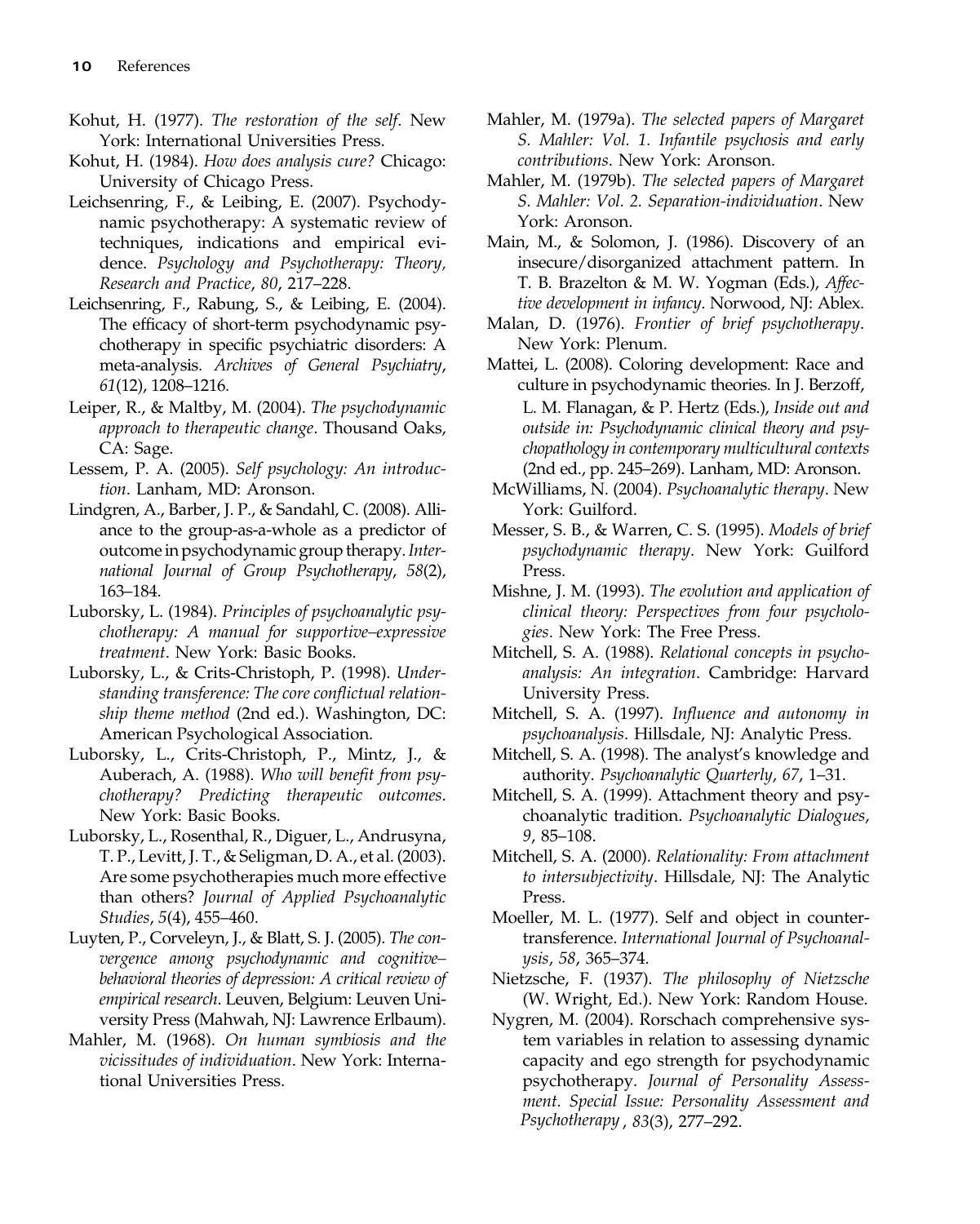Kohut, H. (1977). *The restoration of the self*. New York: International Universities Press.

Kohut, H. (1984). *How does analysis cure?* Chicago: University of Chicago Press.

Leichsenring, F., & Leibing, E. (2007). Psychodynamic psychotherapy: A systematic review of techniques, indications and empirical evidence. *Psychology and Psychotherapy: Theory, Research and Practice*, *80*, 217–228.

Leichsenring, F., Rabung, S., & Leibing, E. (2004). The efficacy of short-term psychodynamic psychotherapy in specific psychiatric disorders: A meta-analysis. *Archives of General Psychiatry*, *61*(12), 1208–1216.

Leiper, R., & Maltby, M. (2004). *The psychodynamic approach to therapeutic change*. Thousand Oaks, CA: Sage.

Lessem, P. A. (2005). *Self psychology: An introduction*. Lanham, MD: Aronson.

Lindgren, A., Barber, J. P., & Sandahl, C. (2008). Alliance to the group-as-a-whole as a predictor of outcome in psychodynamic group therapy. *International Journal of Group Psychotherapy*, *58*(2), 163–184.

Luborsky, L. (1984). *Principles of psychoanalytic psychotherapy: A manual for supportive–expressive treatment*. New York: Basic Books.

Luborsky, L., & Crits-Christoph, P. (1998). *Understanding transference: The core conflictual relationship theme method* (2nd ed.). Washington, DC: American Psychological Association.

Luborsky, L., Crits-Christoph, P., Mintz, J., & Auberach, A. (1988). *Who will benefit from psychotherapy? Predicting therapeutic outcomes*. New York: Basic Books.

Luborsky, L., Rosenthal, R., Diguer, L., Andrusyna, T. P., Levitt, J. T., & Seligman, D. A., et al. (2003). Are some psychotherapies much more effective than others? *Journal of Applied Psychoanalytic Studies*, *5*(4), 455–460.

Luyten, P., Corveleyn, J., & Blatt, S. J. (2005). *The convergence among psychodynamic and cognitive–behavioral theories of depression: A critical review of empirical research*. Leuven, Belgium: Leuven University Press (Mahwah, NJ: Lawrence Erlbaum).

Mahler, M. (1968). *On human symbiosis and the vicissitudes of individuation*. New York: International Universities Press.

Mahler, M. (1979a). *The selected papers of Margaret S. Mahler: Vol. 1. Infantile psychosis and early contributions*. New York: Aronson.

Mahler, M. (1979b). *The selected papers of Margaret S. Mahler: Vol. 2. Separation-individuation*. New York: Aronson.

Main, M., & Solomon, J. (1986). Discovery of an insecure/disorganized attachment pattern. In T. B. Brazelton & M. W. Yogman (Eds.), *Affective development in infancy*. Norwood, NJ: Ablex.

Malan, D. (1976). *Frontier of brief psychotherapy*. New York: Plenum.

Mattei, L. (2008). Coloring development: Race and culture in psychodynamic theories. In J. Berzoff, L. M. Flanagan, & P. Hertz (Eds.), *Inside out and outside in: Psychodynamic clinical theory and psychopathology in contemporary multicultural contexts* (2nd ed., pp. 245–269). Lanham, MD: Aronson.

McWilliams, N. (2004). *Psychoanalytic therapy*. New York: Guilford.

Messer, S. B., & Warren, C. S. (1995). *Models of brief psychodynamic therapy*. New York: Guilford Press.

Mishne, J. M. (1993). *The evolution and application of clinical theory: Perspectives from four psychologies*. New York: The Free Press.

Mitchell, S. A. (1988). *Relational concepts in psychoanalysis: An integration*. Cambridge: Harvard University Press.

Mitchell, S. A. (1997). *Influence and autonomy in psychoanalysis*. Hillsdale, NJ: Analytic Press.

Mitchell, S. A. (1998). The analyst's knowledge and authority. *Psychoanalytic Quarterly*, *67*, 1–31.

Mitchell, S. A. (1999). Attachment theory and psychoanalytic tradition. *Psychoanalytic Dialogues*, *9*, 85–108.

Mitchell, S. A. (2000). *Relationality: From attachment to intersubjectivity*. Hillsdale, NJ: The Analytic Press.

Moeller, M. L. (1977). Self and object in countertransference. *International Journal of Psychoanalysis*, *58*, 365–374.

Nietzsche, F. (1937). *The philosophy of Nietzsche* (W. Wright, Ed.). New York: Random House.

Nygren, M. (2004). Rorschach comprehensive system variables in relation to assessing dynamic capacity and ego strength for psychodynamic psychotherapy. *Journal of Personality Assessment. Special Issue: Personality Assessment and Psychotherapy*, *83*(3), 277–292.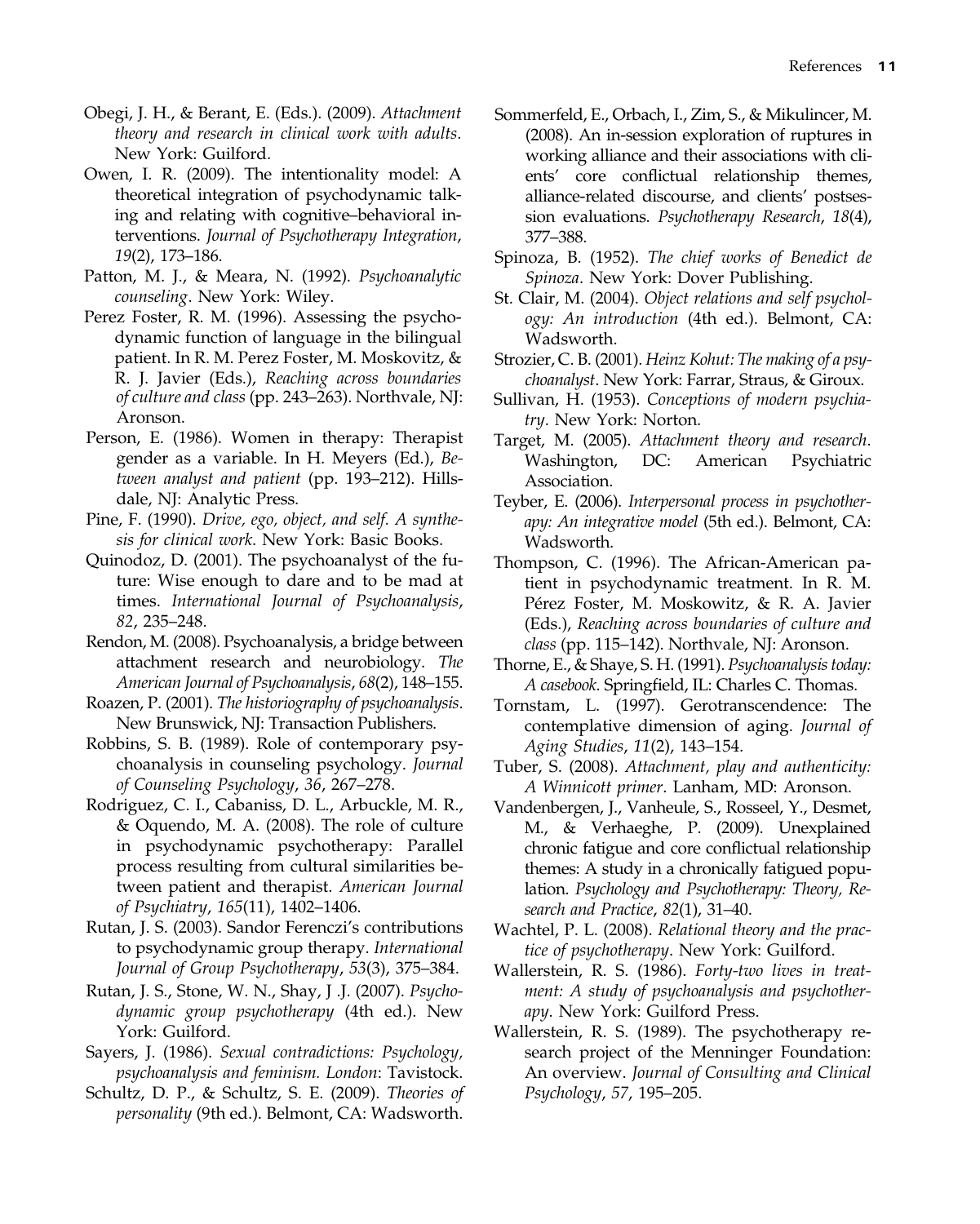Obegi, J. H., & Berant, E. (Eds.). (2009). *Attachment theory and research in clinical work with adults*. New York: Guilford.

Owen, I. R. (2009). The intentionality model: A theoretical integration of psychodynamic talking and relating with cognitive–behavioral interventions. *Journal of Psychotherapy Integration*, *19*(2), 173–186.

Patton, M. J., & Meara, N. (1992). *Psychoanalytic counseling*. New York: Wiley.

Perez Foster, R. M. (1996). Assessing the psychodynamic function of language in the bilingual patient. In R. M. Perez Foster, M. Moskovitz, & R. J. Javier (Eds.), *Reaching across boundaries of culture and class* (pp. 243–263). Northvale, NJ: Aronson.

Person, E. (1986). Women in therapy: Therapist gender as a variable. In H. Meyers (Ed.), *Between analyst and patient* (pp. 193–212). Hillsdale, NJ: Analytic Press.

Pine, F. (1990). *Drive, ego, object, and self. A synthesis for clinical work*. New York: Basic Books.

Quinodoz, D. (2001). The psychoanalyst of the future: Wise enough to dare and to be mad at times. *International Journal of Psychoanalysis*, *82*, 235–248.

Rendon, M. (2008). Psychoanalysis, a bridge between attachment research and neurobiology. *The American Journal of Psychoanalysis*, *68*(2), 148–155.

Roazen, P. (2001). *The historiography of psychoanalysis*. New Brunswick, NJ: Transaction Publishers.

Robbins, S. B. (1989). Role of contemporary psychoanalysis in counseling psychology. *Journal of Counseling Psychology*, *36*, 267–278.

Rodriguez, C. I., Cabaniss, D. L., Arbuckle, M. R., & Oquendo, M. A. (2008). The role of culture in psychodynamic psychotherapy: Parallel process resulting from cultural similarities between patient and therapist. *American Journal of Psychiatry*, *165*(11), 1402–1406.

Rutan, J. S. (2003). Sandor Ferenczi's contributions to psychodynamic group therapy. *International Journal of Group Psychotherapy*, *53*(3), 375–384.

Rutan, J. S., Stone, W. N., Shay, J .J. (2007). *Psychodynamic group psychotherapy* (4th ed.). New York: Guilford.

Sayers, J. (1986). *Sexual contradictions: Psychology, psychoanalysis and feminism. London*: Tavistock.

Schultz, D. P., & Schultz, S. E. (2009). *Theories of personality* (9th ed.). Belmont, CA: Wadsworth.

Sommerfeld, E., Orbach, I., Zim, S., & Mikulincer, M. (2008). An in-session exploration of ruptures in working alliance and their associations with clients' core conflictual relationship themes, alliance-related discourse, and clients' postsession evaluations. *Psychotherapy Research*, *18*(4), 377–388.

Spinoza, B. (1952). *The chief works of Benedict de Spinoza*. New York: Dover Publishing.

St. Clair, M. (2004). *Object relations and self psychology: An introduction* (4th ed.). Belmont, CA: Wadsworth.

Strozier, C. B. (2001). *Heinz Kohut: The making of a psychoanalyst*. New York: Farrar, Straus, & Giroux.

Sullivan, H. (1953). *Conceptions of modern psychiatry*. New York: Norton.

Target, M. (2005). *Attachment theory and research*. Washington, DC: American Psychiatric Association.

Teyber, E. (2006). *Interpersonal process in psychotherapy: An integrative model* (5th ed.). Belmont, CA: Wadsworth.

Thompson, C. (1996). The African-American patient in psychodynamic treatment. In R. M. Pérez Foster, M. Moskowitz, & R. A. Javier (Eds.), *Reaching across boundaries of culture and class* (pp. 115–142). Northvale, NJ: Aronson.

Thorne, E., & Shaye, S. H. (1991). *Psychoanalysis today: A casebook*. Springfield, IL: Charles C. Thomas.

Tornstam, L. (1997). Gerotranscendence: The contemplative dimension of aging. *Journal of Aging Studies*, *11*(2), 143–154.

Tuber, S. (2008). *Attachment, play and authenticity: A Winnicott primer*. Lanham, MD: Aronson.

Vandenbergen, J., Vanheule, S., Rosseel, Y., Desmet, M., & Verhaeghe, P. (2009). Unexplained chronic fatigue and core conflictual relationship themes: A study in a chronically fatigued population. *Psychology and Psychotherapy: Theory, Research and Practice*, *82*(1), 31–40.

Wachtel, P. L. (2008). *Relational theory and the practice of psychotherapy*. New York: Guilford.

Wallerstein, R. S. (1986). *Forty-two lives in treatment: A study of psychoanalysis and psychotherapy*. New York: Guilford Press.

Wallerstein, R. S. (1989). The psychotherapy research project of the Menninger Foundation: An overview. *Journal of Consulting and Clinical Psychology*, *57*, 195–205.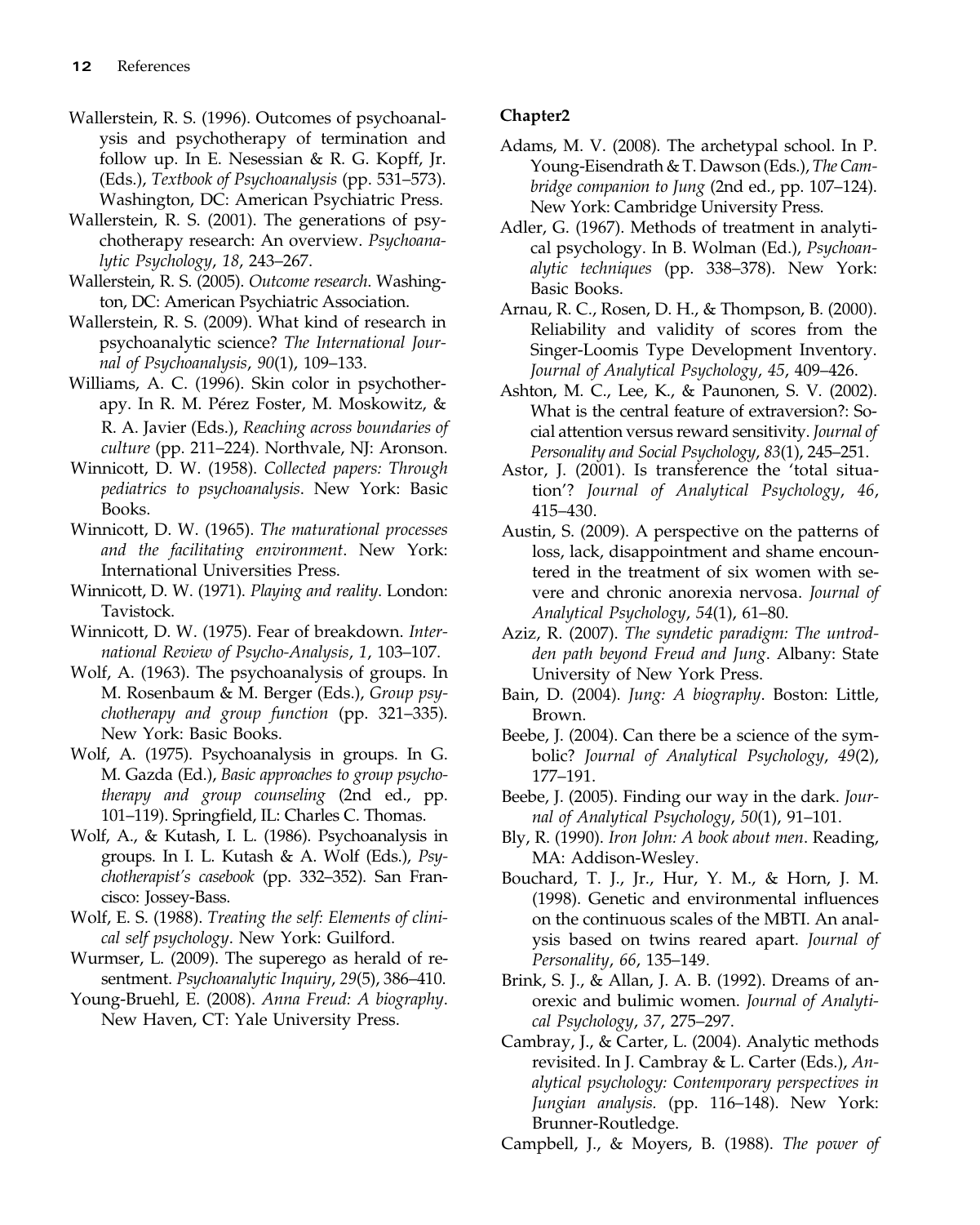Wallerstein, R. S. (1996). Outcomes of psychoanalysis and psychotherapy of termination and follow up. In E. Nesessian & R. G. Kopff, Jr. (Eds.), *Textbook of Psychoanalysis* (pp. 531–573). Washington, DC: American Psychiatric Press.

Wallerstein, R. S. (2001). The generations of psychotherapy research: An overview. *Psychoanalytic Psychology*, *18*, 243–267.

Wallerstein, R. S. (2005). *Outcome research*. Washington, DC: American Psychiatric Association.

Wallerstein, R. S. (2009). What kind of research in psychoanalytic science? *The International Journal of Psychoanalysis*, *90*(1), 109–133.

Williams, A. C. (1996). Skin color in psychotherapy. In R. M. Pérez Foster, M. Moskowitz, & R. A. Javier (Eds.), *Reaching across boundaries of culture* (pp. 211–224). Northvale, NJ: Aronson.

Winnicott, D. W. (1958). *Collected papers: Through pediatrics to psychoanalysis*. New York: Basic Books.

Winnicott, D. W. (1965). *The maturational processes and the facilitating environment*. New York: International Universities Press.

Winnicott, D. W. (1971). *Playing and reality*. London: Tavistock.

Winnicott, D. W. (1975). Fear of breakdown. *International Review of Psycho-Analysis*, *1*, 103–107.

Wolf, A. (1963). The psychoanalysis of groups. In M. Rosenbaum & M. Berger (Eds.), *Group psychotherapy and group function* (pp. 321–335). New York: Basic Books.

Wolf, A. (1975). Psychoanalysis in groups. In G. M. Gazda (Ed.), *Basic approaches to group psychotherapy and group counseling* (2nd ed., pp. 101–119). Springfield, IL: Charles C. Thomas.

Wolf, A., & Kutash, I. L. (1986). Psychoanalysis in groups. In I. L. Kutash & A. Wolf (Eds.), *Psychotherapist's casebook* (pp. 332–352). San Francisco: Jossey-Bass.

Wolf, E. S. (1988). *Treating the self: Elements of clinical self psychology*. New York: Guilford.

Wurmser, L. (2009). The superego as herald of resentment. *Psychoanalytic Inquiry*, *29*(5), 386–410.

Young-Bruehl, E. (2008). *Anna Freud: A biography*. New Haven, CT: Yale University Press.

### Chapter2

Adams, M. V. (2008). The archetypal school. In P. Young-Eisendrath & T. Dawson (Eds.), *The Cambridge companion to Jung* (2nd ed., pp. 107–124). New York: Cambridge University Press.

Adler, G. (1967). Methods of treatment in analytical psychology. In B. Wolman (Ed.), *Psychoanalytic techniques* (pp. 338–378). New York: Basic Books.

Arnau, R. C., Rosen, D. H., & Thompson, B. (2000). Reliability and validity of scores from the Singer-Loomis Type Development Inventory. *Journal of Analytical Psychology*, *45*, 409–426.

Ashton, M. C., Lee, K., & Paunonen, S. V. (2002). What is the central feature of extraversion?: Social attention versus reward sensitivity. *Journal of Personality and Social Psychology*, *83*(1), 245–251.

Astor, J. (2001). Is transference the 'total situation'? *Journal of Analytical Psychology*, *46*, 415–430.

Austin, S. (2009). A perspective on the patterns of loss, lack, disappointment and shame encountered in the treatment of six women with severe and chronic anorexia nervosa. *Journal of Analytical Psychology*, *54*(1), 61–80.

Aziz, R. (2007). *The syndetic paradigm: The untrodden path beyond Freud and Jung*. Albany: State University of New York Press.

Bain, D. (2004). *Jung: A biography*. Boston: Little, Brown.

Beebe, J. (2004). Can there be a science of the symbolic? *Journal of Analytical Psychology*, *49*(2), 177–191.

Beebe, J. (2005). Finding our way in the dark. *Journal of Analytical Psychology*, *50*(1), 91–101.

Bly, R. (1990). *Iron John: A book about men*. Reading, MA: Addison-Wesley.

Bouchard, T. J., Jr., Hur, Y. M., & Horn, J. M. (1998). Genetic and environmental influences on the continuous scales of the MBTI. An analysis based on twins reared apart. *Journal of Personality*, *66*, 135–149.

Brink, S. J., & Allan, J. A. B. (1992). Dreams of anorexic and bulimic women. *Journal of Analytical Psychology*, *37*, 275–297.

Cambray, J., & Carter, L. (2004). Analytic methods revisited. In J. Cambray & L. Carter (Eds.), *Analytical psychology: Contemporary perspectives in Jungian analysis.* (pp. 116–148). New York: Brunner-Routledge.

Campbell, J., & Moyers, B. (1988). *The power of*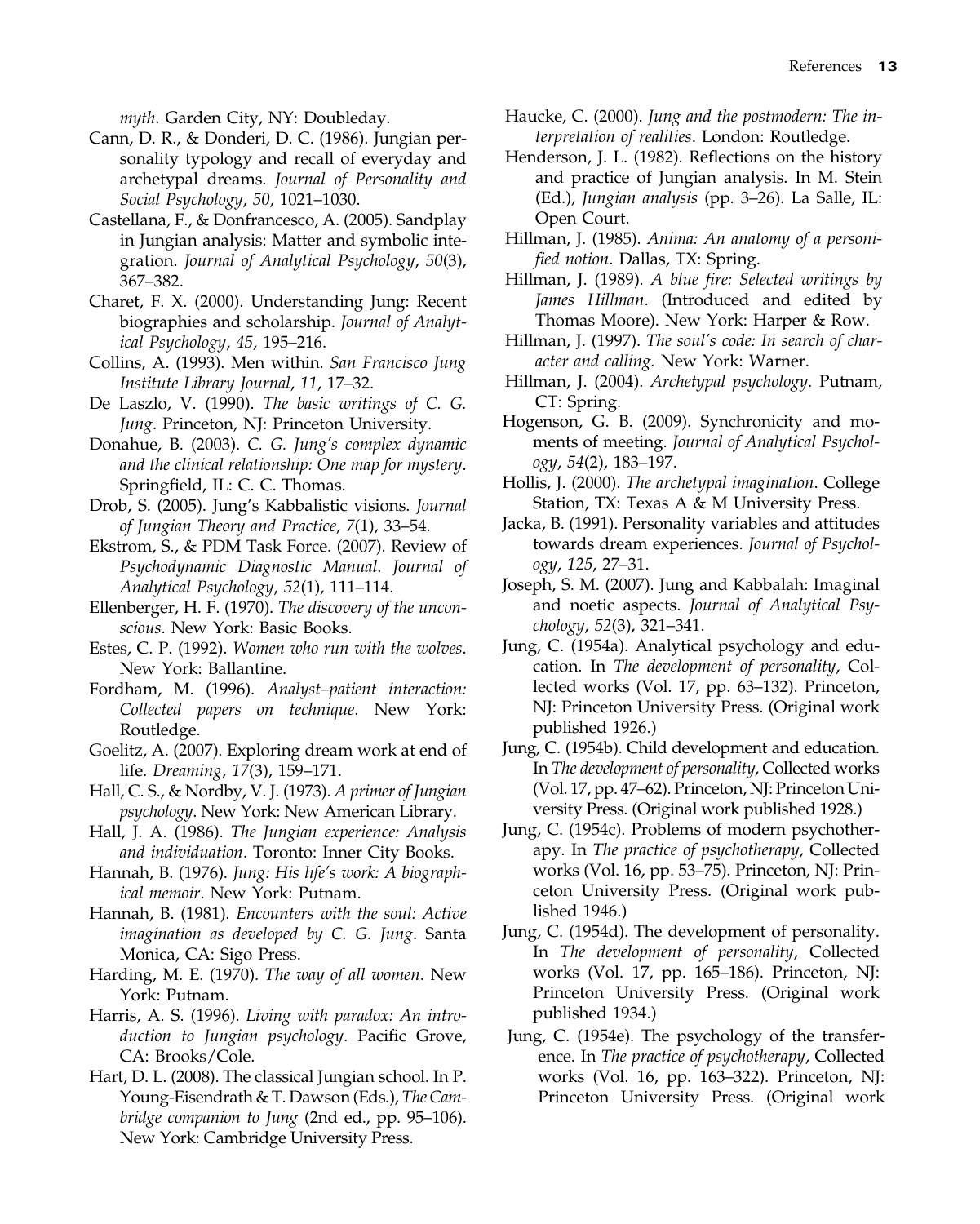myth*. Garden City, NY: Doubleday.

Cann, D. R., & Donderi, D. C. (1986). Jungian personality typology and recall of everyday and archetypal dreams. *Journal of Personality and Social Psychology*, *50*, 1021–1030.

Castellana, F., & Donfrancesco, A. (2005). Sandplay in Jungian analysis: Matter and symbolic integration. *Journal of Analytical Psychology*, *50*(3), 367–382.

Charet, F. X. (2000). Understanding Jung: Recent biographies and scholarship. *Journal of Analytical Psychology*, *45*, 195–216.

Collins, A. (1993). Men within. *San Francisco Jung Institute Library Journal*, *11*, 17–32.

De Laszlo, V. (1990). *The basic writings of C. G. Jung*. Princeton, NJ: Princeton University.

Donahue, B. (2003). *C. G. Jung's complex dynamic and the clinical relationship: One map for mystery*. Springfield, IL: C. C. Thomas.

Drob, S. (2005). Jung's Kabbalistic visions. *Journal of Jungian Theory and Practice*, *7*(1), 33–54.

Ekstrom, S., & PDM Task Force. (2007). Review of *Psychodynamic Diagnostic Manual*. *Journal of Analytical Psychology*, *52*(1), 111–114.

Ellenberger, H. F. (1970). *The discovery of the unconscious*. New York: Basic Books.

Estes, C. P. (1992). *Women who run with the wolves*. New York: Ballantine.

Fordham, M. (1996). *Analyst–patient interaction: Collected papers on technique*. New York: Routledge.

Goelitz, A. (2007). Exploring dream work at end of life. *Dreaming*, *17*(3), 159–171.

Hall, C. S., & Nordby, V. J. (1973). *A primer of Jungian psychology*. New York: New American Library.

Hall, J. A. (1986). *The Jungian experience: Analysis and individuation*. Toronto: Inner City Books.

Hannah, B. (1976). *Jung: His life's work: A biographical memoir*. New York: Putnam.

Hannah, B. (1981). *Encounters with the soul: Active imagination as developed by C. G. Jung*. Santa Monica, CA: Sigo Press.

Harding, M. E. (1970). *The way of all women*. New York: Putnam.

Harris, A. S. (1996). *Living with paradox: An introduction to Jungian psychology*. Pacific Grove, CA: Brooks/Cole.

Hart, D. L. (2008). The classical Jungian school. In P. Young-Eisendrath & T. Dawson (Eds.), *The Cambridge companion to Jung* (2nd ed., pp. 95–106). New York: Cambridge University Press.

Haucke, C. (2000). *Jung and the postmodern: The interpretation of realities*. London: Routledge.

Henderson, J. L. (1982). Reflections on the history and practice of Jungian analysis. In M. Stein (Ed.), *Jungian analysis* (pp. 3–26). La Salle, IL: Open Court.

Hillman, J. (1985). *Anima: An anatomy of a personified notion*. Dallas, TX: Spring.

Hillman, J. (1989). *A blue fire: Selected writings by James Hillman*. (Introduced and edited by Thomas Moore). New York: Harper & Row.

Hillman, J. (1997). *The soul's code: In search of character and calling.* New York: Warner.

Hillman, J. (2004). *Archetypal psychology*. Putnam, CT: Spring.

Hogenson, G. B. (2009). Synchronicity and moments of meeting. *Journal of Analytical Psychology*, *54*(2), 183–197.

Hollis, J. (2000). *The archetypal imagination*. College Station, TX: Texas A & M University Press.

Jacka, B. (1991). Personality variables and attitudes towards dream experiences. *Journal of Psychology*, *125*, 27–31.

Joseph, S. M. (2007). Jung and Kabbalah: Imaginal and noetic aspects. *Journal of Analytical Psychology*, *52*(3), 321–341.

Jung, C. (1954a). Analytical psychology and education. In *The development of personality*, Collected works (Vol. 17, pp. 63–132). Princeton, NJ: Princeton University Press. (Original work published 1926.)

Jung, C. (1954b). Child development and education. In *The development of personality*, Collected works (Vol. 17, pp. 47–62). Princeton, NJ: Princeton University Press. (Original work published 1928.)

Jung, C. (1954c). Problems of modern psychotherapy. In *The practice of psychotherapy*, Collected works (Vol. 16, pp. 53–75). Princeton, NJ: Princeton University Press. (Original work published 1946.)

Jung, C. (1954d). The development of personality. In *The development of personality*, Collected works (Vol. 17, pp. 165–186). Princeton, NJ: Princeton University Press. (Original work published 1934.)

Jung, C. (1954e). The psychology of the transference. In *The practice of psychotherapy*, Collected works (Vol. 16, pp. 163–322). Princeton, NJ: Princeton University Press. (Original work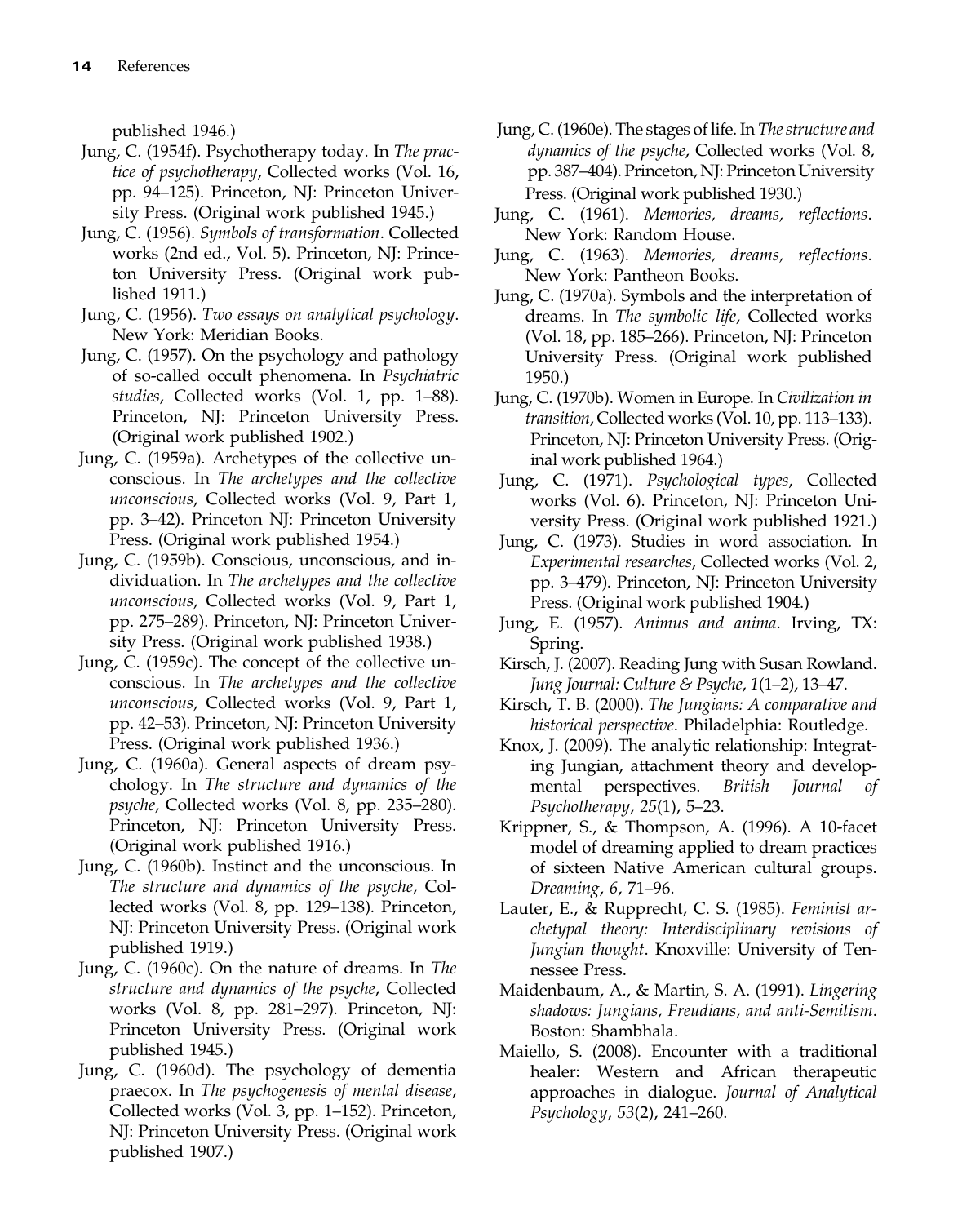published 1946.)

Jung, C. (1954f). Psychotherapy today. In *The practice of psychotherapy*, Collected works (Vol. 16, pp. 94–125). Princeton, NJ: Princeton University Press. (Original work published 1945.)

Jung, C. (1956). *Symbols of transformation*. Collected works (2nd ed., Vol. 5). Princeton, NJ: Princeton University Press. (Original work published 1911.)

Jung, C. (1956). *Two essays on analytical psychology*. New York: Meridian Books.

Jung, C. (1957). On the psychology and pathology of so-called occult phenomena. In *Psychiatric studies*, Collected works (Vol. 1, pp. 1–88). Princeton, NJ: Princeton University Press. (Original work published 1902.)

Jung, C. (1959a). Archetypes of the collective unconscious. In *The archetypes and the collective unconscious*, Collected works (Vol. 9, Part 1, pp. 3–42). Princeton NJ: Princeton University Press. (Original work published 1954.)

Jung, C. (1959b). Conscious, unconscious, and individuation. In *The archetypes and the collective unconscious*, Collected works (Vol. 9, Part 1, pp. 275–289). Princeton, NJ: Princeton University Press. (Original work published 1938.)

Jung, C. (1959c). The concept of the collective unconscious. In *The archetypes and the collective unconscious*, Collected works (Vol. 9, Part 1, pp. 42–53). Princeton, NJ: Princeton University Press. (Original work published 1936.)

Jung, C. (1960a). General aspects of dream psychology. In *The structure and dynamics of the psyche*, Collected works (Vol. 8, pp. 235–280). Princeton, NJ: Princeton University Press. (Original work published 1916.)

Jung, C. (1960b). Instinct and the unconscious. In *The structure and dynamics of the psyche*, Collected works (Vol. 8, pp. 129–138). Princeton, NJ: Princeton University Press. (Original work published 1919.)

Jung, C. (1960c). On the nature of dreams. In *The structure and dynamics of the psyche*, Collected works (Vol. 8, pp. 281–297). Princeton, NJ: Princeton University Press. (Original work published 1945.)

Jung, C. (1960d). The psychology of dementia praecox. In *The psychogenesis of mental disease*, Collected works (Vol. 3, pp. 1–152). Princeton, NJ: Princeton University Press. (Original work published 1907.)

Jung, C. (1960e). The stages of life. In *The structure and dynamics of the psyche*, Collected works (Vol. 8, pp. 387–404). Princeton, NJ: Princeton University Press. (Original work published 1930.)

Jung, C. (1961). *Memories, dreams, reflections*. New York: Random House.

Jung, C. (1963). *Memories, dreams, reflections*. New York: Pantheon Books.

Jung, C. (1970a). Symbols and the interpretation of dreams. In *The symbolic life*, Collected works (Vol. 18, pp. 185–266). Princeton, NJ: Princeton University Press. (Original work published 1950.)

Jung, C. (1970b). Women in Europe. In *Civilization in transition*, Collected works (Vol. 10, pp. 113–133). Princeton, NJ: Princeton University Press. (Original work published 1964.)

Jung, C. (1971). *Psychological types*, Collected works (Vol. 6). Princeton, NJ: Princeton University Press. (Original work published 1921.)

Jung, C. (1973). Studies in word association. In *Experimental researches*, Collected works (Vol. 2, pp. 3–479). Princeton, NJ: Princeton University Press. (Original work published 1904.)

Jung, E. (1957). *Animus and anima*. Irving, TX: Spring.

Kirsch, J. (2007). Reading Jung with Susan Rowland. *Jung Journal: Culture & Psyche*, *1*(1–2), 13–47.

Kirsch, T. B. (2000). *The Jungians: A comparative and historical perspective*. Philadelphia: Routledge.

Knox, J. (2009). The analytic relationship: Integrating Jungian, attachment theory and developmental perspectives. *British Journal of Psychotherapy*, *25*(1), 5–23.

Krippner, S., & Thompson, A. (1996). A 10-facet model of dreaming applied to dream practices of sixteen Native American cultural groups. *Dreaming*, *6*, 71–96.

Lauter, E., & Rupprecht, C. S. (1985). *Feminist archetypal theory: Interdisciplinary revisions of Jungian thought*. Knoxville: University of Tennessee Press.

Maidenbaum, A., & Martin, S. A. (1991). *Lingering shadows: Jungians, Freudians, and anti-Semitism*. Boston: Shambhala.

Maiello, S. (2008). Encounter with a traditional healer: Western and African therapeutic approaches in dialogue. *Journal of Analytical Psychology*, *53*(2), 241–260.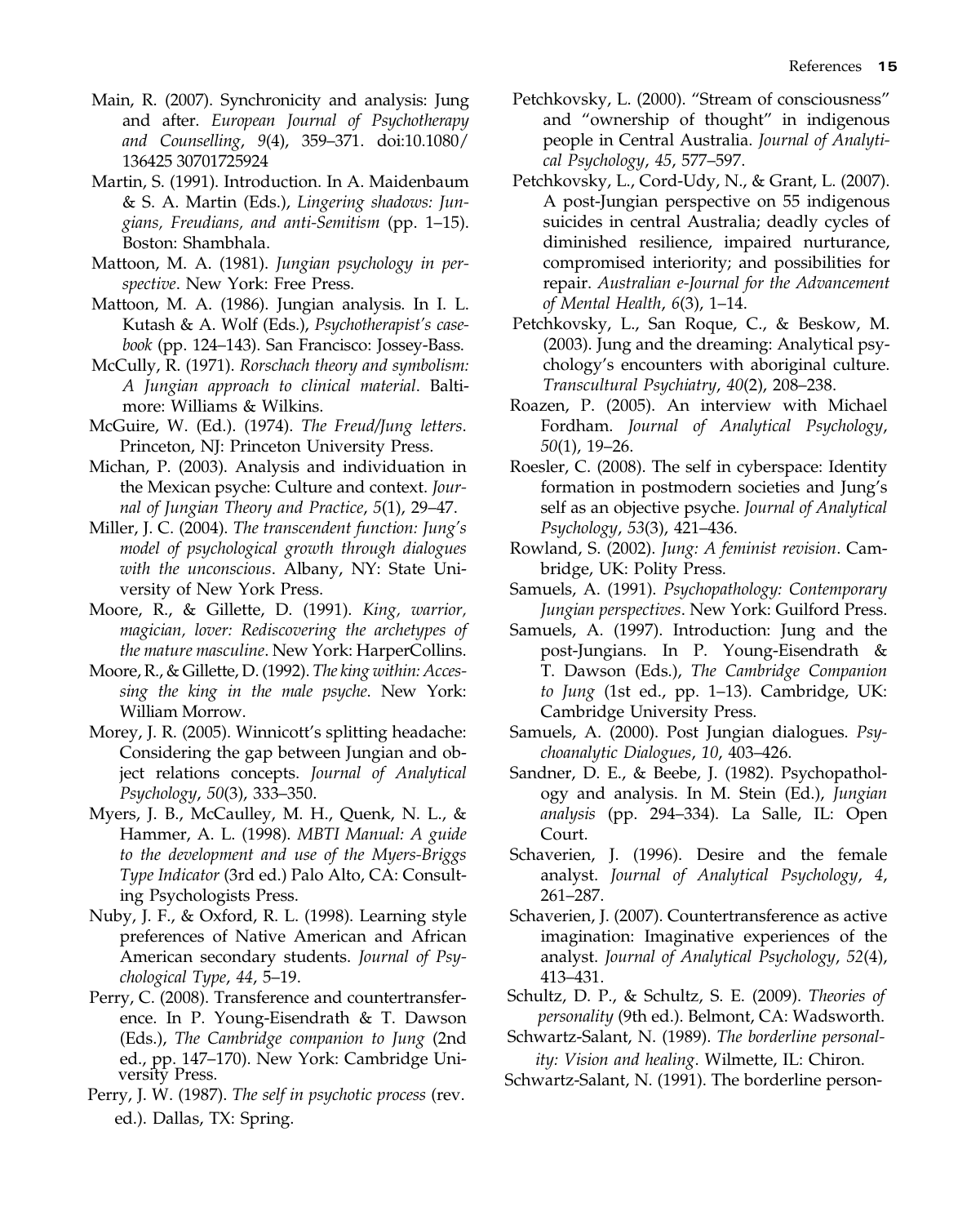Main, R. (2007). Synchronicity and analysis: Jung and after. *European Journal of Psychotherapy and Counselling*, *9*(4), 359–371. doi:10.1080/136425 30701725924

Martin, S. (1991). Introduction. In A. Maidenbaum & S. A. Martin (Eds.), *Lingering shadows: Jungians, Freudians, and anti-Semitism* (pp. 1–15). Boston: Shambhala.

Mattoon, M. A. (1981). *Jungian psychology in perspective*. New York: Free Press.

Mattoon, M. A. (1986). Jungian analysis. In I. L. Kutash & A. Wolf (Eds.), *Psychotherapist's casebook* (pp. 124–143). San Francisco: Jossey-Bass.

McCully, R. (1971). *Rorschach theory and symbolism: A Jungian approach to clinical material*. Baltimore: Williams & Wilkins.

McGuire, W. (Ed.). (1974). *The Freud/Jung letters*. Princeton, NJ: Princeton University Press.

Michan, P. (2003). Analysis and individuation in the Mexican psyche: Culture and context. *Journal of Jungian Theory and Practice*, *5*(1), 29–47.

Miller, J. C. (2004). *The transcendent function: Jung's model of psychological growth through dialogues with the unconscious*. Albany, NY: State University of New York Press.

Moore, R., & Gillette, D. (1991). *King, warrior, magician, lover: Rediscovering the archetypes of the mature masculine*. New York: HarperCollins.

Moore, R., & Gillette, D. (1992). *The king within: Accessing the king in the male psyche*. New York: William Morrow.

Morey, J. R. (2005). Winnicott's splitting headache: Considering the gap between Jungian and object relations concepts. *Journal of Analytical Psychology*, *50*(3), 333–350.

Myers, J. B., McCaulley, M. H., Quenk, N. L., & Hammer, A. L. (1998). *MBTI Manual: A guide to the development and use of the Myers-Briggs Type Indicator* (3rd ed.) Palo Alto, CA: Consulting Psychologists Press.

Nuby, J. F., & Oxford, R. L. (1998). Learning style preferences of Native American and African American secondary students. *Journal of Psychological Type*, *44*, 5–19.

Perry, C. (2008). Transference and countertransference. In P. Young-Eisendrath & T. Dawson (Eds.), *The Cambridge companion to Jung* (2nd ed., pp. 147–170). New York: Cambridge University Press.

Perry, J. W. (1987). *The self in psychotic process* (rev. ed.). Dallas, TX: Spring.

Petchkovsky, L. (2000). "Stream of consciousness" and "ownership of thought" in indigenous people in Central Australia. *Journal of Analytical Psychology*, *45*, 577–597.

Petchkovsky, L., Cord-Udy, N., & Grant, L. (2007). A post-Jungian perspective on 55 indigenous suicides in central Australia; deadly cycles of diminished resilience, impaired nurturance, compromised interiority; and possibilities for repair. *Australian e-Journal for the Advancement of Mental Health*, *6*(3), 1–14.

Petchkovsky, L., San Roque, C., & Beskow, M. (2003). Jung and the dreaming: Analytical psychology's encounters with aboriginal culture. *Transcultural Psychiatry*, *40*(2), 208–238.

Roazen, P. (2005). An interview with Michael Fordham. *Journal of Analytical Psychology*, *50*(1), 19–26.

Roesler, C. (2008). The self in cyberspace: Identity formation in postmodern societies and Jung's self as an objective psyche. *Journal of Analytical Psychology*, *53*(3), 421–436.

Rowland, S. (2002). *Jung: A feminist revision*. Cambridge, UK: Polity Press.

Samuels, A. (1991). *Psychopathology: Contemporary Jungian perspectives*. New York: Guilford Press.

Samuels, A. (1997). Introduction: Jung and the post-Jungians. In P. Young-Eisendrath & T. Dawson (Eds.), *The Cambridge Companion to Jung* (1st ed., pp. 1–13). Cambridge, UK: Cambridge University Press.

Samuels, A. (2000). Post Jungian dialogues. *Psychoanalytic Dialogues*, *10*, 403–426.

Sandner, D. E., & Beebe, J. (1982). Psychopathology and analysis. In M. Stein (Ed.), *Jungian analysis* (pp. 294–334). La Salle, IL: Open Court.

Schaverien, J. (1996). Desire and the female analyst. *Journal of Analytical Psychology*, *4*, 261–287.

Schaverien, J. (2007). Countertransference as active imagination: Imaginative experiences of the analyst. *Journal of Analytical Psychology*, *52*(4), 413–431.

Schultz, D. P., & Schultz, S. E. (2009). *Theories of personality* (9th ed.). Belmont, CA: Wadsworth.

Schwartz-Salant, N. (1989). *The borderline personality: Vision and healing*. Wilmette, IL: Chiron.

Schwartz-Salant, N. (1991). The borderline person-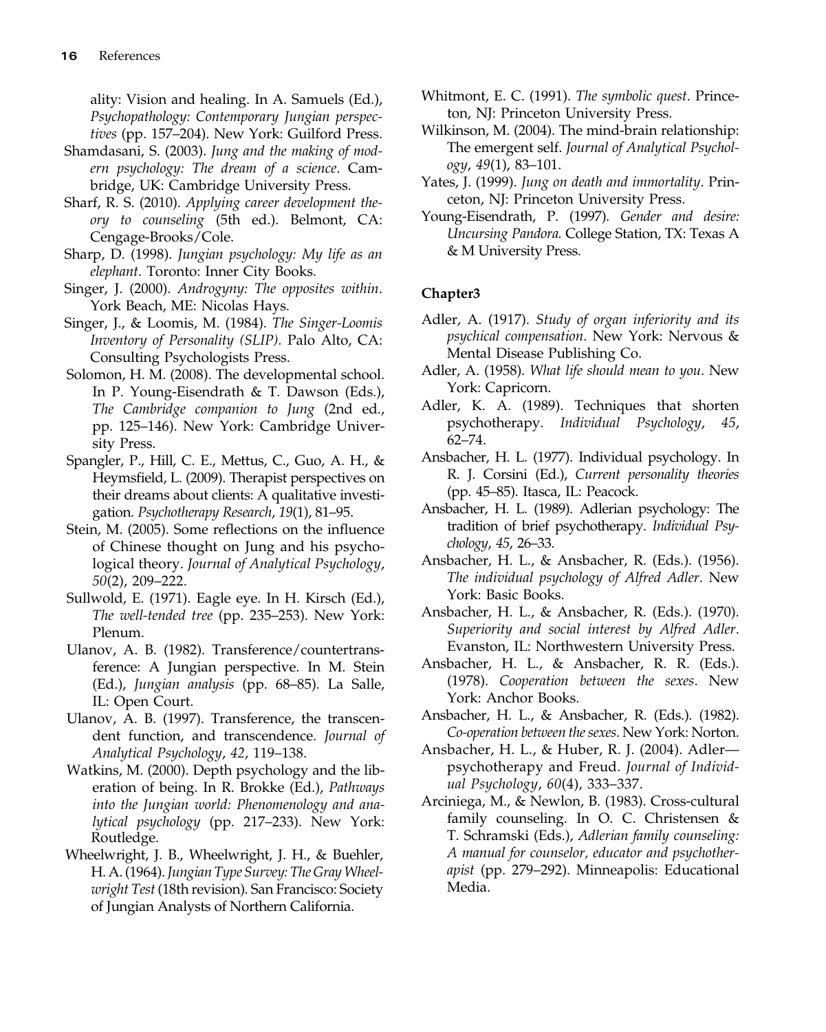ality: Vision and healing. In A. Samuels (Ed.), *Psychopathology: Contemporary Jungian perspectives* (pp. 157–204). New York: Guilford Press.

Shamdasani, S. (2003). *Jung and the making of modern psychology: The dream of a science*. Cambridge, UK: Cambridge University Press.

Sharf, R. S. (2010). *Applying career development theory to counseling* (5th ed.). Belmont, CA: Cengage-Brooks/Cole.

Sharp, D. (1998). *Jungian psychology: My life as an elephant*. Toronto: Inner City Books.

Singer, J. (2000). *Androgyny: The opposites within*. York Beach, ME: Nicolas Hays.

Singer, J., & Loomis, M. (1984). *The Singer-Loomis Inventory of Personality (SLIP)*. Palo Alto, CA: Consulting Psychologists Press.

Solomon, H. M. (2008). The developmental school. In P. Young-Eisendrath & T. Dawson (Eds.), *The Cambridge companion to Jung* (2nd ed., pp. 125–146). New York: Cambridge University Press.

Spangler, P., Hill, C. E., Mettus, C., Guo, A. H., & Heymsfield, L. (2009). Therapist perspectives on their dreams about clients: A qualitative investigation. *Psychotherapy Research*, *19*(1), 81–95.

Stein, M. (2005). Some reflections on the influence of Chinese thought on Jung and his psychological theory. *Journal of Analytical Psychology*, *50*(2), 209–222.

Sullwold, E. (1971). Eagle eye. In H. Kirsch (Ed.), *The well-tended tree* (pp. 235–253). New York: Plenum.

Ulanov, A. B. (1982). Transference/countertransference: A Jungian perspective. In M. Stein (Ed.), *Jungian analysis* (pp. 68–85). La Salle, IL: Open Court.

Ulanov, A. B. (1997). Transference, the transcendent function, and transcendence. *Journal of Analytical Psychology*, *42*, 119–138.

Watkins, M. (2000). Depth psychology and the liberation of being. In R. Brokke (Ed.), *Pathways into the Jungian world: Phenomenology and analytical psychology* (pp. 217–233). New York: Routledge.

Wheelwright, J. B., Wheelwright, J. H., & Buehler, H. A. (1964). *Jungian Type Survey: The Gray Wheelwright Test* (18th revision). San Francisco: Society of Jungian Analysts of Northern California.

Whitmont, E. C. (1991). *The symbolic quest*. Princeton, NJ: Princeton University Press.

Wilkinson, M. (2004). The mind-brain relationship: The emergent self. *Journal of Analytical Psychology*, *49*(1), 83–101.

Yates, J. (1999). *Jung on death and immortality*. Princeton, NJ: Princeton University Press.

Young-Eisendrath, P. (1997). *Gender and desire: Uncursing Pandora*. College Station, TX: Texas A & M University Press.

## Chapter3

Adler, A. (1917). *Study of organ inferiority and its psychical compensation*. New York: Nervous & Mental Disease Publishing Co.

Adler, A. (1958). *What life should mean to you*. New York: Capricorn.

Adler, K. A. (1989). Techniques that shorten psychotherapy. *Individual Psychology*, *45*, 62–74.

Ansbacher, H. L. (1977). Individual psychology. In R. J. Corsini (Ed.), *Current personality theories* (pp. 45–85). Itasca, IL: Peacock.

Ansbacher, H. L. (1989). Adlerian psychology: The tradition of brief psychotherapy. *Individual Psychology*, *45*, 26–33.

Ansbacher, H. L., & Ansbacher, R. (Eds.). (1956). *The individual psychology of Alfred Adler*. New York: Basic Books.

Ansbacher, H. L., & Ansbacher, R. (Eds.). (1970). *Superiority and social interest by Alfred Adler*. Evanston, IL: Northwestern University Press.

Ansbacher, H. L., & Ansbacher, R. R. (Eds.). (1978). *Cooperation between the sexes*. New York: Anchor Books.

Ansbacher, H. L., & Ansbacher, R. (Eds.). (1982). *Co-operation between the sexes*. New York: Norton.

Ansbacher, H. L., & Huber, R. J. (2004). Adler—psychotherapy and Freud. *Journal of Individual Psychology*, *60*(4), 333–337.

Arciniega, M., & Newlon, B. (1983). Cross-cultural family counseling. In O. C. Christensen & T. Schramski (Eds.), *Adlerian family counseling: A manual for counselor, educator and psychotherapist* (pp. 279–292). Minneapolis: Educational Media.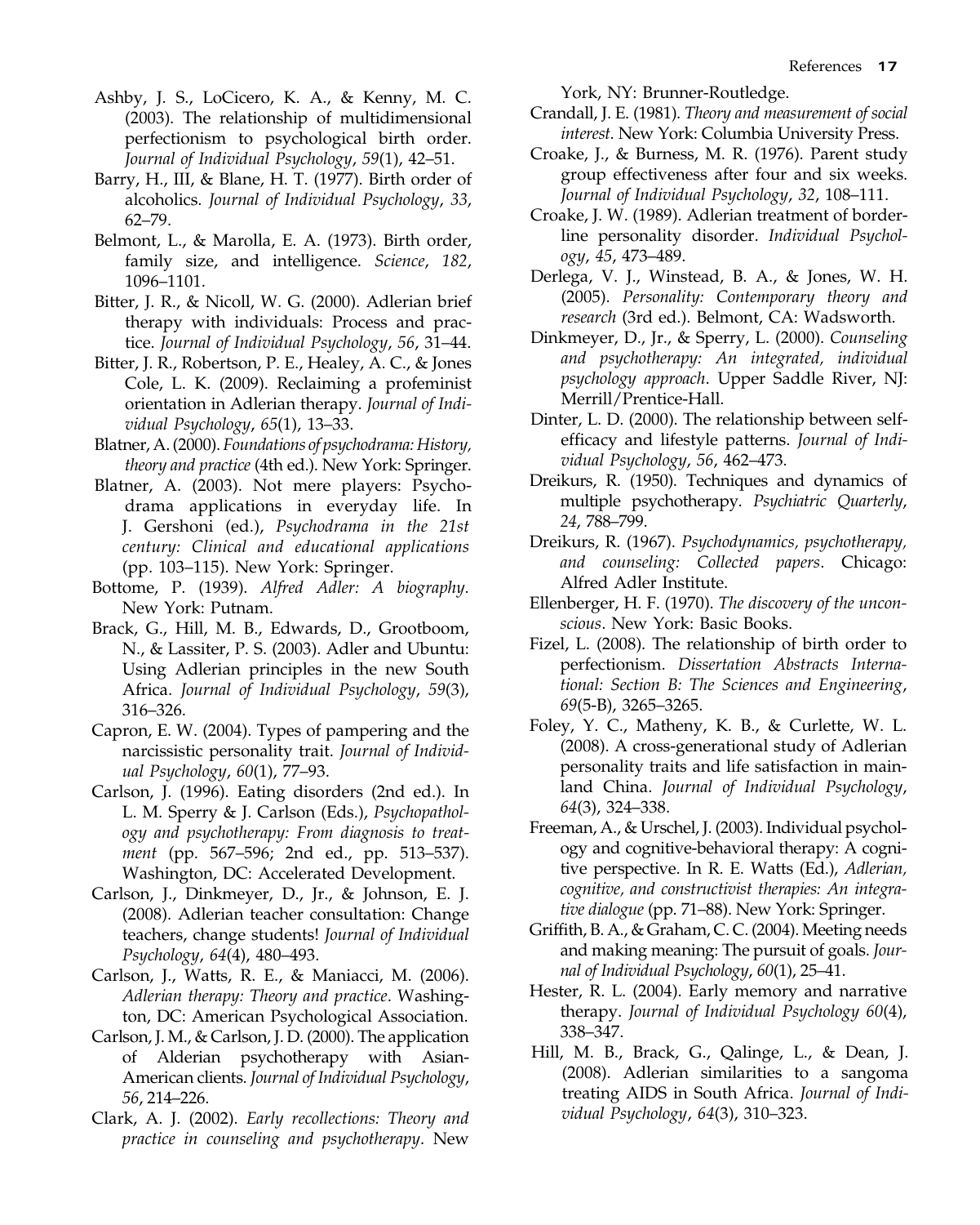Ashby, J. S., LoCicero, K. A., & Kenny, M. C. (2003). The relationship of multidimensional perfectionism to psychological birth order. *Journal of Individual Psychology*, *59*(1), 42–51.

Barry, H., III, & Blane, H. T. (1977). Birth order of alcoholics. *Journal of Individual Psychology*, *33*, 62–79.

Belmont, L., & Marolla, E. A. (1973). Birth order, family size, and intelligence. *Science*, *182*, 1096–1101.

Bitter, J. R., & Nicoll, W. G. (2000). Adlerian brief therapy with individuals: Process and practice. *Journal of Individual Psychology*, *56*, 31–44.

Bitter, J. R., Robertson, P. E., Healey, A. C., & Jones Cole, L. K. (2009). Reclaiming a profeminist orientation in Adlerian therapy. *Journal of Individual Psychology*, *65*(1), 13–33.

Blatner, A. (2000). *Foundations of psychodrama: History, theory and practice* (4th ed.). New York: Springer.

Blatner, A. (2003). Not mere players: Psychodrama applications in everyday life. In J. Gershoni (ed.), *Psychodrama in the 21st century: Clinical and educational applications* (pp. 103–115). New York: Springer.

Bottome, P. (1939). *Alfred Adler: A biography*. New York: Putnam.

Brack, G., Hill, M. B., Edwards, D., Grootboom, N., & Lassiter, P. S. (2003). Adler and Ubuntu: Using Adlerian principles in the new South Africa. *Journal of Individual Psychology*, *59*(3), 316–326.

Capron, E. W. (2004). Types of pampering and the narcissistic personality trait. *Journal of Individual Psychology*, *60*(1), 77–93.

Carlson, J. (1996). Eating disorders (2nd ed.). In L. M. Sperry & J. Carlson (Eds.), *Psychopathology and psychotherapy: From diagnosis to treatment* (pp. 567–596; 2nd ed., pp. 513–537). Washington, DC: Accelerated Development.

Carlson, J., Dinkmeyer, D., Jr., & Johnson, E. J. (2008). Adlerian teacher consultation: Change teachers, change students! *Journal of Individual Psychology*, *64*(4), 480–493.

Carlson, J., Watts, R. E., & Maniacci, M. (2006). *Adlerian therapy: Theory and practice*. Washington, DC: American Psychological Association.

Carlson, J. M., & Carlson, J. D. (2000). The application of Alderian psychotherapy with Asian-American clients. *Journal of Individual Psychology*, *56*, 214–226.

Clark, A. J. (2002). *Early recollections: Theory and practice in counseling and psychotherapy*. New York, NY: Brunner-Routledge.

Crandall, J. E. (1981). *Theory and measurement of social interest*. New York: Columbia University Press.

Croake, J., & Burness, M. R. (1976). Parent study group effectiveness after four and six weeks. *Journal of Individual Psychology*, *32*, 108–111.

Croake, J. W. (1989). Adlerian treatment of borderline personality disorder. *Individual Psychology*, *45*, 473–489.

Derlega, V. J., Winstead, B. A., & Jones, W. H. (2005). *Personality: Contemporary theory and research* (3rd ed.). Belmont, CA: Wadsworth.

Dinkmeyer, D., Jr., & Sperry, L. (2000). *Counseling and psychotherapy: An integrated, individual psychology approach*. Upper Saddle River, NJ: Merrill/Prentice-Hall.

Dinter, L. D. (2000). The relationship between self-efficacy and lifestyle patterns. *Journal of Individual Psychology*, *56*, 462–473.

Dreikurs, R. (1950). Techniques and dynamics of multiple psychotherapy. *Psychiatric Quarterly*, *24*, 788–799.

Dreikurs, R. (1967). *Psychodynamics, psychotherapy, and counseling: Collected papers*. Chicago: Alfred Adler Institute.

Ellenberger, H. F. (1970). *The discovery of the unconscious*. New York: Basic Books.

Fizel, L. (2008). The relationship of birth order to perfectionism. *Dissertation Abstracts International: Section B: The Sciences and Engineering*, *69*(5-B), 3265–3265.

Foley, Y. C., Matheny, K. B., & Curlette, W. L. (2008). A cross-generational study of Adlerian personality traits and life satisfaction in mainland China. *Journal of Individual Psychology*, *64*(3), 324–338.

Freeman, A., & Urschel, J. (2003). Individual psychology and cognitive-behavioral therapy: A cognitive perspective. In R. E. Watts (Ed.), *Adlerian, cognitive, and constructivist therapies: An integrative dialogue* (pp. 71–88). New York: Springer.

Griffith, B. A., & Graham, C. C. (2004). Meeting needs and making meaning: The pursuit of goals. *Journal of Individual Psychology*, *60*(1), 25–41.

Hester, R. L. (2004). Early memory and narrative therapy. *Journal of Individual Psychology 60*(4), 338–347.

Hill, M. B., Brack, G., Qalinge, L., & Dean, J. (2008). Adlerian similarities to a sangoma treating AIDS in South Africa. *Journal of Individual Psychology*, *64*(3), 310–323.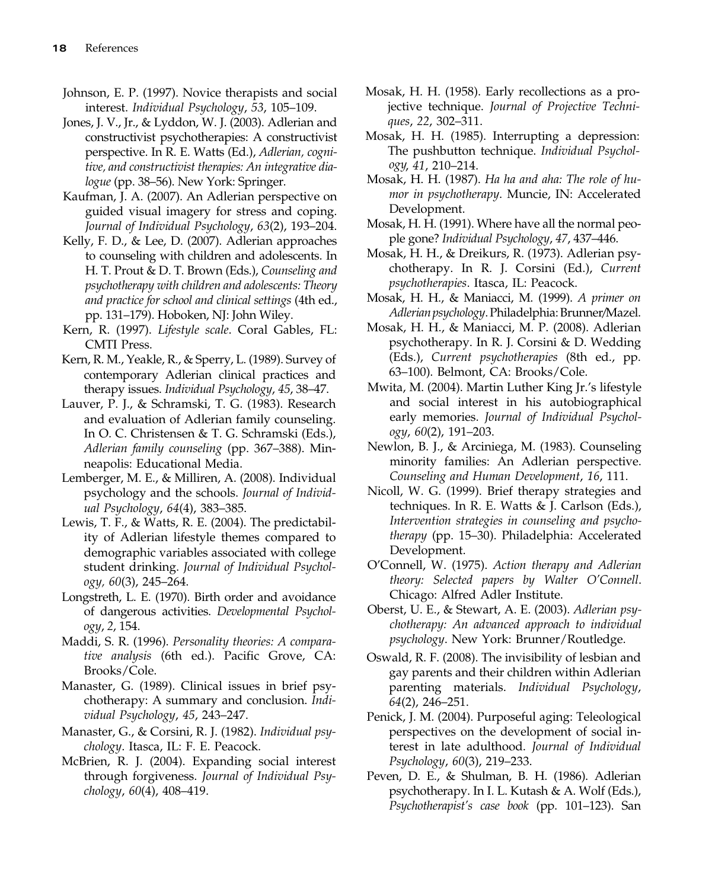Johnson, E. P. (1997). Novice therapists and social interest. *Individual Psychology*, *53*, 105–109.

Jones, J. V., Jr., & Lyddon, W. J. (2003). Adlerian and constructivist psychotherapies: A constructivist perspective. In R. E. Watts (Ed.), *Adlerian, cognitive, and constructivist therapies: An integrative dialogue* (pp. 38–56). New York: Springer.

Kaufman, J. A. (2007). An Adlerian perspective on guided visual imagery for stress and coping. *Journal of Individual Psychology*, *63*(2), 193–204.

Kelly, F. D., & Lee, D. (2007). Adlerian approaches to counseling with children and adolescents. In H. T. Prout & D. T. Brown (Eds.), *Counseling and psychotherapy with children and adolescents: Theory and practice for school and clinical settings* (4th ed., pp. 131–179). Hoboken, NJ: John Wiley.

Kern, R. (1997). *Lifestyle scale*. Coral Gables, FL: CMTI Press.

Kern, R. M., Yeakle, R., & Sperry, L. (1989). Survey of contemporary Adlerian clinical practices and therapy issues. *Individual Psychology*, *45*, 38–47.

Lauver, P. J., & Schramski, T. G. (1983). Research and evaluation of Adlerian family counseling. In O. C. Christensen & T. G. Schramski (Eds.), *Adlerian family counseling* (pp. 367–388). Minneapolis: Educational Media.

Lemberger, M. E., & Milliren, A. (2008). Individual psychology and the schools. *Journal of Individual Psychology*, *64*(4), 383–385.

Lewis, T. F., & Watts, R. E. (2004). The predictability of Adlerian lifestyle themes compared to demographic variables associated with college student drinking. *Journal of Individual Psychology*, *60*(3), 245–264.

Longstreth, L. E. (1970). Birth order and avoidance of dangerous activities. *Developmental Psychology*, *2*, 154.

Maddi, S. R. (1996). *Personality theories: A comparative analysis* (6th ed.). Pacific Grove, CA: Brooks/Cole.

Manaster, G. (1989). Clinical issues in brief psychotherapy: A summary and conclusion. *Individual Psychology*, *45*, 243–247.

Manaster, G., & Corsini, R. J. (1982). *Individual psychology*. Itasca, IL: F. E. Peacock.

McBrien, R. J. (2004). Expanding social interest through forgiveness. *Journal of Individual Psychology*, *60*(4), 408–419.

Mosak, H. H. (1958). Early recollections as a projective technique. *Journal of Projective Techniques*, *22*, 302–311.

Mosak, H. H. (1985). Interrupting a depression: The pushbutton technique. *Individual Psychology*, *41*, 210–214.

Mosak, H. H. (1987). *Ha ha and aha: The role of humor in psychotherapy*. Muncie, IN: Accelerated Development.

Mosak, H. H. (1991). Where have all the normal people gone? *Individual Psychology*, *47*, 437–446.

Mosak, H. H., & Dreikurs, R. (1973). Adlerian psychotherapy. In R. J. Corsini (Ed.), *Current psychotherapies*. Itasca, IL: Peacock.

Mosak, H. H., & Maniacci, M. (1999). *A primer on Adlerian psychology*. Philadelphia: Brunner/Mazel.

Mosak, H. H., & Maniacci, M. P. (2008). Adlerian psychotherapy. In R. J. Corsini & D. Wedding (Eds.), *Current psychotherapies* (8th ed., pp. 63–100). Belmont, CA: Brooks/Cole.

Mwita, M. (2004). Martin Luther King Jr.'s lifestyle and social interest in his autobiographical early memories. *Journal of Individual Psychology*, *60*(2), 191–203.

Newlon, B. J., & Arciniega, M. (1983). Counseling minority families: An Adlerian perspective. *Counseling and Human Development*, *16*, 111.

Nicoll, W. G. (1999). Brief therapy strategies and techniques. In R. E. Watts & J. Carlson (Eds.), *Intervention strategies in counseling and psychotherapy* (pp. 15–30). Philadelphia: Accelerated Development.

O'Connell, W. (1975). *Action therapy and Adlerian theory: Selected papers by Walter O'Connell*. Chicago: Alfred Adler Institute.

Oberst, U. E., & Stewart, A. E. (2003). *Adlerian psychotherapy: An advanced approach to individual psychology*. New York: Brunner/Routledge.

Oswald, R. F. (2008). The invisibility of lesbian and gay parents and their children within Adlerian parenting materials. *Individual Psychology*, *64*(2), 246–251.

Penick, J. M. (2004). Purposeful aging: Teleological perspectives on the development of social interest in late adulthood. *Journal of Individual Psychology*, *60*(3), 219–233.

Peven, D. E., & Shulman, B. H. (1986). Adlerian psychotherapy. In I. L. Kutash & A. Wolf (Eds.), *Psychotherapist's case book* (pp. 101–123). San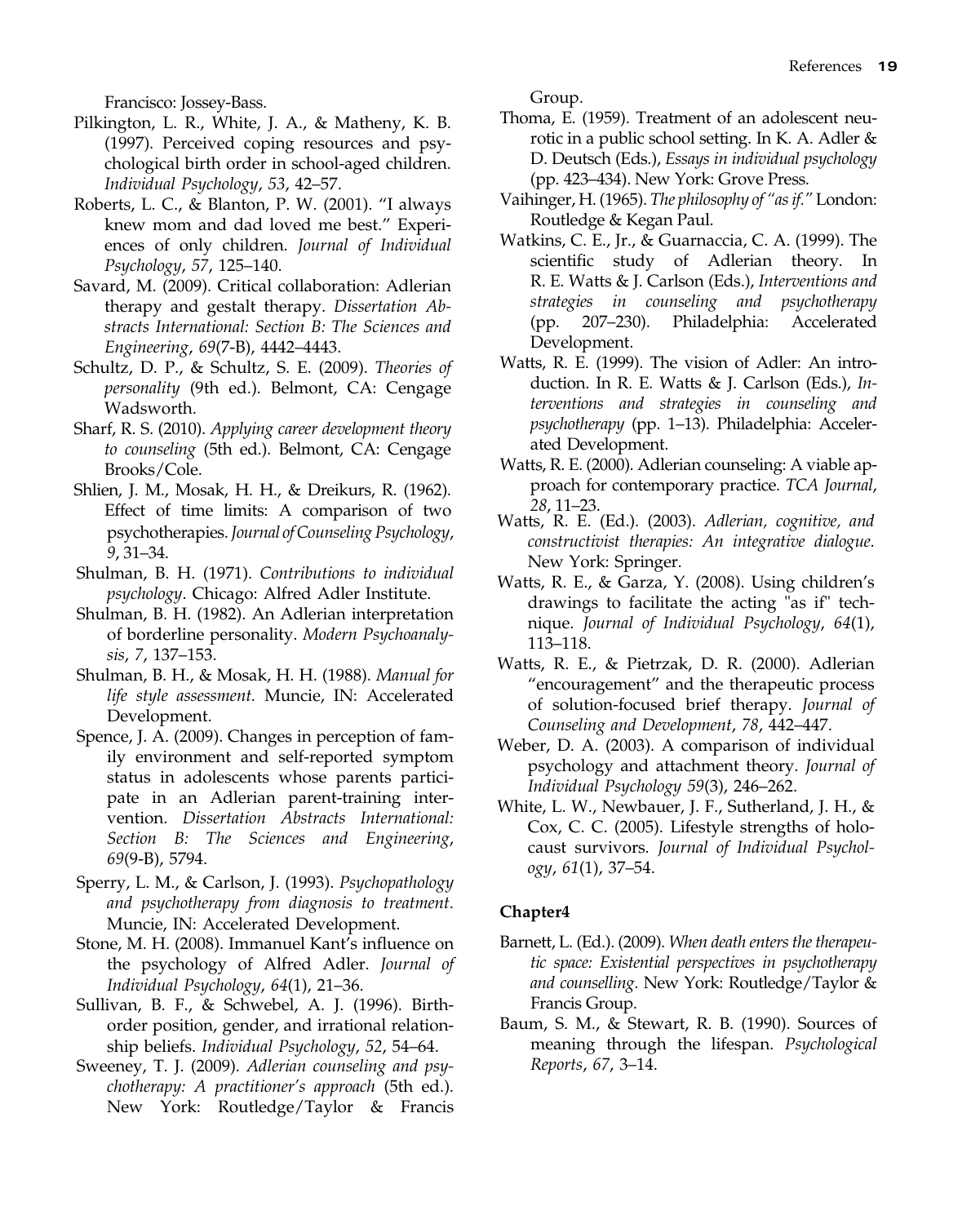Francisco: Jossey-Bass.

Pilkington, L. R., White, J. A., & Matheny, K. B. (1997). Perceived coping resources and psychological birth order in school-aged children. *Individual Psychology*, *53*, 42–57.

Roberts, L. C., & Blanton, P. W. (2001). "I always knew mom and dad loved me best." Experiences of only children. *Journal of Individual Psychology*, *57*, 125–140.

Savard, M. (2009). Critical collaboration: Adlerian therapy and gestalt therapy. *Dissertation Abstracts International: Section B: The Sciences and Engineering*, *69*(7-B), 4442–4443.

Schultz, D. P., & Schultz, S. E. (2009). *Theories of personality* (9th ed.). Belmont, CA: Cengage Wadsworth.

Sharf, R. S. (2010). *Applying career development theory to counseling* (5th ed.). Belmont, CA: Cengage Brooks/Cole.

Shlien, J. M., Mosak, H. H., & Dreikurs, R. (1962). Effect of time limits: A comparison of two psychotherapies. *Journal of Counseling Psychology*, *9*, 31–34.

Shulman, B. H. (1971). *Contributions to individual psychology*. Chicago: Alfred Adler Institute.

Shulman, B. H. (1982). An Adlerian interpretation of borderline personality. *Modern Psychoanalysis*, *7*, 137–153.

Shulman, B. H., & Mosak, H. H. (1988). *Manual for life style assessment.* Muncie, IN: Accelerated Development.

Spence, J. A. (2009). Changes in perception of family environment and self-reported symptom status in adolescents whose parents participate in an Adlerian parent-training intervention. *Dissertation Abstracts International: Section B: The Sciences and Engineering*, *69*(9-B), 5794.

Sperry, L. M., & Carlson, J. (1993). *Psychopathology and psychotherapy from diagnosis to treatment*. Muncie, IN: Accelerated Development.

Stone, M. H. (2008). Immanuel Kant's influence on the psychology of Alfred Adler. *Journal of Individual Psychology*, *64*(1), 21–36.

Sullivan, B. F., & Schwebel, A. J. (1996). Birth-order position, gender, and irrational relationship beliefs. *Individual Psychology*, *52*, 54–64.

Sweeney, T. J. (2009). *Adlerian counseling and psychotherapy: A practitioner's approach* (5th ed.). New York: Routledge/Taylor & Francis Group.

Thoma, E. (1959). Treatment of an adolescent neurotic in a public school setting. In K. A. Adler & D. Deutsch (Eds.), *Essays in individual psychology* (pp. 423–434). New York: Grove Press.

Vaihinger, H. (1965). *The philosophy of "as if."* London: Routledge & Kegan Paul.

Watkins, C. E., Jr., & Guarnaccia, C. A. (1999). The scientific study of Adlerian theory. In R. E. Watts & J. Carlson (Eds.), *Interventions and strategies in counseling and psychotherapy* (pp. 207–230). Philadelphia: Accelerated Development.

Watts, R. E. (1999). The vision of Adler: An introduction. In R. E. Watts & J. Carlson (Eds.), *Interventions and strategies in counseling and psychotherapy* (pp. 1–13). Philadelphia: Accelerated Development.

Watts, R. E. (2000). Adlerian counseling: A viable approach for contemporary practice. *TCA Journal*, *28*, 11–23.

Watts, R. E. (Ed.). (2003). *Adlerian, cognitive, and constructivist therapies: An integrative dialogue*. New York: Springer.

Watts, R. E., & Garza, Y. (2008). Using children's drawings to facilitate the acting "as if" technique. *Journal of Individual Psychology*, *64*(1), 113–118.

Watts, R. E., & Pietrzak, D. R. (2000). Adlerian "encouragement" and the therapeutic process of solution-focused brief therapy. *Journal of Counseling and Development*, *78*, 442–447.

Weber, D. A. (2003). A comparison of individual psychology and attachment theory. *Journal of Individual Psychology 59*(3), 246–262.

White, L. W., Newbauer, J. F., Sutherland, J. H., & Cox, C. C. (2005). Lifestyle strengths of holocaust survivors. *Journal of Individual Psychology*, *61*(1), 37–54.

### Chapter4

Barnett, L. (Ed.). (2009). *When death enters the therapeutic space: Existential perspectives in psychotherapy and counselling*. New York: Routledge/Taylor & Francis Group.

Baum, S. M., & Stewart, R. B. (1990). Sources of meaning through the lifespan. *Psychological Reports*, *67*, 3–14.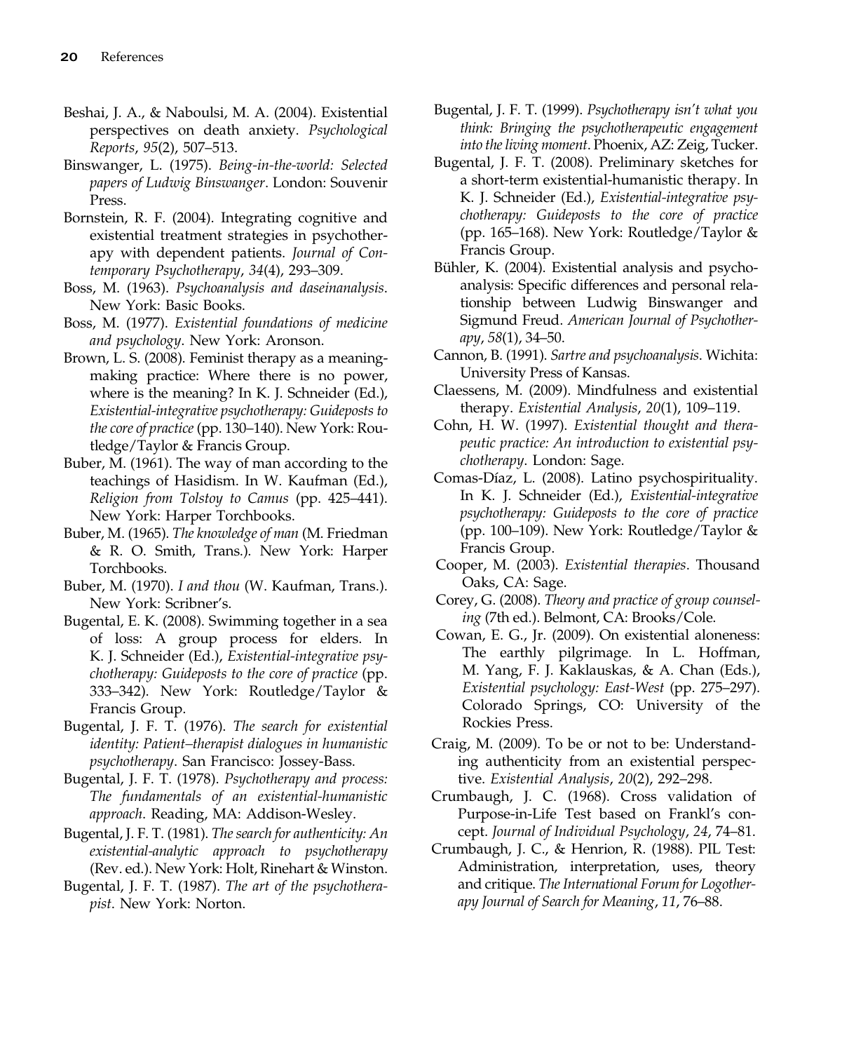Beshai, J. A., & Naboulsi, M. A. (2004). Existential perspectives on death anxiety. *Psychological Reports*, *95*(2), 507–513.

Binswanger, L. (1975). *Being-in-the-world: Selected papers of Ludwig Binswanger*. London: Souvenir Press.

Bornstein, R. F. (2004). Integrating cognitive and existential treatment strategies in psychotherapy with dependent patients. *Journal of Contemporary Psychotherapy*, *34*(4), 293–309.

Boss, M. (1963). *Psychoanalysis and daseinanalysis*. New York: Basic Books.

Boss, M. (1977). *Existential foundations of medicine and psychology*. New York: Aronson.

Brown, L. S. (2008). Feminist therapy as a meaning-making practice: Where there is no power, where is the meaning? In K. J. Schneider (Ed.), *Existential-integrative psychotherapy: Guideposts to the core of practice* (pp. 130–140). New York: Routledge/Taylor & Francis Group.

Buber, M. (1961). The way of man according to the teachings of Hasidism. In W. Kaufman (Ed.), *Religion from Tolstoy to Camus* (pp. 425–441). New York: Harper Torchbooks.

Buber, M. (1965). *The knowledge of man* (M. Friedman & R. O. Smith, Trans.). New York: Harper Torchbooks.

Buber, M. (1970). *I and thou* (W. Kaufman, Trans.). New York: Scribner's.

Bugental, E. K. (2008). Swimming together in a sea of loss: A group process for elders. In K. J. Schneider (Ed.), *Existential-integrative psychotherapy: Guideposts to the core of practice* (pp. 333–342). New York: Routledge/Taylor & Francis Group.

Bugental, J. F. T. (1976). *The search for existential identity: Patient–therapist dialogues in humanistic psychotherapy*. San Francisco: Jossey-Bass.

Bugental, J. F. T. (1978). *Psychotherapy and process: The fundamentals of an existential-humanistic approach*. Reading, MA: Addison-Wesley.

Bugental, J. F. T. (1981). *The search for authenticity: An existential-analytic approach to psychotherapy* (Rev. ed.). New York: Holt, Rinehart & Winston.

Bugental, J. F. T. (1987). *The art of the psychotherapist*. New York: Norton.

Bugental, J. F. T. (1999). *Psychotherapy isn't what you think: Bringing the psychotherapeutic engagement into the living moment*. Phoenix, AZ: Zeig, Tucker.

Bugental, J. F. T. (2008). Preliminary sketches for a short-term existential-humanistic therapy. In K. J. Schneider (Ed.), *Existential-integrative psychotherapy: Guideposts to the core of practice* (pp. 165–168). New York: Routledge/Taylor & Francis Group.

Bühler, K. (2004). Existential analysis and psychoanalysis: Specific differences and personal relationship between Ludwig Binswanger and Sigmund Freud. *American Journal of Psychotherapy*, *58*(1), 34–50.

Cannon, B. (1991). *Sartre and psychoanalysis*. Wichita: University Press of Kansas.

Claessens, M. (2009). Mindfulness and existential therapy. *Existential Analysis*, *20*(1), 109–119.

Cohn, H. W. (1997). *Existential thought and therapeutic practice: An introduction to existential psychotherapy*. London: Sage.

Comas-Díaz, L. (2008). Latino psychospirituality. In K. J. Schneider (Ed.), *Existential-integrative psychotherapy: Guideposts to the core of practice* (pp. 100–109). New York: Routledge/Taylor & Francis Group.

Cooper, M. (2003). *Existential therapies*. Thousand Oaks, CA: Sage.

Corey, G. (2008). *Theory and practice of group counseling* (7th ed.). Belmont, CA: Brooks/Cole.

Cowan, E. G., Jr. (2009). On existential aloneness: The earthly pilgrimage. In L. Hoffman, M. Yang, F. J. Kaklauskas, & A. Chan (Eds.), *Existential psychology: East-West* (pp. 275–297). Colorado Springs, CO: University of the Rockies Press.

Craig, M. (2009). To be or not to be: Understanding authenticity from an existential perspective. *Existential Analysis*, *20*(2), 292–298.

Crumbaugh, J. C. (1968). Cross validation of Purpose-in-Life Test based on Frankl's concept. *Journal of Individual Psychology*, *24*, 74–81.

Crumbaugh, J. C., & Henrion, R. (1988). PIL Test: Administration, interpretation, uses, theory and critique. *The International Forum for Logotherapy Journal of Search for Meaning*, *11*, 76–88.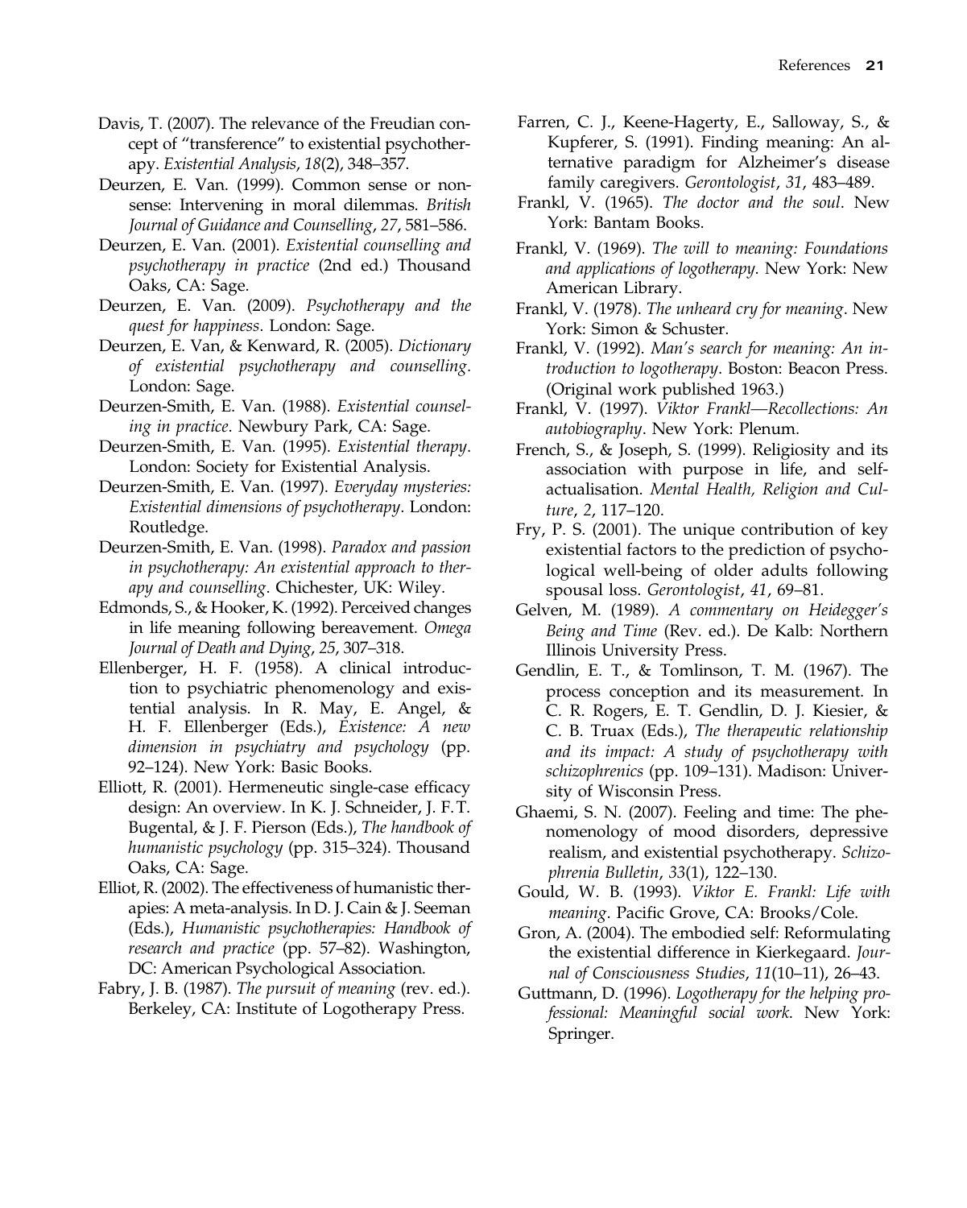Davis, T. (2007). The relevance of the Freudian concept of "transference" to existential psychotherapy. *Existential Analysis*, *18*(2), 348–357.

Deurzen, E. Van. (1999). Common sense or nonsense: Intervening in moral dilemmas. *British Journal of Guidance and Counselling*, *27*, 581–586.

Deurzen, E. Van. (2001). *Existential counselling and psychotherapy in practice* (2nd ed.) Thousand Oaks, CA: Sage.

Deurzen, E. Van. (2009). *Psychotherapy and the quest for happiness*. London: Sage.

Deurzen, E. Van, & Kenward, R. (2005). *Dictionary of existential psychotherapy and counselling*. London: Sage.

Deurzen-Smith, E. Van. (1988). *Existential counseling in practice*. Newbury Park, CA: Sage.

Deurzen-Smith, E. Van. (1995). *Existential therapy*. London: Society for Existential Analysis.

Deurzen-Smith, E. Van. (1997). *Everyday mysteries: Existential dimensions of psychotherapy*. London: Routledge.

Deurzen-Smith, E. Van. (1998). *Paradox and passion in psychotherapy: An existential approach to therapy and counselling*. Chichester, UK: Wiley.

Edmonds, S., & Hooker, K. (1992). Perceived changes in life meaning following bereavement. *Omega Journal of Death and Dying*, *25*, 307–318.

Ellenberger, H. F. (1958). A clinical introduction to psychiatric phenomenology and existential analysis. In R. May, E. Angel, & H. F. Ellenberger (Eds.), *Existence: A new dimension in psychiatry and psychology* (pp. 92–124). New York: Basic Books.

Elliott, R. (2001). Hermeneutic single-case efficacy design: An overview. In K. J. Schneider, J. F. T. Bugental, & J. F. Pierson (Eds.), *The handbook of humanistic psychology* (pp. 315–324). Thousand Oaks, CA: Sage.

Elliot, R. (2002). The effectiveness of humanistic therapies: A meta-analysis. In D. J. Cain & J. Seeman (Eds.), *Humanistic psychotherapies: Handbook of research and practice* (pp. 57–82). Washington, DC: American Psychological Association.

Fabry, J. B. (1987). *The pursuit of meaning* (rev. ed.). Berkeley, CA: Institute of Logotherapy Press.

Farren, C. J., Keene-Hagerty, E., Salloway, S., & Kupferer, S. (1991). Finding meaning: An alternative paradigm for Alzheimer's disease family caregivers. *Gerontologist*, *31*, 483–489.

Frankl, V. (1965). *The doctor and the soul*. New York: Bantam Books.

Frankl, V. (1969). *The will to meaning: Foundations and applications of logotherapy*. New York: New American Library.

Frankl, V. (1978). *The unheard cry for meaning*. New York: Simon & Schuster.

Frankl, V. (1992). *Man's search for meaning: An introduction to logotherapy*. Boston: Beacon Press. (Original work published 1963.)

Frankl, V. (1997). *Viktor Frankl—Recollections: An autobiography*. New York: Plenum.

French, S., & Joseph, S. (1999). Religiosity and its association with purpose in life, and self-actualisation. *Mental Health, Religion and Culture*, *2*, 117–120.

Fry, P. S. (2001). The unique contribution of key existential factors to the prediction of psychological well-being of older adults following spousal loss. *Gerontologist*, *41*, 69–81.

Gelven, M. (1989). *A commentary on Heidegger's Being and Time* (Rev. ed.). De Kalb: Northern Illinois University Press.

Gendlin, E. T., & Tomlinson, T. M. (1967). The process conception and its measurement. In C. R. Rogers, E. T. Gendlin, D. J. Kiesier, & C. B. Truax (Eds.), *The therapeutic relationship and its impact: A study of psychotherapy with schizophrenics* (pp. 109–131). Madison: University of Wisconsin Press.

Ghaemi, S. N. (2007). Feeling and time: The phenomenology of mood disorders, depressive realism, and existential psychotherapy. *Schizophrenia Bulletin*, *33*(1), 122–130.

Gould, W. B. (1993). *Viktor E. Frankl: Life with meaning*. Pacific Grove, CA: Brooks/Cole.

Gron, A. (2004). The embodied self: Reformulating the existential difference in Kierkegaard. *Journal of Consciousness Studies*, *11*(10–11), 26–43.

Guttmann, D. (1996). *Logotherapy for the helping professional: Meaningful social work*. New York: Springer.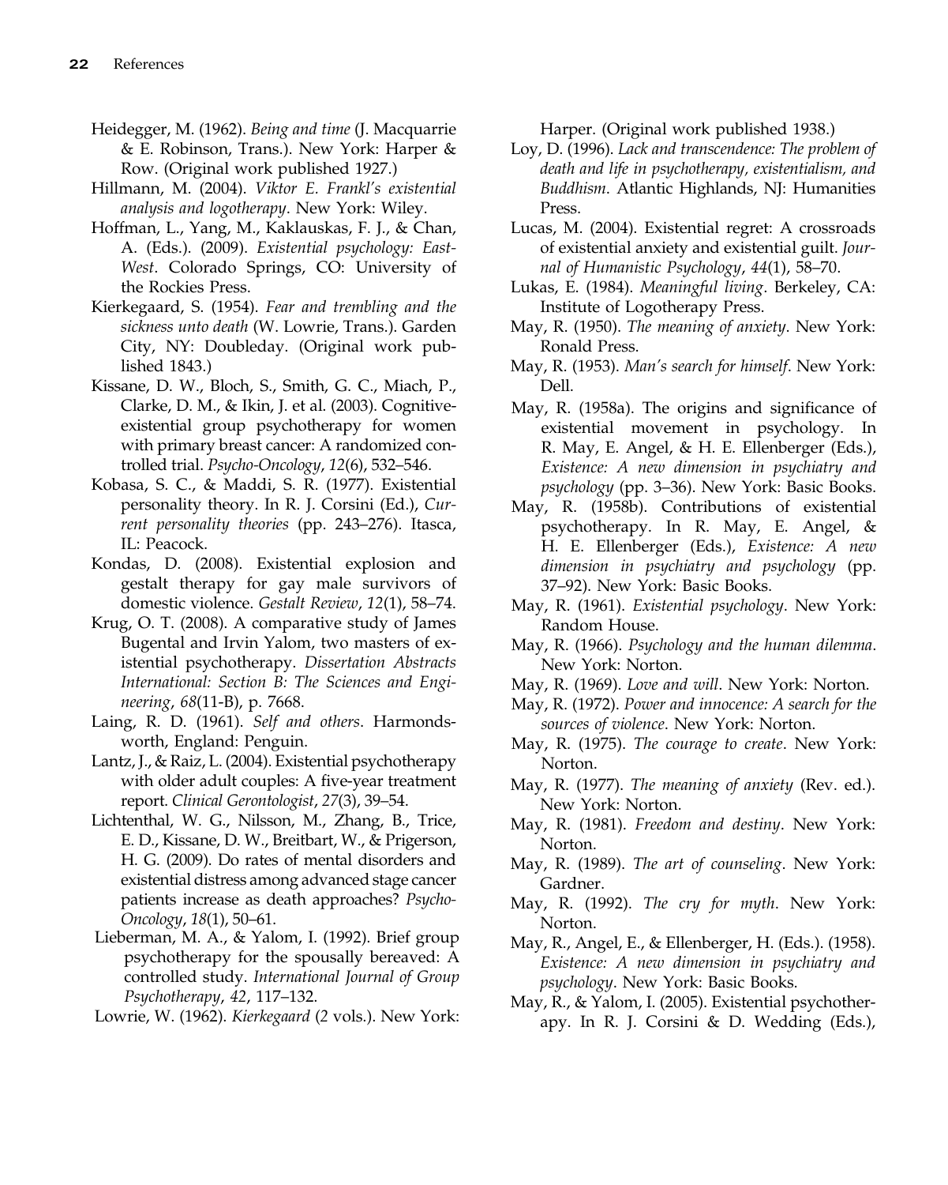Heidegger, M. (1962). *Being and time* (J. Macquarrie & E. Robinson, Trans.). New York: Harper & Row. (Original work published 1927.)

Hillmann, M. (2004). *Viktor E. Frankl's existential analysis and logotherapy*. New York: Wiley.

Hoffman, L., Yang, M., Kaklauskas, F. J., & Chan, A. (Eds.). (2009). *Existential psychology: East-West*. Colorado Springs, CO: University of the Rockies Press.

Kierkegaard, S. (1954). *Fear and trembling and the sickness unto death* (W. Lowrie, Trans.). Garden City, NY: Doubleday. (Original work published 1843.)

Kissane, D. W., Bloch, S., Smith, G. C., Miach, P., Clarke, D. M., & Ikin, J. et al. (2003). Cognitive-existential group psychotherapy for women with primary breast cancer: A randomized controlled trial. *Psycho-Oncology*, *12*(6), 532–546.

Kobasa, S. C., & Maddi, S. R. (1977). Existential personality theory. In R. J. Corsini (Ed.), *Current personality theories* (pp. 243–276). Itasca, IL: Peacock.

Kondas, D. (2008). Existential explosion and gestalt therapy for gay male survivors of domestic violence. *Gestalt Review*, *12*(1), 58–74.

Krug, O. T. (2008). A comparative study of James Bugental and Irvin Yalom, two masters of existential psychotherapy. *Dissertation Abstracts International: Section B: The Sciences and Engineering*, *68*(11-B), p. 7668.

Laing, R. D. (1961). *Self and others*. Harmondsworth, England: Penguin.

Lantz, J., & Raiz, L. (2004). Existential psychotherapy with older adult couples: A five-year treatment report. *Clinical Gerontologist*, *27*(3), 39–54.

Lichtenthal, W. G., Nilsson, M., Zhang, B., Trice, E. D., Kissane, D. W., Breitbart, W., & Prigerson, H. G. (2009). Do rates of mental disorders and existential distress among advanced stage cancer patients increase as death approaches? *Psycho-Oncology*, *18*(1), 50–61.

Lieberman, M. A., & Yalom, I. (1992). Brief group psychotherapy for the spousally bereaved: A controlled study. *International Journal of Group Psychotherapy*, *42*, 117–132.

Lowrie, W. (1962). *Kierkegaard* (2 vols.). New York: Harper. (Original work published 1938.)

Loy, D. (1996). *Lack and transcendence: The problem of death and life in psychotherapy, existentialism, and Buddhism*. Atlantic Highlands, NJ: Humanities Press.

Lucas, M. (2004). Existential regret: A crossroads of existential anxiety and existential guilt. *Journal of Humanistic Psychology*, *44*(1), 58–70.

Lukas, E. (1984). *Meaningful living*. Berkeley, CA: Institute of Logotherapy Press.

May, R. (1950). *The meaning of anxiety*. New York: Ronald Press.

May, R. (1953). *Man's search for himself*. New York: Dell.

May, R. (1958a). The origins and significance of existential movement in psychology. In R. May, E. Angel, & H. E. Ellenberger (Eds.), *Existence: A new dimension in psychiatry and psychology* (pp. 3–36). New York: Basic Books.

May, R. (1958b). Contributions of existential psychotherapy. In R. May, E. Angel, & H. E. Ellenberger (Eds.), *Existence: A new dimension in psychiatry and psychology* (pp. 37–92). New York: Basic Books.

May, R. (1961). *Existential psychology*. New York: Random House.

May, R. (1966). *Psychology and the human dilemma*. New York: Norton.

May, R. (1969). *Love and will*. New York: Norton.

May, R. (1972). *Power and innocence: A search for the sources of violence*. New York: Norton.

May, R. (1975). *The courage to create*. New York: Norton.

May, R. (1977). *The meaning of anxiety* (Rev. ed.). New York: Norton.

May, R. (1981). *Freedom and destiny*. New York: Norton.

May, R. (1989). *The art of counseling*. New York: Gardner.

May, R. (1992). *The cry for myth*. New York: Norton.

May, R., Angel, E., & Ellenberger, H. (Eds.). (1958). *Existence: A new dimension in psychiatry and psychology*. New York: Basic Books.

May, R., & Yalom, I. (2005). Existential psychotherapy. In R. J. Corsini & D. Wedding (Eds.),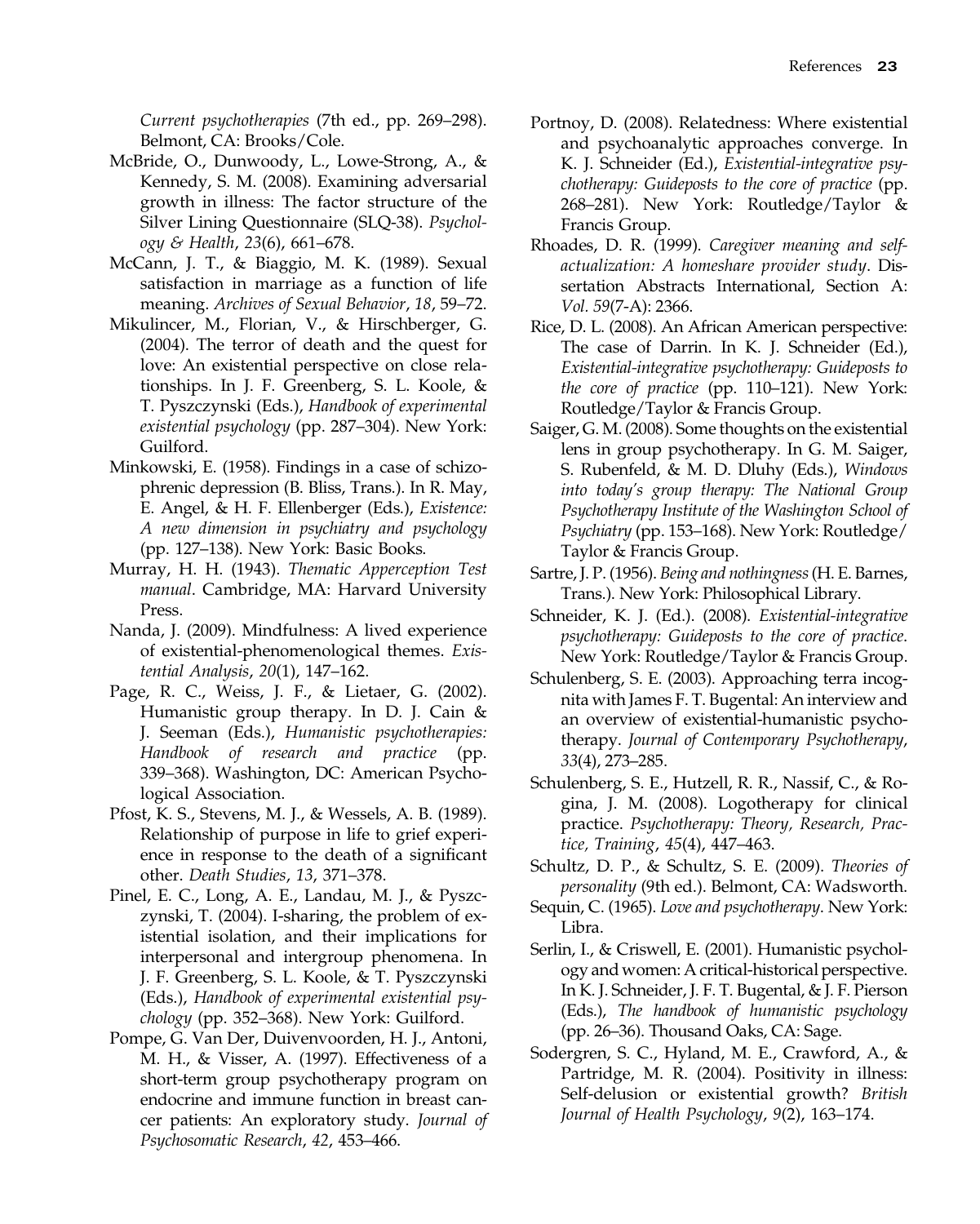*Current psychotherapies* (7th ed., pp. 269–298). Belmont, CA: Brooks/Cole.

McBride, O., Dunwoody, L., Lowe-Strong, A., & Kennedy, S. M. (2008). Examining adversarial growth in illness: The factor structure of the Silver Lining Questionnaire (SLQ-38). *Psychology & Health*, *23*(6), 661–678.

McCann, J. T., & Biaggio, M. K. (1989). Sexual satisfaction in marriage as a function of life meaning. *Archives of Sexual Behavior*, *18*, 59–72.

Mikulincer, M., Florian, V., & Hirschberger, G. (2004). The terror of death and the quest for love: An existential perspective on close relationships. In J. F. Greenberg, S. L. Koole, & T. Pyszczynski (Eds.), *Handbook of experimental existential psychology* (pp. 287–304). New York: Guilford.

Minkowski, E. (1958). Findings in a case of schizophrenic depression (B. Bliss, Trans.). In R. May, E. Angel, & H. F. Ellenberger (Eds.), *Existence: A new dimension in psychiatry and psychology* (pp. 127–138). New York: Basic Books.

Murray, H. H. (1943). *Thematic Apperception Test manual*. Cambridge, MA: Harvard University Press.

Nanda, J. (2009). Mindfulness: A lived experience of existential-phenomenological themes. *Existential Analysis*, *20*(1), 147–162.

Page, R. C., Weiss, J. F., & Lietaer, G. (2002). Humanistic group therapy. In D. J. Cain & J. Seeman (Eds.), *Humanistic psychotherapies: Handbook of research and practice* (pp. 339–368). Washington, DC: American Psychological Association.

Pfost, K. S., Stevens, M. J., & Wessels, A. B. (1989). Relationship of purpose in life to grief experience in response to the death of a significant other. *Death Studies*, *13*, 371–378.

Pinel, E. C., Long, A. E., Landau, M. J., & Pyszczynski, T. (2004). I-sharing, the problem of existential isolation, and their implications for interpersonal and intergroup phenomena. In J. F. Greenberg, S. L. Koole, & T. Pyszczynski (Eds.), *Handbook of experimental existential psychology* (pp. 352–368). New York: Guilford.

Pompe, G. Van Der, Duivenvoorden, H. J., Antoni, M. H., & Visser, A. (1997). Effectiveness of a short-term group psychotherapy program on endocrine and immune function in breast cancer patients: An exploratory study. *Journal of Psychosomatic Research*, *42*, 453–466.

Portnoy, D. (2008). Relatedness: Where existential and psychoanalytic approaches converge. In K. J. Schneider (Ed.), *Existential-integrative psychotherapy: Guideposts to the core of practice* (pp. 268–281). New York: Routledge/Taylor & Francis Group.

Rhoades, D. R. (1999). *Caregiver meaning and self-actualization: A homeshare provider study*. Dissertation Abstracts International, Section A: *Vol. 59*(7-A): 2366.

Rice, D. L. (2008). An African American perspective: The case of Darrin. In K. J. Schneider (Ed.), *Existential-integrative psychotherapy: Guideposts to the core of practice* (pp. 110–121). New York: Routledge/Taylor & Francis Group.

Saiger, G. M. (2008). Some thoughts on the existential lens in group psychotherapy. In G. M. Saiger, S. Rubenfeld, & M. D. Dluhy (Eds.), *Windows into today's group therapy: The National Group Psychotherapy Institute of the Washington School of Psychiatry* (pp. 153–168). New York: Routledge/ Taylor & Francis Group.

Sartre, J. P. (1956). *Being and nothingness* (H. E. Barnes, Trans.). New York: Philosophical Library.

Schneider, K. J. (Ed.). (2008). *Existential-integrative psychotherapy: Guideposts to the core of practice*. New York: Routledge/Taylor & Francis Group.

Schulenberg, S. E. (2003). Approaching terra incognita with James F. T. Bugental: An interview and an overview of existential-humanistic psychotherapy. *Journal of Contemporary Psychotherapy*, *33*(4), 273–285.

Schulenberg, S. E., Hutzell, R. R., Nassif, C., & Rogina, J. M. (2008). Logotherapy for clinical practice. *Psychotherapy: Theory, Research, Practice, Training*, *45*(4), 447–463.

Schultz, D. P., & Schultz, S. E. (2009). *Theories of personality* (9th ed.). Belmont, CA: Wadsworth.

Sequin, C. (1965). *Love and psychotherapy*. New York: Libra.

Serlin, I., & Criswell, E. (2001). Humanistic psychology and women: A critical-historical perspective. In K. J. Schneider, J. F. T. Bugental, & J. F. Pierson (Eds.), *The handbook of humanistic psychology* (pp. 26–36). Thousand Oaks, CA: Sage.

Sodergren, S. C., Hyland, M. E., Crawford, A., & Partridge, M. R. (2004). Positivity in illness: Self-delusion or existential growth? *British Journal of Health Psychology*, *9*(2), 163–174.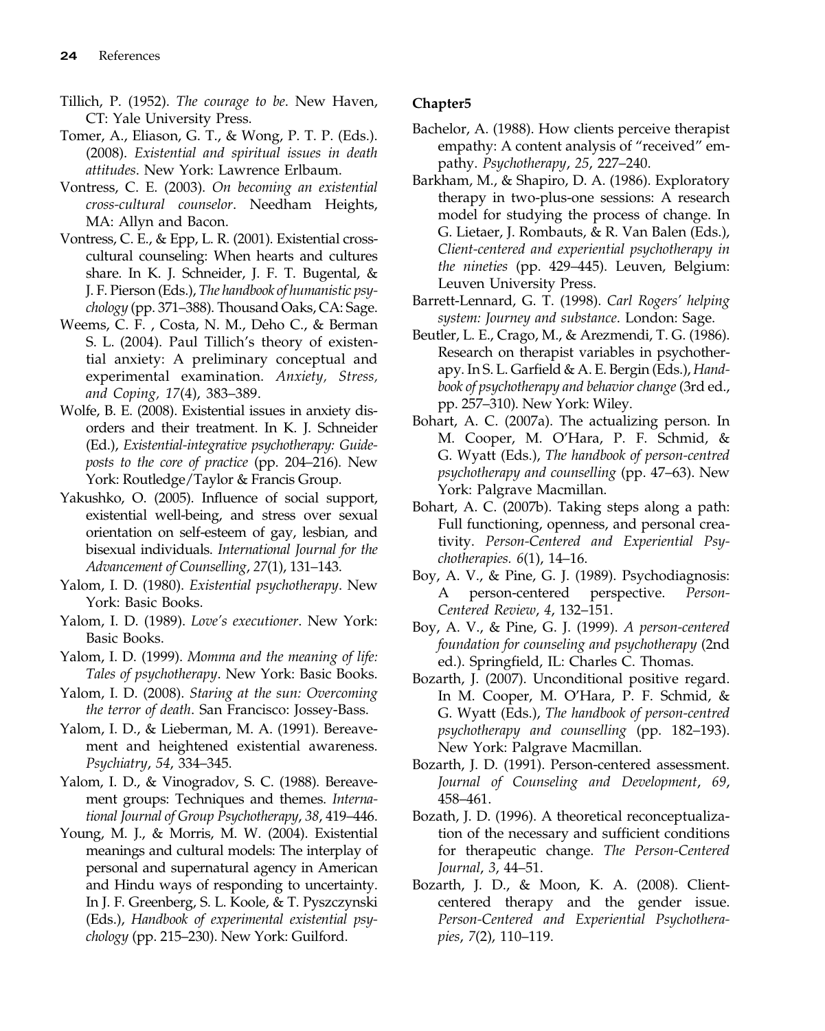Tillich, P. (1952). *The courage to be*. New Haven, CT: Yale University Press.

Tomer, A., Eliason, G. T., & Wong, P. T. P. (Eds.). (2008). *Existential and spiritual issues in death attitudes*. New York: Lawrence Erlbaum.

Vontress, C. E. (2003). *On becoming an existential cross-cultural counselor*. Needham Heights, MA: Allyn and Bacon.

Vontress, C. E., & Epp, L. R. (2001). Existential cross-cultural counseling: When hearts and cultures share. In K. J. Schneider, J. F. T. Bugental, & J. F. Pierson (Eds.), *The handbook of humanistic psychology* (pp. 371–388). Thousand Oaks, CA: Sage.

Weems, C. F. , Costa, N. M., Deho C., & Berman S. L. (2004). Paul Tillich's theory of existential anxiety: A preliminary conceptual and experimental examination. *Anxiety, Stress, and Coping, 17*(4), 383–389.

Wolfe, B. E. (2008). Existential issues in anxiety disorders and their treatment. In K. J. Schneider (Ed.), *Existential-integrative psychotherapy: Guideposts to the core of practice* (pp. 204–216). New York: Routledge/Taylor & Francis Group.

Yakushko, O. (2005). Influence of social support, existential well-being, and stress over sexual orientation on self-esteem of gay, lesbian, and bisexual individuals. *International Journal for the Advancement of Counselling*, *27*(1), 131–143.

Yalom, I. D. (1980). *Existential psychotherapy*. New York: Basic Books.

Yalom, I. D. (1989). *Love's executioner*. New York: Basic Books.

Yalom, I. D. (1999). *Momma and the meaning of life: Tales of psychotherapy*. New York: Basic Books.

Yalom, I. D. (2008). *Staring at the sun: Overcoming the terror of death*. San Francisco: Jossey-Bass.

Yalom, I. D., & Lieberman, M. A. (1991). Bereavement and heightened existential awareness. *Psychiatry*, *54*, 334–345.

Yalom, I. D., & Vinogradov, S. C. (1988). Bereavement groups: Techniques and themes. *International Journal of Group Psychotherapy*, *38*, 419–446.

Young, M. J., & Morris, M. W. (2004). Existential meanings and cultural models: The interplay of personal and supernatural agency in American and Hindu ways of responding to uncertainty. In J. F. Greenberg, S. L. Koole, & T. Pyszczynski (Eds.), *Handbook of experimental existential psychology* (pp. 215–230). New York: Guilford.

### Chapter5

Bachelor, A. (1988). How clients perceive therapist empathy: A content analysis of "received" empathy. *Psychotherapy*, *25*, 227–240.

Barkham, M., & Shapiro, D. A. (1986). Exploratory therapy in two-plus-one sessions: A research model for studying the process of change. In G. Lietaer, J. Rombauts, & R. Van Balen (Eds.), *Client-centered and experiential psychotherapy in the nineties* (pp. 429–445). Leuven, Belgium: Leuven University Press.

Barrett-Lennard, G. T. (1998). *Carl Rogers' helping system: Journey and substance*. London: Sage.

Beutler, L. E., Crago, M., & Arezmendi, T. G. (1986). Research on therapist variables in psychotherapy. In S. L. Garfield & A. E. Bergin (Eds.), *Handbook of psychotherapy and behavior change* (3rd ed., pp. 257–310). New York: Wiley.

Bohart, A. C. (2007a). The actualizing person. In M. Cooper, M. O'Hara, P. F. Schmid, & G. Wyatt (Eds.), *The handbook of person-centred psychotherapy and counselling* (pp. 47–63). New York: Palgrave Macmillan.

Bohart, A. C. (2007b). Taking steps along a path: Full functioning, openness, and personal creativity. *Person-Centered and Experiential Psychotherapies. 6*(1), 14–16.

Boy, A. V., & Pine, G. J. (1989). Psychodiagnosis: A person-centered perspective. *Person-Centered Review*, *4*, 132–151.

Boy, A. V., & Pine, G. J. (1999). *A person-centered foundation for counseling and psychotherapy* (2nd ed.). Springfield, IL: Charles C. Thomas.

Bozarth, J. (2007). Unconditional positive regard. In M. Cooper, M. O'Hara, P. F. Schmid, & G. Wyatt (Eds.), *The handbook of person-centred psychotherapy and counselling* (pp. 182–193). New York: Palgrave Macmillan.

Bozarth, J. D. (1991). Person-centered assessment. *Journal of Counseling and Development*, *69*, 458–461.

Bozath, J. D. (1996). A theoretical reconceptualization of the necessary and sufficient conditions for therapeutic change. *The Person-Centered Journal*, *3*, 44–51.

Bozarth, J. D., & Moon, K. A. (2008). Client-centered therapy and the gender issue. *Person-Centered and Experiential Psychotherapies*, *7*(2), 110–119.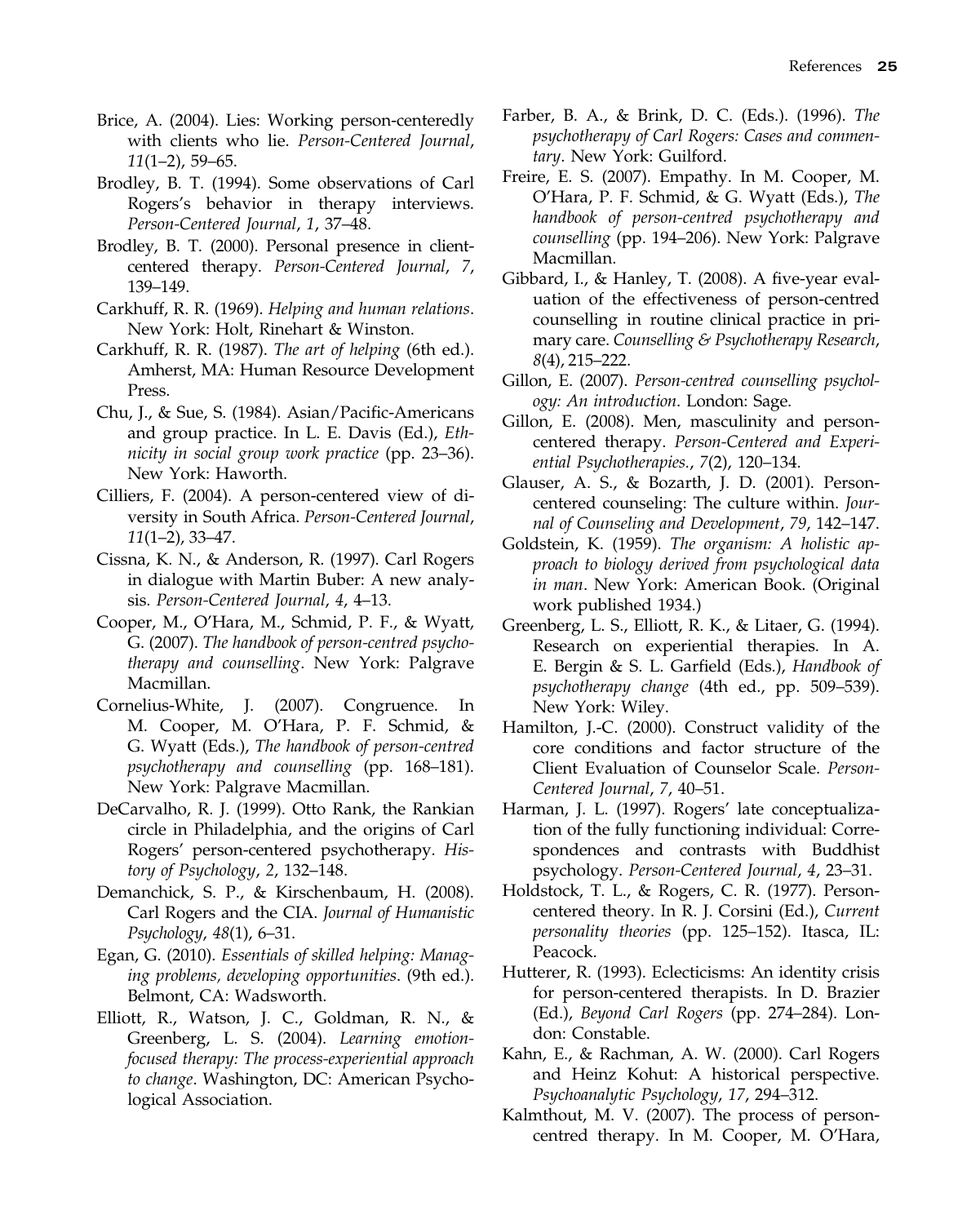Brice, A. (2004). Lies: Working person-centeredly with clients who lie. *Person-Centered Journal*, *11*(1–2), 59–65.

Brodley, B. T. (1994). Some observations of Carl Rogers's behavior in therapy interviews. *Person-Centered Journal*, *1*, 37–48.

Brodley, B. T. (2000). Personal presence in client-centered therapy. *Person-Centered Journal*, *7*, 139–149.

Carkhuff, R. R. (1969). *Helping and human relations*. New York: Holt, Rinehart & Winston.

Carkhuff, R. R. (1987). *The art of helping* (6th ed.). Amherst, MA: Human Resource Development Press.

Chu, J., & Sue, S. (1984). Asian/Pacific-Americans and group practice. In L. E. Davis (Ed.), *Ethnicity in social group work practice* (pp. 23–36). New York: Haworth.

Cilliers, F. (2004). A person-centered view of diversity in South Africa. *Person-Centered Journal*, *11*(1–2), 33–47.

Cissna, K. N., & Anderson, R. (1997). Carl Rogers in dialogue with Martin Buber: A new analysis. *Person-Centered Journal*, *4*, 4–13.

Cooper, M., O'Hara, M., Schmid, P. F., & Wyatt, G. (2007). *The handbook of person-centred psychotherapy and counselling*. New York: Palgrave Macmillan.

Cornelius-White, J. (2007). Congruence. In M. Cooper, M. O'Hara, P. F. Schmid, & G. Wyatt (Eds.), *The handbook of person-centred psychotherapy and counselling* (pp. 168–181). New York: Palgrave Macmillan.

DeCarvalho, R. J. (1999). Otto Rank, the Rankian circle in Philadelphia, and the origins of Carl Rogers' person-centered psychotherapy. *History of Psychology*, *2*, 132–148.

Demanchick, S. P., & Kirschenbaum, H. (2008). Carl Rogers and the CIA. *Journal of Humanistic Psychology*, *48*(1), 6–31.

Egan, G. (2010). *Essentials of skilled helping: Managing problems, developing opportunities*. (9th ed.). Belmont, CA: Wadsworth.

Elliott, R., Watson, J. C., Goldman, R. N., & Greenberg, L. S. (2004). *Learning emotion-focused therapy: The process-experiential approach to change*. Washington, DC: American Psychological Association.

Farber, B. A., & Brink, D. C. (Eds.). (1996). *The psychotherapy of Carl Rogers: Cases and commentary*. New York: Guilford.

Freire, E. S. (2007). Empathy. In M. Cooper, M. O'Hara, P. F. Schmid, & G. Wyatt (Eds.), *The handbook of person-centred psychotherapy and counselling* (pp. 194–206). New York: Palgrave Macmillan.

Gibbard, I., & Hanley, T. (2008). A five-year evaluation of the effectiveness of person-centred counselling in routine clinical practice in primary care. *Counselling & Psychotherapy Research*, *8*(4), 215–222.

Gillon, E. (2007). *Person-centred counselling psychology: An introduction*. London: Sage.

Gillon, E. (2008). Men, masculinity and person-centered therapy. *Person-Centered and Experiential Psychotherapies.*, *7*(2), 120–134.

Glauser, A. S., & Bozarth, J. D. (2001). Person-centered counseling: The culture within. *Journal of Counseling and Development*, *79*, 142–147.

Goldstein, K. (1959). *The organism: A holistic approach to biology derived from psychological data in man*. New York: American Book. (Original work published 1934.)

Greenberg, L. S., Elliott, R. K., & Litaer, G. (1994). Research on experiential therapies. In A. E. Bergin & S. L. Garfield (Eds.), *Handbook of psychotherapy change* (4th ed., pp. 509–539). New York: Wiley.

Hamilton, J.-C. (2000). Construct validity of the core conditions and factor structure of the Client Evaluation of Counselor Scale. *Person-Centered Journal*, *7*, 40–51.

Harman, J. L. (1997). Rogers' late conceptualization of the fully functioning individual: Correspondences and contrasts with Buddhist psychology. *Person-Centered Journal*, *4*, 23–31.

Holdstock, T. L., & Rogers, C. R. (1977). Person-centered theory. In R. J. Corsini (Ed.), *Current personality theories* (pp. 125–152). Itasca, IL: Peacock.

Hutterer, R. (1993). Eclecticisms: An identity crisis for person-centered therapists. In D. Brazier (Ed.), *Beyond Carl Rogers* (pp. 274–284). London: Constable.

Kahn, E., & Rachman, A. W. (2000). Carl Rogers and Heinz Kohut: A historical perspective. *Psychoanalytic Psychology*, *17*, 294–312.

Kalmthout, M. V. (2007). The process of person-centred therapy. In M. Cooper, M. O'Hara,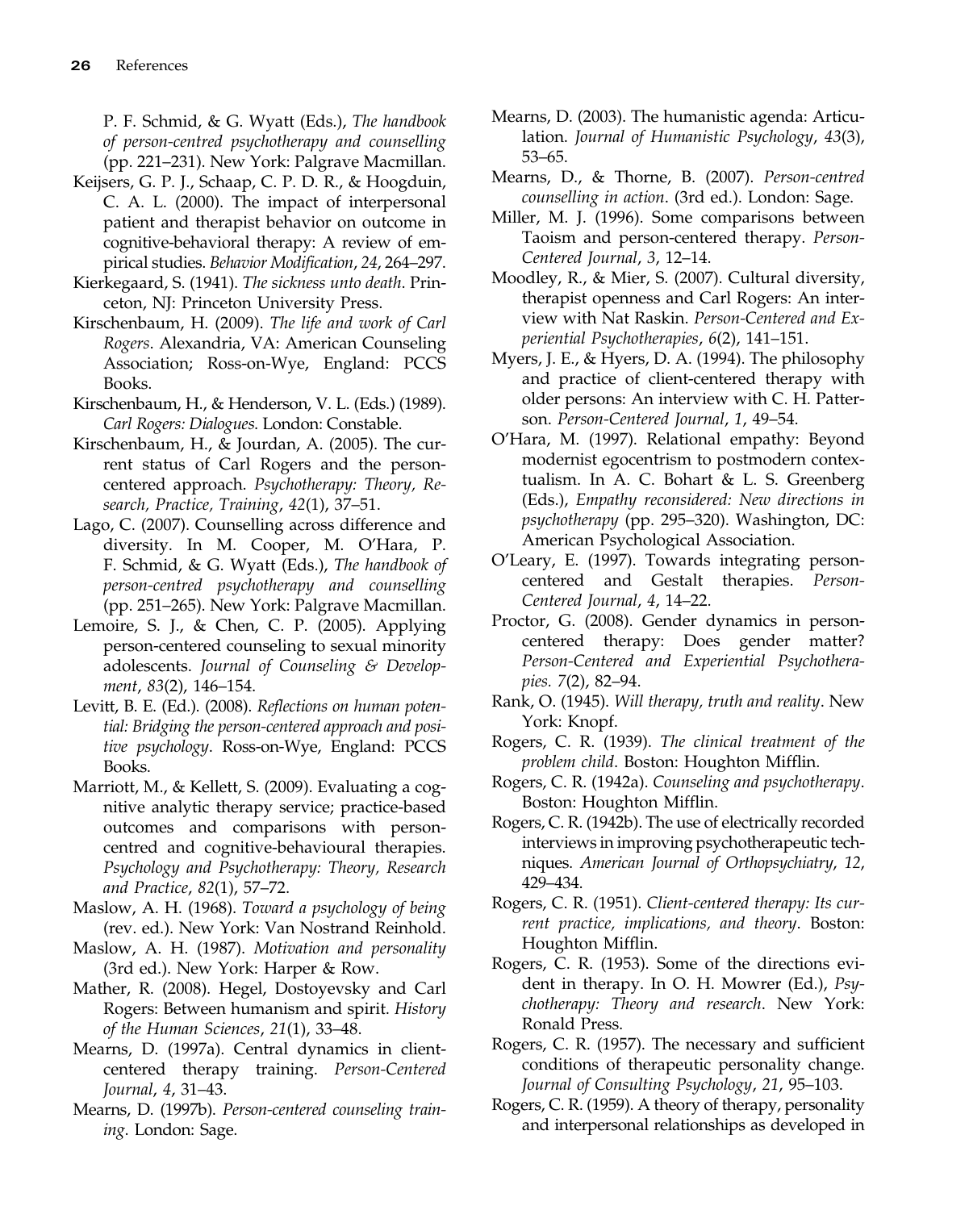P. F. Schmid, & G. Wyatt (Eds.), *The handbook of person-centred psychotherapy and counselling* (pp. 221–231). New York: Palgrave Macmillan.

Keijsers, G. P. J., Schaap, C. P. D. R., & Hoogduin, C. A. L. (2000). The impact of interpersonal patient and therapist behavior on outcome in cognitive-behavioral therapy: A review of empirical studies. *Behavior Modification*, *24*, 264–297.

Kierkegaard, S. (1941). *The sickness unto death*. Princeton, NJ: Princeton University Press.

Kirschenbaum, H. (2009). *The life and work of Carl Rogers*. Alexandria, VA: American Counseling Association; Ross-on-Wye, England: PCCS Books.

Kirschenbaum, H., & Henderson, V. L. (Eds.) (1989). *Carl Rogers: Dialogues*. London: Constable.

Kirschenbaum, H., & Jourdan, A. (2005). The current status of Carl Rogers and the person-centered approach. *Psychotherapy: Theory, Research, Practice, Training*, *42*(1), 37–51.

Lago, C. (2007). Counselling across difference and diversity. In M. Cooper, M. O'Hara, P. F. Schmid, & G. Wyatt (Eds.), *The handbook of person-centred psychotherapy and counselling* (pp. 251–265). New York: Palgrave Macmillan.

Lemoire, S. J., & Chen, C. P. (2005). Applying person-centered counseling to sexual minority adolescents. *Journal of Counseling & Development*, *83*(2), 146–154.

Levitt, B. E. (Ed.). (2008). *Reflections on human potential: Bridging the person-centered approach and positive psychology*. Ross-on-Wye, England: PCCS Books.

Marriott, M., & Kellett, S. (2009). Evaluating a cognitive analytic therapy service; practice-based outcomes and comparisons with person-centred and cognitive-behavioural therapies. *Psychology and Psychotherapy: Theory, Research and Practice*, *82*(1), 57–72.

Maslow, A. H. (1968). *Toward a psychology of being* (rev. ed.). New York: Van Nostrand Reinhold.

Maslow, A. H. (1987). *Motivation and personality* (3rd ed.). New York: Harper & Row.

Mather, R. (2008). Hegel, Dostoyevsky and Carl Rogers: Between humanism and spirit. *History of the Human Sciences*, *21*(1), 33–48.

Mearns, D. (1997a). Central dynamics in client-centered therapy training. *Person-Centered Journal*, *4*, 31–43.

Mearns, D. (1997b). *Person-centered counseling training*. London: Sage.

Mearns, D. (2003). The humanistic agenda: Articulation. *Journal of Humanistic Psychology*, *43*(3), 53–65.

Mearns, D., & Thorne, B. (2007). *Person-centred counselling in action*. (3rd ed.). London: Sage.

Miller, M. J. (1996). Some comparisons between Taoism and person-centered therapy. *Person-Centered Journal*, *3*, 12–14.

Moodley, R., & Mier, S. (2007). Cultural diversity, therapist openness and Carl Rogers: An interview with Nat Raskin. *Person-Centered and Experiential Psychotherapies*, *6*(2), 141–151.

Myers, J. E., & Hyers, D. A. (1994). The philosophy and practice of client-centered therapy with older persons: An interview with C. H. Patterson. *Person-Centered Journal*, *1*, 49–54.

O'Hara, M. (1997). Relational empathy: Beyond modernist egocentrism to postmodern contextualism. In A. C. Bohart & L. S. Greenberg (Eds.), *Empathy reconsidered: New directions in psychotherapy* (pp. 295–320). Washington, DC: American Psychological Association.

O'Leary, E. (1997). Towards integrating person-centered and Gestalt therapies. *Person-Centered Journal*, *4*, 14–22.

Proctor, G. (2008). Gender dynamics in person-centered therapy: Does gender matter? *Person-Centered and Experiential Psychotherapies. 7*(2), 82–94.

Rank, O. (1945). *Will therapy, truth and reality*. New York: Knopf.

Rogers, C. R. (1939). *The clinical treatment of the problem child*. Boston: Houghton Mifflin.

Rogers, C. R. (1942a). *Counseling and psychotherapy*. Boston: Houghton Mifflin.

Rogers, C. R. (1942b). The use of electrically recorded interviews in improving psychotherapeutic techniques. *American Journal of Orthopsychiatry*, *12*, 429–434.

Rogers, C. R. (1951). *Client-centered therapy: Its current practice, implications, and theory*. Boston: Houghton Mifflin.

Rogers, C. R. (1953). Some of the directions evident in therapy. In O. H. Mowrer (Ed.), *Psychotherapy: Theory and research*. New York: Ronald Press.

Rogers, C. R. (1957). The necessary and sufficient conditions of therapeutic personality change. *Journal of Consulting Psychology*, *21*, 95–103.

Rogers, C. R. (1959). A theory of therapy, personality and interpersonal relationships as developed in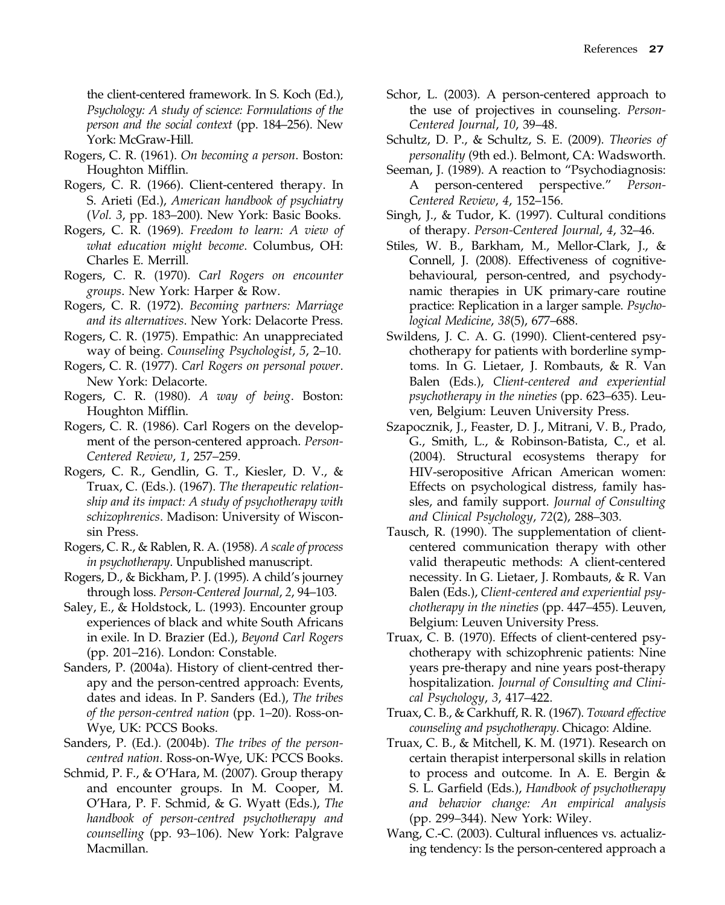the client-centered framework. In S. Koch (Ed.), *Psychology: A study of science: Formulations of the person and the social context* (pp. 184–256). New York: McGraw-Hill.

Rogers, C. R. (1961). *On becoming a person*. Boston: Houghton Mifflin.

Rogers, C. R. (1966). Client-centered therapy. In S. Arieti (Ed.), *American handbook of psychiatry* (*Vol. 3*, pp. 183–200). New York: Basic Books.

Rogers, C. R. (1969). *Freedom to learn: A view of what education might become*. Columbus, OH: Charles E. Merrill.

Rogers, C. R. (1970). *Carl Rogers on encounter groups*. New York: Harper & Row.

Rogers, C. R. (1972). *Becoming partners: Marriage and its alternatives*. New York: Delacorte Press.

Rogers, C. R. (1975). Empathic: An unappreciated way of being. *Counseling Psychologist*, *5*, 2–10.

Rogers, C. R. (1977). *Carl Rogers on personal power*. New York: Delacorte.

Rogers, C. R. (1980). *A way of being*. Boston: Houghton Mifflin.

Rogers, C. R. (1986). Carl Rogers on the development of the person-centered approach. *Person-Centered Review*, *1*, 257–259.

Rogers, C. R., Gendlin, G. T., Kiesler, D. V., & Truax, C. (Eds.). (1967). *The therapeutic relationship and its impact: A study of psychotherapy with schizophrenics*. Madison: University of Wisconsin Press.

Rogers, C. R., & Rablen, R. A. (1958). *A scale of process in psychotherapy*. Unpublished manuscript.

Rogers, D., & Bickham, P. J. (1995). A child's journey through loss. *Person-Centered Journal*, *2*, 94–103.

Saley, E., & Holdstock, L. (1993). Encounter group experiences of black and white South Africans in exile. In D. Brazier (Ed.), *Beyond Carl Rogers* (pp. 201–216). London: Constable.

Sanders, P. (2004a). History of client-centred therapy and the person-centred approach: Events, dates and ideas. In P. Sanders (Ed.), *The tribes of the person-centred nation* (pp. 1–20). Ross-on-Wye, UK: PCCS Books.

Sanders, P. (Ed.). (2004b). *The tribes of the person-centred nation*. Ross-on-Wye, UK: PCCS Books.

Schmid, P. F., & O'Hara, M. (2007). Group therapy and encounter groups. In M. Cooper, M. O'Hara, P. F. Schmid, & G. Wyatt (Eds.), *The handbook of person-centred psychotherapy and counselling* (pp. 93–106). New York: Palgrave Macmillan.

Schor, L. (2003). A person-centered approach to the use of projectives in counseling. *Person-Centered Journal*, *10*, 39–48.

Schultz, D. P., & Schultz, S. E. (2009). *Theories of personality* (9th ed.). Belmont, CA: Wadsworth.

Seeman, J. (1989). A reaction to "Psychodiagnosis: A person-centered perspective." *Person-Centered Review*, *4*, 152–156.

Singh, J., & Tudor, K. (1997). Cultural conditions of therapy. *Person-Centered Journal*, *4*, 32–46.

Stiles, W. B., Barkham, M., Mellor-Clark, J., & Connell, J. (2008). Effectiveness of cognitive-behavioural, person-centred, and psychodynamic therapies in UK primary-care routine practice: Replication in a larger sample. *Psychological Medicine*, *38*(5), 677–688.

Swildens, J. C. A. G. (1990). Client-centered psychotherapy for patients with borderline symptoms. In G. Lietaer, J. Rombauts, & R. Van Balen (Eds.), *Client-centered and experiential psychotherapy in the nineties* (pp. 623–635). Leuven, Belgium: Leuven University Press.

Szapocznik, J., Feaster, D. J., Mitrani, V. B., Prado, G., Smith, L., & Robinson-Batista, C., et al. (2004). Structural ecosystems therapy for HIV-seropositive African American women: Effects on psychological distress, family hassles, and family support. *Journal of Consulting and Clinical Psychology*, *72*(2), 288–303.

Tausch, R. (1990). The supplementation of client-centered communication therapy with other valid therapeutic methods: A client-centered necessity. In G. Lietaer, J. Rombauts, & R. Van Balen (Eds.), *Client-centered and experiential psychotherapy in the nineties* (pp. 447–455). Leuven, Belgium: Leuven University Press.

Truax, C. B. (1970). Effects of client-centered psychotherapy with schizophrenic patients: Nine years pre-therapy and nine years post-therapy hospitalization. *Journal of Consulting and Clinical Psychology*, *3*, 417–422.

Truax, C. B., & Carkhuff, R. R. (1967). *Toward effective counseling and psychotherapy*. Chicago: Aldine.

Truax, C. B., & Mitchell, K. M. (1971). Research on certain therapist interpersonal skills in relation to process and outcome. In A. E. Bergin & S. L. Garfield (Eds.), *Handbook of psychotherapy and behavior change: An empirical analysis* (pp. 299–344). New York: Wiley.

Wang, C.-C. (2003). Cultural influences vs. actualizing tendency: Is the person-centered approach a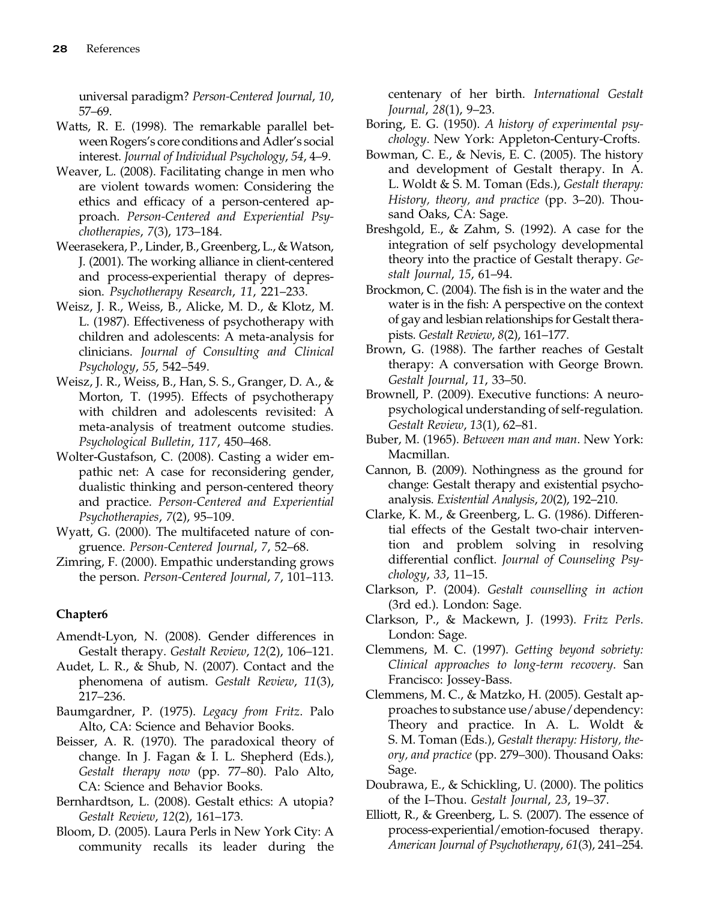universal paradigm? *Person-Centered Journal*, *10*, 57–69.

Watts, R. E. (1998). The remarkable parallel between Rogers's core conditions and Adler's social interest. *Journal of Individual Psychology*, *54*, 4–9.

Weaver, L. (2008). Facilitating change in men who are violent towards women: Considering the ethics and efficacy of a person-centered approach. *Person-Centered and Experiential Psychotherapies*, *7*(3), 173–184.

Weerasekera, P., Linder, B., Greenberg, L., & Watson, J. (2001). The working alliance in client-centered and process-experiential therapy of depression. *Psychotherapy Research*, *11*, 221–233.

Weisz, J. R., Weiss, B., Alicke, M. D., & Klotz, M. L. (1987). Effectiveness of psychotherapy with children and adolescents: A meta-analysis for clinicians. *Journal of Consulting and Clinical Psychology*, *55*, 542–549.

Weisz, J. R., Weiss, B., Han, S. S., Granger, D. A., & Morton, T. (1995). Effects of psychotherapy with children and adolescents revisited: A meta-analysis of treatment outcome studies. *Psychological Bulletin*, *117*, 450–468.

Wolter-Gustafson, C. (2008). Casting a wider empathic net: A case for reconsidering gender, dualistic thinking and person-centered theory and practice. *Person-Centered and Experiential Psychotherapies*, *7*(2), 95–109.

Wyatt, G. (2000). The multifaceted nature of congruence. *Person-Centered Journal*, *7*, 52–68.

Zimring, F. (2000). Empathic understanding grows the person. *Person-Centered Journal*, *7*, 101–113.

**Chapter6**

Amendt-Lyon, N. (2008). Gender differences in Gestalt therapy. *Gestalt Review*, *12*(2), 106–121.

Audet, L. R., & Shub, N. (2007). Contact and the phenomena of autism. *Gestalt Review*, *11*(3), 217–236.

Baumgardner, P. (1975). *Legacy from Fritz*. Palo Alto, CA: Science and Behavior Books.

Beisser, A. R. (1970). The paradoxical theory of change. In J. Fagan & I. L. Shepherd (Eds.), *Gestalt therapy now* (pp. 77–80). Palo Alto, CA: Science and Behavior Books.

Bernhardtson, L. (2008). Gestalt ethics: A utopia? *Gestalt Review*, *12*(2), 161–173.

Bloom, D. (2005). Laura Perls in New York City: A community recalls its leader during the centenary of her birth. *International Gestalt Journal*, *28*(1), 9–23.

Boring, E. G. (1950). *A history of experimental psychology*. New York: Appleton-Century-Crofts.

Bowman, C. E., & Nevis, E. C. (2005). The history and development of Gestalt therapy. In A. L. Woldt & S. M. Toman (Eds.), *Gestalt therapy: History, theory, and practice* (pp. 3–20). Thousand Oaks, CA: Sage.

Breshgold, E., & Zahm, S. (1992). A case for the integration of self psychology developmental theory into the practice of Gestalt therapy. *Gestalt Journal*, *15*, 61–94.

Brockmon, C. (2004). The fish is in the water and the water is in the fish: A perspective on the context of gay and lesbian relationships for Gestalt therapists. *Gestalt Review*, *8*(2), 161–177.

Brown, G. (1988). The farther reaches of Gestalt therapy: A conversation with George Brown. *Gestalt Journal*, *11*, 33–50.

Brownell, P. (2009). Executive functions: A neuropsychological understanding of self-regulation. *Gestalt Review*, *13*(1), 62–81.

Buber, M. (1965). *Between man and man*. New York: Macmillan.

Cannon, B. (2009). Nothingness as the ground for change: Gestalt therapy and existential psychoanalysis. *Existential Analysis*, *20*(2), 192–210.

Clarke, K. M., & Greenberg, L. G. (1986). Differential effects of the Gestalt two-chair intervention and problem solving in resolving differential conflict. *Journal of Counseling Psychology*, *33*, 11–15.

Clarkson, P. (2004). *Gestalt counselling in action* (3rd ed.). London: Sage.

Clarkson, P., & Mackewn, J. (1993). *Fritz Perls*. London: Sage.

Clemmens, M. C. (1997). *Getting beyond sobriety: Clinical approaches to long-term recovery*. San Francisco: Jossey-Bass.

Clemmens, M. C., & Matzko, H. (2005). Gestalt approaches to substance use/abuse/dependency: Theory and practice. In A. L. Woldt & S. M. Toman (Eds.), *Gestalt therapy: History, theory, and practice* (pp. 279–300). Thousand Oaks: Sage.

Doubrawa, E., & Schickling, U. (2000). The politics of the I–Thou. *Gestalt Journal*, *23*, 19–37.

Elliott, R., & Greenberg, L. S. (2007). The essence of process-experiential/emotion-focused therapy. *American Journal of Psychotherapy*, *61*(3), 241–254.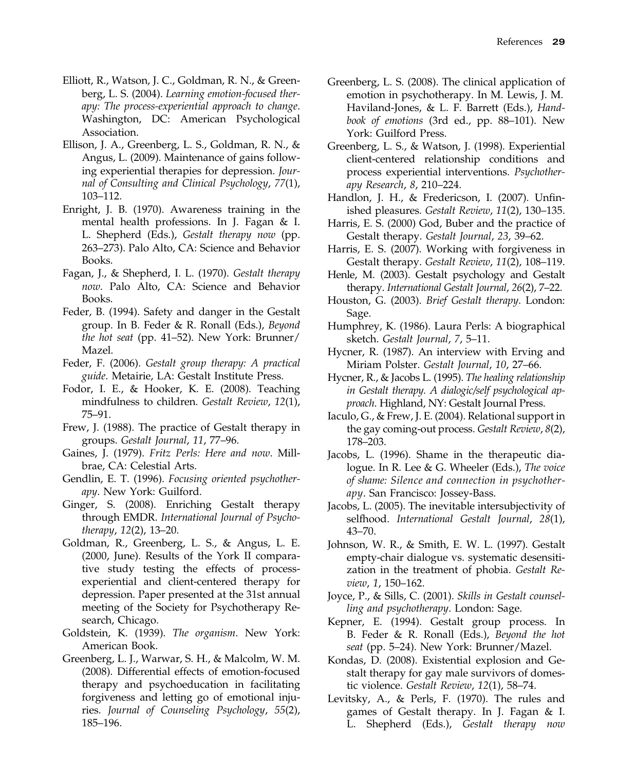Elliott, R., Watson, J. C., Goldman, R. N., & Greenberg, L. S. (2004). *Learning emotion-focused therapy: The process-experiential approach to change*. Washington, DC: American Psychological Association.

Ellison, J. A., Greenberg, L. S., Goldman, R. N., & Angus, L. (2009). Maintenance of gains following experiential therapies for depression. *Journal of Consulting and Clinical Psychology*, *77*(1), 103–112.

Enright, J. B. (1970). Awareness training in the mental health professions. In J. Fagan & I. L. Shepherd (Eds.), *Gestalt therapy now* (pp. 263–273). Palo Alto, CA: Science and Behavior Books.

Fagan, J., & Shepherd, I. L. (1970). *Gestalt therapy now*. Palo Alto, CA: Science and Behavior Books.

Feder, B. (1994). Safety and danger in the Gestalt group. In B. Feder & R. Ronall (Eds.), *Beyond the hot seat* (pp. 41–52). New York: Brunner/Mazel.

Feder, F. (2006). *Gestalt group therapy: A practical guide*. Metairie, LA: Gestalt Institute Press.

Fodor, I. E., & Hooker, K. E. (2008). Teaching mindfulness to children. *Gestalt Review*, *12*(1), 75–91.

Frew, J. (1988). The practice of Gestalt therapy in groups. *Gestalt Journal*, *11*, 77–96.

Gaines, J. (1979). *Fritz Perls: Here and now*. Millbrae, CA: Celestial Arts.

Gendlin, E. T. (1996). *Focusing oriented psychotherapy*. New York: Guilford.

Ginger, S. (2008). Enriching Gestalt therapy through EMDR. *International Journal of Psychotherapy*, *12*(2), 13–20.

Goldman, R., Greenberg, L. S., & Angus, L. E. (2000, June). Results of the York II comparative study testing the effects of process-experiential and client-centered therapy for depression. Paper presented at the 31st annual meeting of the Society for Psychotherapy Research, Chicago.

Goldstein, K. (1939). *The organism*. New York: American Book.

Greenberg, L. J., Warwar, S. H., & Malcolm, W. M. (2008). Differential effects of emotion-focused therapy and psychoeducation in facilitating forgiveness and letting go of emotional injuries. *Journal of Counseling Psychology*, *55*(2), 185–196.

Greenberg, L. S. (2008). The clinical application of emotion in psychotherapy. In M. Lewis, J. M. Haviland-Jones, & L. F. Barrett (Eds.), *Handbook of emotions* (3rd ed., pp. 88–101). New York: Guilford Press.

Greenberg, L. S., & Watson, J. (1998). Experiential client-centered relationship conditions and process experiential interventions. *Psychotherapy Research*, *8*, 210–224.

Handlon, J. H., & Fredericson, I. (2007). Unfinished pleasures. *Gestalt Review*, *11*(2), 130–135.

Harris, E. S. (2000) God, Buber and the practice of Gestalt therapy. *Gestalt Journal*, *23*, 39–62.

Harris, E. S. (2007). Working with forgiveness in Gestalt therapy. *Gestalt Review*, *11*(2), 108–119.

Henle, M. (2003). Gestalt psychology and Gestalt therapy. *International Gestalt Journal*, *26*(2), 7–22.

Houston, G. (2003). *Brief Gestalt therapy*. London: Sage.

Humphrey, K. (1986). Laura Perls: A biographical sketch. *Gestalt Journal*, *7*, 5–11.

Hycner, R. (1987). An interview with Erving and Miriam Polster. *Gestalt Journal*, *10*, 27–66.

Hycner, R., & Jacobs L. (1995). *The healing relationship in Gestalt therapy. A dialogic/self psychological approach*. Highland, NY: Gestalt Journal Press.

Iaculo, G., & Frew, J. E. (2004). Relational support in the gay coming-out process. *Gestalt Review*, *8*(2), 178–203.

Jacobs, L. (1996). Shame in the therapeutic dialogue. In R. Lee & G. Wheeler (Eds.), *The voice of shame: Silence and connection in psychotherapy*. San Francisco: Jossey-Bass.

Jacobs, L. (2005). The inevitable intersubjectivity of selfhood. *International Gestalt Journal*, *28*(1), 43–70.

Johnson, W. R., & Smith, E. W. L. (1997). Gestalt empty-chair dialogue vs. systematic desensitization in the treatment of phobia. *Gestalt Review*, *1*, 150–162.

Joyce, P., & Sills, C. (2001). *Skills in Gestalt counselling and psychotherapy*. London: Sage.

Kepner, E. (1994). Gestalt group process. In B. Feder & R. Ronall (Eds.), *Beyond the hot seat* (pp. 5–24). New York: Brunner/Mazel.

Kondas, D. (2008). Existential explosion and Gestalt therapy for gay male survivors of domestic violence. *Gestalt Review*, *12*(1), 58–74.

Levitsky, A., & Perls, F. (1970). The rules and games of Gestalt therapy. In J. Fagan & I. L. Shepherd (Eds.), *Gestalt therapy now*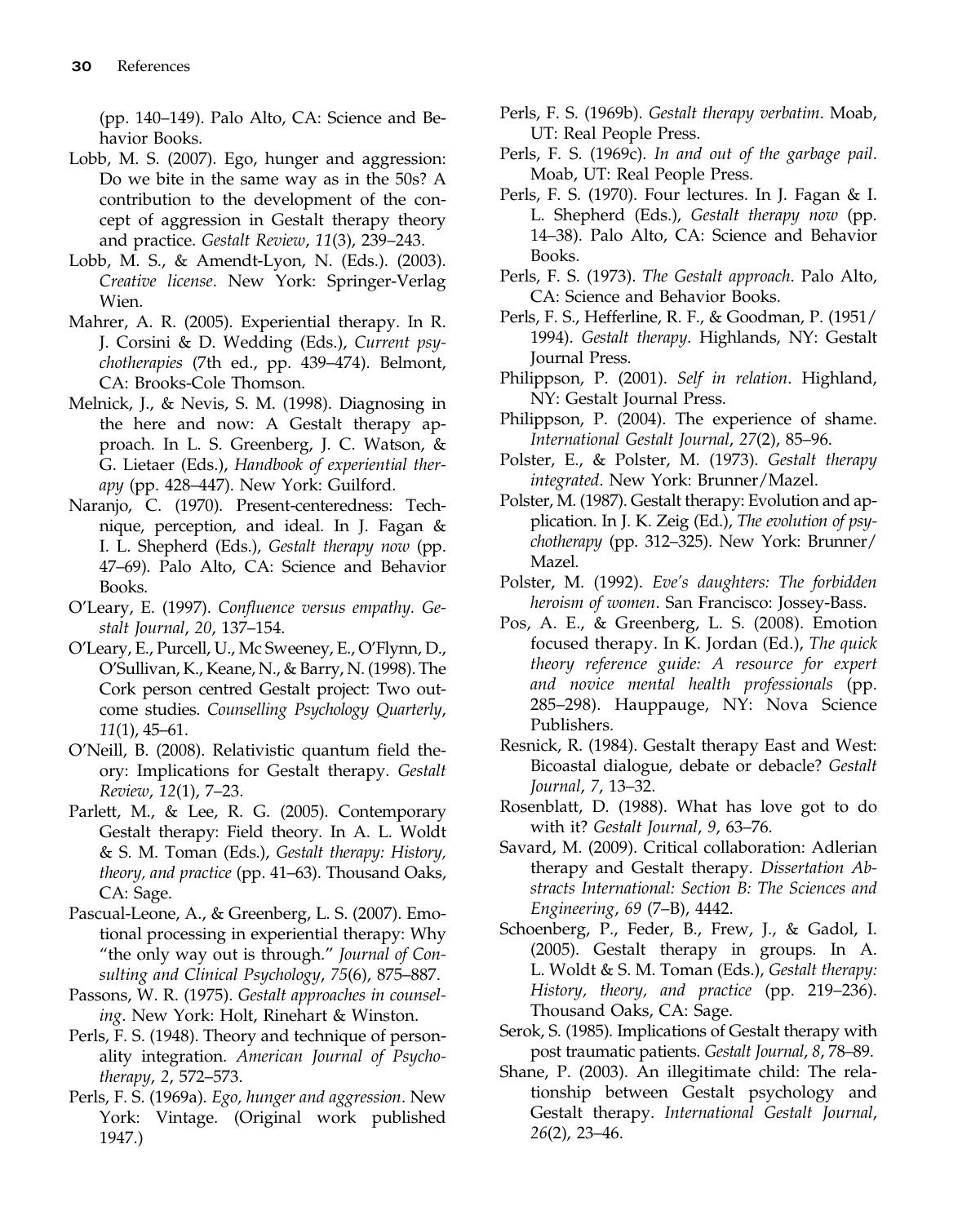(pp. 140–149). Palo Alto, CA: Science and Behavior Books.

Lobb, M. S. (2007). Ego, hunger and aggression: Do we bite in the same way as in the 50s? A contribution to the development of the concept of aggression in Gestalt therapy theory and practice. *Gestalt Review*, *11*(3), 239–243.

Lobb, M. S., & Amendt-Lyon, N. (Eds.). (2003). *Creative license*. New York: Springer-Verlag Wien.

Mahrer, A. R. (2005). Experiential therapy. In R. J. Corsini & D. Wedding (Eds.), *Current psychotherapies* (7th ed., pp. 439–474). Belmont, CA: Brooks-Cole Thomson.

Melnick, J., & Nevis, S. M. (1998). Diagnosing in the here and now: A Gestalt therapy approach. In L. S. Greenberg, J. C. Watson, & G. Lietaer (Eds.), *Handbook of experiential therapy* (pp. 428–447). New York: Guilford.

Naranjo, C. (1970). Present-centeredness: Technique, perception, and ideal. In J. Fagan & I. L. Shepherd (Eds.), *Gestalt therapy now* (pp. 47–69). Palo Alto, CA: Science and Behavior Books.

O'Leary, E. (1997). *Confluence versus empathy. Gestalt Journal*, *20*, 137–154.

O'Leary, E., Purcell, U., Mc Sweeney, E., O'Flynn, D., O'Sullivan, K., Keane, N., & Barry, N. (1998). The Cork person centred Gestalt project: Two outcome studies. *Counselling Psychology Quarterly*, *11*(1), 45–61.

O'Neill, B. (2008). Relativistic quantum field theory: Implications for Gestalt therapy. *Gestalt Review*, *12*(1), 7–23.

Parlett, M., & Lee, R. G. (2005). Contemporary Gestalt therapy: Field theory. In A. L. Woldt & S. M. Toman (Eds.), *Gestalt therapy: History, theory, and practice* (pp. 41–63). Thousand Oaks, CA: Sage.

Pascual-Leone, A., & Greenberg, L. S. (2007). Emotional processing in experiential therapy: Why "the only way out is through." *Journal of Consulting and Clinical Psychology*, *75*(6), 875–887.

Passons, W. R. (1975). *Gestalt approaches in counseling*. New York: Holt, Rinehart & Winston.

Perls, F. S. (1948). Theory and technique of personality integration. *American Journal of Psychotherapy*, *2*, 572–573.

Perls, F. S. (1969a). *Ego, hunger and aggression*. New York: Vintage. (Original work published 1947.)

Perls, F. S. (1969b). *Gestalt therapy verbatim*. Moab, UT: Real People Press.

Perls, F. S. (1969c). *In and out of the garbage pail*. Moab, UT: Real People Press.

Perls, F. S. (1970). Four lectures. In J. Fagan & I. L. Shepherd (Eds.), *Gestalt therapy now* (pp. 14–38). Palo Alto, CA: Science and Behavior Books.

Perls, F. S. (1973). *The Gestalt approach*. Palo Alto, CA: Science and Behavior Books.

Perls, F. S., Hefferline, R. F., & Goodman, P. (1951/1994). *Gestalt therapy*. Highlands, NY: Gestalt Journal Press.

Philippson, P. (2001). *Self in relation*. Highland, NY: Gestalt Journal Press.

Philippson, P. (2004). The experience of shame. *International Gestalt Journal*, *27*(2), 85–96.

Polster, E., & Polster, M. (1973). *Gestalt therapy integrated*. New York: Brunner/Mazel.

Polster, M. (1987). Gestalt therapy: Evolution and application. In J. K. Zeig (Ed.), *The evolution of psychotherapy* (pp. 312–325). New York: Brunner/Mazel.

Polster, M. (1992). *Eve's daughters: The forbidden heroism of women*. San Francisco: Jossey-Bass.

Pos, A. E., & Greenberg, L. S. (2008). Emotion focused therapy. In K. Jordan (Ed.), *The quick theory reference guide: A resource for expert and novice mental health professionals* (pp. 285–298). Hauppauge, NY: Nova Science Publishers.

Resnick, R. (1984). Gestalt therapy East and West: Bicoastal dialogue, debate or debacle? *Gestalt Journal*, *7*, 13–32.

Rosenblatt, D. (1988). What has love got to do with it? *Gestalt Journal*, *9*, 63–76.

Savard, M. (2009). Critical collaboration: Adlerian therapy and Gestalt therapy. *Dissertation Abstracts International: Section B: The Sciences and Engineering*, *69* (7–B), 4442.

Schoenberg, P., Feder, B., Frew, J., & Gadol, I. (2005). Gestalt therapy in groups. In A. L. Woldt & S. M. Toman (Eds.), *Gestalt therapy: History, theory, and practice* (pp. 219–236). Thousand Oaks, CA: Sage.

Serok, S. (1985). Implications of Gestalt therapy with post traumatic patients. *Gestalt Journal*, *8*, 78–89.

Shane, P. (2003). An illegitimate child: The relationship between Gestalt psychology and Gestalt therapy. *International Gestalt Journal*, *26*(2), 23–46.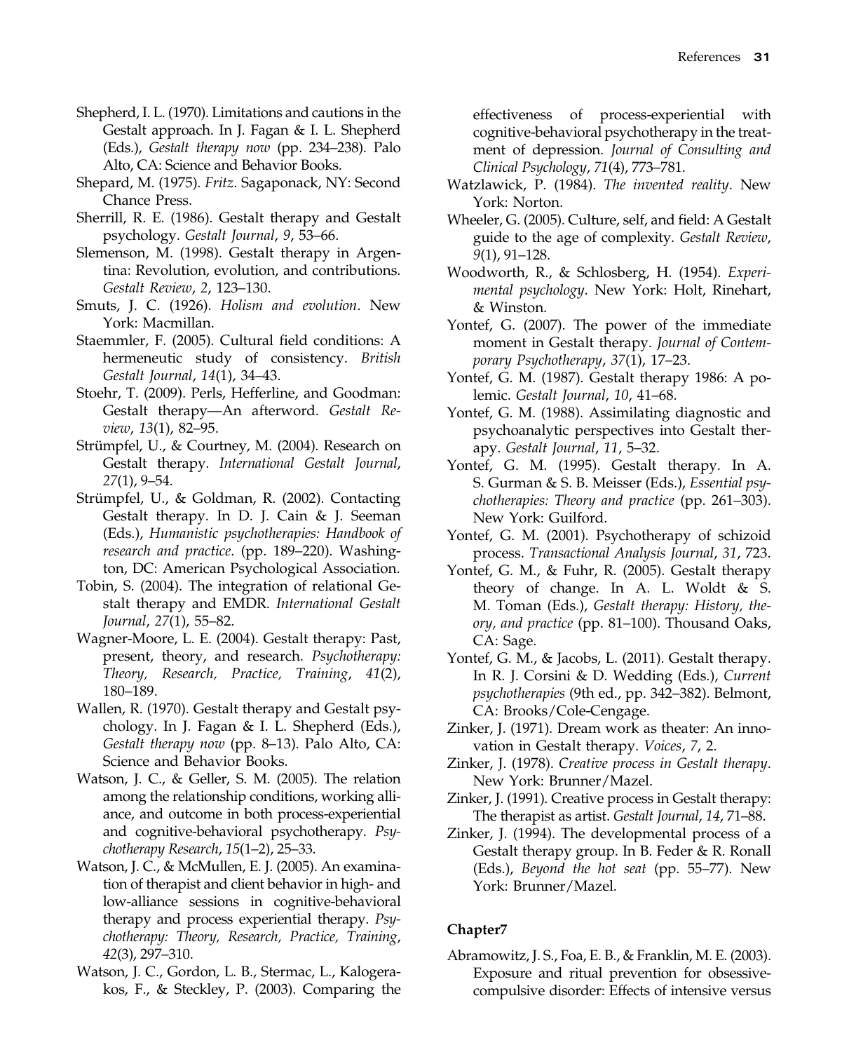Shepherd, I. L. (1970). Limitations and cautions in the Gestalt approach. In J. Fagan & I. L. Shepherd (Eds.), *Gestalt therapy now* (pp. 234–238). Palo Alto, CA: Science and Behavior Books.

Shepard, M. (1975). *Fritz*. Sagaponack, NY: Second Chance Press.

Sherrill, R. E. (1986). Gestalt therapy and Gestalt psychology. *Gestalt Journal*, *9*, 53–66.

Slemenson, M. (1998). Gestalt therapy in Argentina: Revolution, evolution, and contributions. *Gestalt Review*, *2*, 123–130.

Smuts, J. C. (1926). *Holism and evolution*. New York: Macmillan.

Staemmler, F. (2005). Cultural field conditions: A hermeneutic study of consistency. *British Gestalt Journal*, *14*(1), 34–43.

Stoehr, T. (2009). Perls, Hefferline, and Goodman: Gestalt therapy—An afterword. *Gestalt Review*, *13*(1), 82–95.

Strümpfel, U., & Courtney, M. (2004). Research on Gestalt therapy. *International Gestalt Journal*, *27*(1), 9–54.

Strümpfel, U., & Goldman, R. (2002). Contacting Gestalt therapy. In D. J. Cain & J. Seeman (Eds.), *Humanistic psychotherapies: Handbook of research and practice*. (pp. 189–220). Washington, DC: American Psychological Association.

Tobin, S. (2004). The integration of relational Gestalt therapy and EMDR. *International Gestalt Journal*, *27*(1), 55–82.

Wagner-Moore, L. E. (2004). Gestalt therapy: Past, present, theory, and research. *Psychotherapy: Theory, Research, Practice, Training*, *41*(2), 180–189.

Wallen, R. (1970). Gestalt therapy and Gestalt psychology. In J. Fagan & I. L. Shepherd (Eds.), *Gestalt therapy now* (pp. 8–13). Palo Alto, CA: Science and Behavior Books.

Watson, J. C., & Geller, S. M. (2005). The relation among the relationship conditions, working alliance, and outcome in both process-experiential and cognitive-behavioral psychotherapy. *Psychotherapy Research*, *15*(1–2), 25–33.

Watson, J. C., & McMullen, E. J. (2005). An examination of therapist and client behavior in high- and low-alliance sessions in cognitive-behavioral therapy and process experiential therapy. *Psychotherapy: Theory, Research, Practice, Training*, *42*(3), 297–310.

Watson, J. C., Gordon, L. B., Stermac, L., Kalogerakos, F., & Steckley, P. (2003). Comparing the effectiveness of process-experiential with cognitive-behavioral psychotherapy in the treatment of depression. *Journal of Consulting and Clinical Psychology*, *71*(4), 773–781.

Watzlawick, P. (1984). *The invented reality*. New York: Norton.

Wheeler, G. (2005). Culture, self, and field: A Gestalt guide to the age of complexity. *Gestalt Review*, *9*(1), 91–128.

Woodworth, R., & Schlosberg, H. (1954). *Experimental psychology*. New York: Holt, Rinehart, & Winston.

Yontef, G. (2007). The power of the immediate moment in Gestalt therapy. *Journal of Contemporary Psychotherapy*, *37*(1), 17–23.

Yontef, G. M. (1987). Gestalt therapy 1986: A polemic. *Gestalt Journal*, *10*, 41–68.

Yontef, G. M. (1988). Assimilating diagnostic and psychoanalytic perspectives into Gestalt therapy. *Gestalt Journal*, *11*, 5–32.

Yontef, G. M. (1995). Gestalt therapy. In A. S. Gurman & S. B. Meisser (Eds.), *Essential psychotherapies: Theory and practice* (pp. 261–303). New York: Guilford.

Yontef, G. M. (2001). Psychotherapy of schizoid process. *Transactional Analysis Journal*, *31*, 723.

Yontef, G. M., & Fuhr, R. (2005). Gestalt therapy theory of change. In A. L. Woldt & S. M. Toman (Eds.), *Gestalt therapy: History, theory, and practice* (pp. 81–100). Thousand Oaks, CA: Sage.

Yontef, G. M., & Jacobs, L. (2011). Gestalt therapy. In R. J. Corsini & D. Wedding (Eds.), *Current psychotherapies* (9th ed., pp. 342–382). Belmont, CA: Brooks/Cole-Cengage.

Zinker, J. (1971). Dream work as theater: An innovation in Gestalt therapy. *Voices*, *7*, 2.

Zinker, J. (1978). *Creative process in Gestalt therapy*. New York: Brunner/Mazel.

Zinker, J. (1991). Creative process in Gestalt therapy: The therapist as artist. *Gestalt Journal*, *14*, 71–88.

Zinker, J. (1994). The developmental process of a Gestalt therapy group. In B. Feder & R. Ronall (Eds.), *Beyond the hot seat* (pp. 55–77). New York: Brunner/Mazel.

### Chapter7

Abramowitz, J. S., Foa, E. B., & Franklin, M. E. (2003). Exposure and ritual prevention for obsessive-compulsive disorder: Effects of intensive versus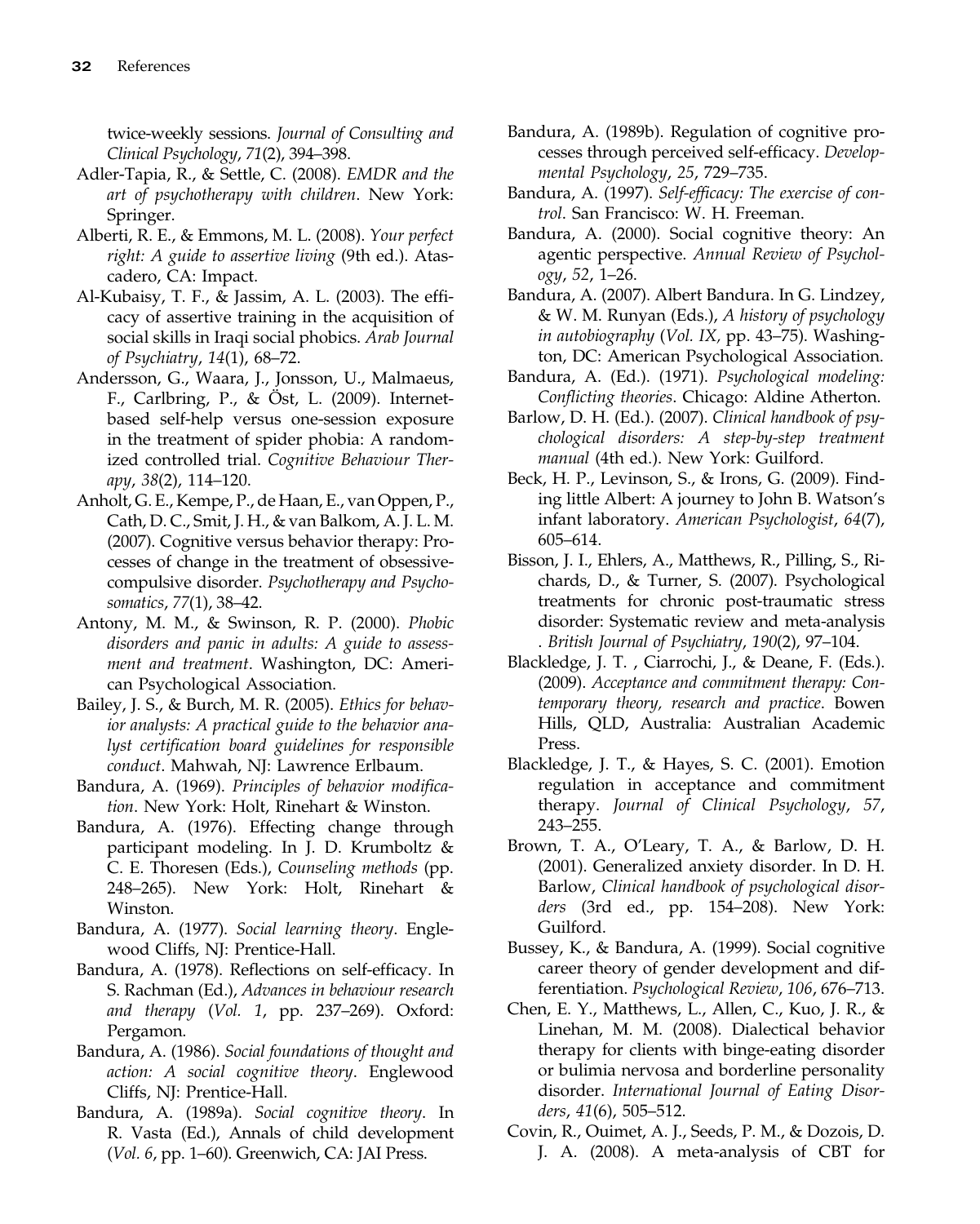twice-weekly sessions. *Journal of Consulting and Clinical Psychology*, *71*(2), 394–398.

Adler-Tapia, R., & Settle, C. (2008). *EMDR and the art of psychotherapy with children*. New York: Springer.

Alberti, R. E., & Emmons, M. L. (2008). *Your perfect right: A guide to assertive living* (9th ed.). Atascadero, CA: Impact.

Al-Kubaisy, T. F., & Jassim, A. L. (2003). The efficacy of assertive training in the acquisition of social skills in Iraqi social phobics. *Arab Journal of Psychiatry*, *14*(1), 68–72.

Andersson, G., Waara, J., Jonsson, U., Malmaeus, F., Carlbring, P., & Öst, L. (2009). Internet-based self-help versus one-session exposure in the treatment of spider phobia: A randomized controlled trial. *Cognitive Behaviour Therapy*, *38*(2), 114–120.

Anholt, G. E., Kempe, P., de Haan, E., van Oppen, P., Cath, D. C., Smit, J. H., & van Balkom, A. J. L. M. (2007). Cognitive versus behavior therapy: Processes of change in the treatment of obsessive-compulsive disorder. *Psychotherapy and Psychosomatics*, *77*(1), 38–42.

Antony, M. M., & Swinson, R. P. (2000). *Phobic disorders and panic in adults: A guide to assessment and treatment*. Washington, DC: American Psychological Association.

Bailey, J. S., & Burch, M. R. (2005). *Ethics for behavior analysts: A practical guide to the behavior analyst certification board guidelines for responsible conduct*. Mahwah, NJ: Lawrence Erlbaum.

Bandura, A. (1969). *Principles of behavior modification*. New York: Holt, Rinehart & Winston.

Bandura, A. (1976). Effecting change through participant modeling. In J. D. Krumboltz & C. E. Thoresen (Eds.), *Counseling methods* (pp. 248–265). New York: Holt, Rinehart & Winston.

Bandura, A. (1977). *Social learning theory*. Englewood Cliffs, NJ: Prentice-Hall.

Bandura, A. (1978). Reflections on self-efficacy. In S. Rachman (Ed.), *Advances in behaviour research and therapy* (*Vol. 1*, pp. 237–269). Oxford: Pergamon.

Bandura, A. (1986). *Social foundations of thought and action: A social cognitive theory*. Englewood Cliffs, NJ: Prentice-Hall.

Bandura, A. (1989a). *Social cognitive theory*. In R. Vasta (Ed.), Annals of child development (*Vol. 6*, pp. 1–60). Greenwich, CA: JAI Press.

Bandura, A. (1989b). Regulation of cognitive processes through perceived self-efficacy. *Developmental Psychology*, *25*, 729–735.

Bandura, A. (1997). *Self-efficacy: The exercise of control*. San Francisco: W. H. Freeman.

Bandura, A. (2000). Social cognitive theory: An agentic perspective. *Annual Review of Psychology*, *52*, 1–26.

Bandura, A. (2007). Albert Bandura. In G. Lindzey, & W. M. Runyan (Eds.), *A history of psychology in autobiography* (*Vol. IX,* pp. 43–75). Washington, DC: American Psychological Association.

Bandura, A. (Ed.). (1971). *Psychological modeling: Conflicting theories*. Chicago: Aldine Atherton.

Barlow, D. H. (Ed.). (2007). *Clinical handbook of psychological disorders: A step-by-step treatment manual* (4th ed.). New York: Guilford.

Beck, H. P., Levinson, S., & Irons, G. (2009). Finding little Albert: A journey to John B. Watson's infant laboratory. *American Psychologist*, *64*(7), 605–614.

Bisson, J. I., Ehlers, A., Matthews, R., Pilling, S., Richards, D., & Turner, S. (2007). Psychological treatments for chronic post-traumatic stress disorder: Systematic review and meta-analysis . *British Journal of Psychiatry*, *190*(2), 97–104.

Blackledge, J. T. , Ciarrochi, J., & Deane, F. (Eds.). (2009). *Acceptance and commitment therapy: Contemporary theory, research and practice*. Bowen Hills, QLD, Australia: Australian Academic Press.

Blackledge, J. T., & Hayes, S. C. (2001). Emotion regulation in acceptance and commitment therapy. *Journal of Clinical Psychology*, *57*, 243–255.

Brown, T. A., O'Leary, T. A., & Barlow, D. H. (2001). Generalized anxiety disorder. In D. H. Barlow, *Clinical handbook of psychological disorders* (3rd ed., pp. 154–208). New York: Guilford.

Bussey, K., & Bandura, A. (1999). Social cognitive career theory of gender development and differentiation. *Psychological Review*, *106*, 676–713.

Chen, E. Y., Matthews, L., Allen, C., Kuo, J. R., & Linehan, M. M. (2008). Dialectical behavior therapy for clients with binge-eating disorder or bulimia nervosa and borderline personality disorder. *International Journal of Eating Disorders*, *41*(6), 505–512.

Covin, R., Ouimet, A. J., Seeds, P. M., & Dozois, D. J. A. (2008). A meta-analysis of CBT for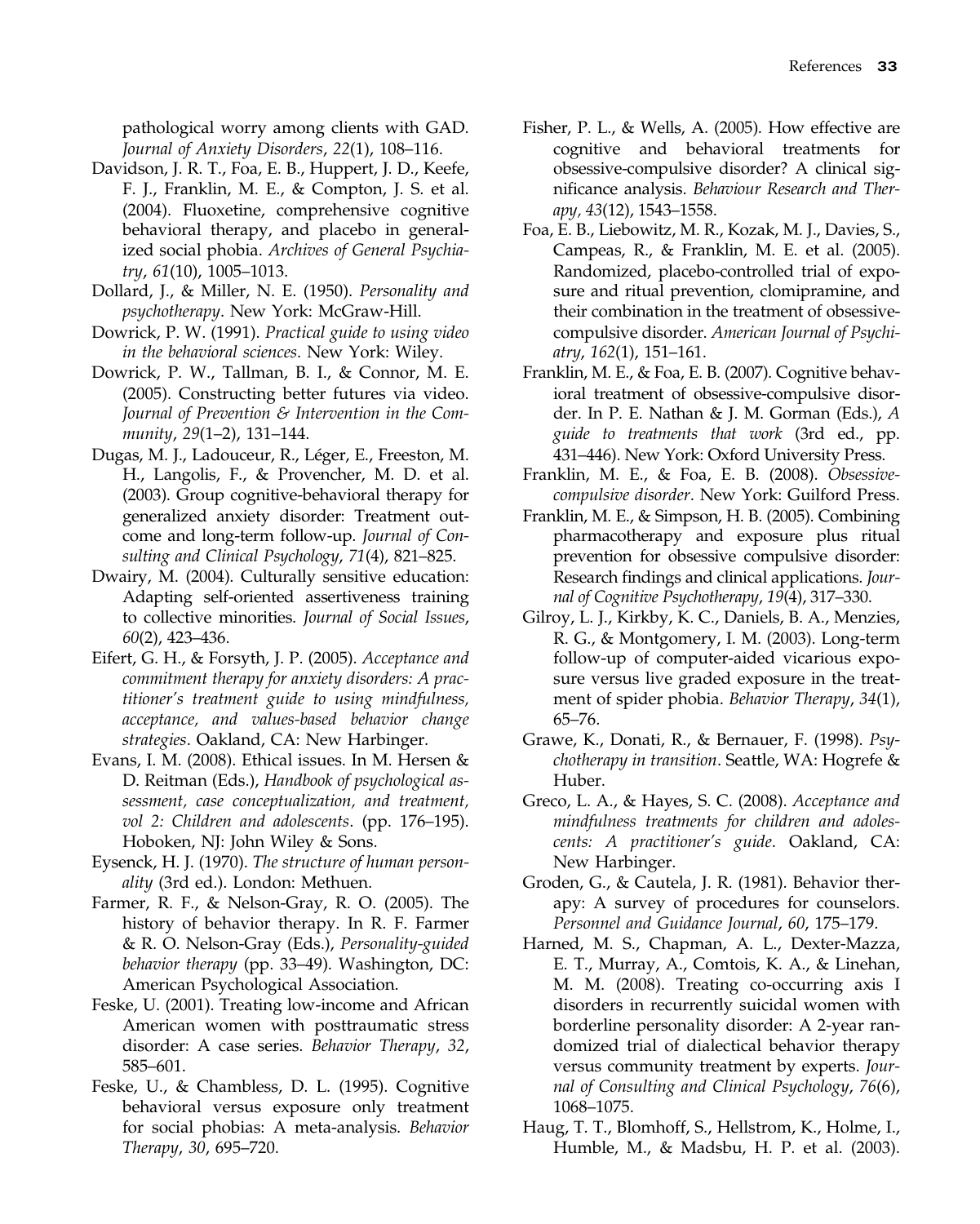pathological worry among clients with GAD. *Journal of Anxiety Disorders*, *22*(1), 108–116.

Davidson, J. R. T., Foa, E. B., Huppert, J. D., Keefe, F. J., Franklin, M. E., & Compton, J. S. et al. (2004). Fluoxetine, comprehensive cognitive behavioral therapy, and placebo in generalized social phobia. *Archives of General Psychiatry*, *61*(10), 1005–1013.

Dollard, J., & Miller, N. E. (1950). *Personality and psychotherapy*. New York: McGraw-Hill.

Dowrick, P. W. (1991). *Practical guide to using video in the behavioral sciences*. New York: Wiley.

Dowrick, P. W., Tallman, B. I., & Connor, M. E. (2005). Constructing better futures via video. *Journal of Prevention & Intervention in the Community*, *29*(1–2), 131–144.

Dugas, M. J., Ladouceur, R., Léger, E., Freeston, M. H., Langolis, F., & Provencher, M. D. et al. (2003). Group cognitive-behavioral therapy for generalized anxiety disorder: Treatment outcome and long-term follow-up. *Journal of Consulting and Clinical Psychology*, *71*(4), 821–825.

Dwairy, M. (2004). Culturally sensitive education: Adapting self-oriented assertiveness training to collective minorities. *Journal of Social Issues*, *60*(2), 423–436.

Eifert, G. H., & Forsyth, J. P. (2005). *Acceptance and commitment therapy for anxiety disorders: A practitioner's treatment guide to using mindfulness, acceptance, and values-based behavior change strategies*. Oakland, CA: New Harbinger.

Evans, I. M. (2008). Ethical issues. In M. Hersen & D. Reitman (Eds.), *Handbook of psychological assessment, case conceptualization, and treatment, vol 2: Children and adolescents*. (pp. 176–195). Hoboken, NJ: John Wiley & Sons.

Eysenck, H. J. (1970). *The structure of human personality* (3rd ed.). London: Methuen.

Farmer, R. F., & Nelson-Gray, R. O. (2005). The history of behavior therapy. In R. F. Farmer & R. O. Nelson-Gray (Eds.), *Personality-guided behavior therapy* (pp. 33–49). Washington, DC: American Psychological Association.

Feske, U. (2001). Treating low-income and African American women with posttraumatic stress disorder: A case series. *Behavior Therapy*, *32*, 585–601.

Feske, U., & Chambless, D. L. (1995). Cognitive behavioral versus exposure only treatment for social phobias: A meta-analysis. *Behavior Therapy*, *30*, 695–720.

Fisher, P. L., & Wells, A. (2005). How effective are cognitive and behavioral treatments for obsessive-compulsive disorder? A clinical significance analysis. *Behaviour Research and Therapy, 43*(12), 1543–1558.

Foa, E. B., Liebowitz, M. R., Kozak, M. J., Davies, S., Campeas, R., & Franklin, M. E. et al. (2005). Randomized, placebo-controlled trial of exposure and ritual prevention, clomipramine, and their combination in the treatment of obsessive-compulsive disorder. *American Journal of Psychiatry*, *162*(1), 151–161.

Franklin, M. E., & Foa, E. B. (2007). Cognitive behavioral treatment of obsessive-compulsive disorder. In P. E. Nathan & J. M. Gorman (Eds.), *A guide to treatments that work* (3rd ed., pp. 431–446). New York: Oxford University Press.

Franklin, M. E., & Foa, E. B. (2008). *Obsessive-compulsive disorder*. New York: Guilford Press.

Franklin, M. E., & Simpson, H. B. (2005). Combining pharmacotherapy and exposure plus ritual prevention for obsessive compulsive disorder: Research findings and clinical applications. *Journal of Cognitive Psychotherapy*, *19*(4), 317–330.

Gilroy, L. J., Kirkby, K. C., Daniels, B. A., Menzies, R. G., & Montgomery, I. M. (2003). Long-term follow-up of computer-aided vicarious exposure versus live graded exposure in the treatment of spider phobia. *Behavior Therapy*, *34*(1), 65–76.

Grawe, K., Donati, R., & Bernauer, F. (1998). *Psychotherapy in transition*. Seattle, WA: Hogrefe & Huber.

Greco, L. A., & Hayes, S. C. (2008). *Acceptance and mindfulness treatments for children and adolescents: A practitioner's guide*. Oakland, CA: New Harbinger.

Groden, G., & Cautela, J. R. (1981). Behavior therapy: A survey of procedures for counselors. *Personnel and Guidance Journal*, *60*, 175–179.

Harned, M. S., Chapman, A. L., Dexter-Mazza, E. T., Murray, A., Comtois, K. A., & Linehan, M. M. (2008). Treating co-occurring axis I disorders in recurrently suicidal women with borderline personality disorder: A 2-year randomized trial of dialectical behavior therapy versus community treatment by experts. *Journal of Consulting and Clinical Psychology*, *76*(6), 1068–1075.

Haug, T. T., Blomhoff, S., Hellstrom, K., Holme, I., Humble, M., & Madsbu, H. P. et al. (2003).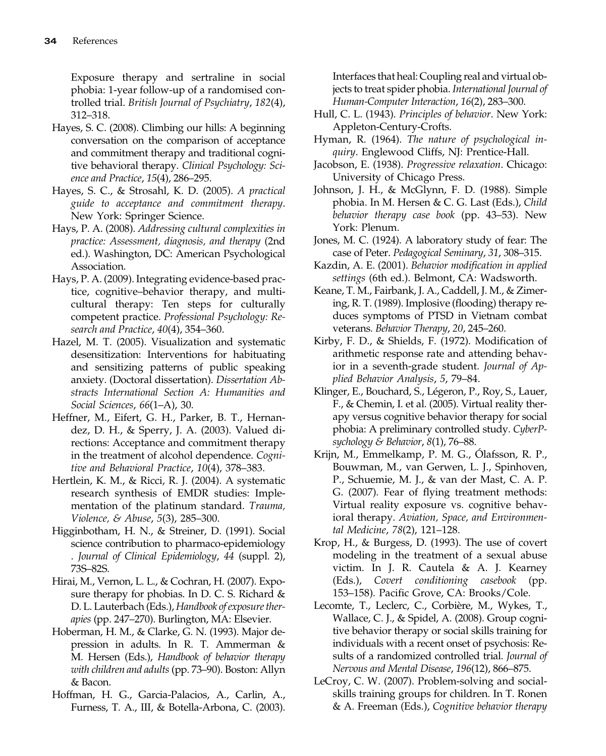Exposure therapy and sertraline in social phobia: 1-year follow-up of a randomised controlled trial. *British Journal of Psychiatry*, *182*(4), 312–318.

Hayes, S. C. (2008). Climbing our hills: A beginning conversation on the comparison of acceptance and commitment therapy and traditional cognitive behavioral therapy. *Clinical Psychology: Science and Practice*, *15*(4), 286–295.

Hayes, S. C., & Strosahl, K. D. (2005). *A practical guide to acceptance and commitment therapy*. New York: Springer Science.

Hays, P. A. (2008). *Addressing cultural complexities in practice: Assessment, diagnosis, and therapy* (2nd ed.). Washington, DC: American Psychological Association.

Hays, P. A. (2009). Integrating evidence-based practice, cognitive–behavior therapy, and multicultural therapy: Ten steps for culturally competent practice. *Professional Psychology: Research and Practice*, *40*(4), 354–360.

Hazel, M. T. (2005). Visualization and systematic desensitization: Interventions for habituating and sensitizing patterns of public speaking anxiety. (Doctoral dissertation). *Dissertation Abstracts International Section A: Humanities and Social Sciences*, *66*(1–A), 30.

Heffner, M., Eifert, G. H., Parker, B. T., Hernandez, D. H., & Sperry, J. A. (2003). Valued directions: Acceptance and commitment therapy in the treatment of alcohol dependence. *Cognitive and Behavioral Practice*, *10*(4), 378–383.

Hertlein, K. M., & Ricci, R. J. (2004). A systematic research synthesis of EMDR studies: Implementation of the platinum standard. *Trauma, Violence, & Abuse*, *5*(3), 285–300.

Higginbotham, H. N., & Streiner, D. (1991). Social science contribution to pharmaco-epidemiology . *Journal of Clinical Epidemiology*, *44* (suppl. 2), 73S–82S.

Hirai, M., Vernon, L. L., & Cochran, H. (2007). Exposure therapy for phobias. In D. C. S. Richard & D. L. Lauterbach (Eds.), *Handbook of exposure therapies* (pp. 247–270). Burlington, MA: Elsevier.

Hoberman, H. M., & Clarke, G. N. (1993). Major depression in adults. In R. T. Ammerman & M. Hersen (Eds.), *Handbook of behavior therapy with children and adults* (pp. 73–90). Boston: Allyn & Bacon.

Hoffman, H. G., Garcia-Palacios, A., Carlin, A., Furness, T. A., III, & Botella-Arbona, C. (2003). Interfaces that heal: Coupling real and virtual objects to treat spider phobia. *International Journal of Human-Computer Interaction*, *16*(2), 283–300.

Hull, C. L. (1943). *Principles of behavior*. New York: Appleton-Century-Crofts.

Hyman, R. (1964). *The nature of psychological inquiry*. Englewood Cliffs, NJ: Prentice-Hall.

Jacobson, E. (1938). *Progressive relaxation*. Chicago: University of Chicago Press.

Johnson, J. H., & McGlynn, F. D. (1988). Simple phobia. In M. Hersen & C. G. Last (Eds.), *Child behavior therapy case book* (pp. 43–53). New York: Plenum.

Jones, M. C. (1924). A laboratory study of fear: The case of Peter. *Pedagogical Seminary*, *31*, 308–315.

Kazdin, A. E. (2001). *Behavior modification in applied settings* (6th ed.). Belmont, CA: Wadsworth.

Keane, T. M., Fairbank, J. A., Caddell, J. M., & Zimering, R. T. (1989). Implosive (flooding) therapy reduces symptoms of PTSD in Vietnam combat veterans. *Behavior Therapy*, *20*, 245–260.

Kirby, F. D., & Shields, F. (1972). Modification of arithmetic response rate and attending behavior in a seventh-grade student. *Journal of Applied Behavior Analysis*, *5*, 79–84.

Klinger, E., Bouchard, S., Légeron, P., Roy, S., Lauer, F., & Chemin, I. et al. (2005). Virtual reality therapy versus cognitive behavior therapy for social phobia: A preliminary controlled study. *CyberPsychology & Behavior*, *8*(1), 76–88.

Krijn, M., Emmelkamp, P. M. G., Ólafsson, R. P., Bouwman, M., van Gerwen, L. J., Spinhoven, P., Schuemie, M. J., & van der Mast, C. A. P. G. (2007). Fear of flying treatment methods: Virtual reality exposure vs. cognitive behavioral therapy. *Aviation, Space, and Environmental Medicine*, *78*(2), 121–128.

Krop, H., & Burgess, D. (1993). The use of covert modeling in the treatment of a sexual abuse victim. In J. R. Cautela & A. J. Kearney (Eds.), *Covert conditioning casebook* (pp. 153–158). Pacific Grove, CA: Brooks/Cole.

Lecomte, T., Leclerc, C., Corbière, M., Wykes, T., Wallace, C. J., & Spidel, A. (2008). Group cognitive behavior therapy or social skills training for individuals with a recent onset of psychosis: Results of a randomized controlled trial. *Journal of Nervous and Mental Disease*, *196*(12), 866–875.

LeCroy, C. W. (2007). Problem-solving and social-skills training groups for children. In T. Ronen & A. Freeman (Eds.), *Cognitive behavior therapy*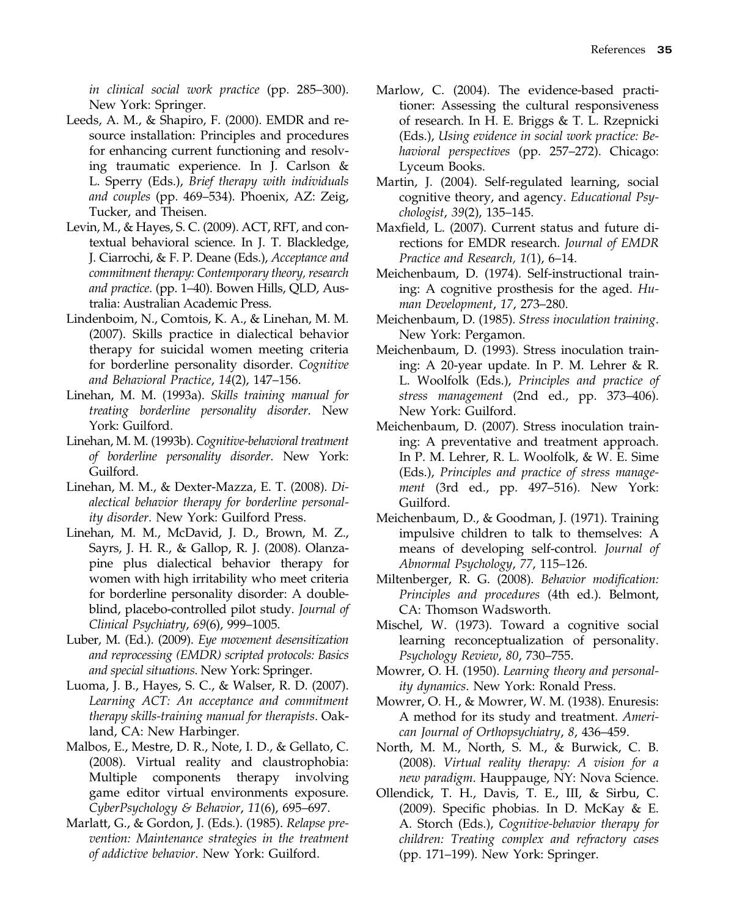*in clinical social work practice* (pp. 285–300). New York: Springer.

Leeds, A. M., & Shapiro, F. (2000). EMDR and resource installation: Principles and procedures for enhancing current functioning and resolving traumatic experience. In J. Carlson & L. Sperry (Eds.), *Brief therapy with individuals and couples* (pp. 469–534). Phoenix, AZ: Zeig, Tucker, and Theisen.

Levin, M., & Hayes, S. C. (2009). ACT, RFT, and contextual behavioral science. In J. T. Blackledge, J. Ciarrochi, & F. P. Deane (Eds.), *Acceptance and commitment therapy: Contemporary theory, research and practice*. (pp. 1–40). Bowen Hills, QLD, Australia: Australian Academic Press.

Lindenboim, N., Comtois, K. A., & Linehan, M. M. (2007). Skills practice in dialectical behavior therapy for suicidal women meeting criteria for borderline personality disorder. *Cognitive and Behavioral Practice*, *14*(2), 147–156.

Linehan, M. M. (1993a). *Skills training manual for treating borderline personality disorder*. New York: Guilford.

Linehan, M. M. (1993b). *Cognitive-behavioral treatment of borderline personality disorder*. New York: Guilford.

Linehan, M. M., & Dexter-Mazza, E. T. (2008). *Dialectical behavior therapy for borderline personality disorder*. New York: Guilford Press.

Linehan, M. M., McDavid, J. D., Brown, M. Z., Sayrs, J. H. R., & Gallop, R. J. (2008). Olanzapine plus dialectical behavior therapy for women with high irritability who meet criteria for borderline personality disorder: A double-blind, placebo-controlled pilot study. *Journal of Clinical Psychiatry*, *69*(6), 999–1005.

Luber, M. (Ed.). (2009). *Eye movement desensitization and reprocessing (EMDR) scripted protocols: Basics and special situations*. New York: Springer.

Luoma, J. B., Hayes, S. C., & Walser, R. D. (2007). *Learning ACT: An acceptance and commitment therapy skills-training manual for therapists*. Oakland, CA: New Harbinger.

Malbos, E., Mestre, D. R., Note, I. D., & Gellato, C. (2008). Virtual reality and claustrophobia: Multiple components therapy involving game editor virtual environments exposure. *CyberPsychology & Behavior*, *11*(6), 695–697.

Marlatt, G., & Gordon, J. (Eds.). (1985). *Relapse prevention: Maintenance strategies in the treatment of addictive behavior*. New York: Guilford.

Marlow, C. (2004). The evidence-based practitioner: Assessing the cultural responsiveness of research. In H. E. Briggs & T. L. Rzepnicki (Eds.), *Using evidence in social work practice: Behavioral perspectives* (pp. 257–272). Chicago: Lyceum Books.

Martin, J. (2004). Self-regulated learning, social cognitive theory, and agency. *Educational Psychologist*, *39*(2), 135–145.

Maxfield, L. (2007). Current status and future directions for EMDR research. *Journal of EMDR Practice and Research, 1*(1), 6–14.

Meichenbaum, D. (1974). Self-instructional training: A cognitive prosthesis for the aged. *Human Development*, *17*, 273–280.

Meichenbaum, D. (1985). *Stress inoculation training*. New York: Pergamon.

Meichenbaum, D. (1993). Stress inoculation training: A 20-year update. In P. M. Lehrer & R. L. Woolfolk (Eds.), *Principles and practice of stress management* (2nd ed., pp. 373–406). New York: Guilford.

Meichenbaum, D. (2007). Stress inoculation training: A preventative and treatment approach. In P. M. Lehrer, R. L. Woolfolk, & W. E. Sime (Eds.), *Principles and practice of stress management* (3rd ed., pp. 497–516). New York: Guilford.

Meichenbaum, D., & Goodman, J. (1971). Training impulsive children to talk to themselves: A means of developing self-control. *Journal of Abnormal Psychology*, *77*, 115–126.

Miltenberger, R. G. (2008). *Behavior modification: Principles and procedures* (4th ed.). Belmont, CA: Thomson Wadsworth.

Mischel, W. (1973). Toward a cognitive social learning reconceptualization of personality. *Psychology Review*, *80*, 730–755.

Mowrer, O. H. (1950). *Learning theory and personality dynamics*. New York: Ronald Press.

Mowrer, O. H., & Mowrer, W. M. (1938). Enuresis: A method for its study and treatment. *American Journal of Orthopsychiatry*, *8*, 436–459.

North, M. M., North, S. M., & Burwick, C. B. (2008). *Virtual reality therapy: A vision for a new paradigm*. Hauppauge, NY: Nova Science.

Ollendick, T. H., Davis, T. E., III, & Sirbu, C. (2009). Specific phobias. In D. McKay & E. A. Storch (Eds.), *Cognitive-behavior therapy for children: Treating complex and refractory cases* (pp. 171–199). New York: Springer.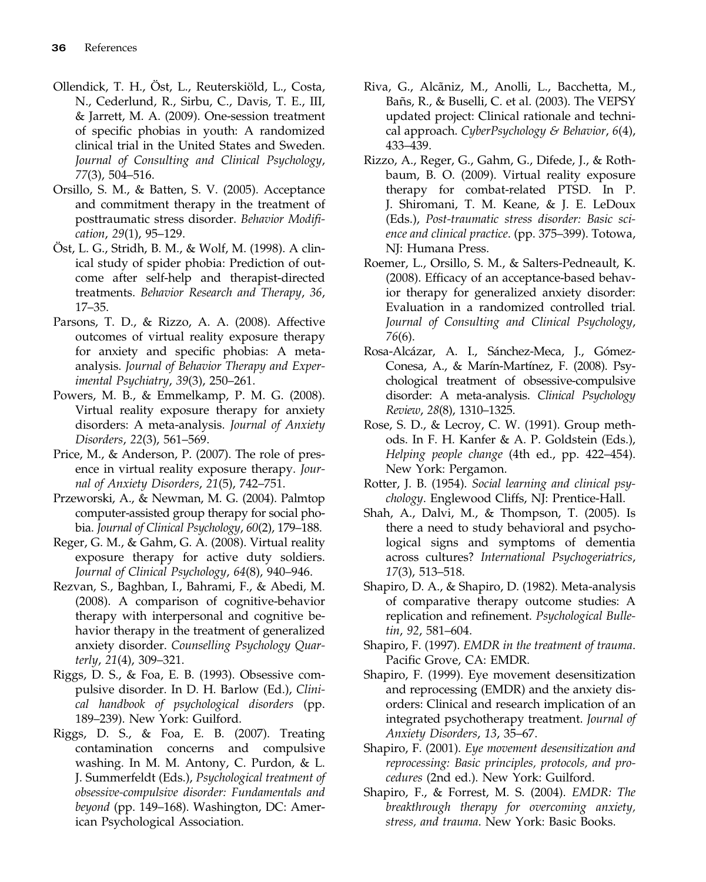Ollendick, T. H., Öst, L., Reuterskiöld, L., Costa, N., Cederlund, R., Sirbu, C., Davis, T. E., III, & Jarrett, M. A. (2009). One-session treatment of specific phobias in youth: A randomized clinical trial in the United States and Sweden. *Journal of Consulting and Clinical Psychology*, *77*(3), 504–516.

Orsillo, S. M., & Batten, S. V. (2005). Acceptance and commitment therapy in the treatment of posttraumatic stress disorder. *Behavior Modification*, *29*(1), 95–129.

Öst, L. G., Stridh, B. M., & Wolf, M. (1998). A clinical study of spider phobia: Prediction of outcome after self-help and therapist-directed treatments. *Behavior Research and Therapy*, *36*, 17–35.

Parsons, T. D., & Rizzo, A. A. (2008). Affective outcomes of virtual reality exposure therapy for anxiety and specific phobias: A meta-analysis. *Journal of Behavior Therapy and Experimental Psychiatry*, *39*(3), 250–261.

Powers, M. B., & Emmelkamp, P. M. G. (2008). Virtual reality exposure therapy for anxiety disorders: A meta-analysis. *Journal of Anxiety Disorders*, *22*(3), 561–569.

Price, M., & Anderson, P. (2007). The role of presence in virtual reality exposure therapy. *Journal of Anxiety Disorders*, *21*(5), 742–751.

Przeworski, A., & Newman, M. G. (2004). Palmtop computer-assisted group therapy for social phobia. *Journal of Clinical Psychology*, *60*(2), 179–188.

Reger, G. M., & Gahm, G. A. (2008). Virtual reality exposure therapy for active duty soldiers. *Journal of Clinical Psychology*, *64*(8), 940–946.

Rezvan, S., Baghban, I., Bahrami, F., & Abedi, M. (2008). A comparison of cognitive-behavior therapy with interpersonal and cognitive behavior therapy in the treatment of generalized anxiety disorder. *Counselling Psychology Quarterly*, *21*(4), 309–321.

Riggs, D. S., & Foa, E. B. (1993). Obsessive compulsive disorder. In D. H. Barlow (Ed.), *Clinical handbook of psychological disorders* (pp. 189–239). New York: Guilford.

Riggs, D. S., & Foa, E. B. (2007). Treating contamination concerns and compulsive washing. In M. M. Antony, C. Purdon, & L. J. Summerfeldt (Eds.), *Psychological treatment of obsessive-compulsive disorder: Fundamentals and beyond* (pp. 149–168). Washington, DC: American Psychological Association.

Riva, G., Alcãniz, M., Anolli, L., Bacchetta, M., Baños, R., & Buselli, C. et al. (2003). The VEPSY updated project: Clinical rationale and technical approach. *CyberPsychology & Behavior*, *6*(4), 433–439.

Rizzo, A., Reger, G., Gahm, G., Difede, J., & Rothbaum, B. O. (2009). Virtual reality exposure therapy for combat-related PTSD. In P. J. Shiromani, T. M. Keane, & J. E. LeDoux (Eds.), *Post-traumatic stress disorder: Basic science and clinical practice*. (pp. 375–399). Totowa, NJ: Humana Press.

Roemer, L., Orsillo, S. M., & Salters-Pedneault, K. (2008). Efficacy of an acceptance-based behavior therapy for generalized anxiety disorder: Evaluation in a randomized controlled trial. *Journal of Consulting and Clinical Psychology*, *76*(6).

Rosa-Alcázar, A. I., Sánchez-Meca, J., Gómez-Conesa, A., & Marín-Martínez, F. (2008). Psychological treatment of obsessive-compulsive disorder: A meta-analysis. *Clinical Psychology Review*, *28*(8), 1310–1325.

Rose, S. D., & Lecroy, C. W. (1991). Group methods. In F. H. Kanfer & A. P. Goldstein (Eds.), *Helping people change* (4th ed., pp. 422–454). New York: Pergamon.

Rotter, J. B. (1954). *Social learning and clinical psychology*. Englewood Cliffs, NJ: Prentice-Hall.

Shah, A., Dalvi, M., & Thompson, T. (2005). Is there a need to study behavioral and psychological signs and symptoms of dementia across cultures? *International Psychogeriatrics*, *17*(3), 513–518.

Shapiro, D. A., & Shapiro, D. (1982). Meta-analysis of comparative therapy outcome studies: A replication and refinement. *Psychological Bulletin*, *92*, 581–604.

Shapiro, F. (1997). *EMDR in the treatment of trauma*. Pacific Grove, CA: EMDR.

Shapiro, F. (1999). Eye movement desensitization and reprocessing (EMDR) and the anxiety disorders: Clinical and research implication of an integrated psychotherapy treatment. *Journal of Anxiety Disorders*, *13*, 35–67.

Shapiro, F. (2001). *Eye movement desensitization and reprocessing: Basic principles, protocols, and procedures* (2nd ed.). New York: Guilford.

Shapiro, F., & Forrest, M. S. (2004). *EMDR: The breakthrough therapy for overcoming anxiety, stress, and trauma*. New York: Basic Books.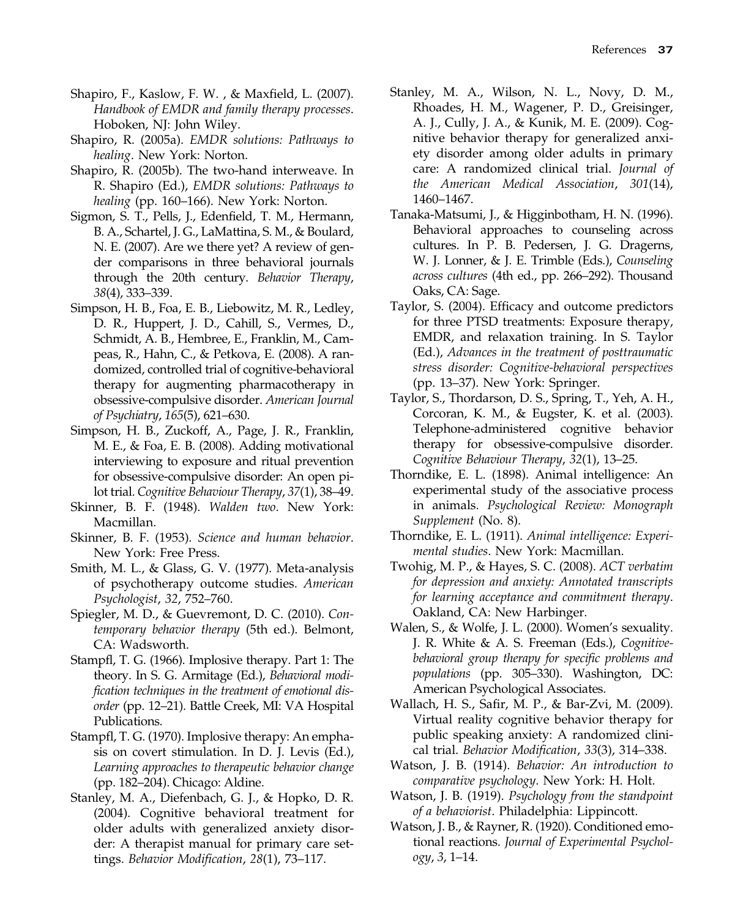Shapiro, F., Kaslow, F. W. , & Maxfield, L. (2007). *Handbook of EMDR and family therapy processes*. Hoboken, NJ: John Wiley.

Shapiro, R. (2005a). *EMDR solutions: Pathways to healing*. New York: Norton.

Shapiro, R. (2005b). The two-hand interweave. In R. Shapiro (Ed.), *EMDR solutions: Pathways to healing* (pp. 160–166). New York: Norton.

Sigmon, S. T., Pells, J., Edenfield, T. M., Hermann, B. A., Schartel, J. G., LaMattina, S. M., & Boulard, N. E. (2007). Are we there yet? A review of gender comparisons in three behavioral journals through the 20th century. *Behavior Therapy*, *38*(4), 333–339.

Simpson, H. B., Foa, E. B., Liebowitz, M. R., Ledley, D. R., Huppert, J. D., Cahill, S., Vermes, D., Schmidt, A. B., Hembree, E., Franklin, M., Campeas, R., Hahn, C., & Petkova, E. (2008). A randomized, controlled trial of cognitive-behavioral therapy for augmenting pharmacotherapy in obsessive-compulsive disorder. *American Journal of Psychiatry*, *165*(5), 621–630.

Simpson, H. B., Zuckoff, A., Page, J. R., Franklin, M. E., & Foa, E. B. (2008). Adding motivational interviewing to exposure and ritual prevention for obsessive-compulsive disorder: An open pilot trial. *Cognitive Behaviour Therapy*, *37*(1), 38–49.

Skinner, B. F. (1948). *Walden two*. New York: Macmillan.

Skinner, B. F. (1953). *Science and human behavior*. New York: Free Press.

Smith, M. L., & Glass, G. V. (1977). Meta-analysis of psychotherapy outcome studies. *American Psychologist*, *32*, 752–760.

Spiegler, M. D., & Guevremont, D. C. (2010). *Contemporary behavior therapy* (5th ed.). Belmont, CA: Wadsworth.

Stampfl, T. G. (1966). Implosive therapy. Part 1: The theory. In S. G. Armitage (Ed.), *Behavioral modification techniques in the treatment of emotional disorder* (pp. 12–21). Battle Creek, MI: VA Hospital Publications.

Stampfl, T. G. (1970). Implosive therapy: An emphasis on covert stimulation. In D. J. Levis (Ed.), *Learning approaches to therapeutic behavior change* (pp. 182–204). Chicago: Aldine.

Stanley, M. A., Diefenbach, G. J., & Hopko, D. R. (2004). Cognitive behavioral treatment for older adults with generalized anxiety disorder: A therapist manual for primary care settings. *Behavior Modification*, *28*(1), 73–117.

Stanley, M. A., Wilson, N. L., Novy, D. M., Rhoades, H. M., Wagener, P. D., Greisinger, A. J., Cully, J. A., & Kunik, M. E. (2009). Cognitive behavior therapy for generalized anxiety disorder among older adults in primary care: A randomized clinical trial. *Journal of the American Medical Association*, *301*(14), 1460–1467.

Tanaka-Matsumi, J., & Higginbotham, H. N. (1996). Behavioral approaches to counseling across cultures. In P. B. Pedersen, J. G. Dragerns, W. J. Lonner, & J. E. Trimble (Eds.), *Counseling across cultures* (4th ed., pp. 266–292). Thousand Oaks, CA: Sage.

Taylor, S. (2004). Efficacy and outcome predictors for three PTSD treatments: Exposure therapy, EMDR, and relaxation training. In S. Taylor (Ed.), *Advances in the treatment of posttraumatic stress disorder: Cognitive-behavioral perspectives* (pp. 13–37). New York: Springer.

Taylor, S., Thordarson, D. S., Spring, T., Yeh, A. H., Corcoran, K. M., & Eugster, K. et al. (2003). Telephone-administered cognitive behavior therapy for obsessive-compulsive disorder. *Cognitive Behaviour Therapy*, *32*(1), 13–25.

Thorndike, E. L. (1898). Animal intelligence: An experimental study of the associative process in animals. *Psychological Review: Monograph Supplement* (No. 8).

Thorndike, E. L. (1911). *Animal intelligence: Experimental studies*. New York: Macmillan.

Twohig, M. P., & Hayes, S. C. (2008). *ACT verbatim for depression and anxiety: Annotated transcripts for learning acceptance and commitment therapy*. Oakland, CA: New Harbinger.

Walen, S., & Wolfe, J. L. (2000). Women's sexuality. J. R. White & A. S. Freeman (Eds.), *Cognitive-behavioral group therapy for specific problems and populations* (pp. 305–330). Washington, DC: American Psychological Associates.

Wallach, H. S., Safir, M. P., & Bar-Zvi, M. (2009). Virtual reality cognitive behavior therapy for public speaking anxiety: A randomized clinical trial. *Behavior Modification*, *33*(3), 314–338.

Watson, J. B. (1914). *Behavior: An introduction to comparative psychology*. New York: H. Holt.

Watson, J. B. (1919). *Psychology from the standpoint of a behaviorist*. Philadelphia: Lippincott.

Watson, J. B., & Rayner, R. (1920). Conditioned emotional reactions. *Journal of Experimental Psychology*, *3*, 1–14.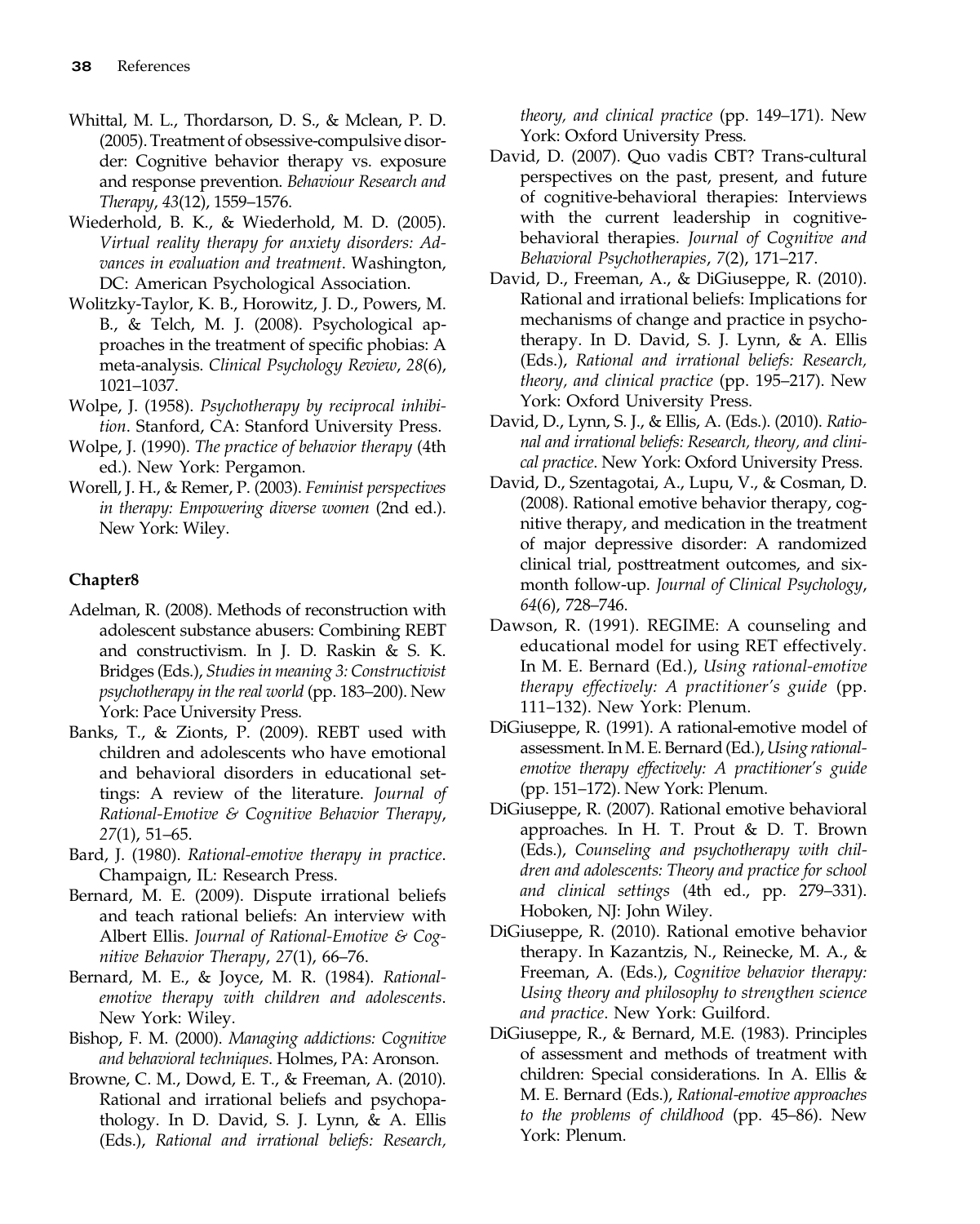Whittal, M. L., Thordarson, D. S., & Mclean, P. D. (2005). Treatment of obsessive-compulsive disorder: Cognitive behavior therapy vs. exposure and response prevention. *Behaviour Research and Therapy*, *43*(12), 1559–1576.

Wiederhold, B. K., & Wiederhold, M. D. (2005). *Virtual reality therapy for anxiety disorders: Advances in evaluation and treatment*. Washington, DC: American Psychological Association.

Wolitzky-Taylor, K. B., Horowitz, J. D., Powers, M. B., & Telch, M. J. (2008). Psychological approaches in the treatment of specific phobias: A meta-analysis. *Clinical Psychology Review*, *28*(6), 1021–1037.

Wolpe, J. (1958). *Psychotherapy by reciprocal inhibition*. Stanford, CA: Stanford University Press.

Wolpe, J. (1990). *The practice of behavior therapy* (4th ed.). New York: Pergamon.

Worell, J. H., & Remer, P. (2003). *Feminist perspectives in therapy: Empowering diverse women* (2nd ed.). New York: Wiley.

### Chapter8

Adelman, R. (2008). Methods of reconstruction with adolescent substance abusers: Combining REBT and constructivism. In J. D. Raskin & S. K. Bridges (Eds.), *Studies in meaning 3: Constructivist psychotherapy in the real world* (pp. 183–200). New York: Pace University Press.

Banks, T., & Zionts, P. (2009). REBT used with children and adolescents who have emotional and behavioral disorders in educational settings: A review of the literature. *Journal of Rational-Emotive & Cognitive Behavior Therapy*, *27*(1), 51–65.

Bard, J. (1980). *Rational-emotive therapy in practice*. Champaign, IL: Research Press.

Bernard, M. E. (2009). Dispute irrational beliefs and teach rational beliefs: An interview with Albert Ellis. *Journal of Rational-Emotive & Cognitive Behavior Therapy*, *27*(1), 66–76.

Bernard, M. E., & Joyce, M. R. (1984). *Rational-emotive therapy with children and adolescents*. New York: Wiley.

Bishop, F. M. (2000). *Managing addictions: Cognitive and behavioral techniques.* Holmes, PA: Aronson.

Browne, C. M., Dowd, E. T., & Freeman, A. (2010). Rational and irrational beliefs and psychopathology. In D. David, S. J. Lynn, & A. Ellis (Eds.), *Rational and irrational beliefs: Research, theory, and clinical practice* (pp. 149–171). New York: Oxford University Press.

David, D. (2007). Quo vadis CBT? Trans-cultural perspectives on the past, present, and future of cognitive-behavioral therapies: Interviews with the current leadership in cognitive-behavioral therapies. *Journal of Cognitive and Behavioral Psychotherapies*, *7*(2), 171–217.

David, D., Freeman, A., & DiGiuseppe, R. (2010). Rational and irrational beliefs: Implications for mechanisms of change and practice in psychotherapy. In D. David, S. J. Lynn, & A. Ellis (Eds.), *Rational and irrational beliefs: Research, theory, and clinical practice* (pp. 195–217). New York: Oxford University Press.

David, D., Lynn, S. J., & Ellis, A. (Eds.). (2010). *Rational and irrational beliefs: Research, theory, and clinical practice*. New York: Oxford University Press.

David, D., Szentagotai, A., Lupu, V., & Cosman, D. (2008). Rational emotive behavior therapy, cognitive therapy, and medication in the treatment of major depressive disorder: A randomized clinical trial, posttreatment outcomes, and six-month follow-up. *Journal of Clinical Psychology*, *64*(6), 728–746.

Dawson, R. (1991). REGIME: A counseling and educational model for using RET effectively. In M. E. Bernard (Ed.), *Using rational-emotive therapy effectively: A practitioner's guide* (pp. 111–132). New York: Plenum.

DiGiuseppe, R. (1991). A rational-emotive model of assessment. In M. E. Bernard (Ed.), *Using rational-emotive therapy effectively: A practitioner's guide* (pp. 151–172). New York: Plenum.

DiGiuseppe, R. (2007). Rational emotive behavioral approaches. In H. T. Prout & D. T. Brown (Eds.), *Counseling and psychotherapy with children and adolescents: Theory and practice for school and clinical settings* (4th ed., pp. 279–331). Hoboken, NJ: John Wiley.

DiGiuseppe, R. (2010). Rational emotive behavior therapy. In Kazantzis, N., Reinecke, M. A., & Freeman, A. (Eds.), *Cognitive behavior therapy: Using theory and philosophy to strengthen science and practice*. New York: Guilford.

DiGiuseppe, R., & Bernard, M.E. (1983). Principles of assessment and methods of treatment with children: Special considerations. In A. Ellis & M. E. Bernard (Eds.), *Rational-emotive approaches to the problems of childhood* (pp. 45–86). New York: Plenum.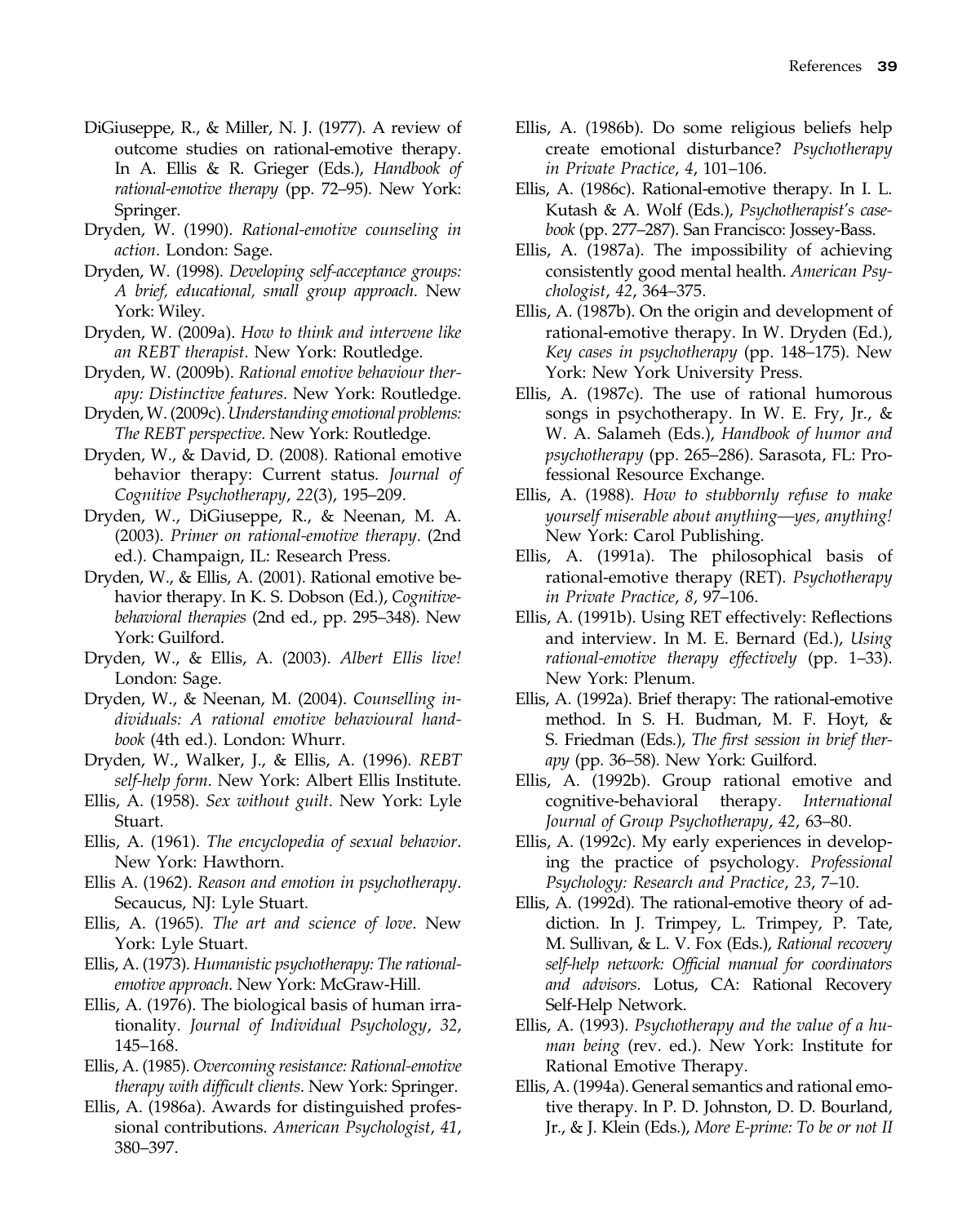DiGiuseppe, R., & Miller, N. J. (1977). A review of outcome studies on rational-emotive therapy. In A. Ellis & R. Grieger (Eds.), *Handbook of rational-emotive therapy* (pp. 72–95). New York: Springer.

Dryden, W. (1990). *Rational-emotive counseling in action*. London: Sage.

Dryden, W. (1998). *Developing self-acceptance groups: A brief, educational, small group approach*. New York: Wiley.

Dryden, W. (2009a). *How to think and intervene like an REBT therapist*. New York: Routledge.

Dryden, W. (2009b). *Rational emotive behaviour therapy: Distinctive features*. New York: Routledge.

Dryden, W. (2009c). *Understanding emotional problems: The REBT perspective*. New York: Routledge.

Dryden, W., & David, D. (2008). Rational emotive behavior therapy: Current status. *Journal of Cognitive Psychotherapy*, *22*(3), 195–209.

Dryden, W., DiGiuseppe, R., & Neenan, M. A. (2003). *Primer on rational-emotive therapy*. (2nd ed.). Champaign, IL: Research Press.

Dryden, W., & Ellis, A. (2001). Rational emotive behavior therapy. In K. S. Dobson (Ed.), *Cognitive-behavioral therapies* (2nd ed., pp. 295–348). New York: Guilford.

Dryden, W., & Ellis, A. (2003). *Albert Ellis live!* London: Sage.

Dryden, W., & Neenan, M. (2004). *Counselling individuals: A rational emotive behavioural handbook* (4th ed.). London: Whurr.

Dryden, W., Walker, J., & Ellis, A. (1996). *REBT self-help form*. New York: Albert Ellis Institute.

Ellis, A. (1958). *Sex without guilt*. New York: Lyle Stuart.

Ellis, A. (1961). *The encyclopedia of sexual behavior*. New York: Hawthorn.

Ellis A. (1962). *Reason and emotion in psychotherapy*. Secaucus, NJ: Lyle Stuart.

Ellis, A. (1965). *The art and science of love*. New York: Lyle Stuart.

Ellis, A. (1973). *Humanistic psychotherapy: The rational-emotive approach*. New York: McGraw-Hill.

Ellis, A. (1976). The biological basis of human irrationality. *Journal of Individual Psychology*, *32*, 145–168.

Ellis, A. (1985). *Overcoming resistance: Rational-emotive therapy with difficult clients*. New York: Springer.

Ellis, A. (1986a). Awards for distinguished professional contributions. *American Psychologist*, *41*, 380–397.

Ellis, A. (1986b). Do some religious beliefs help create emotional disturbance? *Psychotherapy in Private Practice*, *4*, 101–106.

Ellis, A. (1986c). Rational-emotive therapy. In I. L. Kutash & A. Wolf (Eds.), *Psychotherapist's casebook* (pp. 277–287). San Francisco: Jossey-Bass.

Ellis, A. (1987a). The impossibility of achieving consistently good mental health. *American Psychologist*, *42*, 364–375.

Ellis, A. (1987b). On the origin and development of rational-emotive therapy. In W. Dryden (Ed.), *Key cases in psychotherapy* (pp. 148–175). New York: New York University Press.

Ellis, A. (1987c). The use of rational humorous songs in psychotherapy. In W. E. Fry, Jr., & W. A. Salameh (Eds.), *Handbook of humor and psychotherapy* (pp. 265–286). Sarasota, FL: Professional Resource Exchange.

Ellis, A. (1988). *How to stubbornly refuse to make yourself miserable about anything—yes, anything!* New York: Carol Publishing.

Ellis, A. (1991a). The philosophical basis of rational-emotive therapy (RET). *Psychotherapy in Private Practice*, *8*, 97–106.

Ellis, A. (1991b). Using RET effectively: Reflections and interview. In M. E. Bernard (Ed.), *Using rational-emotive therapy effectively* (pp. 1–33). New York: Plenum.

Ellis, A. (1992a). Brief therapy: The rational-emotive method. In S. H. Budman, M. F. Hoyt, & S. Friedman (Eds.), *The first session in brief therapy* (pp. 36–58). New York: Guilford.

Ellis, A. (1992b). Group rational emotive and cognitive-behavioral therapy. *International Journal of Group Psychotherapy*, *42*, 63–80.

Ellis, A. (1992c). My early experiences in developing the practice of psychology. *Professional Psychology: Research and Practice*, *23*, 7–10.

Ellis, A. (1992d). The rational-emotive theory of addiction. In J. Trimpey, L. Trimpey, P. Tate, M. Sullivan, & L. V. Fox (Eds.), *Rational recovery self-help network: Official manual for coordinators and advisors*. Lotus, CA: Rational Recovery Self-Help Network.

Ellis, A. (1993). *Psychotherapy and the value of a human being* (rev. ed.). New York: Institute for Rational Emotive Therapy.

Ellis, A. (1994a). General semantics and rational emotive therapy. In P. D. Johnston, D. D. Bourland, Jr., & J. Klein (Eds.), *More E-prime: To be or not II*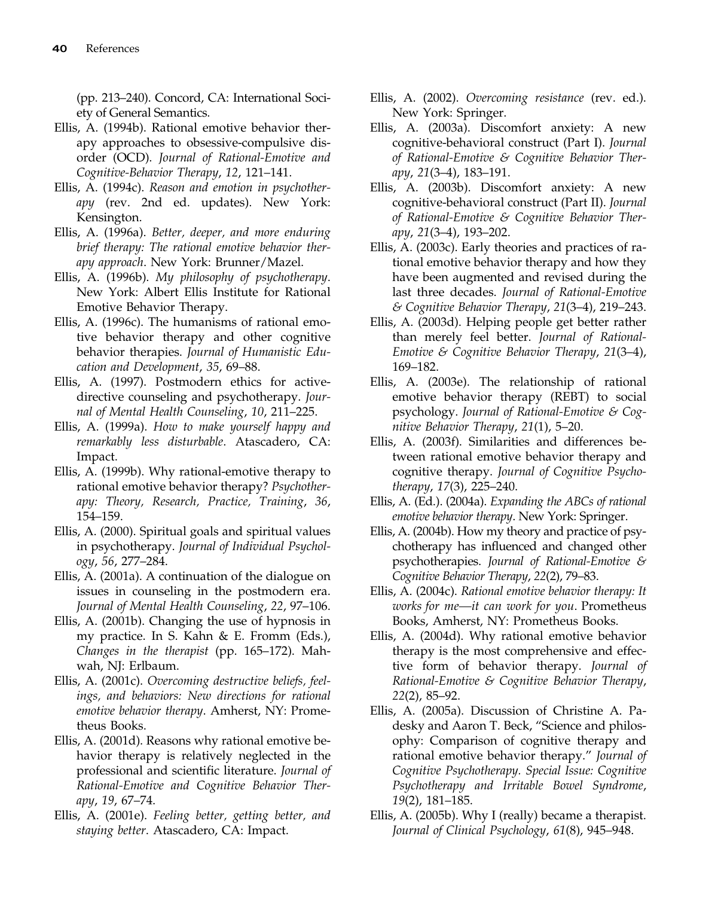(pp. 213–240). Concord, CA: International Society of General Semantics.

Ellis, A. (1994b). Rational emotive behavior therapy approaches to obsessive-compulsive disorder (OCD). *Journal of Rational-Emotive and Cognitive-Behavior Therapy*, *12*, 121–141.

Ellis, A. (1994c). *Reason and emotion in psychotherapy* (rev. 2nd ed. updates). New York: Kensington.

Ellis, A. (1996a). *Better, deeper, and more enduring brief therapy: The rational emotive behavior therapy approach*. New York: Brunner/Mazel.

Ellis, A. (1996b). *My philosophy of psychotherapy*. New York: Albert Ellis Institute for Rational Emotive Behavior Therapy.

Ellis, A. (1996c). The humanisms of rational emotive behavior therapy and other cognitive behavior therapies. *Journal of Humanistic Education and Development*, *35*, 69–88.

Ellis, A. (1997). Postmodern ethics for active-directive counseling and psychotherapy. *Journal of Mental Health Counseling*, *10*, 211–225.

Ellis, A. (1999a). *How to make yourself happy and remarkably less disturbable*. Atascadero, CA: Impact.

Ellis, A. (1999b). Why rational-emotive therapy to rational emotive behavior therapy? *Psychotherapy: Theory, Research, Practice, Training*, *36*, 154–159.

Ellis, A. (2000). Spiritual goals and spiritual values in psychotherapy. *Journal of Individual Psychology*, *56*, 277–284.

Ellis, A. (2001a). A continuation of the dialogue on issues in counseling in the postmodern era. *Journal of Mental Health Counseling*, *22*, 97–106.

Ellis, A. (2001b). Changing the use of hypnosis in my practice. In S. Kahn & E. Fromm (Eds.), *Changes in the therapist* (pp. 165–172). Mahwah, NJ: Erlbaum.

Ellis, A. (2001c). *Overcoming destructive beliefs, feelings, and behaviors: New directions for rational emotive behavior therapy*. Amherst, NY: Prometheus Books.

Ellis, A. (2001d). Reasons why rational emotive behavior therapy is relatively neglected in the professional and scientific literature. *Journal of Rational-Emotive and Cognitive Behavior Therapy*, *19*, 67–74.

Ellis, A. (2001e). *Feeling better, getting better, and staying better*. Atascadero, CA: Impact.

Ellis, A. (2002). *Overcoming resistance* (rev. ed.). New York: Springer.

Ellis, A. (2003a). Discomfort anxiety: A new cognitive-behavioral construct (Part I). *Journal of Rational-Emotive & Cognitive Behavior Therapy*, *21*(3–4), 183–191.

Ellis, A. (2003b). Discomfort anxiety: A new cognitive-behavioral construct (Part II). *Journal of Rational-Emotive & Cognitive Behavior Therapy*, *21*(3–4), 193–202.

Ellis, A. (2003c). Early theories and practices of rational emotive behavior therapy and how they have been augmented and revised during the last three decades. *Journal of Rational-Emotive & Cognitive Behavior Therapy*, *21*(3–4), 219–243.

Ellis, A. (2003d). Helping people get better rather than merely feel better. *Journal of Rational-Emotive & Cognitive Behavior Therapy*, *21*(3–4), 169–182.

Ellis, A. (2003e). The relationship of rational emotive behavior therapy (REBT) to social psychology. *Journal of Rational-Emotive & Cognitive Behavior Therapy*, *21*(1), 5–20.

Ellis, A. (2003f). Similarities and differences between rational emotive behavior therapy and cognitive therapy. *Journal of Cognitive Psychotherapy*, *17*(3), 225–240.

Ellis, A. (Ed.). (2004a). *Expanding the ABCs of rational emotive behavior therapy*. New York: Springer.

Ellis, A. (2004b). How my theory and practice of psychotherapy has influenced and changed other psychotherapies. *Journal of Rational-Emotive & Cognitive Behavior Therapy*, *22*(2), 79–83.

Ellis, A. (2004c). *Rational emotive behavior therapy: It works for me—it can work for you*. Prometheus Books, Amherst, NY: Prometheus Books.

Ellis, A. (2004d). Why rational emotive behavior therapy is the most comprehensive and effective form of behavior therapy. *Journal of Rational-Emotive & Cognitive Behavior Therapy*, *22*(2), 85–92.

Ellis, A. (2005a). Discussion of Christine A. Padesky and Aaron T. Beck, "Science and philosophy: Comparison of cognitive therapy and rational emotive behavior therapy." *Journal of Cognitive Psychotherapy. Special Issue: Cognitive Psychotherapy and Irritable Bowel Syndrome*, *19*(2), 181–185.

Ellis, A. (2005b). Why I (really) became a therapist. *Journal of Clinical Psychology*, *61*(8), 945–948.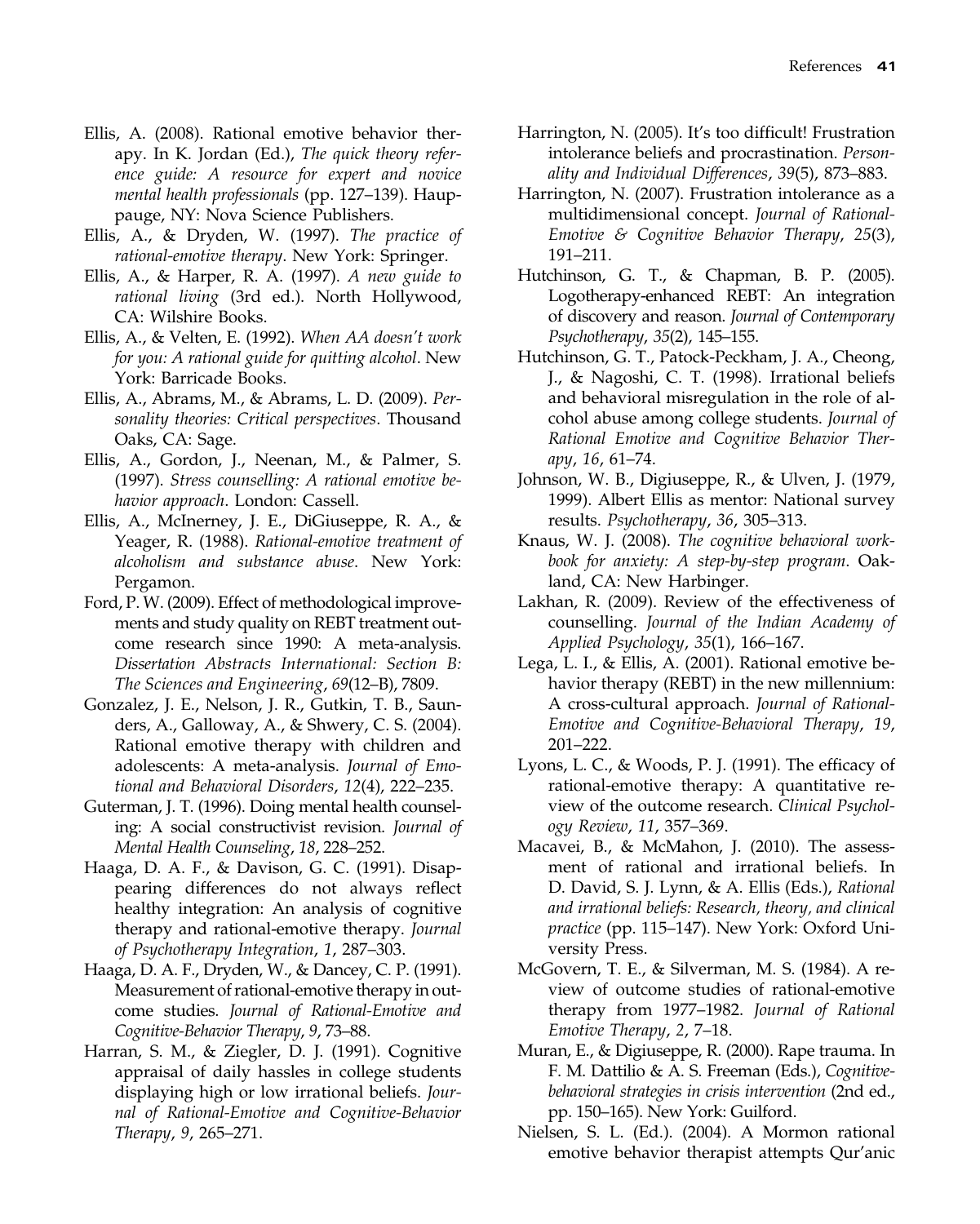Ellis, A. (2008). Rational emotive behavior therapy. In K. Jordan (Ed.), *The quick theory reference guide: A resource for expert and novice mental health professionals* (pp. 127–139). Hauppauge, NY: Nova Science Publishers.

Ellis, A., & Dryden, W. (1997). *The practice of rational-emotive therapy*. New York: Springer.

Ellis, A., & Harper, R. A. (1997). *A new guide to rational living* (3rd ed.). North Hollywood, CA: Wilshire Books.

Ellis, A., & Velten, E. (1992). *When AA doesn't work for you: A rational guide for quitting alcohol*. New York: Barricade Books.

Ellis, A., Abrams, M., & Abrams, L. D. (2009). *Personality theories: Critical perspectives*. Thousand Oaks, CA: Sage.

Ellis, A., Gordon, J., Neenan, M., & Palmer, S. (1997). *Stress counselling: A rational emotive behavior approach*. London: Cassell.

Ellis, A., McInerney, J. E., DiGiuseppe, R. A., & Yeager, R. (1988). *Rational-emotive treatment of alcoholism and substance abuse*. New York: Pergamon.

Ford, P. W. (2009). Effect of methodological improvements and study quality on REBT treatment outcome research since 1990: A meta-analysis. *Dissertation Abstracts International: Section B: The Sciences and Engineering*, *69*(12–B), 7809.

Gonzalez, J. E., Nelson, J. R., Gutkin, T. B., Saunders, A., Galloway, A., & Shwery, C. S. (2004). Rational emotive therapy with children and adolescents: A meta-analysis. *Journal of Emotional and Behavioral Disorders*, *12*(4), 222–235.

Guterman, J. T. (1996). Doing mental health counseling: A social constructivist revision. *Journal of Mental Health Counseling*, *18*, 228–252.

Haaga, D. A. F., & Davison, G. C. (1991). Disappearing differences do not always reflect healthy integration: An analysis of cognitive therapy and rational-emotive therapy. *Journal of Psychotherapy Integration*, *1*, 287–303.

Haaga, D. A. F., Dryden, W., & Dancey, C. P. (1991). Measurement of rational-emotive therapy in outcome studies. *Journal of Rational-Emotive and Cognitive-Behavior Therapy*, *9*, 73–88.

Harran, S. M., & Ziegler, D. J. (1991). Cognitive appraisal of daily hassles in college students displaying high or low irrational beliefs. *Journal of Rational-Emotive and Cognitive-Behavior Therapy*, *9*, 265–271.

Harrington, N. (2005). It's too difficult! Frustration intolerance beliefs and procrastination. *Personality and Individual Differences*, *39*(5), 873–883.

Harrington, N. (2007). Frustration intolerance as a multidimensional concept. *Journal of Rational-Emotive & Cognitive Behavior Therapy*, *25*(3), 191–211.

Hutchinson, G. T., & Chapman, B. P. (2005). Logotherapy-enhanced REBT: An integration of discovery and reason. *Journal of Contemporary Psychotherapy*, *35*(2), 145–155.

Hutchinson, G. T., Patock-Peckham, J. A., Cheong, J., & Nagoshi, C. T. (1998). Irrational beliefs and behavioral misregulation in the role of alcohol abuse among college students. *Journal of Rational Emotive and Cognitive Behavior Therapy*, *16*, 61–74.

Johnson, W. B., Digiuseppe, R., & Ulven, J. (1979, 1999). Albert Ellis as mentor: National survey results. *Psychotherapy*, *36*, 305–313.

Knaus, W. J. (2008). *The cognitive behavioral workbook for anxiety: A step-by-step program*. Oakland, CA: New Harbinger.

Lakhan, R. (2009). Review of the effectiveness of counselling. *Journal of the Indian Academy of Applied Psychology*, *35*(1), 166–167.

Lega, L. I., & Ellis, A. (2001). Rational emotive behavior therapy (REBT) in the new millennium: A cross-cultural approach. *Journal of Rational-Emotive and Cognitive-Behavioral Therapy*, *19*, 201–222.

Lyons, L. C., & Woods, P. J. (1991). The efficacy of rational-emotive therapy: A quantitative review of the outcome research. *Clinical Psychology Review*, *11*, 357–369.

Macavei, B., & McMahon, J. (2010). The assessment of rational and irrational beliefs. In D. David, S. J. Lynn, & A. Ellis (Eds.), *Rational and irrational beliefs: Research, theory, and clinical practice* (pp. 115–147). New York: Oxford University Press.

McGovern, T. E., & Silverman, M. S. (1984). A review of outcome studies of rational-emotive therapy from 1977–1982. *Journal of Rational Emotive Therapy*, *2*, 7–18.

Muran, E., & Digiuseppe, R. (2000). Rape trauma. In F. M. Dattilio & A. S. Freeman (Eds.), *Cognitive-behavioral strategies in crisis intervention* (2nd ed., pp. 150–165). New York: Guilford.

Nielsen, S. L. (Ed.). (2004). A Mormon rational emotive behavior therapist attempts Qur'anic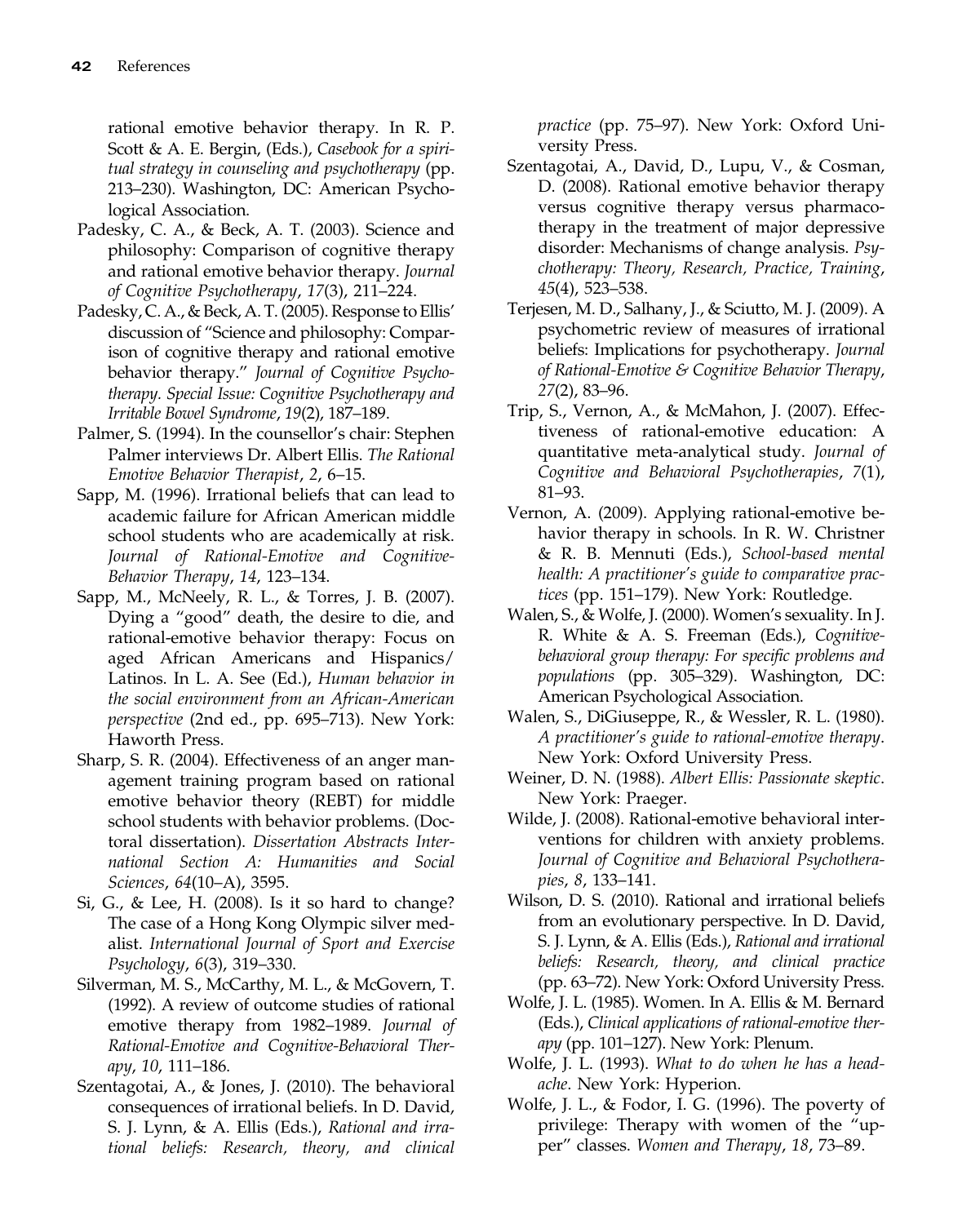rational emotive behavior therapy. In R. P. Scott & A. E. Bergin, (Eds.), *Casebook for a spiritual strategy in counseling and psychotherapy* (pp. 213–230). Washington, DC: American Psychological Association.

Padesky, C. A., & Beck, A. T. (2003). Science and philosophy: Comparison of cognitive therapy and rational emotive behavior therapy. *Journal of Cognitive Psychotherapy*, *17*(3), 211–224.

Padesky, C. A., & Beck, A. T. (2005). Response to Ellis' discussion of "Science and philosophy: Comparison of cognitive therapy and rational emotive behavior therapy." *Journal of Cognitive Psychotherapy. Special Issue: Cognitive Psychotherapy and Irritable Bowel Syndrome*, *19*(2), 187–189.

Palmer, S. (1994). In the counsellor's chair: Stephen Palmer interviews Dr. Albert Ellis. *The Rational Emotive Behavior Therapist*, *2*, 6–15.

Sapp, M. (1996). Irrational beliefs that can lead to academic failure for African American middle school students who are academically at risk. *Journal of Rational-Emotive and Cognitive-Behavior Therapy*, *14*, 123–134.

Sapp, M., McNeely, R. L., & Torres, J. B. (2007). Dying a "good" death, the desire to die, and rational-emotive behavior therapy: Focus on aged African Americans and Hispanics/Latinos. In L. A. See (Ed.), *Human behavior in the social environment from an African-American perspective* (2nd ed., pp. 695–713). New York: Haworth Press.

Sharp, S. R. (2004). Effectiveness of an anger management training program based on rational emotive behavior theory (REBT) for middle school students with behavior problems. (Doctoral dissertation). *Dissertation Abstracts International Section A: Humanities and Social Sciences*, *64*(10–A), 3595.

Si, G., & Lee, H. (2008). Is it so hard to change? The case of a Hong Kong Olympic silver medalist. *International Journal of Sport and Exercise Psychology*, *6*(3), 319–330.

Silverman, M. S., McCarthy, M. L., & McGovern, T. (1992). A review of outcome studies of rational emotive therapy from 1982–1989. *Journal of Rational-Emotive and Cognitive-Behavioral Therapy*, *10*, 111–186.

Szentagotai, A., & Jones, J. (2010). The behavioral consequences of irrational beliefs. In D. David, S. J. Lynn, & A. Ellis (Eds.), *Rational and irrational beliefs: Research, theory, and clinical practice* (pp. 75–97). New York: Oxford University Press.

Szentagotai, A., David, D., Lupu, V., & Cosman, D. (2008). Rational emotive behavior therapy versus cognitive therapy versus pharmacotherapy in the treatment of major depressive disorder: Mechanisms of change analysis. *Psychotherapy: Theory, Research, Practice, Training*, *45*(4), 523–538.

Terjesen, M. D., Salhany, J., & Sciutto, M. J. (2009). A psychometric review of measures of irrational beliefs: Implications for psychotherapy. *Journal of Rational-Emotive & Cognitive Behavior Therapy*, *27*(2), 83–96.

Trip, S., Vernon, A., & McMahon, J. (2007). Effectiveness of rational-emotive education: A quantitative meta-analytical study. *Journal of Cognitive and Behavioral Psychotherapies*, *7*(1), 81–93.

Vernon, A. (2009). Applying rational-emotive behavior therapy in schools. In R. W. Christner & R. B. Mennuti (Eds.), *School-based mental health: A practitioner's guide to comparative practices* (pp. 151–179). New York: Routledge.

Walen, S., & Wolfe, J. (2000). Women's sexuality. In J. R. White & A. S. Freeman (Eds.), *Cognitive-behavioral group therapy: For specific problems and populations* (pp. 305–329). Washington, DC: American Psychological Association.

Walen, S., DiGiuseppe, R., & Wessler, R. L. (1980). *A practitioner's guide to rational-emotive therapy*. New York: Oxford University Press.

Weiner, D. N. (1988). *Albert Ellis: Passionate skeptic*. New York: Praeger.

Wilde, J. (2008). Rational-emotive behavioral interventions for children with anxiety problems. *Journal of Cognitive and Behavioral Psychotherapies*, *8*, 133–141.

Wilson, D. S. (2010). Rational and irrational beliefs from an evolutionary perspective. In D. David, S. J. Lynn, & A. Ellis (Eds.), *Rational and irrational beliefs: Research, theory, and clinical practice* (pp. 63–72). New York: Oxford University Press.

Wolfe, J. L. (1985). Women. In A. Ellis & M. Bernard (Eds.), *Clinical applications of rational-emotive therapy* (pp. 101–127). New York: Plenum.

Wolfe, J. L. (1993). *What to do when he has a headache*. New York: Hyperion.

Wolfe, J. L., & Fodor, I. G. (1996). The poverty of privilege: Therapy with women of the "upper" classes. *Women and Therapy*, *18*, 73–89.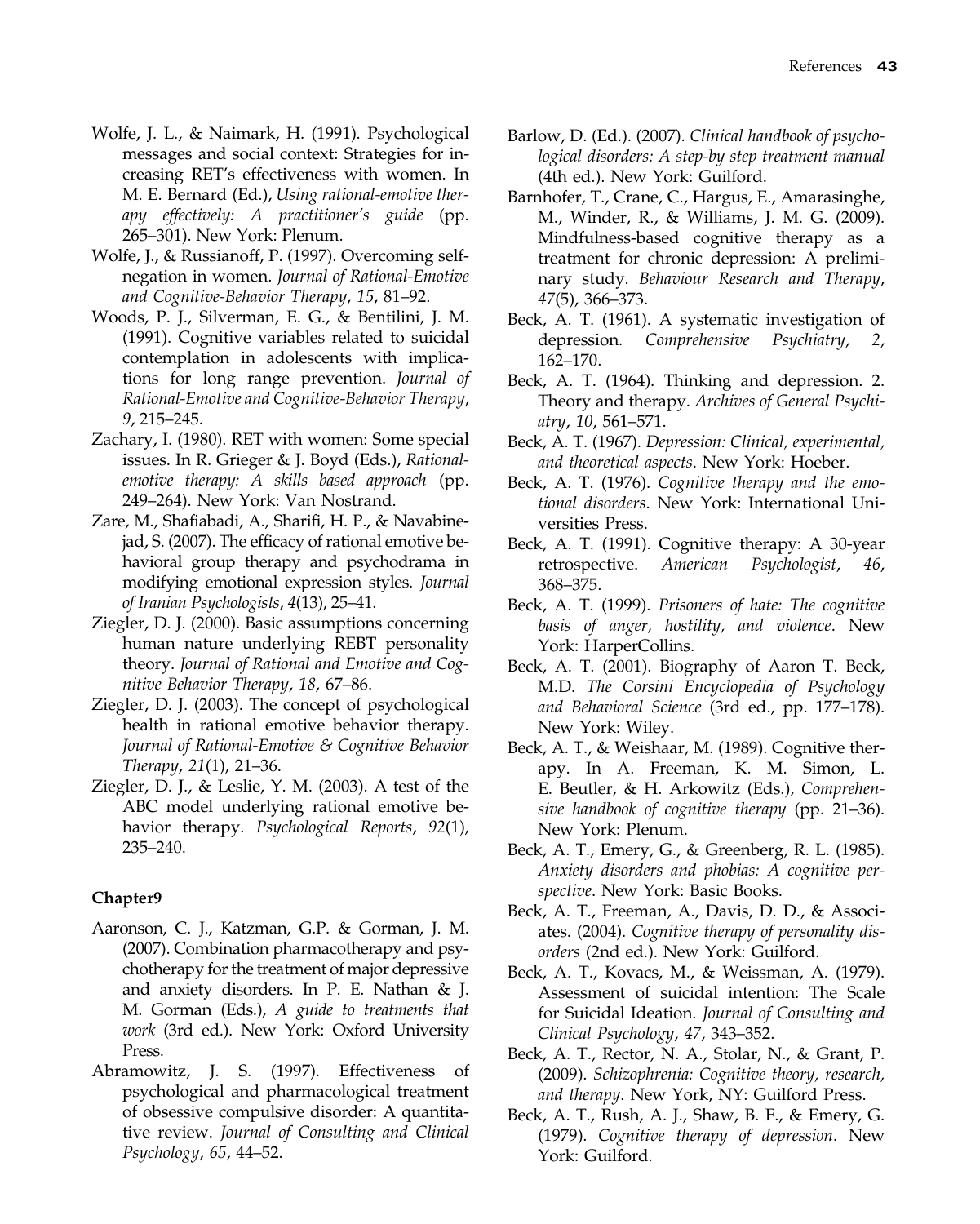Wolfe, J. L., & Naimark, H. (1991). Psychological messages and social context: Strategies for increasing RET's effectiveness with women. In M. E. Bernard (Ed.), *Using rational-emotive therapy effectively: A practitioner's guide* (pp. 265–301). New York: Plenum.

Wolfe, J., & Russianoff, P. (1997). Overcoming self-negation in women. *Journal of Rational-Emotive and Cognitive-Behavior Therapy*, *15*, 81–92.

Woods, P. J., Silverman, E. G., & Bentilini, J. M. (1991). Cognitive variables related to suicidal contemplation in adolescents with implications for long range prevention. *Journal of Rational-Emotive and Cognitive-Behavior Therapy*, *9*, 215–245.

Zachary, I. (1980). RET with women: Some special issues. In R. Grieger & J. Boyd (Eds.), *Rational-emotive therapy: A skills based approach* (pp. 249–264). New York: Van Nostrand.

Zare, M., Shafiabadi, A., Sharifi, H. P., & Navabinejad, S. (2007). The efficacy of rational emotive behavioral group therapy and psychodrama in modifying emotional expression styles. *Journal of Iranian Psychologists*, *4*(13), 25–41.

Ziegler, D. J. (2000). Basic assumptions concerning human nature underlying REBT personality theory. *Journal of Rational and Emotive and Cognitive Behavior Therapy*, *18*, 67–86.

Ziegler, D. J. (2003). The concept of psychological health in rational emotive behavior therapy. *Journal of Rational-Emotive & Cognitive Behavior Therapy*, *21*(1), 21–36.

Ziegler, D. J., & Leslie, Y. M. (2003). A test of the ABC model underlying rational emotive behavior therapy. *Psychological Reports*, *92*(1), 235–240.

#### Chapter9

Aaronson, C. J., Katzman, G.P. & Gorman, J. M. (2007). Combination pharmacotherapy and psychotherapy for the treatment of major depressive and anxiety disorders. In P. E. Nathan & J. M. Gorman (Eds.), *A guide to treatments that work* (3rd ed.). New York: Oxford University Press.

Abramowitz, J. S. (1997). Effectiveness of psychological and pharmacological treatment of obsessive compulsive disorder: A quantitative review. *Journal of Consulting and Clinical Psychology*, *65*, 44–52.

Barlow, D. (Ed.). (2007). *Clinical handbook of psychological disorders: A step-by step treatment manual* (4th ed.). New York: Guilford.

Barnhofer, T., Crane, C., Hargus, E., Amarasinghe, M., Winder, R., & Williams, J. M. G. (2009). Mindfulness-based cognitive therapy as a treatment for chronic depression: A preliminary study. *Behaviour Research and Therapy*, *47*(5), 366–373.

Beck, A. T. (1961). A systematic investigation of depression. *Comprehensive Psychiatry*, *2*, 162–170.

Beck, A. T. (1964). Thinking and depression. 2. Theory and therapy. *Archives of General Psychiatry*, *10*, 561–571.

Beck, A. T. (1967). *Depression: Clinical, experimental, and theoretical aspects*. New York: Hoeber.

Beck, A. T. (1976). *Cognitive therapy and the emotional disorders*. New York: International Universities Press.

Beck, A. T. (1991). Cognitive therapy: A 30-year retrospective. *American Psychologist*, *46*, 368–375.

Beck, A. T. (1999). *Prisoners of hate: The cognitive basis of anger, hostility, and violence*. New York: HarperCollins.

Beck, A. T. (2001). Biography of Aaron T. Beck, M.D. *The Corsini Encyclopedia of Psychology and Behavioral Science* (3rd ed., pp. 177–178). New York: Wiley.

Beck, A. T., & Weishaar, M. (1989). Cognitive therapy. In A. Freeman, K. M. Simon, L. E. Beutler, & H. Arkowitz (Eds.), *Comprehensive handbook of cognitive therapy* (pp. 21–36). New York: Plenum.

Beck, A. T., Emery, G., & Greenberg, R. L. (1985). *Anxiety disorders and phobias: A cognitive perspective*. New York: Basic Books.

Beck, A. T., Freeman, A., Davis, D. D., & Associates. (2004). *Cognitive therapy of personality disorders* (2nd ed.). New York: Guilford.

Beck, A. T., Kovacs, M., & Weissman, A. (1979). Assessment of suicidal intention: The Scale for Suicidal Ideation. *Journal of Consulting and Clinical Psychology*, *47*, 343–352.

Beck, A. T., Rector, N. A., Stolar, N., & Grant, P. (2009). *Schizophrenia: Cognitive theory, research, and therapy*. New York, NY: Guilford Press.

Beck, A. T., Rush, A. J., Shaw, B. F., & Emery, G. (1979). *Cognitive therapy of depression*. New York: Guilford.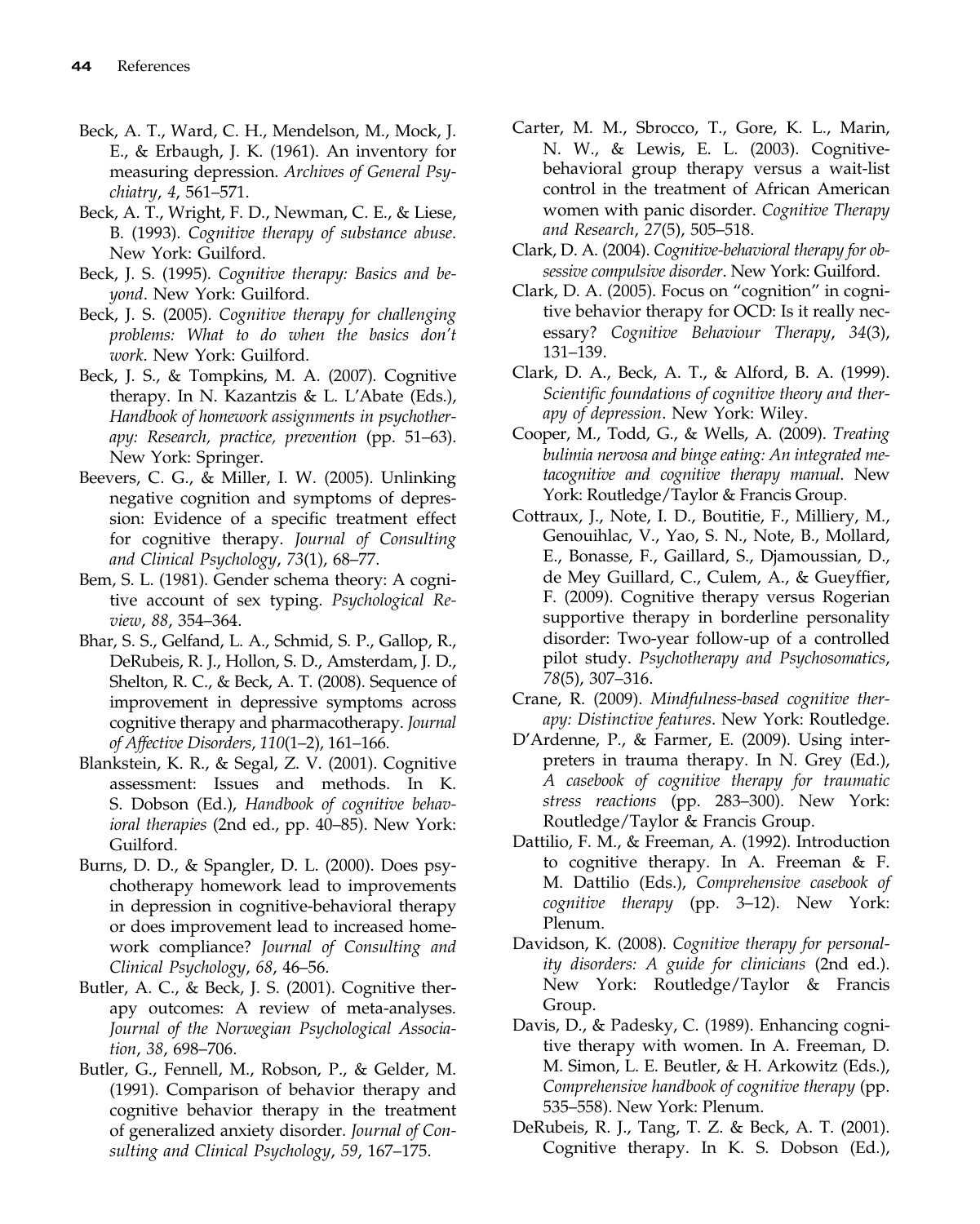Beck, A. T., Ward, C. H., Mendelson, M., Mock, J. E., & Erbaugh, J. K. (1961). An inventory for measuring depression. *Archives of General Psychiatry*, *4*, 561–571.

Beck, A. T., Wright, F. D., Newman, C. E., & Liese, B. (1993). *Cognitive therapy of substance abuse*. New York: Guilford.

Beck, J. S. (1995). *Cognitive therapy: Basics and beyond*. New York: Guilford.

Beck, J. S. (2005). *Cognitive therapy for challenging problems: What to do when the basics don't work*. New York: Guilford.

Beck, J. S., & Tompkins, M. A. (2007). Cognitive therapy. In N. Kazantzis & L. L'Abate (Eds.), *Handbook of homework assignments in psychotherapy: Research, practice, prevention* (pp. 51–63). New York: Springer.

Beevers, C. G., & Miller, I. W. (2005). Unlinking negative cognition and symptoms of depression: Evidence of a specific treatment effect for cognitive therapy. *Journal of Consulting and Clinical Psychology*, *73*(1), 68–77.

Bem, S. L. (1981). Gender schema theory: A cognitive account of sex typing. *Psychological Review*, *88*, 354–364.

Bhar, S. S., Gelfand, L. A., Schmid, S. P., Gallop, R., DeRubeis, R. J., Hollon, S. D., Amsterdam, J. D., Shelton, R. C., & Beck, A. T. (2008). Sequence of improvement in depressive symptoms across cognitive therapy and pharmacotherapy. *Journal of Affective Disorders*, *110*(1–2), 161–166.

Blankstein, K. R., & Segal, Z. V. (2001). Cognitive assessment: Issues and methods. In K. S. Dobson (Ed.), *Handbook of cognitive behavioral therapies* (2nd ed., pp. 40–85). New York: Guilford.

Burns, D. D., & Spangler, D. L. (2000). Does psychotherapy homework lead to improvements in depression in cognitive-behavioral therapy or does improvement lead to increased homework compliance? *Journal of Consulting and Clinical Psychology*, *68*, 46–56.

Butler, A. C., & Beck, J. S. (2001). Cognitive therapy outcomes: A review of meta-analyses. *Journal of the Norwegian Psychological Association*, *38*, 698–706.

Butler, G., Fennell, M., Robson, P., & Gelder, M. (1991). Comparison of behavior therapy and cognitive behavior therapy in the treatment of generalized anxiety disorder. *Journal of Consulting and Clinical Psychology*, *59*, 167–175.

Carter, M. M., Sbrocco, T., Gore, K. L., Marin, N. W., & Lewis, E. L. (2003). Cognitive-behavioral group therapy versus a wait-list control in the treatment of African American women with panic disorder. *Cognitive Therapy and Research*, *27*(5), 505–518.

Clark, D. A. (2004). *Cognitive-behavioral therapy for obsessive compulsive disorder*. New York: Guilford.

Clark, D. A. (2005). Focus on "cognition" in cognitive behavior therapy for OCD: Is it really necessary? *Cognitive Behaviour Therapy*, *34*(3), 131–139.

Clark, D. A., Beck, A. T., & Alford, B. A. (1999). *Scientific foundations of cognitive theory and therapy of depression*. New York: Wiley.

Cooper, M., Todd, G., & Wells, A. (2009). *Treating bulimia nervosa and binge eating: An integrated metacognitive and cognitive therapy manual*. New York: Routledge/Taylor & Francis Group.

Cottraux, J., Note, I. D., Boutitie, F., Milliery, M., Genouihlac, V., Yao, S. N., Note, B., Mollard, E., Bonasse, F., Gaillard, S., Djamoussian, D., de Mey Guillard, C., Culem, A., & Gueyffier, F. (2009). Cognitive therapy versus Rogerian supportive therapy in borderline personality disorder: Two-year follow-up of a controlled pilot study. *Psychotherapy and Psychosomatics*, *78*(5), 307–316.

Crane, R. (2009). *Mindfulness-based cognitive therapy: Distinctive features*. New York: Routledge.

D'Ardenne, P., & Farmer, E. (2009). Using interpreters in trauma therapy. In N. Grey (Ed.), *A casebook of cognitive therapy for traumatic stress reactions* (pp. 283–300). New York: Routledge/Taylor & Francis Group.

Dattilio, F. M., & Freeman, A. (1992). Introduction to cognitive therapy. In A. Freeman & F. M. Dattilio (Eds.), *Comprehensive casebook of cognitive therapy* (pp. 3–12). New York: Plenum.

Davidson, K. (2008). *Cognitive therapy for personality disorders: A guide for clinicians* (2nd ed.). New York: Routledge/Taylor & Francis Group.

Davis, D., & Padesky, C. (1989). Enhancing cognitive therapy with women. In A. Freeman, D. M. Simon, L. E. Beutler, & H. Arkowitz (Eds.), *Comprehensive handbook of cognitive therapy* (pp. 535–558). New York: Plenum.

DeRubeis, R. J., Tang, T. Z. & Beck, A. T. (2001). Cognitive therapy. In K. S. Dobson (Ed.),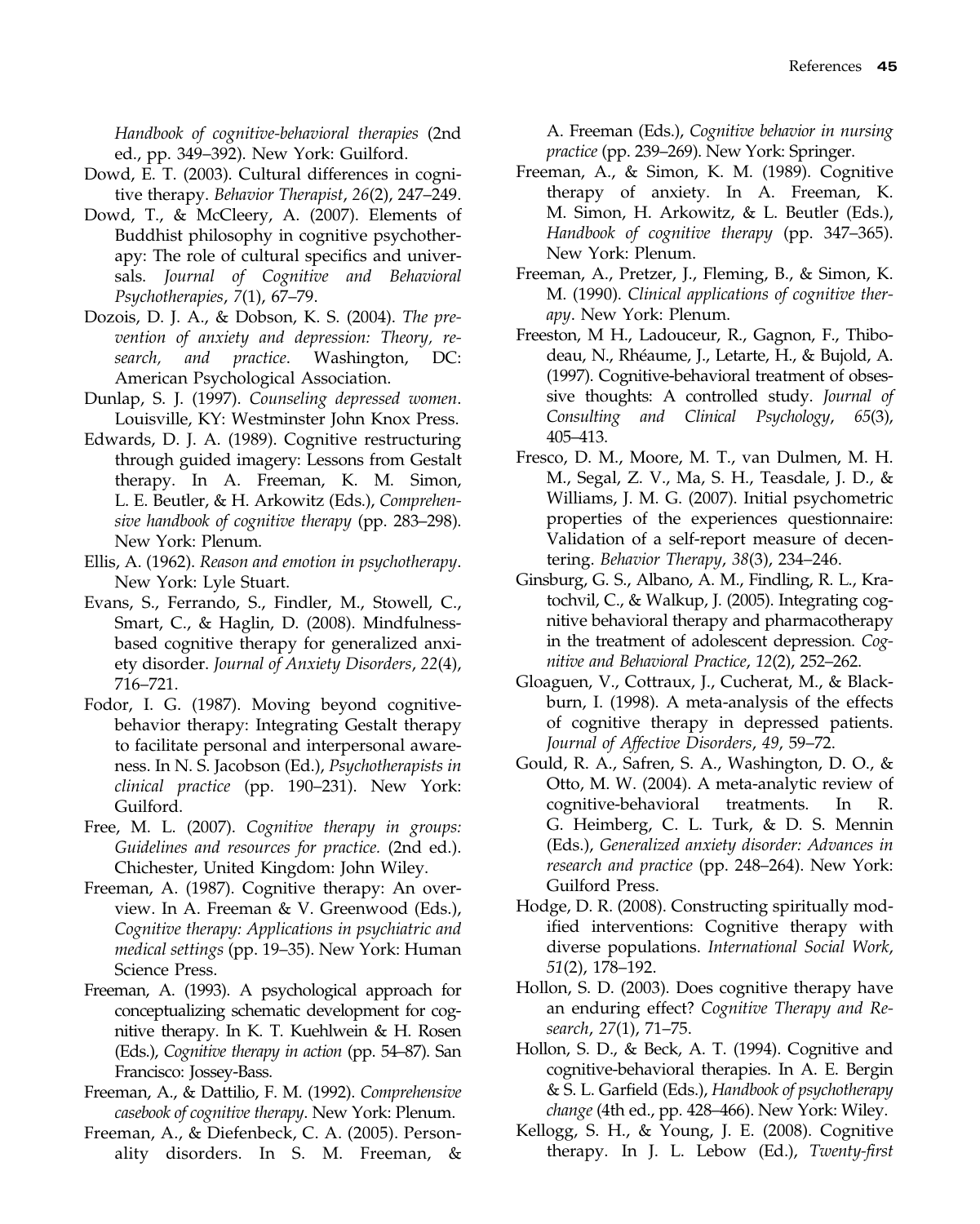*Handbook of cognitive-behavioral therapies* (2nd ed., pp. 349–392). New York: Guilford.

Dowd, E. T. (2003). Cultural differences in cognitive therapy. *Behavior Therapist*, *26*(2), 247–249.

Dowd, T., & McCleery, A. (2007). Elements of Buddhist philosophy in cognitive psychotherapy: The role of cultural specifics and universals. *Journal of Cognitive and Behavioral Psychotherapies*, *7*(1), 67–79.

Dozois, D. J. A., & Dobson, K. S. (2004). *The prevention of anxiety and depression: Theory, research, and practice*. Washington, DC: American Psychological Association.

Dunlap, S. J. (1997). *Counseling depressed women*. Louisville, KY: Westminster John Knox Press.

Edwards, D. J. A. (1989). Cognitive restructuring through guided imagery: Lessons from Gestalt therapy. In A. Freeman, K. M. Simon, L. E. Beutler, & H. Arkowitz (Eds.), *Comprehensive handbook of cognitive therapy* (pp. 283–298). New York: Plenum.

Ellis, A. (1962). *Reason and emotion in psychotherapy*. New York: Lyle Stuart.

Evans, S., Ferrando, S., Findler, M., Stowell, C., Smart, C., & Haglin, D. (2008). Mindfulness-based cognitive therapy for generalized anxiety disorder. *Journal of Anxiety Disorders*, *22*(4), 716–721.

Fodor, I. G. (1987). Moving beyond cognitive-behavior therapy: Integrating Gestalt therapy to facilitate personal and interpersonal awareness. In N. S. Jacobson (Ed.), *Psychotherapists in clinical practice* (pp. 190–231). New York: Guilford.

Free, M. L. (2007). *Cognitive therapy in groups: Guidelines and resources for practice.* (2nd ed.). Chichester, United Kingdom: John Wiley.

Freeman, A. (1987). Cognitive therapy: An overview. In A. Freeman & V. Greenwood (Eds.), *Cognitive therapy: Applications in psychiatric and medical settings* (pp. 19–35). New York: Human Science Press.

Freeman, A. (1993). A psychological approach for conceptualizing schematic development for cognitive therapy. In K. T. Kuehlwein & H. Rosen (Eds.), *Cognitive therapy in action* (pp. 54–87). San Francisco: Jossey-Bass.

Freeman, A., & Dattilio, F. M. (1992). *Comprehensive casebook of cognitive therapy*. New York: Plenum.

Freeman, A., & Diefenbeck, C. A. (2005). Personality disorders. In S. M. Freeman, & A. Freeman (Eds.), *Cognitive behavior in nursing practice* (pp. 239–269). New York: Springer.

Freeman, A., & Simon, K. M. (1989). Cognitive therapy of anxiety. In A. Freeman, K. M. Simon, H. Arkowitz, & L. Beutler (Eds.), *Handbook of cognitive therapy* (pp. 347–365). New York: Plenum.

Freeman, A., Pretzer, J., Fleming, B., & Simon, K. M. (1990). *Clinical applications of cognitive therapy*. New York: Plenum.

Freeston, M H., Ladouceur, R., Gagnon, F., Thibodeau, N., Rhéaume, J., Letarte, H., & Bujold, A. (1997). Cognitive-behavioral treatment of obsessive thoughts: A controlled study. *Journal of Consulting and Clinical Psychology*, *65*(3), 405–413.

Fresco, D. M., Moore, M. T., van Dulmen, M. H. M., Segal, Z. V., Ma, S. H., Teasdale, J. D., & Williams, J. M. G. (2007). Initial psychometric properties of the experiences questionnaire: Validation of a self-report measure of decentering. *Behavior Therapy*, *38*(3), 234–246.

Ginsburg, G. S., Albano, A. M., Findling, R. L., Kratochvil, C., & Walkup, J. (2005). Integrating cognitive behavioral therapy and pharmacotherapy in the treatment of adolescent depression. *Cognitive and Behavioral Practice*, *12*(2), 252–262.

Gloaguen, V., Cottraux, J., Cucherat, M., & Blackburn, I. (1998). A meta-analysis of the effects of cognitive therapy in depressed patients. *Journal of Affective Disorders*, *49*, 59–72.

Gould, R. A., Safren, S. A., Washington, D. O., & Otto, M. W. (2004). A meta-analytic review of cognitive-behavioral treatments. In R. G. Heimberg, C. L. Turk, & D. S. Mennin (Eds.), *Generalized anxiety disorder: Advances in research and practice* (pp. 248–264). New York: Guilford Press.

Hodge, D. R. (2008). Constructing spiritually modified interventions: Cognitive therapy with diverse populations. *International Social Work*, *51*(2), 178–192.

Hollon, S. D. (2003). Does cognitive therapy have an enduring effect? *Cognitive Therapy and Research*, *27*(1), 71–75.

Hollon, S. D., & Beck, A. T. (1994). Cognitive and cognitive-behavioral therapies. In A. E. Bergin & S. L. Garfield (Eds.), *Handbook of psychotherapy change* (4th ed., pp. 428–466). New York: Wiley.

Kellogg, S. H., & Young, J. E. (2008). Cognitive therapy. In J. L. Lebow (Ed.), *Twenty-first*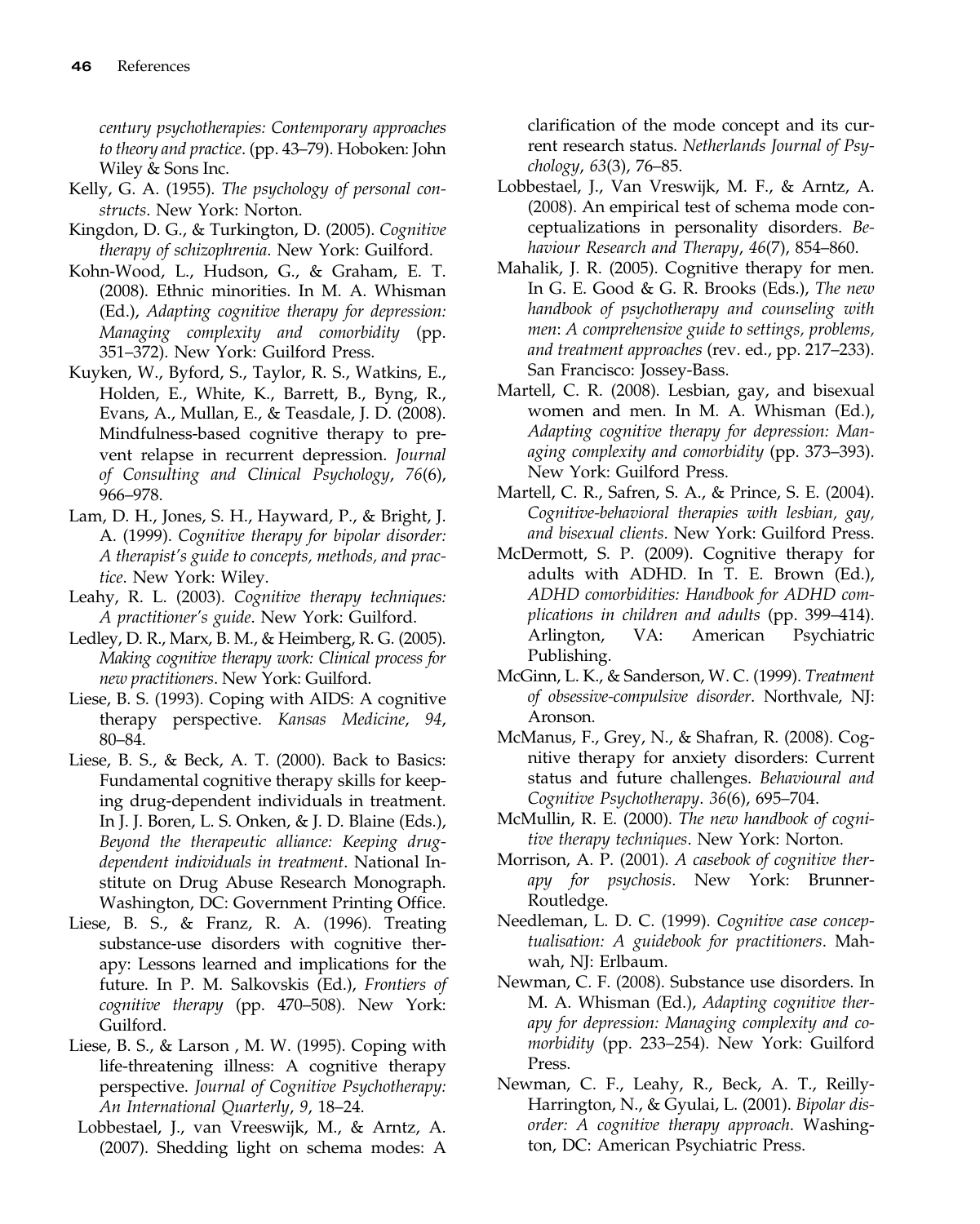*century psychotherapies: Contemporary approaches to theory and practice*. (pp. 43–79). Hoboken: John Wiley & Sons Inc.

Kelly, G. A. (1955). *The psychology of personal constructs*. New York: Norton.

Kingdon, D. G., & Turkington, D. (2005). *Cognitive therapy of schizophrenia*. New York: Guilford.

Kohn-Wood, L., Hudson, G., & Graham, E. T. (2008). Ethnic minorities. In M. A. Whisman (Ed.), *Adapting cognitive therapy for depression: Managing complexity and comorbidity* (pp. 351–372). New York: Guilford Press.

Kuyken, W., Byford, S., Taylor, R. S., Watkins, E., Holden, E., White, K., Barrett, B., Byng, R., Evans, A., Mullan, E., & Teasdale, J. D. (2008). Mindfulness-based cognitive therapy to prevent relapse in recurrent depression. *Journal of Consulting and Clinical Psychology*, *76*(6), 966–978.

Lam, D. H., Jones, S. H., Hayward, P., & Bright, J. A. (1999). *Cognitive therapy for bipolar disorder: A therapist's guide to concepts, methods, and practice*. New York: Wiley.

Leahy, R. L. (2003). *Cognitive therapy techniques: A practitioner's guide*. New York: Guilford.

Ledley, D. R., Marx, B. M., & Heimberg, R. G. (2005). *Making cognitive therapy work: Clinical process for new practitioners*. New York: Guilford.

Liese, B. S. (1993). Coping with AIDS: A cognitive therapy perspective. *Kansas Medicine*, *94*, 80–84.

Liese, B. S., & Beck, A. T. (2000). Back to Basics: Fundamental cognitive therapy skills for keeping drug-dependent individuals in treatment. In J. J. Boren, L. S. Onken, & J. D. Blaine (Eds.), *Beyond the therapeutic alliance: Keeping drug-dependent individuals in treatment*. National Institute on Drug Abuse Research Monograph. Washington, DC: Government Printing Office.

Liese, B. S., & Franz, R. A. (1996). Treating substance-use disorders with cognitive therapy: Lessons learned and implications for the future. In P. M. Salkovskis (Ed.), *Frontiers of cognitive therapy* (pp. 470–508). New York: Guilford.

Liese, B. S., & Larson , M. W. (1995). Coping with life-threatening illness: A cognitive therapy perspective. *Journal of Cognitive Psychotherapy: An International Quarterly*, *9*, 18–24.

Lobbestael, J., van Vreeswijk, M., & Arntz, A. (2007). Shedding light on schema modes: A clarification of the mode concept and its current research status. *Netherlands Journal of Psychology*, *63*(3), 76–85.

Lobbestael, J., Van Vreswijk, M. F., & Arntz, A. (2008). An empirical test of schema mode conceptualizations in personality disorders. *Behaviour Research and Therapy*, *46*(7), 854–860.

Mahalik, J. R. (2005). Cognitive therapy for men. In G. E. Good & G. R. Brooks (Eds.), *The new handbook of psychotherapy and counseling with men*: *A comprehensive guide to settings, problems, and treatment approaches* (rev. ed., pp. 217–233). San Francisco: Jossey-Bass.

Martell, C. R. (2008). Lesbian, gay, and bisexual women and men. In M. A. Whisman (Ed.), *Adapting cognitive therapy for depression: Managing complexity and comorbidity* (pp. 373–393). New York: Guilford Press.

Martell, C. R., Safren, S. A., & Prince, S. E. (2004). *Cognitive-behavioral therapies with lesbian, gay, and bisexual clients*. New York: Guilford Press.

McDermott, S. P. (2009). Cognitive therapy for adults with ADHD. In T. E. Brown (Ed.), *ADHD comorbidities: Handbook for ADHD complications in children and adults* (pp. 399–414). Arlington, VA: American Psychiatric Publishing.

McGinn, L. K., & Sanderson, W. C. (1999). *Treatment of obsessive-compulsive disorder*. Northvale, NJ: Aronson.

McManus, F., Grey, N., & Shafran, R. (2008). Cognitive therapy for anxiety disorders: Current status and future challenges. *Behavioural and Cognitive Psychotherapy*. *36*(6), 695–704.

McMullin, R. E. (2000). *The new handbook of cognitive therapy techniques*. New York: Norton.

Morrison, A. P. (2001). *A casebook of cognitive therapy for psychosis*. New York: Brunner-Routledge.

Needleman, L. D. C. (1999). *Cognitive case conceptualisation: A guidebook for practitioners*. Mahwah, NJ: Erlbaum.

Newman, C. F. (2008). Substance use disorders. In M. A. Whisman (Ed.), *Adapting cognitive therapy for depression: Managing complexity and comorbidity* (pp. 233–254). New York: Guilford Press.

Newman, C. F., Leahy, R., Beck, A. T., Reilly-Harrington, N., & Gyulai, L. (2001). *Bipolar disorder: A cognitive therapy approach*. Washington, DC: American Psychiatric Press.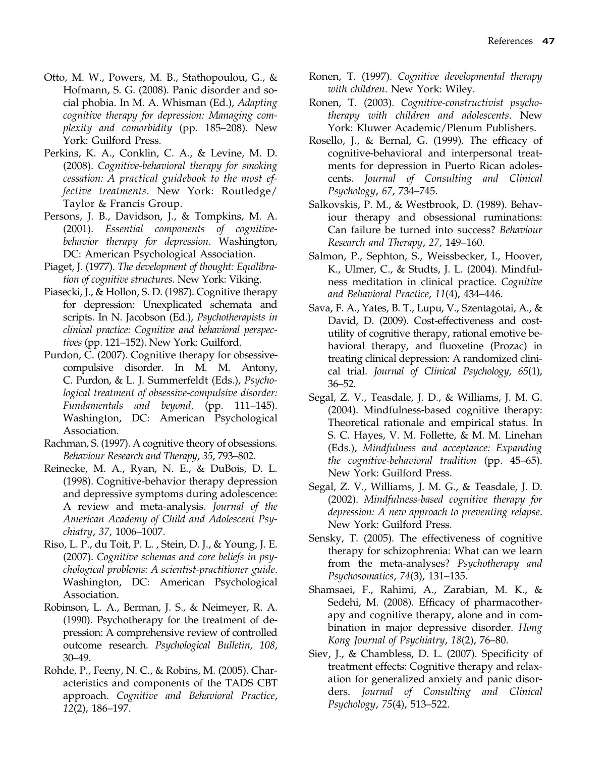Otto, M. W., Powers, M. B., Stathopoulou, G., & Hofmann, S. G. (2008). Panic disorder and social phobia. In M. A. Whisman (Ed.), *Adapting cognitive therapy for depression: Managing complexity and comorbidity* (pp. 185–208). New York: Guilford Press.

Perkins, K. A., Conklin, C. A., & Levine, M. D. (2008). *Cognitive-behavioral therapy for smoking cessation: A practical guidebook to the most effective treatments*. New York: Routledge/Taylor & Francis Group.

Persons, J. B., Davidson, J., & Tompkins, M. A. (2001). *Essential components of cognitive-behavior therapy for depression*. Washington, DC: American Psychological Association.

Piaget, J. (1977). *The development of thought: Equilibration of cognitive structures*. New York: Viking.

Piasecki, J., & Hollon, S. D. (1987). Cognitive therapy for depression: Unexplicated schemata and scripts. In N. Jacobson (Ed.), *Psychotherapists in clinical practice: Cognitive and behavioral perspectives* (pp. 121–152). New York: Guilford.

Purdon, C. (2007). Cognitive therapy for obsessive-compulsive disorder. In M. M. Antony, C. Purdon, & L. J. Summerfeldt (Eds.), *Psychological treatment of obsessive-compulsive disorder: Fundamentals and beyond*. (pp. 111–145). Washington, DC: American Psychological Association.

Rachman, S. (1997). A cognitive theory of obsessions. *Behaviour Research and Therapy*, *35*, 793–802.

Reinecke, M. A., Ryan, N. E., & DuBois, D. L. (1998). Cognitive-behavior therapy depression and depressive symptoms during adolescence: A review and meta-analysis. *Journal of the American Academy of Child and Adolescent Psychiatry*, *37*, 1006–1007.

Riso, L. P., du Toit, P. L. , Stein, D. J., & Young, J. E. (2007). *Cognitive schemas and core beliefs in psychological problems: A scientist-practitioner guide*. Washington, DC: American Psychological Association.

Robinson, L. A., Berman, J. S., & Neimeyer, R. A. (1990). Psychotherapy for the treatment of depression: A comprehensive review of controlled outcome research. *Psychological Bulletin*, *108*, 30–49.

Rohde, P., Feeny, N. C., & Robins, M. (2005). Characteristics and components of the TADS CBT approach. *Cognitive and Behavioral Practice*, *12*(2), 186–197.

Ronen, T. (1997). *Cognitive developmental therapy with children*. New York: Wiley.

Ronen, T. (2003). *Cognitive-constructivist psychotherapy with children and adolescents*. New York: Kluwer Academic/Plenum Publishers.

Rosello, J., & Bernal, G. (1999). The efficacy of cognitive-behavioral and interpersonal treatments for depression in Puerto Rican adolescents. *Journal of Consulting and Clinical Psychology*, *67*, 734–745.

Salkovskis, P. M., & Westbrook, D. (1989). Behaviour therapy and obsessional ruminations: Can failure be turned into success? *Behaviour Research and Therapy*, *27*, 149–160.

Salmon, P., Sephton, S., Weissbecker, I., Hoover, K., Ulmer, C., & Studts, J. L. (2004). Mindfulness meditation in clinical practice. *Cognitive and Behavioral Practice*, *11*(4), 434–446.

Sava, F. A., Yates, B. T., Lupu, V., Szentagotai, A., & David, D. (2009). Cost-effectiveness and cost-utility of cognitive therapy, rational emotive behavioral therapy, and fluoxetine (Prozac) in treating clinical depression: A randomized clinical trial. *Journal of Clinical Psychology*, *65*(1), 36–52.

Segal, Z. V., Teasdale, J. D., & Williams, J. M. G. (2004). Mindfulness-based cognitive therapy: Theoretical rationale and empirical status. In S. C. Hayes, V. M. Follette, & M. M. Linehan (Eds.), *Mindfulness and acceptance: Expanding the cognitive-behavioral tradition* (pp. 45–65). New York: Guilford Press.

Segal, Z. V., Williams, J. M. G., & Teasdale, J. D. (2002). *Mindfulness-based cognitive therapy for depression: A new approach to preventing relapse*. New York: Guilford Press.

Sensky, T. (2005). The effectiveness of cognitive therapy for schizophrenia: What can we learn from the meta-analyses? *Psychotherapy and Psychosomatics*, *74*(3), 131–135.

Shamsaei, F., Rahimi, A., Zarabian, M. K., & Sedehi, M. (2008). Efficacy of pharmacotherapy and cognitive therapy, alone and in combination in major depressive disorder. *Hong Kong Journal of Psychiatry*, *18*(2), 76–80.

Siev, J., & Chambless, D. L. (2007). Specificity of treatment effects: Cognitive therapy and relaxation for generalized anxiety and panic disorders. *Journal of Consulting and Clinical Psychology*, *75*(4), 513–522.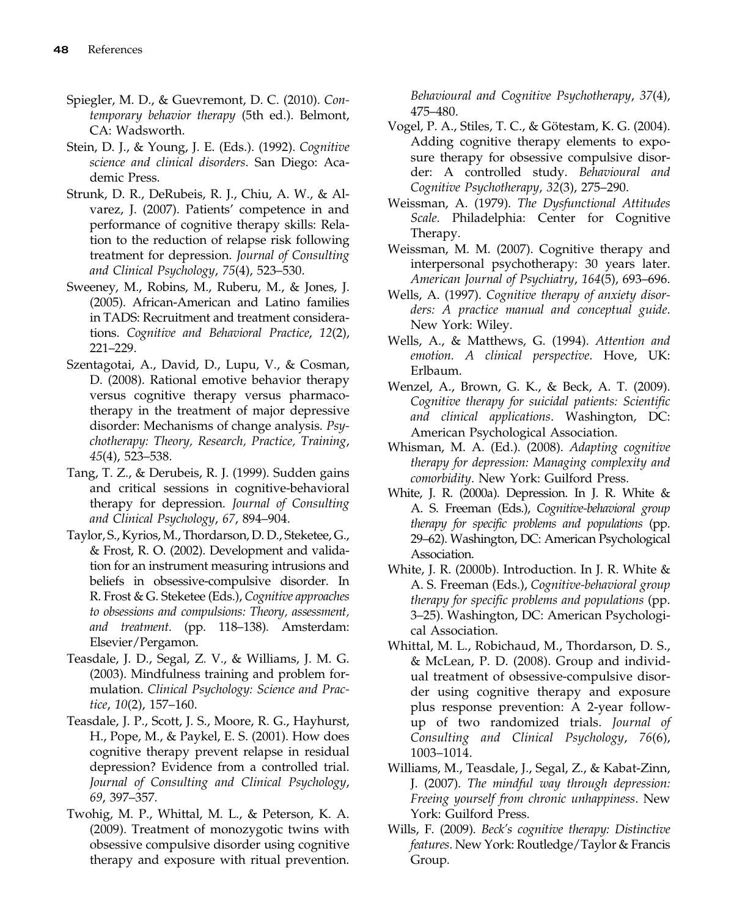Spiegler, M. D., & Guevremont, D. C. (2010). *Contemporary behavior therapy* (5th ed.). Belmont, CA: Wadsworth.

Stein, D. J., & Young, J. E. (Eds.). (1992). *Cognitive science and clinical disorders*. San Diego: Academic Press.

Strunk, D. R., DeRubeis, R. J., Chiu, A. W., & Alvarez, J. (2007). Patients' competence in and performance of cognitive therapy skills: Relation to the reduction of relapse risk following treatment for depression. *Journal of Consulting and Clinical Psychology*, *75*(4), 523–530.

Sweeney, M., Robins, M., Ruberu, M., & Jones, J. (2005). African-American and Latino families in TADS: Recruitment and treatment considerations. *Cognitive and Behavioral Practice*, *12*(2), 221–229.

Szentagotai, A., David, D., Lupu, V., & Cosman, D. (2008). Rational emotive behavior therapy versus cognitive therapy versus pharmacotherapy in the treatment of major depressive disorder: Mechanisms of change analysis. *Psychotherapy: Theory, Research, Practice, Training*, *45*(4), 523–538.

Tang, T. Z., & Derubeis, R. J. (1999). Sudden gains and critical sessions in cognitive-behavioral therapy for depression. *Journal of Consulting and Clinical Psychology*, *67*, 894–904.

Taylor, S., Kyrios, M., Thordarson, D. D., Steketee, G., & Frost, R. O. (2002). Development and validation for an instrument measuring intrusions and beliefs in obsessive-compulsive disorder. In R. Frost & G. Steketee (Eds.), *Cognitive approaches to obsessions and compulsions: Theory, assessment, and treatment*. (pp. 118–138). Amsterdam: Elsevier/Pergamon.

Teasdale, J. D., Segal, Z. V., & Williams, J. M. G. (2003). Mindfulness training and problem formulation. *Clinical Psychology: Science and Practice*, *10*(2), 157–160.

Teasdale, J. P., Scott, J. S., Moore, R. G., Hayhurst, H., Pope, M., & Paykel, E. S. (2001). How does cognitive therapy prevent relapse in residual depression? Evidence from a controlled trial. *Journal of Consulting and Clinical Psychology*, *69*, 397–357.

Twohig, M. P., Whittal, M. L., & Peterson, K. A. (2009). Treatment of monozygotic twins with obsessive compulsive disorder using cognitive therapy and exposure with ritual prevention. *Behavioural and Cognitive Psychotherapy*, *37*(4), 475–480.

Vogel, P. A., Stiles, T. C., & Götestam, K. G. (2004). Adding cognitive therapy elements to exposure therapy for obsessive compulsive disorder: A controlled study. *Behavioural and Cognitive Psychotherapy*, *32*(3), 275–290.

Weissman, A. (1979). *The Dysfunctional Attitudes Scale*. Philadelphia: Center for Cognitive Therapy.

Weissman, M. M. (2007). Cognitive therapy and interpersonal psychotherapy: 30 years later. *American Journal of Psychiatry*, *164*(5), 693–696.

Wells, A. (1997). *Cognitive therapy of anxiety disorders: A practice manual and conceptual guide*. New York: Wiley.

Wells, A., & Matthews, G. (1994). *Attention and emotion. A clinical perspective*. Hove, UK: Erlbaum.

Wenzel, A., Brown, G. K., & Beck, A. T. (2009). *Cognitive therapy for suicidal patients: Scientific and clinical applications*. Washington, DC: American Psychological Association.

Whisman, M. A. (Ed.). (2008). *Adapting cognitive therapy for depression: Managing complexity and comorbidity*. New York: Guilford Press.

White, J. R. (2000a). Depression. In J. R. White & A. S. Freeman (Eds.), *Cognitive-behavioral group therapy for specific problems and populations* (pp. 29–62). Washington, DC: American Psychological Association.

White, J. R. (2000b). Introduction. In J. R. White & A. S. Freeman (Eds.), *Cognitive-behavioral group therapy for specific problems and populations* (pp. 3–25). Washington, DC: American Psychological Association.

Whittal, M. L., Robichaud, M., Thordarson, D. S., & McLean, P. D. (2008). Group and individual treatment of obsessive-compulsive disorder using cognitive therapy and exposure plus response prevention: A 2-year follow-up of two randomized trials. *Journal of Consulting and Clinical Psychology*, *76*(6), 1003–1014.

Williams, M., Teasdale, J., Segal, Z., & Kabat-Zinn, J. (2007). *The mindful way through depression: Freeing yourself from chronic unhappiness*. New York: Guilford Press.

Wills, F. (2009). *Beck's cognitive therapy: Distinctive features*. New York: Routledge/Taylor & Francis Group.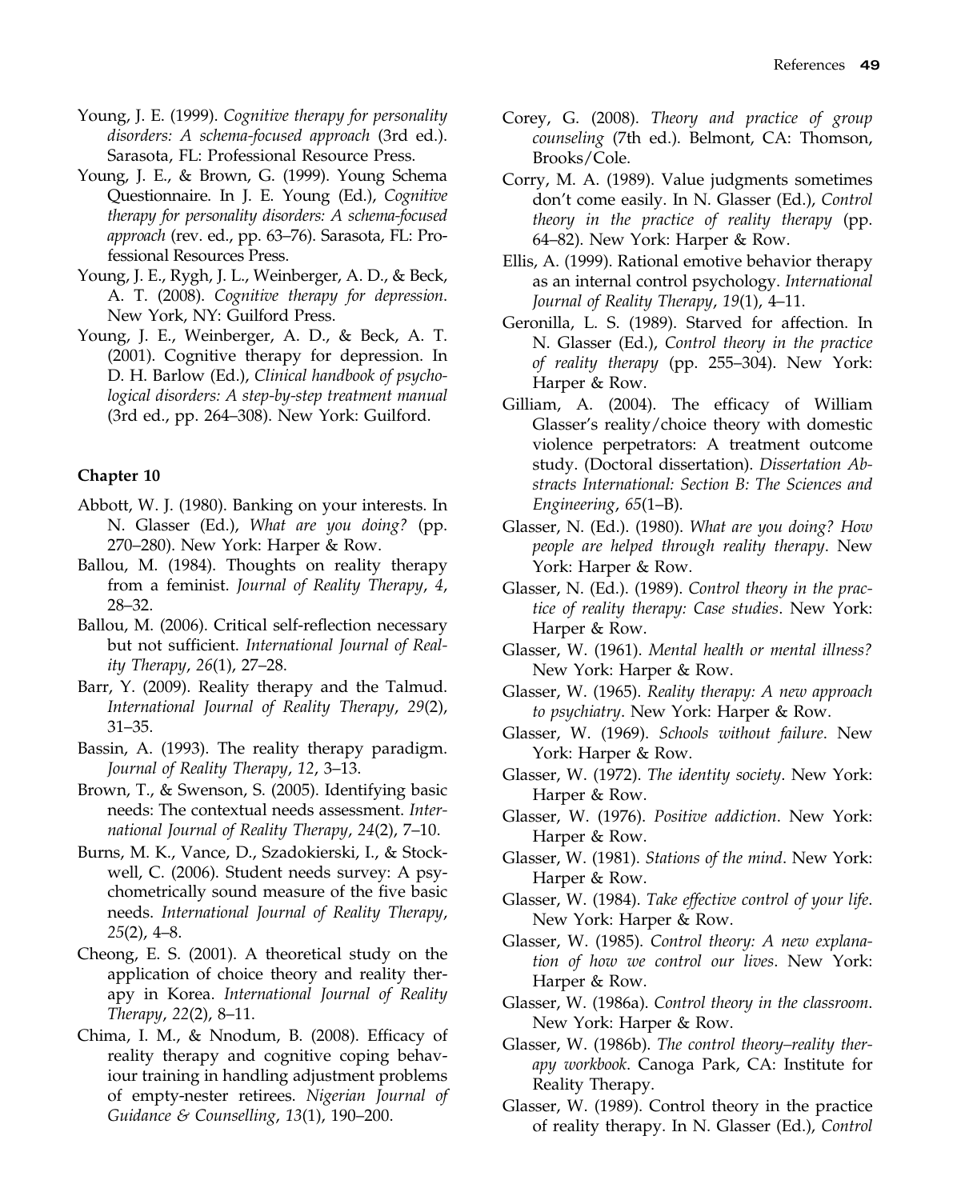Young, J. E. (1999). *Cognitive therapy for personality disorders: A schema-focused approach* (3rd ed.). Sarasota, FL: Professional Resource Press.

Young, J. E., & Brown, G. (1999). Young Schema Questionnaire. In J. E. Young (Ed.), *Cognitive therapy for personality disorders: A schema-focused approach* (rev. ed., pp. 63–76). Sarasota, FL: Professional Resources Press.

Young, J. E., Rygh, J. L., Weinberger, A. D., & Beck, A. T. (2008). *Cognitive therapy for depression*. New York, NY: Guilford Press.

Young, J. E., Weinberger, A. D., & Beck, A. T. (2001). Cognitive therapy for depression. In D. H. Barlow (Ed.), *Clinical handbook of psychological disorders: A step-by-step treatment manual* (3rd ed., pp. 264–308). New York: Guilford.

**Chapter 10**

Abbott, W. J. (1980). Banking on your interests. In N. Glasser (Ed.), *What are you doing?* (pp. 270–280). New York: Harper & Row.

Ballou, M. (1984). Thoughts on reality therapy from a feminist. *Journal of Reality Therapy*, *4*, 28–32.

Ballou, M. (2006). Critical self-reflection necessary but not sufficient. *International Journal of Reality Therapy*, *26*(1), 27–28.

Barr, Y. (2009). Reality therapy and the Talmud. *International Journal of Reality Therapy*, *29*(2), 31–35.

Bassin, A. (1993). The reality therapy paradigm. *Journal of Reality Therapy*, *12*, 3–13.

Brown, T., & Swenson, S. (2005). Identifying basic needs: The contextual needs assessment. *International Journal of Reality Therapy*, *24*(2), 7–10.

Burns, M. K., Vance, D., Szadokierski, I., & Stockwell, C. (2006). Student needs survey: A psychometrically sound measure of the five basic needs. *International Journal of Reality Therapy*, *25*(2), 4–8.

Cheong, E. S. (2001). A theoretical study on the application of choice theory and reality therapy in Korea. *International Journal of Reality Therapy*, *22*(2), 8–11.

Chima, I. M., & Nnodum, B. (2008). Efficacy of reality therapy and cognitive coping behaviour training in handling adjustment problems of empty-nester retirees. *Nigerian Journal of Guidance & Counselling*, *13*(1), 190–200.

Corey, G. (2008). *Theory and practice of group counseling* (7th ed.). Belmont, CA: Thomson, Brooks/Cole.

Corry, M. A. (1989). Value judgments sometimes don't come easily. In N. Glasser (Ed.), *Control theory in the practice of reality therapy* (pp. 64–82). New York: Harper & Row.

Ellis, A. (1999). Rational emotive behavior therapy as an internal control psychology. *International Journal of Reality Therapy*, *19*(1), 4–11.

Geronilla, L. S. (1989). Starved for affection. In N. Glasser (Ed.), *Control theory in the practice of reality therapy* (pp. 255–304). New York: Harper & Row.

Gilliam, A. (2004). The efficacy of William Glasser's reality/choice theory with domestic violence perpetrators: A treatment outcome study. (Doctoral dissertation). *Dissertation Abstracts International: Section B: The Sciences and Engineering*, *65*(1–B).

Glasser, N. (Ed.). (1980). *What are you doing? How people are helped through reality therapy*. New York: Harper & Row.

Glasser, N. (Ed.). (1989). *Control theory in the practice of reality therapy: Case studies*. New York: Harper & Row.

Glasser, W. (1961). *Mental health or mental illness?* New York: Harper & Row.

Glasser, W. (1965). *Reality therapy: A new approach to psychiatry*. New York: Harper & Row.

Glasser, W. (1969). *Schools without failure*. New York: Harper & Row.

Glasser, W. (1972). *The identity society*. New York: Harper & Row.

Glasser, W. (1976). *Positive addiction*. New York: Harper & Row.

Glasser, W. (1981). *Stations of the mind*. New York: Harper & Row.

Glasser, W. (1984). *Take effective control of your life*. New York: Harper & Row.

Glasser, W. (1985). *Control theory: A new explanation of how we control our lives*. New York: Harper & Row.

Glasser, W. (1986a). *Control theory in the classroom*. New York: Harper & Row.

Glasser, W. (1986b). *The control theory–reality therapy workbook*. Canoga Park, CA: Institute for Reality Therapy.

Glasser, W. (1989). Control theory in the practice of reality therapy. In N. Glasser (Ed.), *Control*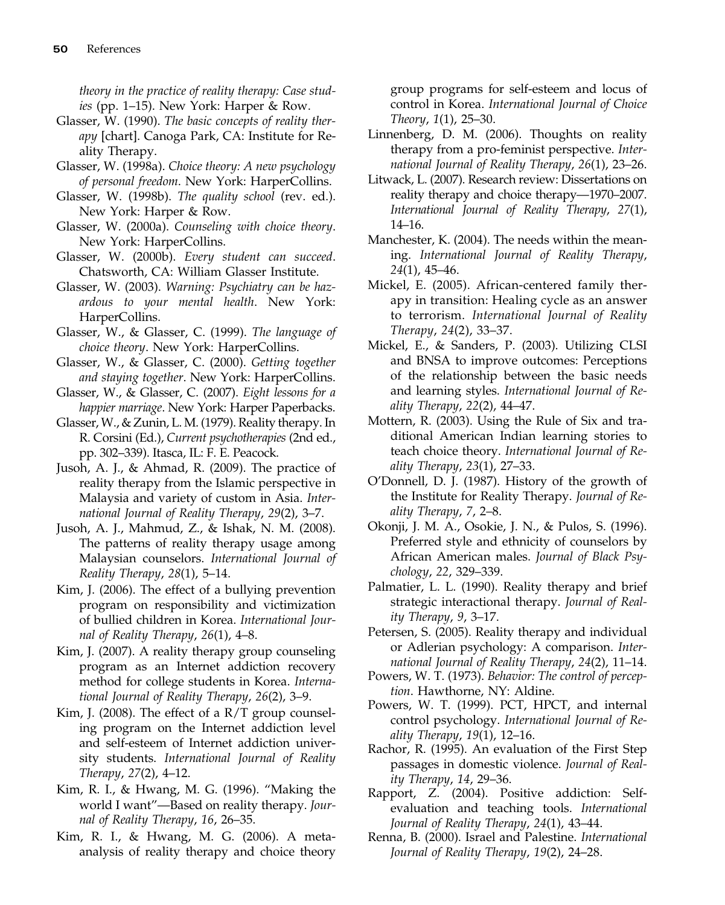*theory in the practice of reality therapy: Case studies* (pp. 1–15). New York: Harper & Row.

Glasser, W. (1990). *The basic concepts of reality therapy* [chart]. Canoga Park, CA: Institute for Reality Therapy.

Glasser, W. (1998a). *Choice theory: A new psychology of personal freedom*. New York: HarperCollins.

Glasser, W. (1998b). *The quality school* (rev. ed.). New York: Harper & Row.

Glasser, W. (2000a). *Counseling with choice theory*. New York: HarperCollins.

Glasser, W. (2000b). *Every student can succeed*. Chatsworth, CA: William Glasser Institute.

Glasser, W. (2003). *Warning: Psychiatry can be hazardous to your mental health*. New York: HarperCollins.

Glasser, W., & Glasser, C. (1999). *The language of choice theory*. New York: HarperCollins.

Glasser, W., & Glasser, C. (2000). *Getting together and staying together*. New York: HarperCollins.

Glasser, W., & Glasser, C. (2007). *Eight lessons for a happier marriage*. New York: Harper Paperbacks.

Glasser, W., & Zunin, L. M. (1979). Reality therapy. In R. Corsini (Ed.), *Current psychotherapies* (2nd ed., pp. 302–339). Itasca, IL: F. E. Peacock.

Jusoh, A. J., & Ahmad, R. (2009). The practice of reality therapy from the Islamic perspective in Malaysia and variety of custom in Asia. *International Journal of Reality Therapy*, *29*(2), 3–7.

Jusoh, A. J., Mahmud, Z., & Ishak, N. M. (2008). The patterns of reality therapy usage among Malaysian counselors. *International Journal of Reality Therapy*, *28*(1), 5–14.

Kim, J. (2006). The effect of a bullying prevention program on responsibility and victimization of bullied children in Korea. *International Journal of Reality Therapy*, *26*(1), 4–8.

Kim, J. (2007). A reality therapy group counseling program as an Internet addiction recovery method for college students in Korea. *International Journal of Reality Therapy*, *26*(2), 3–9.

Kim, J. (2008). The effect of a R/T group counseling program on the Internet addiction level and self-esteem of Internet addiction university students. *International Journal of Reality Therapy*, *27*(2), 4–12.

Kim, R. I., & Hwang, M. G. (1996). "Making the world I want"—Based on reality therapy. *Journal of Reality Therapy*, *16*, 26–35.

Kim, R. I., & Hwang, M. G. (2006). A meta-analysis of reality therapy and choice theory group programs for self-esteem and locus of control in Korea. *International Journal of Choice Theory*, *1*(1), 25–30.

Linnenberg, D. M. (2006). Thoughts on reality therapy from a pro-feminist perspective. *International Journal of Reality Therapy*, *26*(1), 23–26.

Litwack, L. (2007). Research review: Dissertations on reality therapy and choice therapy—1970–2007. *International Journal of Reality Therapy*, *27*(1), 14–16.

Manchester, K. (2004). The needs within the meaning. *International Journal of Reality Therapy*, *24*(1), 45–46.

Mickel, E. (2005). African-centered family therapy in transition: Healing cycle as an answer to terrorism. *International Journal of Reality Therapy*, *24*(2), 33–37.

Mickel, E., & Sanders, P. (2003). Utilizing CLSI and BNSA to improve outcomes: Perceptions of the relationship between the basic needs and learning styles. *International Journal of Reality Therapy*, *22*(2), 44–47.

Mottern, R. (2003). Using the Rule of Six and traditional American Indian learning stories to teach choice theory. *International Journal of Reality Therapy*, *23*(1), 27–33.

O'Donnell, D. J. (1987). History of the growth of the Institute for Reality Therapy. *Journal of Reality Therapy*, *7*, 2–8.

Okonji, J. M. A., Osokie, J. N., & Pulos, S. (1996). Preferred style and ethnicity of counselors by African American males. *Journal of Black Psychology*, *22*, 329–339.

Palmatier, L. L. (1990). Reality therapy and brief strategic interactional therapy. *Journal of Reality Therapy*, *9*, 3–17.

Petersen, S. (2005). Reality therapy and individual or Adlerian psychology: A comparison. *International Journal of Reality Therapy*, *24*(2), 11–14.

Powers, W. T. (1973). *Behavior: The control of perception*. Hawthorne, NY: Aldine.

Powers, W. T. (1999). PCT, HPCT, and internal control psychology. *International Journal of Reality Therapy*, *19*(1), 12–16.

Rachor, R. (1995). An evaluation of the First Step passages in domestic violence. *Journal of Reality Therapy*, *14*, 29–36.

Rapport, Z. (2004). Positive addiction: Self-evaluation and teaching tools. *International Journal of Reality Therapy*, *24*(1), 43–44.

Renna, B. (2000). Israel and Palestine. *International Journal of Reality Therapy*, *19*(2), 24–28.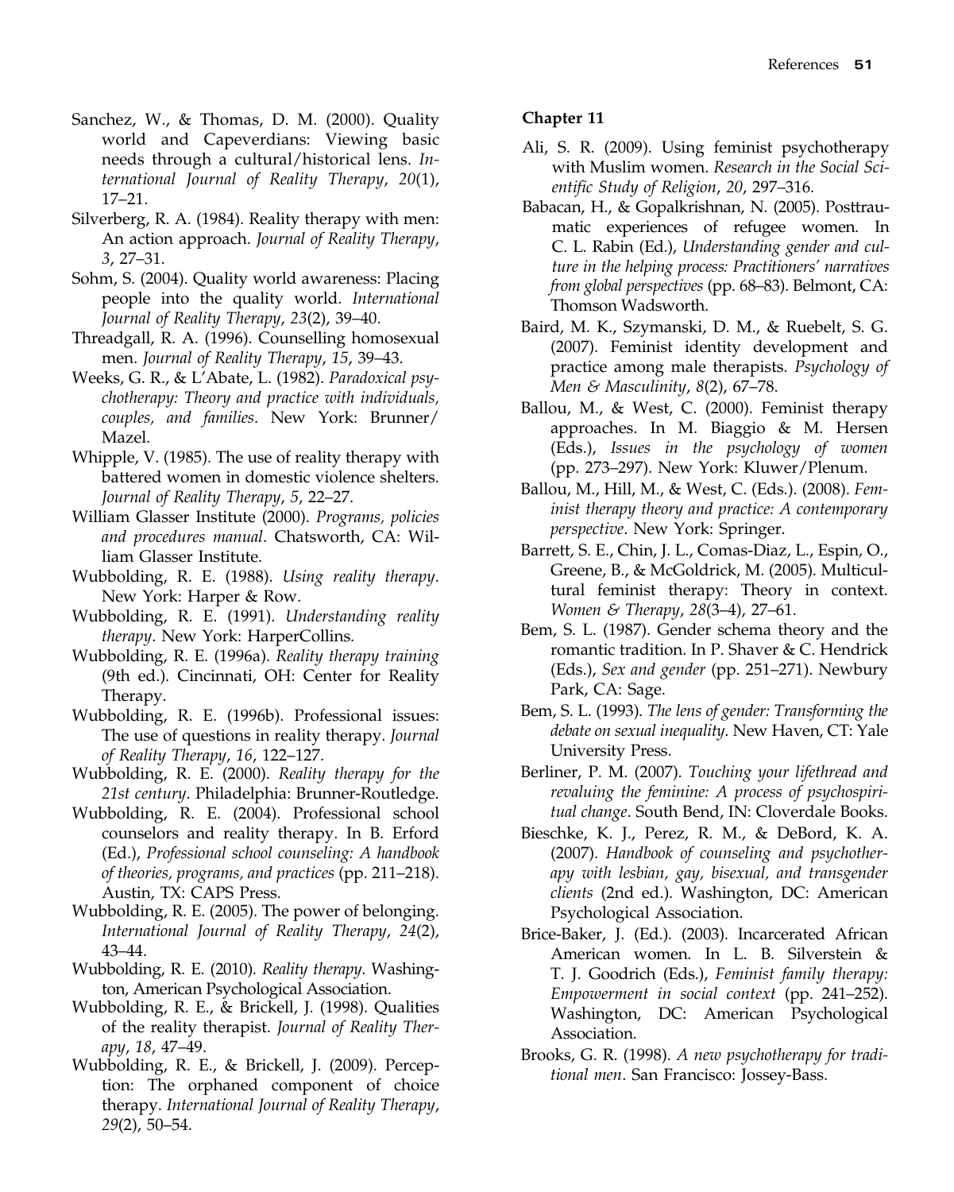Sanchez, W., & Thomas, D. M. (2000). Quality world and Capeverdians: Viewing basic needs through a cultural/historical lens. *International Journal of Reality Therapy*, *20*(1), 17–21.

Silverberg, R. A. (1984). Reality therapy with men: An action approach. *Journal of Reality Therapy*, *3*, 27–31.

Sohm, S. (2004). Quality world awareness: Placing people into the quality world. *International Journal of Reality Therapy*, *23*(2), 39–40.

Threadgall, R. A. (1996). Counselling homosexual men. *Journal of Reality Therapy*, *15*, 39–43.

Weeks, G. R., & L'Abate, L. (1982). *Paradoxical psychotherapy: Theory and practice with individuals, couples, and families*. New York: Brunner/Mazel.

Whipple, V. (1985). The use of reality therapy with battered women in domestic violence shelters. *Journal of Reality Therapy*, *5*, 22–27.

William Glasser Institute (2000). *Programs, policies and procedures manual*. Chatsworth, CA: William Glasser Institute.

Wubbolding, R. E. (1988). *Using reality therapy*. New York: Harper & Row.

Wubbolding, R. E. (1991). *Understanding reality therapy*. New York: HarperCollins.

Wubbolding, R. E. (1996a). *Reality therapy training* (9th ed.). Cincinnati, OH: Center for Reality Therapy.

Wubbolding, R. E. (1996b). Professional issues: The use of questions in reality therapy. *Journal of Reality Therapy*, *16*, 122–127.

Wubbolding, R. E. (2000). *Reality therapy for the 21st century*. Philadelphia: Brunner-Routledge.

Wubbolding, R. E. (2004). Professional school counselors and reality therapy. In B. Erford (Ed.), *Professional school counseling: A handbook of theories, programs, and practices* (pp. 211–218). Austin, TX: CAPS Press.

Wubbolding, R. E. (2005). The power of belonging. *International Journal of Reality Therapy*, *24*(2), 43–44.

Wubbolding, R. E. (2010). *Reality therapy*. Washington, American Psychological Association.

Wubbolding, R. E., & Brickell, J. (1998). Qualities of the reality therapist. *Journal of Reality Therapy*, *18*, 47–49.

Wubbolding, R. E., & Brickell, J. (2009). Perception: The orphaned component of choice therapy. *International Journal of Reality Therapy*, *29*(2), 50–54.

### Chapter 11

Ali, S. R. (2009). Using feminist psychotherapy with Muslim women. *Research in the Social Scientific Study of Religion*, *20*, 297–316.

Babacan, H., & Gopalkrishnan, N. (2005). Posttraumatic experiences of refugee women. In C. L. Rabin (Ed.), *Understanding gender and culture in the helping process: Practitioners' narratives from global perspectives* (pp. 68–83). Belmont, CA: Thomson Wadsworth.

Baird, M. K., Szymanski, D. M., & Ruebelt, S. G. (2007). Feminist identity development and practice among male therapists. *Psychology of Men & Masculinity*, *8*(2), 67–78.

Ballou, M., & West, C. (2000). Feminist therapy approaches. In M. Biaggio & M. Hersen (Eds.), *Issues in the psychology of women* (pp. 273–297). New York: Kluwer/Plenum.

Ballou, M., Hill, M., & West, C. (Eds.). (2008). *Feminist therapy theory and practice: A contemporary perspective*. New York: Springer.

Barrett, S. E., Chin, J. L., Comas-Diaz, L., Espin, O., Greene, B., & McGoldrick, M. (2005). Multicultural feminist therapy: Theory in context. *Women & Therapy*, *28*(3–4), 27–61.

Bem, S. L. (1987). Gender schema theory and the romantic tradition. In P. Shaver & C. Hendrick (Eds.), *Sex and gender* (pp. 251–271). Newbury Park, CA: Sage.

Bem, S. L. (1993). *The lens of gender: Transforming the debate on sexual inequality*. New Haven, CT: Yale University Press.

Berliner, P. M. (2007). *Touching your lifethread and revaluing the feminine: A process of psychospiritual change*. South Bend, IN: Cloverdale Books.

Bieschke, K. J., Perez, R. M., & DeBord, K. A. (2007). *Handbook of counseling and psychotherapy with lesbian, gay, bisexual, and transgender clients* (2nd ed.). Washington, DC: American Psychological Association.

Brice-Baker, J. (Ed.). (2003). Incarcerated African American women. In L. B. Silverstein & T. J. Goodrich (Eds.), *Feminist family therapy: Empowerment in social context* (pp. 241–252). Washington, DC: American Psychological Association.

Brooks, G. R. (1998). *A new psychotherapy for traditional men*. San Francisco: Jossey-Bass.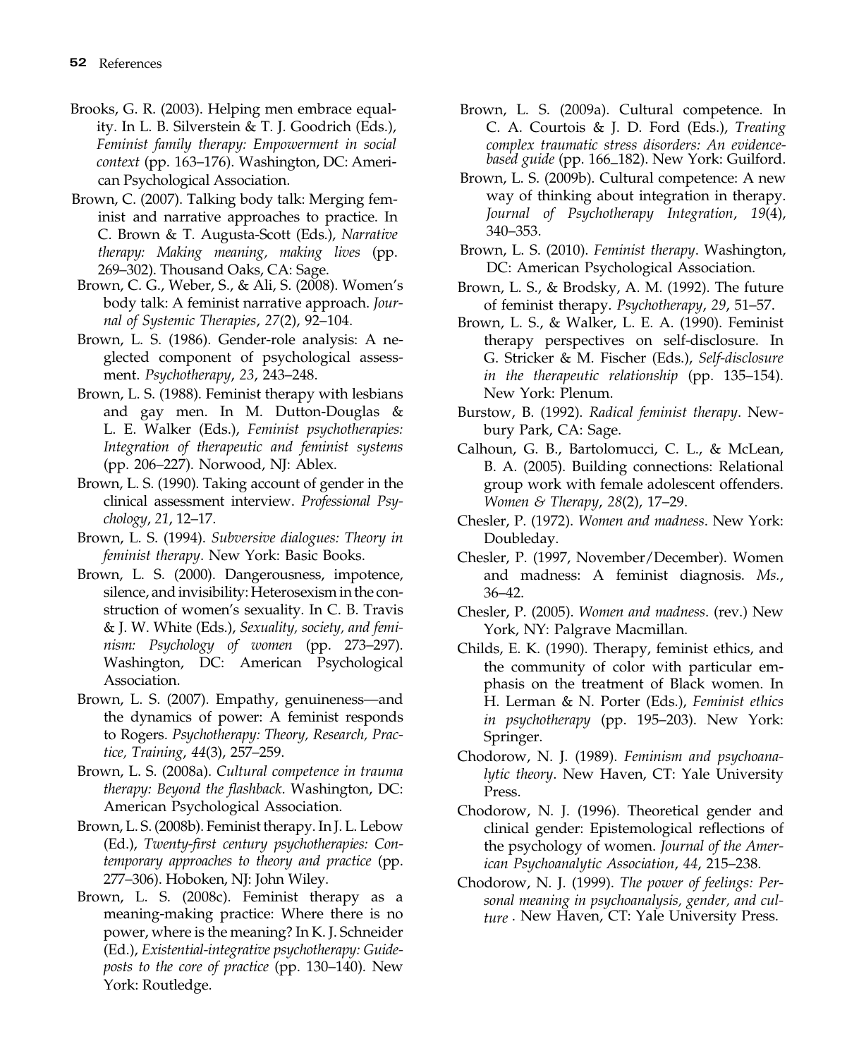Brooks, G. R. (2003). Helping men embrace equality. In L. B. Silverstein & T. J. Goodrich (Eds.), *Feminist family therapy: Empowerment in social context* (pp. 163–176). Washington, DC: American Psychological Association.

Brown, C. (2007). Talking body talk: Merging feminist and narrative approaches to practice. In C. Brown & T. Augusta-Scott (Eds.), *Narrative therapy: Making meaning, making lives* (pp. 269–302). Thousand Oaks, CA: Sage.

Brown, C. G., Weber, S., & Ali, S. (2008). Women's body talk: A feminist narrative approach. *Journal of Systemic Therapies*, *27*(2), 92–104.

Brown, L. S. (1986). Gender-role analysis: A neglected component of psychological assessment. *Psychotherapy*, *23*, 243–248.

Brown, L. S. (1988). Feminist therapy with lesbians and gay men. In M. Dutton-Douglas & L. E. Walker (Eds.), *Feminist psychotherapies: Integration of therapeutic and feminist systems* (pp. 206–227). Norwood, NJ: Ablex.

Brown, L. S. (1990). Taking account of gender in the clinical assessment interview. *Professional Psychology*, *21*, 12–17.

Brown, L. S. (1994). *Subversive dialogues: Theory in feminist therapy*. New York: Basic Books.

Brown, L. S. (2000). Dangerousness, impotence, silence, and invisibility: Heterosexism in the construction of women's sexuality. In C. B. Travis & J. W. White (Eds.), *Sexuality, society, and feminism: Psychology of women* (pp. 273–297). Washington, DC: American Psychological Association.

Brown, L. S. (2007). Empathy, genuineness—and the dynamics of power: A feminist responds to Rogers. *Psychotherapy: Theory, Research, Practice, Training*, *44*(3), 257–259.

Brown, L. S. (2008a). *Cultural competence in trauma therapy: Beyond the flashback*. Washington, DC: American Psychological Association.

Brown, L. S. (2008b). Feminist therapy. In J. L. Lebow (Ed.), *Twenty-first century psychotherapies: Contemporary approaches to theory and practice* (pp. 277–306). Hoboken, NJ: John Wiley.

Brown, L. S. (2008c). Feminist therapy as a meaning-making practice: Where there is no power, where is the meaning? In K. J. Schneider (Ed.), *Existential-integrative psychotherapy: Guideposts to the core of practice* (pp. 130–140). New York: Routledge.

Brown, L. S. (2009a). Cultural competence. In C. A. Courtois & J. D. Ford (Eds.), *Treating complex traumatic stress disorders: An evidence-based guide* (pp. 166_182). New York: Guilford.

Brown, L. S. (2009b). Cultural competence: A new way of thinking about integration in therapy. *Journal of Psychotherapy Integration*, *19*(4), 340–353.

Brown, L. S. (2010). *Feminist therapy*. Washington, DC: American Psychological Association.

Brown, L. S., & Brodsky, A. M. (1992). The future of feminist therapy. *Psychotherapy*, *29*, 51–57.

Brown, L. S., & Walker, L. E. A. (1990). Feminist therapy perspectives on self-disclosure. In G. Stricker & M. Fischer (Eds.), *Self-disclosure in the therapeutic relationship* (pp. 135–154). New York: Plenum.

Burstow, B. (1992). *Radical feminist therapy*. Newbury Park, CA: Sage.

Calhoun, G. B., Bartolomucci, C. L., & McLean, B. A. (2005). Building connections: Relational group work with female adolescent offenders. *Women & Therapy*, *28*(2), 17–29.

Chesler, P. (1972). *Women and madness*. New York: Doubleday.

Chesler, P. (1997, November/December). Women and madness: A feminist diagnosis. *Ms.*, 36–42.

Chesler, P. (2005). *Women and madness*. (rev.) New York, NY: Palgrave Macmillan.

Childs, E. K. (1990). Therapy, feminist ethics, and the community of color with particular emphasis on the treatment of Black women. In H. Lerman & N. Porter (Eds.), *Feminist ethics in psychotherapy* (pp. 195–203). New York: Springer.

Chodorow, N. J. (1989). *Feminism and psychoanalytic theory*. New Haven, CT: Yale University Press.

Chodorow, N. J. (1996). Theoretical gender and clinical gender: Epistemological reflections of the psychology of women. *Journal of the American Psychoanalytic Association*, *44*, 215–238.

Chodorow, N. J. (1999). *The power of feelings: Personal meaning in psychoanalysis, gender, and culture* . New Haven, CT: Yale University Press.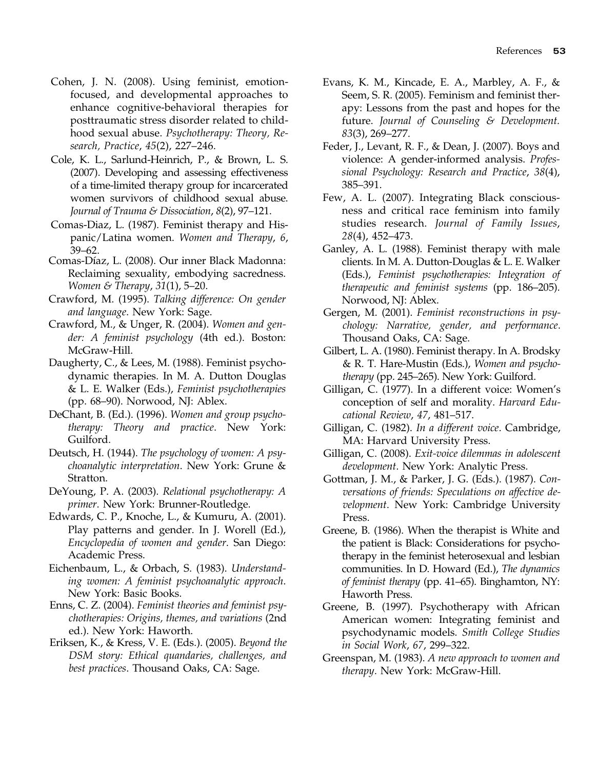Cohen, J. N. (2008). Using feminist, emotion-focused, and developmental approaches to enhance cognitive-behavioral therapies for posttraumatic stress disorder related to childhood sexual abuse. *Psychotherapy: Theory, Research, Practice*, *45*(2), 227–246.

Cole, K. L., Sarlund-Heinrich, P., & Brown, L. S. (2007). Developing and assessing effectiveness of a time-limited therapy group for incarcerated women survivors of childhood sexual abuse. *Journal of Trauma & Dissociation*, *8*(2), 97–121.

Comas-Diaz, L. (1987). Feminist therapy and Hispanic/Latina women. *Women and Therapy*, *6*, 39–62.

Comas-Díaz, L. (2008). Our inner Black Madonna: Reclaiming sexuality, embodying sacredness. *Women & Therapy*, *31*(1), 5–20.

Crawford, M. (1995). *Talking difference: On gender and language*. New York: Sage.

Crawford, M., & Unger, R. (2004). *Women and gender: A feminist psychology* (4th ed.). Boston: McGraw-Hill.

Daugherty, C., & Lees, M. (1988). Feminist psychodynamic therapies. In M. A. Dutton Douglas & L. E. Walker (Eds.), *Feminist psychotherapies* (pp. 68–90). Norwood, NJ: Ablex.

DeChant, B. (Ed.). (1996). *Women and group psychotherapy: Theory and practice*. New York: Guilford.

Deutsch, H. (1944). *The psychology of women: A psychoanalytic interpretation*. New York: Grune & Stratton.

DeYoung, P. A. (2003). *Relational psychotherapy: A primer*. New York: Brunner-Routledge.

Edwards, C. P., Knoche, L., & Kumuru, A. (2001). Play patterns and gender. In J. Worell (Ed.), *Encyclopedia of women and gender*. San Diego: Academic Press.

Eichenbaum, L., & Orbach, S. (1983). *Understanding women: A feminist psychoanalytic approach*. New York: Basic Books.

Enns, C. Z. (2004). *Feminist theories and feminist psychotherapies: Origins, themes, and variations* (2nd ed.). New York: Haworth.

Eriksen, K., & Kress, V. E. (Eds.). (2005). *Beyond the DSM story: Ethical quandaries, challenges, and best practices*. Thousand Oaks, CA: Sage.

Evans, K. M., Kincade, E. A., Marbley, A. F., & Seem, S. R. (2005). Feminism and feminist therapy: Lessons from the past and hopes for the future. *Journal of Counseling & Development*. *83*(3), 269–277.

Feder, J., Levant, R. F., & Dean, J. (2007). Boys and violence: A gender-informed analysis. *Professional Psychology: Research and Practice*, *38*(4), 385–391.

Few, A. L. (2007). Integrating Black consciousness and critical race feminism into family studies research. *Journal of Family Issues*, *28*(4), 452–473.

Ganley, A. L. (1988). Feminist therapy with male clients. In M. A. Dutton-Douglas & L. E. Walker (Eds.), *Feminist psychotherapies: Integration of therapeutic and feminist systems* (pp. 186–205). Norwood, NJ: Ablex.

Gergen, M. (2001). *Feminist reconstructions in psychology: Narrative, gender, and performance*. Thousand Oaks, CA: Sage.

Gilbert, L. A. (1980). Feminist therapy. In A. Brodsky & R. T. Hare-Mustin (Eds.), *Women and psychotherapy* (pp. 245–265). New York: Guilford.

Gilligan, C. (1977). In a different voice: Women's conception of self and morality. *Harvard Educational Review*, *47*, 481–517.

Gilligan, C. (1982). *In a different voice*. Cambridge, MA: Harvard University Press.

Gilligan, C. (2008). *Exit-voice dilemmas in adolescent development*. New York: Analytic Press.

Gottman, J. M., & Parker, J. G. (Eds.). (1987). *Conversations of friends: Speculations on affective development*. New York: Cambridge University Press.

Greene, B. (1986). When the therapist is White and the patient is Black: Considerations for psychotherapy in the feminist heterosexual and lesbian communities. In D. Howard (Ed.), *The dynamics of feminist therapy* (pp. 41–65). Binghamton, NY: Haworth Press.

Greene, B. (1997). Psychotherapy with African American women: Integrating feminist and psychodynamic models. *Smith College Studies in Social Work*, *67*, 299–322.

Greenspan, M. (1983). *A new approach to women and therapy*. New York: McGraw-Hill.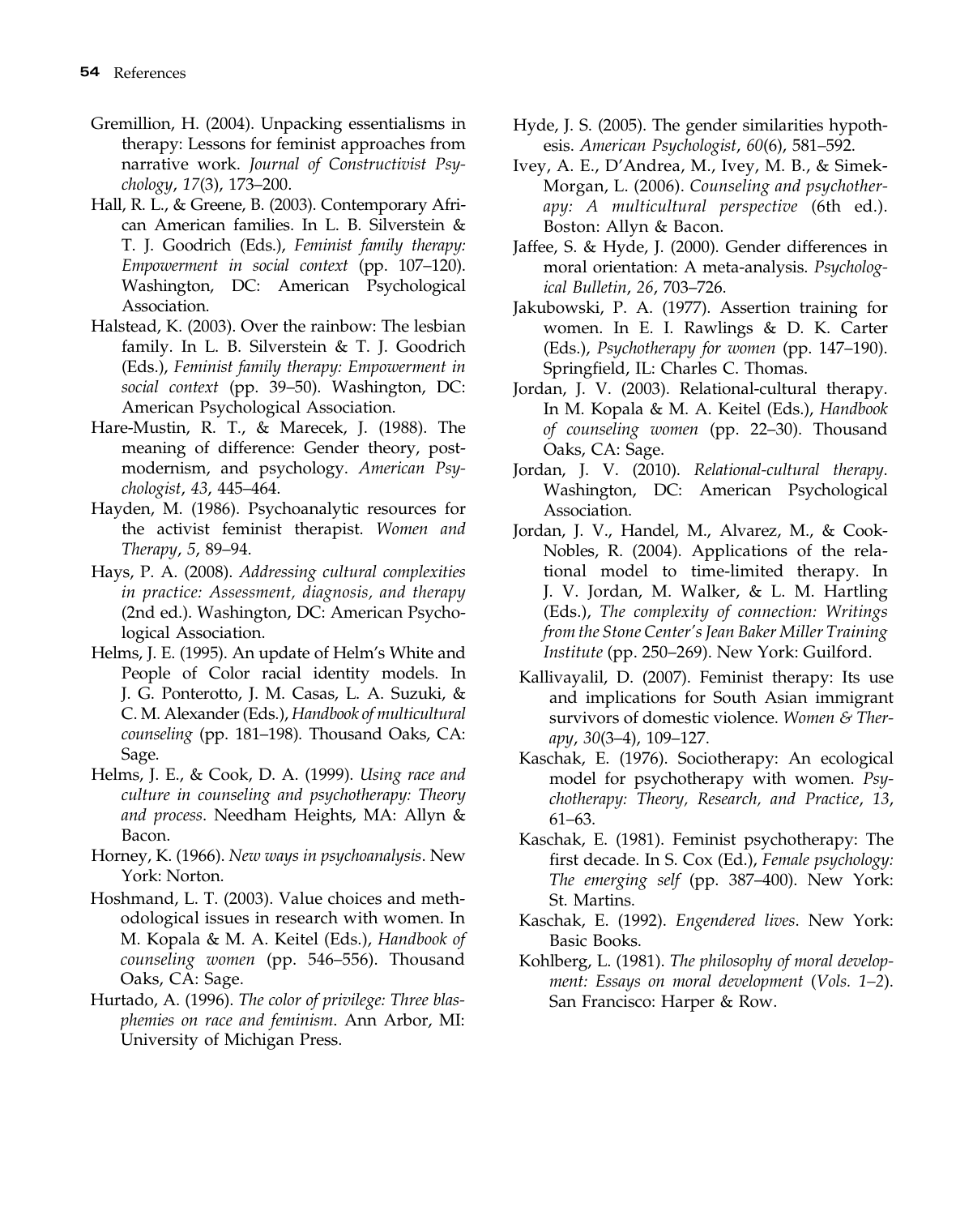Gremillion, H. (2004). Unpacking essentialisms in therapy: Lessons for feminist approaches from narrative work. *Journal of Constructivist Psychology*, *17*(3), 173–200.

Hall, R. L., & Greene, B. (2003). Contemporary African American families. In L. B. Silverstein & T. J. Goodrich (Eds.), *Feminist family therapy: Empowerment in social context* (pp. 107–120). Washington, DC: American Psychological Association.

Halstead, K. (2003). Over the rainbow: The lesbian family. In L. B. Silverstein & T. J. Goodrich (Eds.), *Feminist family therapy: Empowerment in social context* (pp. 39–50). Washington, DC: American Psychological Association.

Hare-Mustin, R. T., & Marecek, J. (1988). The meaning of difference: Gender theory, postmodernism, and psychology. *American Psychologist*, *43*, 445–464.

Hayden, M. (1986). Psychoanalytic resources for the activist feminist therapist. *Women and Therapy*, *5*, 89–94.

Hays, P. A. (2008). *Addressing cultural complexities in practice: Assessment, diagnosis, and therapy* (2nd ed.). Washington, DC: American Psychological Association.

Helms, J. E. (1995). An update of Helm's White and People of Color racial identity models. In J. G. Ponterotto, J. M. Casas, L. A. Suzuki, & C. M. Alexander (Eds.), *Handbook of multicultural counseling* (pp. 181–198). Thousand Oaks, CA: Sage.

Helms, J. E., & Cook, D. A. (1999). *Using race and culture in counseling and psychotherapy: Theory and process*. Needham Heights, MA: Allyn & Bacon.

Horney, K. (1966). *New ways in psychoanalysis*. New York: Norton.

Hoshmand, L. T. (2003). Value choices and methodological issues in research with women. In M. Kopala & M. A. Keitel (Eds.), *Handbook of counseling women* (pp. 546–556). Thousand Oaks, CA: Sage.

Hurtado, A. (1996). *The color of privilege: Three blasphemies on race and feminism*. Ann Arbor, MI: University of Michigan Press.

Hyde, J. S. (2005). The gender similarities hypothesis. *American Psychologist*, *60*(6), 581–592.

Ivey, A. E., D'Andrea, M., Ivey, M. B., & Simek-Morgan, L. (2006). *Counseling and psychotherapy: A multicultural perspective* (6th ed.). Boston: Allyn & Bacon.

Jaffee, S. & Hyde, J. (2000). Gender differences in moral orientation: A meta-analysis. *Psychological Bulletin*, *26*, 703–726.

Jakubowski, P. A. (1977). Assertion training for women. In E. I. Rawlings & D. K. Carter (Eds.), *Psychotherapy for women* (pp. 147–190). Springfield, IL: Charles C. Thomas.

Jordan, J. V. (2003). Relational-cultural therapy. In M. Kopala & M. A. Keitel (Eds.), *Handbook of counseling women* (pp. 22–30). Thousand Oaks, CA: Sage.

Jordan, J. V. (2010). *Relational-cultural therapy*. Washington, DC: American Psychological Association.

Jordan, J. V., Handel, M., Alvarez, M., & Cook-Nobles, R. (2004). Applications of the relational model to time-limited therapy. In J. V. Jordan, M. Walker, & L. M. Hartling (Eds.), *The complexity of connection: Writings from the Stone Center's Jean Baker Miller Training Institute* (pp. 250–269). New York: Guilford.

Kallivayalil, D. (2007). Feminist therapy: Its use and implications for South Asian immigrant survivors of domestic violence. *Women & Therapy*, *30*(3–4), 109–127.

Kaschak, E. (1976). Sociotherapy: An ecological model for psychotherapy with women. *Psychotherapy: Theory, Research, and Practice*, *13*, 61–63.

Kaschak, E. (1981). Feminist psychotherapy: The first decade. In S. Cox (Ed.), *Female psychology: The emerging self* (pp. 387–400). New York: St. Martins.

Kaschak, E. (1992). *Engendered lives*. New York: Basic Books.

Kohlberg, L. (1981). *The philosophy of moral development: Essays on moral development* (*Vols. 1–2*). San Francisco: Harper & Row.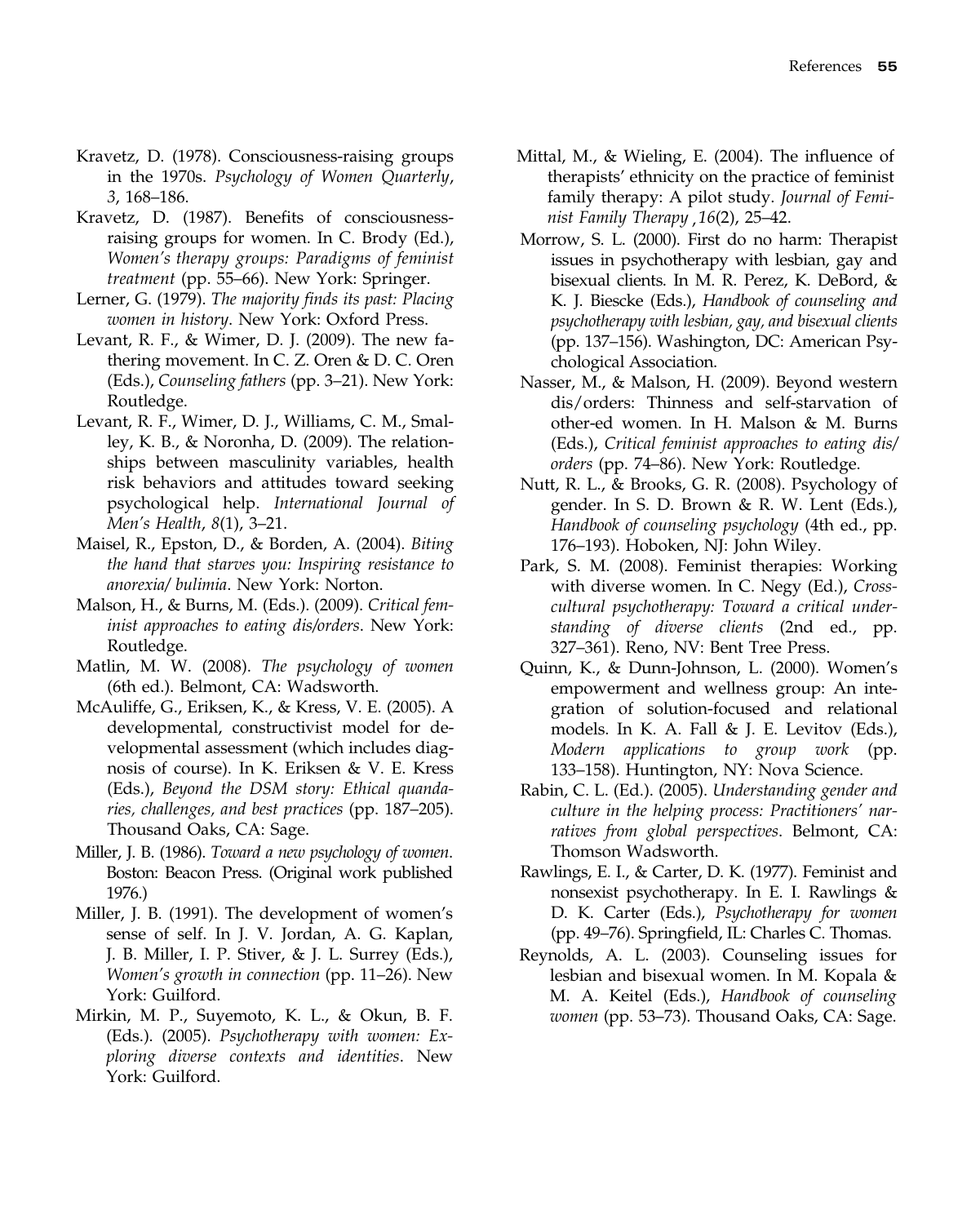Kravetz, D. (1978). Consciousness-raising groups in the 1970s. *Psychology of Women Quarterly*, *3*, 168–186.

Kravetz, D. (1987). Benefits of consciousness-raising groups for women. In C. Brody (Ed.), *Women's therapy groups: Paradigms of feminist treatment* (pp. 55–66). New York: Springer.

Lerner, G. (1979). *The majority finds its past: Placing women in history*. New York: Oxford Press.

Levant, R. F., & Wimer, D. J. (2009). The new fathering movement. In C. Z. Oren & D. C. Oren (Eds.), *Counseling fathers* (pp. 3–21). New York: Routledge.

Levant, R. F., Wimer, D. J., Williams, C. M., Smalley, K. B., & Noronha, D. (2009). The relationships between masculinity variables, health risk behaviors and attitudes toward seeking psychological help. *International Journal of Men's Health*, *8*(1), 3–21.

Maisel, R., Epston, D., & Borden, A. (2004). *Biting the hand that starves you: Inspiring resistance to anorexia/ bulimia*. New York: Norton.

Malson, H., & Burns, M. (Eds.). (2009). *Critical feminist approaches to eating dis/orders*. New York: Routledge.

Matlin, M. W. (2008). *The psychology of women* (6th ed.). Belmont, CA: Wadsworth.

McAuliffe, G., Eriksen, K., & Kress, V. E. (2005). A developmental, constructivist model for developmental assessment (which includes diagnosis of course). In K. Eriksen & V. E. Kress (Eds.), *Beyond the DSM story: Ethical quandaries, challenges, and best practices* (pp. 187–205). Thousand Oaks, CA: Sage.

Miller, J. B. (1986). *Toward a new psychology of women*. Boston: Beacon Press. (Original work published 1976.)

Miller, J. B. (1991). The development of women's sense of self. In J. V. Jordan, A. G. Kaplan, J. B. Miller, I. P. Stiver, & J. L. Surrey (Eds.), *Women's growth in connection* (pp. 11–26). New York: Guilford.

Mirkin, M. P., Suyemoto, K. L., & Okun, B. F. (Eds.). (2005). *Psychotherapy with women: Exploring diverse contexts and identities*. New York: Guilford.

Mittal, M., & Wieling, E. (2004). The influence of therapists' ethnicity on the practice of feminist family therapy: A pilot study. *Journal of Feminist Family Therapy* ,*16*(2), 25–42.

Morrow, S. L. (2000). First do no harm: Therapist issues in psychotherapy with lesbian, gay and bisexual clients. In M. R. Perez, K. DeBord, & K. J. Biescke (Eds.), *Handbook of counseling and psychotherapy with lesbian, gay, and bisexual clients* (pp. 137–156). Washington, DC: American Psychological Association.

Nasser, M., & Malson, H. (2009). Beyond western dis/orders: Thinness and self-starvation of other-ed women. In H. Malson & M. Burns (Eds.), *Critical feminist approaches to eating dis/ orders* (pp. 74–86). New York: Routledge.

Nutt, R. L., & Brooks, G. R. (2008). Psychology of gender. In S. D. Brown & R. W. Lent (Eds.), *Handbook of counseling psychology* (4th ed., pp. 176–193). Hoboken, NJ: John Wiley.

Park, S. M. (2008). Feminist therapies: Working with diverse women. In C. Negy (Ed.), *Cross-cultural psychotherapy: Toward a critical understanding of diverse clients* (2nd ed., pp. 327–361). Reno, NV: Bent Tree Press.

Quinn, K., & Dunn-Johnson, L. (2000). Women's empowerment and wellness group: An integration of solution-focused and relational models. In K. A. Fall & J. E. Levitov (Eds.), *Modern applications to group work* (pp. 133–158). Huntington, NY: Nova Science.

Rabin, C. L. (Ed.). (2005). *Understanding gender and culture in the helping process: Practitioners' narratives from global perspectives*. Belmont, CA: Thomson Wadsworth.

Rawlings, E. I., & Carter, D. K. (1977). Feminist and nonsexist psychotherapy. In E. I. Rawlings & D. K. Carter (Eds.), *Psychotherapy for women* (pp. 49–76). Springfield, IL: Charles C. Thomas.

Reynolds, A. L. (2003). Counseling issues for lesbian and bisexual women. In M. Kopala & M. A. Keitel (Eds.), *Handbook of counseling women* (pp. 53–73). Thousand Oaks, CA: Sage.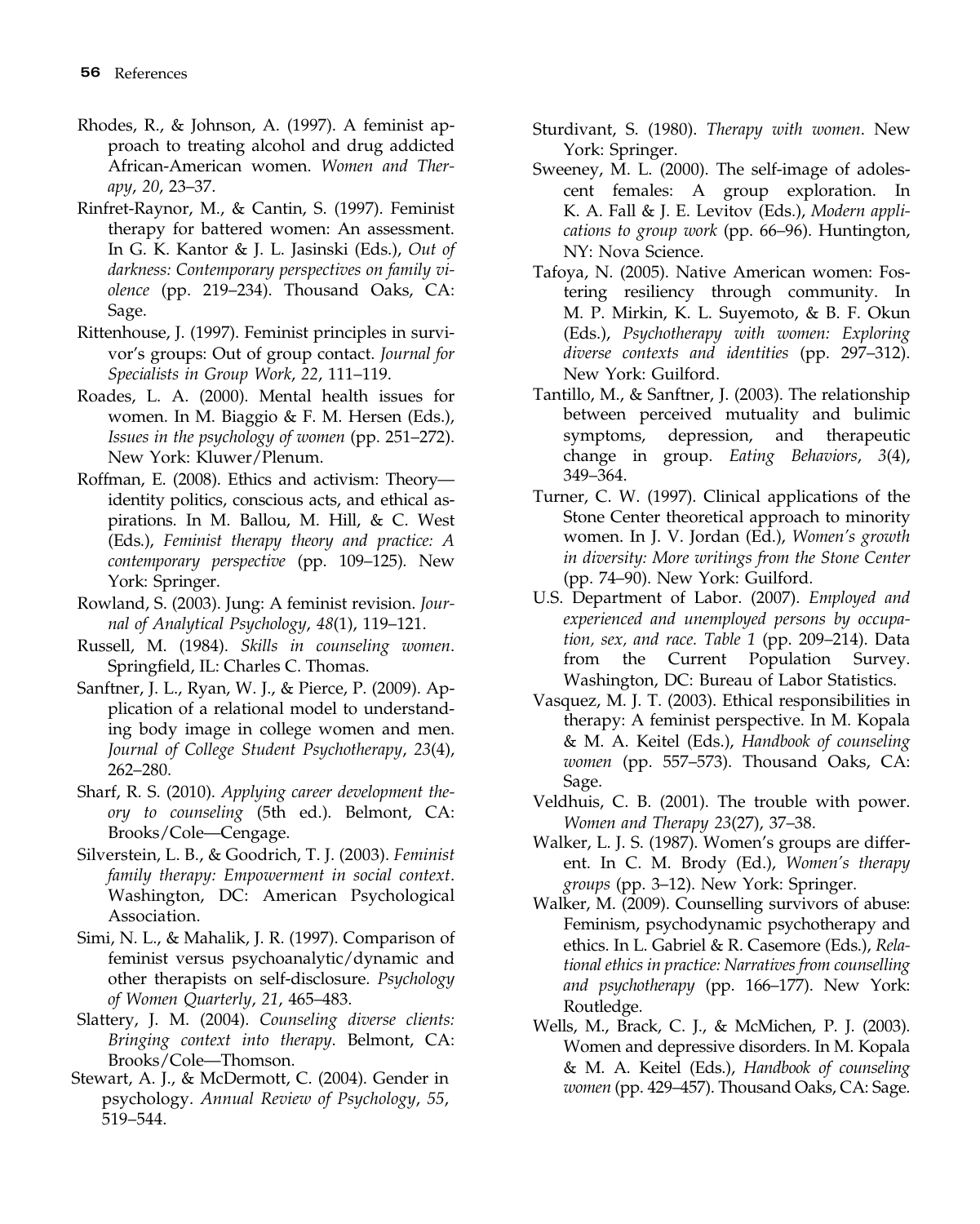Rhodes, R., & Johnson, A. (1997). A feminist approach to treating alcohol and drug addicted African-American women. *Women and Therapy*, *20*, 23–37.

Rinfret-Raynor, M., & Cantin, S. (1997). Feminist therapy for battered women: An assessment. In G. K. Kantor & J. L. Jasinski (Eds.), *Out of darkness: Contemporary perspectives on family violence* (pp. 219–234). Thousand Oaks, CA: Sage.

Rittenhouse, J. (1997). Feminist principles in survivor's groups: Out of group contact. *Journal for Specialists in Group Work*, *22*, 111–119.

Roades, L. A. (2000). Mental health issues for women. In M. Biaggio & F. M. Hersen (Eds.), *Issues in the psychology of women* (pp. 251–272). New York: Kluwer/Plenum.

Roffman, E. (2008). Ethics and activism: Theory—identity politics, conscious acts, and ethical aspirations. In M. Ballou, M. Hill, & C. West (Eds.), *Feminist therapy theory and practice: A contemporary perspective* (pp. 109–125). New York: Springer.

Rowland, S. (2003). Jung: A feminist revision. *Journal of Analytical Psychology*, *48*(1), 119–121.

Russell, M. (1984). *Skills in counseling women*. Springfield, IL: Charles C. Thomas.

Sanftner, J. L., Ryan, W. J., & Pierce, P. (2009). Application of a relational model to understanding body image in college women and men. *Journal of College Student Psychotherapy*, *23*(4), 262–280.

Sharf, R. S. (2010). *Applying career development theory to counseling* (5th ed.). Belmont, CA: Brooks/Cole—Cengage.

Silverstein, L. B., & Goodrich, T. J. (2003). *Feminist family therapy: Empowerment in social context*. Washington, DC: American Psychological Association.

Simi, N. L., & Mahalik, J. R. (1997). Comparison of feminist versus psychoanalytic/dynamic and other therapists on self-disclosure. *Psychology of Women Quarterly*, *21*, 465–483.

Slattery, J. M. (2004). *Counseling diverse clients: Bringing context into therapy*. Belmont, CA: Brooks/Cole—Thomson.

Stewart, A. J., & McDermott, C. (2004). Gender in psychology. *Annual Review of Psychology*, *55*, 519–544.

Sturdivant, S. (1980). *Therapy with women*. New York: Springer.

Sweeney, M. L. (2000). The self-image of adolescent females: A group exploration. In K. A. Fall & J. E. Levitov (Eds.), *Modern applications to group work* (pp. 66–96). Huntington, NY: Nova Science.

Tafoya, N. (2005). Native American women: Fostering resiliency through community. In M. P. Mirkin, K. L. Suyemoto, & B. F. Okun (Eds.), *Psychotherapy with women: Exploring diverse contexts and identities* (pp. 297–312). New York: Guilford.

Tantillo, M., & Sanftner, J. (2003). The relationship between perceived mutuality and bulimic symptoms, depression, and therapeutic change in group. *Eating Behaviors*, *3*(4), 349–364.

Turner, C. W. (1997). Clinical applications of the Stone Center theoretical approach to minority women. In J. V. Jordan (Ed.), *Women's growth in diversity: More writings from the Stone Center* (pp. 74–90). New York: Guilford.

U.S. Department of Labor. (2007). *Employed and experienced and unemployed persons by occupation, sex, and race. Table 1* (pp. 209–214). Data from the Current Population Survey. Washington, DC: Bureau of Labor Statistics.

Vasquez, M. J. T. (2003). Ethical responsibilities in therapy: A feminist perspective. In M. Kopala & M. A. Keitel (Eds.), *Handbook of counseling women* (pp. 557–573). Thousand Oaks, CA: Sage.

Veldhuis, C. B. (2001). The trouble with power. *Women and Therapy 23*(27), 37–38.

Walker, L. J. S. (1987). Women's groups are different. In C. M. Brody (Ed.), *Women's therapy groups* (pp. 3–12). New York: Springer.

Walker, M. (2009). Counselling survivors of abuse: Feminism, psychodynamic psychotherapy and ethics. In L. Gabriel & R. Casemore (Eds.), *Relational ethics in practice: Narratives from counselling and psychotherapy* (pp. 166–177). New York: Routledge.

Wells, M., Brack, C. J., & McMichen, P. J. (2003). Women and depressive disorders. In M. Kopala & M. A. Keitel (Eds.), *Handbook of counseling women* (pp. 429–457). Thousand Oaks, CA: Sage.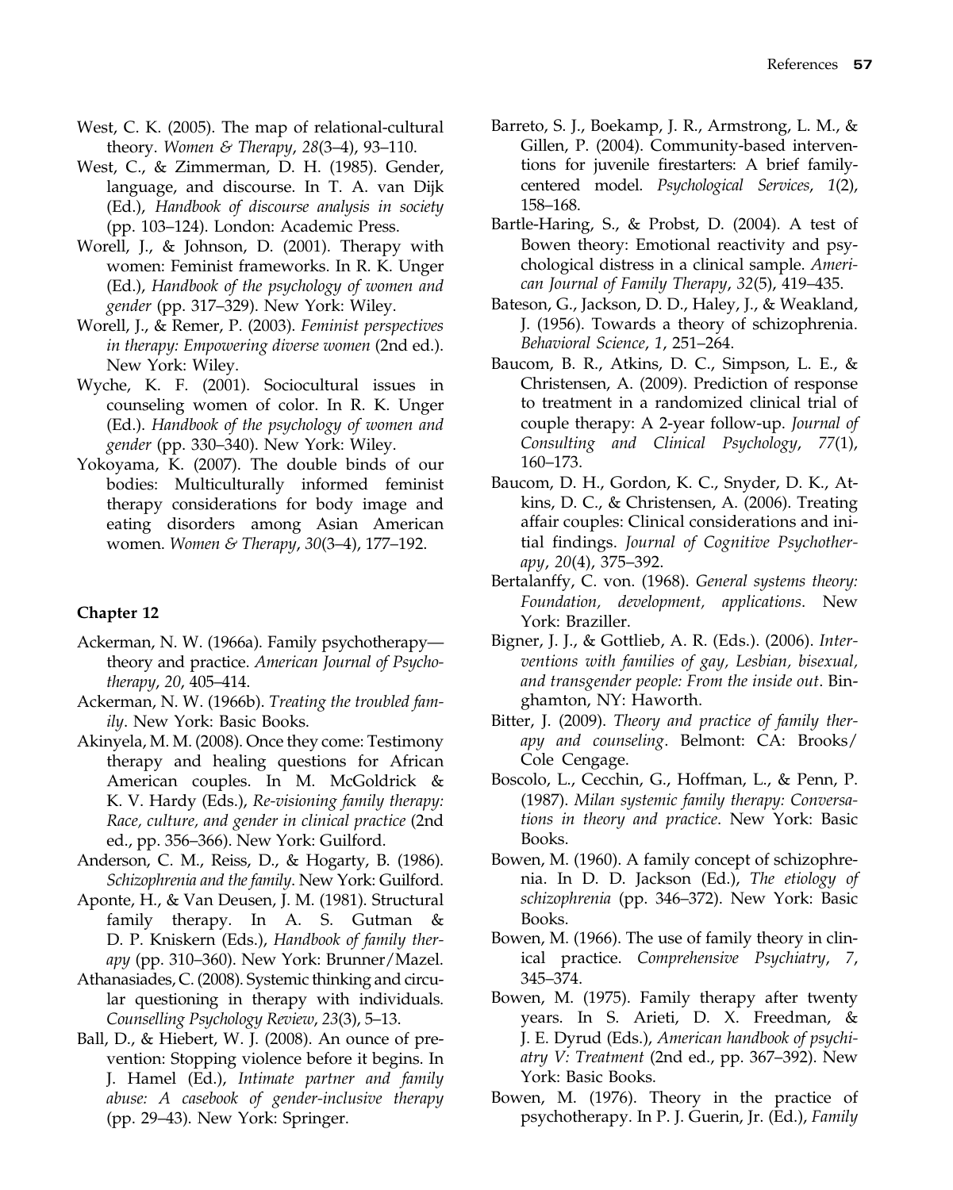West, C. K. (2005). The map of relational-cultural theory. *Women & Therapy*, *28*(3–4), 93–110.

West, C., & Zimmerman, D. H. (1985). Gender, language, and discourse. In T. A. van Dijk (Ed.), *Handbook of discourse analysis in society* (pp. 103–124). London: Academic Press.

Worell, J., & Johnson, D. (2001). Therapy with women: Feminist frameworks. In R. K. Unger (Ed.), *Handbook of the psychology of women and gender* (pp. 317–329). New York: Wiley.

Worell, J., & Remer, P. (2003). *Feminist perspectives in therapy: Empowering diverse women* (2nd ed.). New York: Wiley.

Wyche, K. F. (2001). Sociocultural issues in counseling women of color. In R. K. Unger (Ed.). *Handbook of the psychology of women and gender* (pp. 330–340). New York: Wiley.

Yokoyama, K. (2007). The double binds of our bodies: Multiculturally informed feminist therapy considerations for body image and eating disorders among Asian American women. *Women & Therapy*, *30*(3–4), 177–192.

### Chapter 12

Ackerman, N. W. (1966a). Family psychotherapy—theory and practice. *American Journal of Psychotherapy*, *20*, 405–414.

Ackerman, N. W. (1966b). *Treating the troubled family*. New York: Basic Books.

Akinyela, M. M. (2008). Once they come: Testimony therapy and healing questions for African American couples. In M. McGoldrick & K. V. Hardy (Eds.), *Re-visioning family therapy: Race, culture, and gender in clinical practice* (2nd ed., pp. 356–366). New York: Guilford.

Anderson, C. M., Reiss, D., & Hogarty, B. (1986). *Schizophrenia and the family*. New York: Guilford.

Aponte, H., & Van Deusen, J. M. (1981). Structural family therapy. In A. S. Gutman & D. P. Kniskern (Eds.), *Handbook of family therapy* (pp. 310–360). New York: Brunner/Mazel.

Athanasiades, C. (2008). Systemic thinking and circular questioning in therapy with individuals. *Counselling Psychology Review*, *23*(3), 5–13.

Ball, D., & Hiebert, W. J. (2008). An ounce of prevention: Stopping violence before it begins. In J. Hamel (Ed.), *Intimate partner and family abuse: A casebook of gender-inclusive therapy* (pp. 29–43). New York: Springer.

Barreto, S. J., Boekamp, J. R., Armstrong, L. M., & Gillen, P. (2004). Community-based interventions for juvenile firestarters: A brief family-centered model. *Psychological Services*, *1*(2), 158–168.

Bartle-Haring, S., & Probst, D. (2004). A test of Bowen theory: Emotional reactivity and psychological distress in a clinical sample. *American Journal of Family Therapy*, *32*(5), 419–435.

Bateson, G., Jackson, D. D., Haley, J., & Weakland, J. (1956). Towards a theory of schizophrenia. *Behavioral Science*, *1*, 251–264.

Baucom, B. R., Atkins, D. C., Simpson, L. E., & Christensen, A. (2009). Prediction of response to treatment in a randomized clinical trial of couple therapy: A 2-year follow-up. *Journal of Consulting and Clinical Psychology*, *77*(1), 160–173.

Baucom, D. H., Gordon, K. C., Snyder, D. K., Atkins, D. C., & Christensen, A. (2006). Treating affair couples: Clinical considerations and initial findings. *Journal of Cognitive Psychotherapy*, *20*(4), 375–392.

Bertalanffy, C. von. (1968). *General systems theory: Foundation, development, applications*. New York: Braziller.

Bigner, J. J., & Gottlieb, A. R. (Eds.). (2006). *Interventions with families of gay, Lesbian, bisexual, and transgender people: From the inside out*. Binghamton, NY: Haworth.

Bitter, J. (2009). *Theory and practice of family therapy and counseling*. Belmont: CA: Brooks/Cole Cengage.

Boscolo, L., Cecchin, G., Hoffman, L., & Penn, P. (1987). *Milan systemic family therapy: Conversations in theory and practice*. New York: Basic Books.

Bowen, M. (1960). A family concept of schizophrenia. In D. D. Jackson (Ed.), *The etiology of schizophrenia* (pp. 346–372). New York: Basic Books.

Bowen, M. (1966). The use of family theory in clinical practice. *Comprehensive Psychiatry*, *7*, 345–374.

Bowen, M. (1975). Family therapy after twenty years. In S. Arieti, D. X. Freedman, & J. E. Dyrud (Eds.), *American handbook of psychiatry V: Treatment* (2nd ed., pp. 367–392). New York: Basic Books.

Bowen, M. (1976). Theory in the practice of psychotherapy. In P. J. Guerin, Jr. (Ed.), *Family*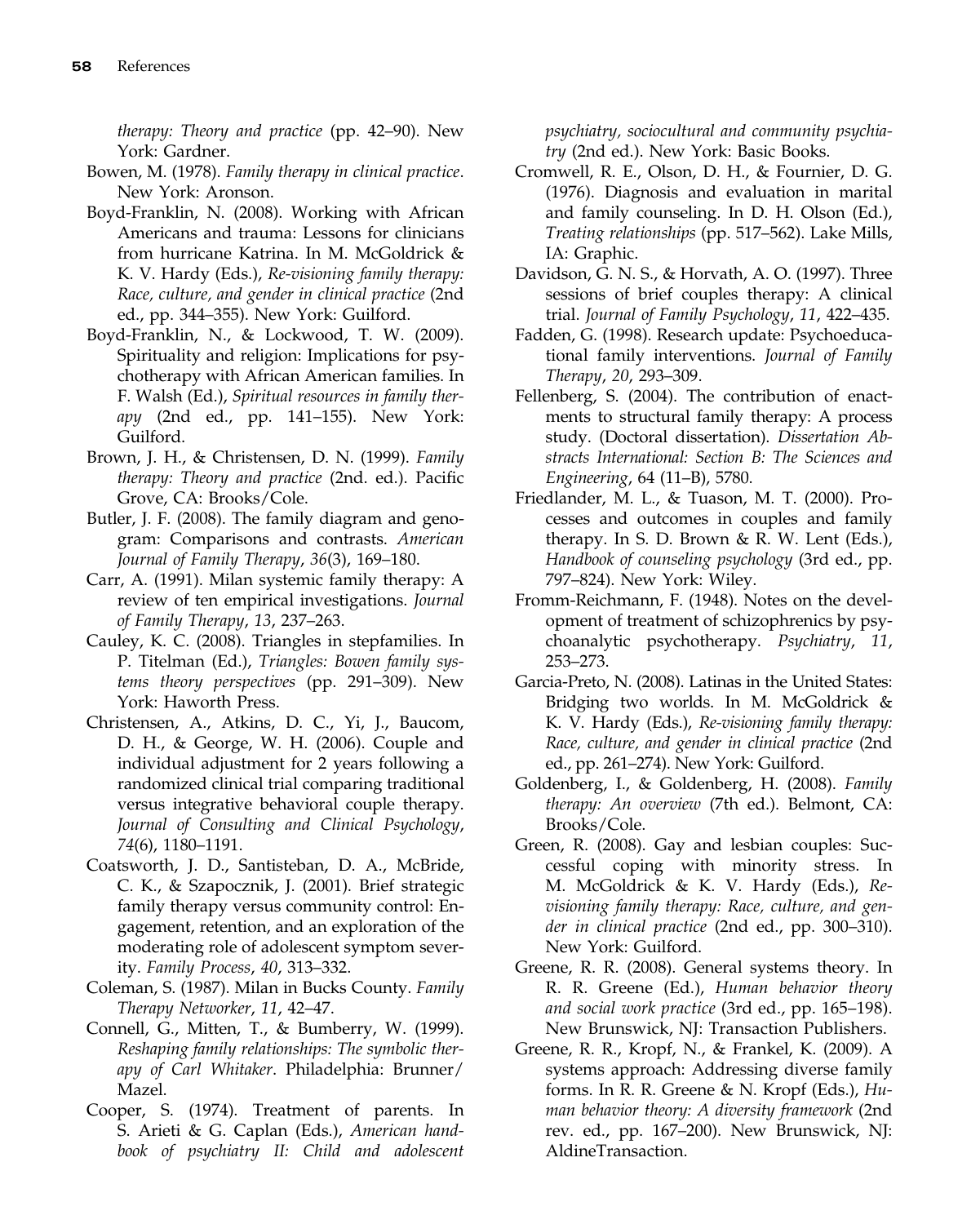*therapy: Theory and practice* (pp. 42–90). New York: Gardner.

Bowen, M. (1978). *Family therapy in clinical practice*. New York: Aronson.

Boyd-Franklin, N. (2008). Working with African Americans and trauma: Lessons for clinicians from hurricane Katrina. In M. McGoldrick & K. V. Hardy (Eds.), *Re-visioning family therapy: Race, culture, and gender in clinical practice* (2nd ed., pp. 344–355). New York: Guilford.

Boyd-Franklin, N., & Lockwood, T. W. (2009). Spirituality and religion: Implications for psychotherapy with African American families. In F. Walsh (Ed.), *Spiritual resources in family therapy* (2nd ed., pp. 141–155). New York: Guilford.

Brown, J. H., & Christensen, D. N. (1999). *Family therapy: Theory and practice* (2nd. ed.). Pacific Grove, CA: Brooks/Cole.

Butler, J. F. (2008). The family diagram and genogram: Comparisons and contrasts. *American Journal of Family Therapy*, *36*(3), 169–180.

Carr, A. (1991). Milan systemic family therapy: A review of ten empirical investigations. *Journal of Family Therapy*, *13*, 237–263.

Cauley, K. C. (2008). Triangles in stepfamilies. In P. Titelman (Ed.), *Triangles: Bowen family systems theory perspectives* (pp. 291–309). New York: Haworth Press.

Christensen, A., Atkins, D. C., Yi, J., Baucom, D. H., & George, W. H. (2006). Couple and individual adjustment for 2 years following a randomized clinical trial comparing traditional versus integrative behavioral couple therapy. *Journal of Consulting and Clinical Psychology*, *74*(6), 1180–1191.

Coatsworth, J. D., Santisteban, D. A., McBride, C. K., & Szapocznik, J. (2001). Brief strategic family therapy versus community control: Engagement, retention, and an exploration of the moderating role of adolescent symptom severity. *Family Process*, *40*, 313–332.

Coleman, S. (1987). Milan in Bucks County. *Family Therapy Networker*, *11*, 42–47.

Connell, G., Mitten, T., & Bumberry, W. (1999). *Reshaping family relationships: The symbolic therapy of Carl Whitaker*. Philadelphia: Brunner/Mazel.

Cooper, S. (1974). Treatment of parents. In S. Arieti & G. Caplan (Eds.), *American handbook of psychiatry II: Child and adolescent psychiatry, sociocultural and community psychiatry* (2nd ed.). New York: Basic Books.

Cromwell, R. E., Olson, D. H., & Fournier, D. G. (1976). Diagnosis and evaluation in marital and family counseling. In D. H. Olson (Ed.), *Treating relationships* (pp. 517–562). Lake Mills, IA: Graphic.

Davidson, G. N. S., & Horvath, A. O. (1997). Three sessions of brief couples therapy: A clinical trial. *Journal of Family Psychology*, *11*, 422–435.

Fadden, G. (1998). Research update: Psychoeducational family interventions. *Journal of Family Therapy*, *20*, 293–309.

Fellenberg, S. (2004). The contribution of enactments to structural family therapy: A process study. (Doctoral dissertation). *Dissertation Abstracts International: Section B: The Sciences and Engineering*, 64 (11–B), 5780.

Friedlander, M. L., & Tuason, M. T. (2000). Processes and outcomes in couples and family therapy. In S. D. Brown & R. W. Lent (Eds.), *Handbook of counseling psychology* (3rd ed., pp. 797–824). New York: Wiley.

Fromm-Reichmann, F. (1948). Notes on the development of treatment of schizophrenics by psychoanalytic psychotherapy. *Psychiatry*, *11*, 253–273.

Garcia-Preto, N. (2008). Latinas in the United States: Bridging two worlds. In M. McGoldrick & K. V. Hardy (Eds.), *Re-visioning family therapy: Race, culture, and gender in clinical practice* (2nd ed., pp. 261–274). New York: Guilford.

Goldenberg, I., & Goldenberg, H. (2008). *Family therapy: An overview* (7th ed.). Belmont, CA: Brooks/Cole.

Green, R. (2008). Gay and lesbian couples: Successful coping with minority stress. In M. McGoldrick & K. V. Hardy (Eds.), *Re-visioning family therapy: Race, culture, and gender in clinical practice* (2nd ed., pp. 300–310). New York: Guilford.

Greene, R. R. (2008). General systems theory. In R. R. Greene (Ed.), *Human behavior theory and social work practice* (3rd ed., pp. 165–198). New Brunswick, NJ: Transaction Publishers.

Greene, R. R., Kropf, N., & Frankel, K. (2009). A systems approach: Addressing diverse family forms. In R. R. Greene & N. Kropf (Eds.), *Human behavior theory: A diversity framework* (2nd rev. ed., pp. 167–200). New Brunswick, NJ: AldineTransaction.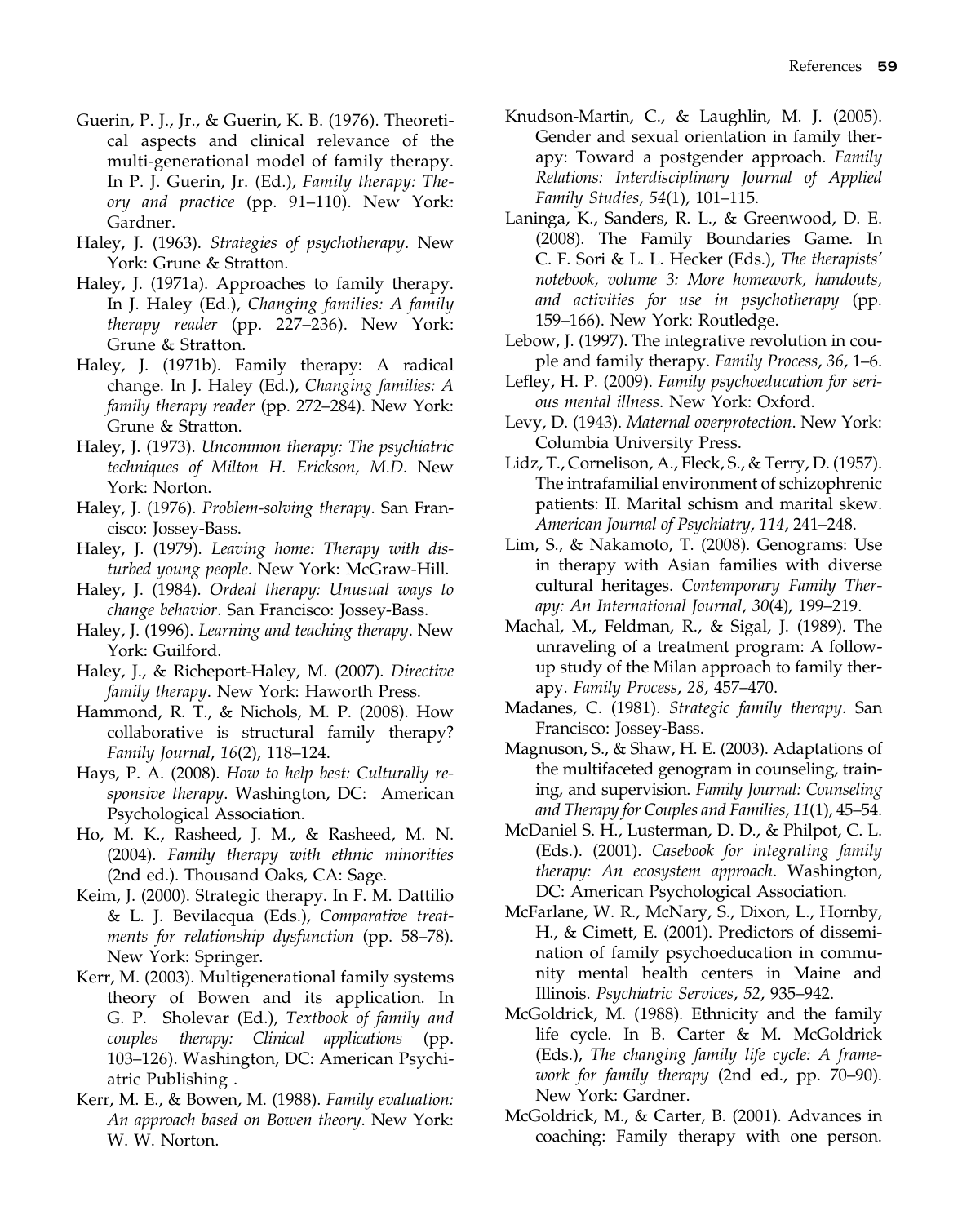Guerin, P. J., Jr., & Guerin, K. B. (1976). Theoretical aspects and clinical relevance of the multi-generational model of family therapy. In P. J. Guerin, Jr. (Ed.), *Family therapy: Theory and practice* (pp. 91–110). New York: Gardner.

Haley, J. (1963). *Strategies of psychotherapy*. New York: Grune & Stratton.

Haley, J. (1971a). Approaches to family therapy. In J. Haley (Ed.), *Changing families: A family therapy reader* (pp. 227–236). New York: Grune & Stratton.

Haley, J. (1971b). Family therapy: A radical change. In J. Haley (Ed.), *Changing families: A family therapy reader* (pp. 272–284). New York: Grune & Stratton.

Haley, J. (1973). *Uncommon therapy: The psychiatric techniques of Milton H. Erickson, M.D*. New York: Norton.

Haley, J. (1976). *Problem-solving therapy*. San Francisco: Jossey-Bass.

Haley, J. (1979). *Leaving home: Therapy with disturbed young people*. New York: McGraw-Hill.

Haley, J. (1984). *Ordeal therapy: Unusual ways to change behavior*. San Francisco: Jossey-Bass.

Haley, J. (1996). *Learning and teaching therapy*. New York: Guilford.

Haley, J., & Richeport-Haley, M. (2007). *Directive family therapy*. New York: Haworth Press.

Hammond, R. T., & Nichols, M. P. (2008). How collaborative is structural family therapy? *Family Journal*, *16*(2), 118–124.

Hays, P. A. (2008). *How to help best: Culturally responsive therapy*. Washington, DC: American Psychological Association.

Ho, M. K., Rasheed, J. M., & Rasheed, M. N. (2004). *Family therapy with ethnic minorities* (2nd ed.). Thousand Oaks, CA: Sage.

Keim, J. (2000). Strategic therapy. In F. M. Dattilio & L. J. Bevilacqua (Eds.), *Comparative treatments for relationship dysfunction* (pp. 58–78). New York: Springer.

Kerr, M. (2003). Multigenerational family systems theory of Bowen and its application. In G. P. Sholevar (Ed.), *Textbook of family and couples therapy: Clinical applications* (pp. 103–126). Washington, DC: American Psychiatric Publishing .

Kerr, M. E., & Bowen, M. (1988). *Family evaluation: An approach based on Bowen theory*. New York: W. W. Norton.

Knudson-Martin, C., & Laughlin, M. J. (2005). Gender and sexual orientation in family therapy: Toward a postgender approach. *Family Relations: Interdisciplinary Journal of Applied Family Studies*, *54*(1), 101–115.

Laninga, K., Sanders, R. L., & Greenwood, D. E. (2008). The Family Boundaries Game. In C. F. Sori & L. L. Hecker (Eds.), *The therapists' notebook, volume 3: More homework, handouts, and activities for use in psychotherapy* (pp. 159–166). New York: Routledge.

Lebow, J. (1997). The integrative revolution in couple and family therapy. *Family Process*, *36*, 1–6.

Lefley, H. P. (2009). *Family psychoeducation for serious mental illness*. New York: Oxford.

Levy, D. (1943). *Maternal overprotection*. New York: Columbia University Press.

Lidz, T., Cornelison, A., Fleck, S., & Terry, D. (1957). The intrafamilial environment of schizophrenic patients: II. Marital schism and marital skew. *American Journal of Psychiatry*, *114*, 241–248.

Lim, S., & Nakamoto, T. (2008). Genograms: Use in therapy with Asian families with diverse cultural heritages. *Contemporary Family Therapy: An International Journal*, *30*(4), 199–219.

Machal, M., Feldman, R., & Sigal, J. (1989). The unraveling of a treatment program: A follow-up study of the Milan approach to family therapy. *Family Process*, *28*, 457–470.

Madanes, C. (1981). *Strategic family therapy*. San Francisco: Jossey-Bass.

Magnuson, S., & Shaw, H. E. (2003). Adaptations of the multifaceted genogram in counseling, training, and supervision. *Family Journal: Counseling and Therapy for Couples and Families*, *11*(1), 45–54.

McDaniel S. H., Lusterman, D. D., & Philpot, C. L. (Eds.). (2001). *Casebook for integrating family therapy: An ecosystem approach*. Washington, DC: American Psychological Association.

McFarlane, W. R., McNary, S., Dixon, L., Hornby, H., & Cimett, E. (2001). Predictors of dissemination of family psychoeducation in community mental health centers in Maine and Illinois. *Psychiatric Services*, *52*, 935–942.

McGoldrick, M. (1988). Ethnicity and the family life cycle. In B. Carter & M. McGoldrick (Eds.), *The changing family life cycle: A framework for family therapy* (2nd ed., pp. 70–90). New York: Gardner.

McGoldrick, M., & Carter, B. (2001). Advances in coaching: Family therapy with one person.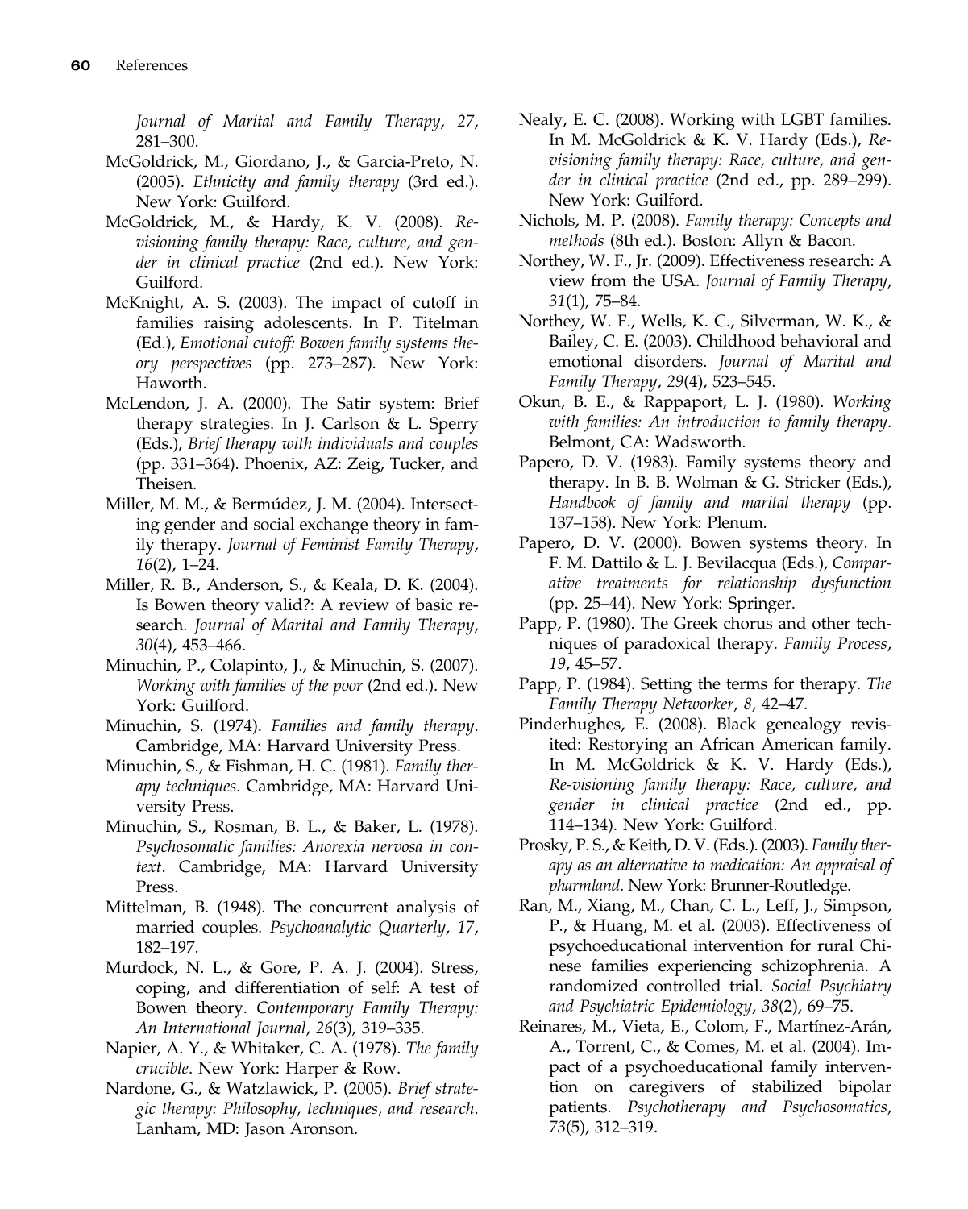*Journal of Marital and Family Therapy*, *27*, 281–300.

McGoldrick, M., Giordano, J., & Garcia-Preto, N. (2005). *Ethnicity and family therapy* (3rd ed.). New York: Guilford.

McGoldrick, M., & Hardy, K. V. (2008). *Re-visioning family therapy: Race, culture, and gender in clinical practice* (2nd ed.). New York: Guilford.

McKnight, A. S. (2003). The impact of cutoff in families raising adolescents. In P. Titelman (Ed.), *Emotional cutoff: Bowen family systems theory perspectives* (pp. 273–287). New York: Haworth.

McLendon, J. A. (2000). The Satir system: Brief therapy strategies. In J. Carlson & L. Sperry (Eds.), *Brief therapy with individuals and couples* (pp. 331–364). Phoenix, AZ: Zeig, Tucker, and Theisen.

Miller, M. M., & Bermúdez, J. M. (2004). Intersecting gender and social exchange theory in family therapy. *Journal of Feminist Family Therapy*, *16*(2), 1–24.

Miller, R. B., Anderson, S., & Keala, D. K. (2004). Is Bowen theory valid?: A review of basic research. *Journal of Marital and Family Therapy*, *30*(4), 453–466.

Minuchin, P., Colapinto, J., & Minuchin, S. (2007). *Working with families of the poor* (2nd ed.). New York: Guilford.

Minuchin, S. (1974). *Families and family therapy*. Cambridge, MA: Harvard University Press.

Minuchin, S., & Fishman, H. C. (1981). *Family therapy techniques*. Cambridge, MA: Harvard University Press.

Minuchin, S., Rosman, B. L., & Baker, L. (1978). *Psychosomatic families: Anorexia nervosa in context*. Cambridge, MA: Harvard University Press.

Mittelman, B. (1948). The concurrent analysis of married couples. *Psychoanalytic Quarterly*, *17*, 182–197.

Murdock, N. L., & Gore, P. A. J. (2004). Stress, coping, and differentiation of self: A test of Bowen theory. *Contemporary Family Therapy: An International Journal*, *26*(3), 319–335.

Napier, A. Y., & Whitaker, C. A. (1978). *The family crucible*. New York: Harper & Row.

Nardone, G., & Watzlawick, P. (2005). *Brief strategic therapy: Philosophy, techniques, and research*. Lanham, MD: Jason Aronson.

Nealy, E. C. (2008). Working with LGBT families. In M. McGoldrick & K. V. Hardy (Eds.), *Re-visioning family therapy: Race, culture, and gender in clinical practice* (2nd ed., pp. 289–299). New York: Guilford.

Nichols, M. P. (2008). *Family therapy: Concepts and methods* (8th ed.). Boston: Allyn & Bacon.

Northey, W. F., Jr. (2009). Effectiveness research: A view from the USA. *Journal of Family Therapy*, *31*(1), 75–84.

Northey, W. F., Wells, K. C., Silverman, W. K., & Bailey, C. E. (2003). Childhood behavioral and emotional disorders. *Journal of Marital and Family Therapy*, *29*(4), 523–545.

Okun, B. E., & Rappaport, L. J. (1980). *Working with families: An introduction to family therapy*. Belmont, CA: Wadsworth.

Papero, D. V. (1983). Family systems theory and therapy. In B. B. Wolman & G. Stricker (Eds.), *Handbook of family and marital therapy* (pp. 137–158). New York: Plenum.

Papero, D. V. (2000). Bowen systems theory. In F. M. Dattilo & L. J. Bevilacqua (Eds.), *Comparative treatments for relationship dysfunction* (pp. 25–44). New York: Springer.

Papp, P. (1980). The Greek chorus and other techniques of paradoxical therapy. *Family Process*, *19*, 45–57.

Papp, P. (1984). Setting the terms for therapy. *The Family Therapy Networker*, *8*, 42–47.

Pinderhughes, E. (2008). Black genealogy revisited: Restorying an African American family. In M. McGoldrick & K. V. Hardy (Eds.), *Re-visioning family therapy: Race, culture, and gender in clinical practice* (2nd ed., pp. 114–134). New York: Guilford.

Prosky, P. S., & Keith, D. V. (Eds.). (2003). *Family therapy as an alternative to medication: An appraisal of pharmland*. New York: Brunner-Routledge.

Ran, M., Xiang, M., Chan, C. L., Leff, J., Simpson, P., & Huang, M. et al. (2003). Effectiveness of psychoeducational intervention for rural Chinese families experiencing schizophrenia. A randomized controlled trial. *Social Psychiatry and Psychiatric Epidemiology*, *38*(2), 69–75.

Reinares, M., Vieta, E., Colom, F., Martínez-Arán, A., Torrent, C., & Comes, M. et al. (2004). Impact of a psychoeducational family intervention on caregivers of stabilized bipolar patients. *Psychotherapy and Psychosomatics*, *73*(5), 312–319.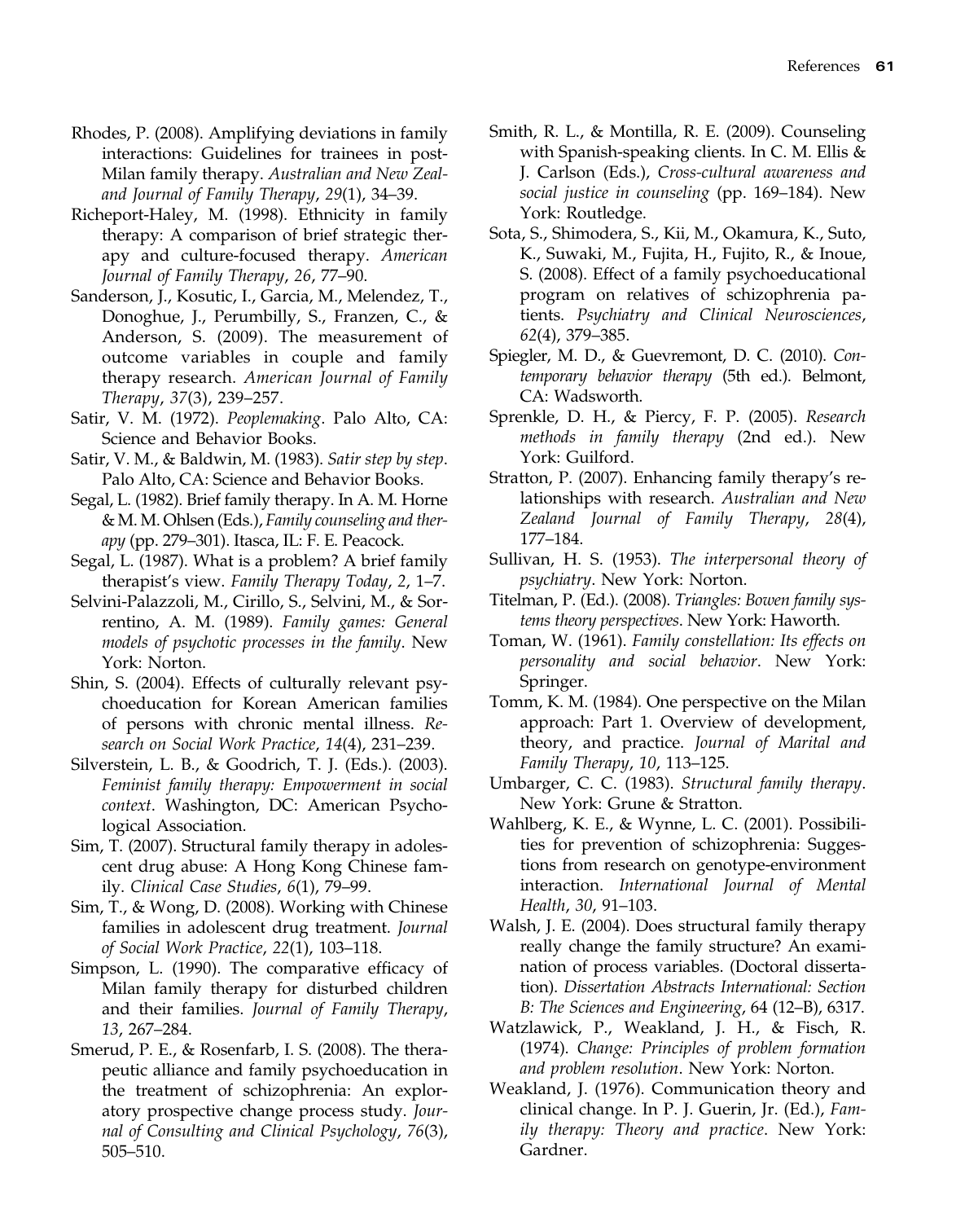Rhodes, P. (2008). Amplifying deviations in family interactions: Guidelines for trainees in post-Milan family therapy. *Australian and New Zealand Journal of Family Therapy*, *29*(1), 34–39.

Richeport-Haley, M. (1998). Ethnicity in family therapy: A comparison of brief strategic therapy and culture-focused therapy. *American Journal of Family Therapy*, *26*, 77–90.

Sanderson, J., Kosutic, I., Garcia, M., Melendez, T., Donoghue, J., Perumbilly, S., Franzen, C., & Anderson, S. (2009). The measurement of outcome variables in couple and family therapy research. *American Journal of Family Therapy*, *37*(3), 239–257.

Satir, V. M. (1972). *Peoplemaking*. Palo Alto, CA: Science and Behavior Books.

Satir, V. M., & Baldwin, M. (1983). *Satir step by step*. Palo Alto, CA: Science and Behavior Books.

Segal, L. (1982). Brief family therapy. In A. M. Horne & M. M. Ohlsen (Eds.), *Family counseling and therapy* (pp. 279–301). Itasca, IL: F. E. Peacock.

Segal, L. (1987). What is a problem? A brief family therapist's view. *Family Therapy Today*, *2*, 1–7.

Selvini-Palazzoli, M., Cirillo, S., Selvini, M., & Sorrentino, A. M. (1989). *Family games: General models of psychotic processes in the family*. New York: Norton.

Shin, S. (2004). Effects of culturally relevant psychoeducation for Korean American families of persons with chronic mental illness. *Research on Social Work Practice*, *14*(4), 231–239.

Silverstein, L. B., & Goodrich, T. J. (Eds.). (2003). *Feminist family therapy: Empowerment in social context*. Washington, DC: American Psychological Association.

Sim, T. (2007). Structural family therapy in adolescent drug abuse: A Hong Kong Chinese family. *Clinical Case Studies*, *6*(1), 79–99.

Sim, T., & Wong, D. (2008). Working with Chinese families in adolescent drug treatment. *Journal of Social Work Practice*, *22*(1), 103–118.

Simpson, L. (1990). The comparative efficacy of Milan family therapy for disturbed children and their families. *Journal of Family Therapy*, *13*, 267–284.

Smerud, P. E., & Rosenfarb, I. S. (2008). The therapeutic alliance and family psychoeducation in the treatment of schizophrenia: An exploratory prospective change process study. *Journal of Consulting and Clinical Psychology*, *76*(3), 505–510.

Smith, R. L., & Montilla, R. E. (2009). Counseling with Spanish-speaking clients. In C. M. Ellis & J. Carlson (Eds.), *Cross-cultural awareness and social justice in counseling* (pp. 169–184). New York: Routledge.

Sota, S., Shimodera, S., Kii, M., Okamura, K., Suto, K., Suwaki, M., Fujita, H., Fujito, R., & Inoue, S. (2008). Effect of a family psychoeducational program on relatives of schizophrenia patients. *Psychiatry and Clinical Neurosciences*, *62*(4), 379–385.

Spiegler, M. D., & Guevremont, D. C. (2010). *Contemporary behavior therapy* (5th ed.). Belmont, CA: Wadsworth.

Sprenkle, D. H., & Piercy, F. P. (2005). *Research methods in family therapy* (2nd ed.). New York: Guilford.

Stratton, P. (2007). Enhancing family therapy's relationships with research. *Australian and New Zealand Journal of Family Therapy*, *28*(4), 177–184.

Sullivan, H. S. (1953). *The interpersonal theory of psychiatry*. New York: Norton.

Titelman, P. (Ed.). (2008). *Triangles: Bowen family systems theory perspectives*. New York: Haworth.

Toman, W. (1961). *Family constellation: Its effects on personality and social behavior*. New York: Springer.

Tomm, K. M. (1984). One perspective on the Milan approach: Part 1. Overview of development, theory, and practice. *Journal of Marital and Family Therapy*, *10*, 113–125.

Umbarger, C. C. (1983). *Structural family therapy*. New York: Grune & Stratton.

Wahlberg, K. E., & Wynne, L. C. (2001). Possibilities for prevention of schizophrenia: Suggestions from research on genotype-environment interaction. *International Journal of Mental Health*, *30*, 91–103.

Walsh, J. E. (2004). Does structural family therapy really change the family structure? An examination of process variables. (Doctoral dissertation). *Dissertation Abstracts International: Section B: The Sciences and Engineering*, 64 (12–B), 6317.

Watzlawick, P., Weakland, J. H., & Fisch, R. (1974). *Change: Principles of problem formation and problem resolution*. New York: Norton.

Weakland, J. (1976). Communication theory and clinical change. In P. J. Guerin, Jr. (Ed.), *Family therapy: Theory and practice*. New York: Gardner.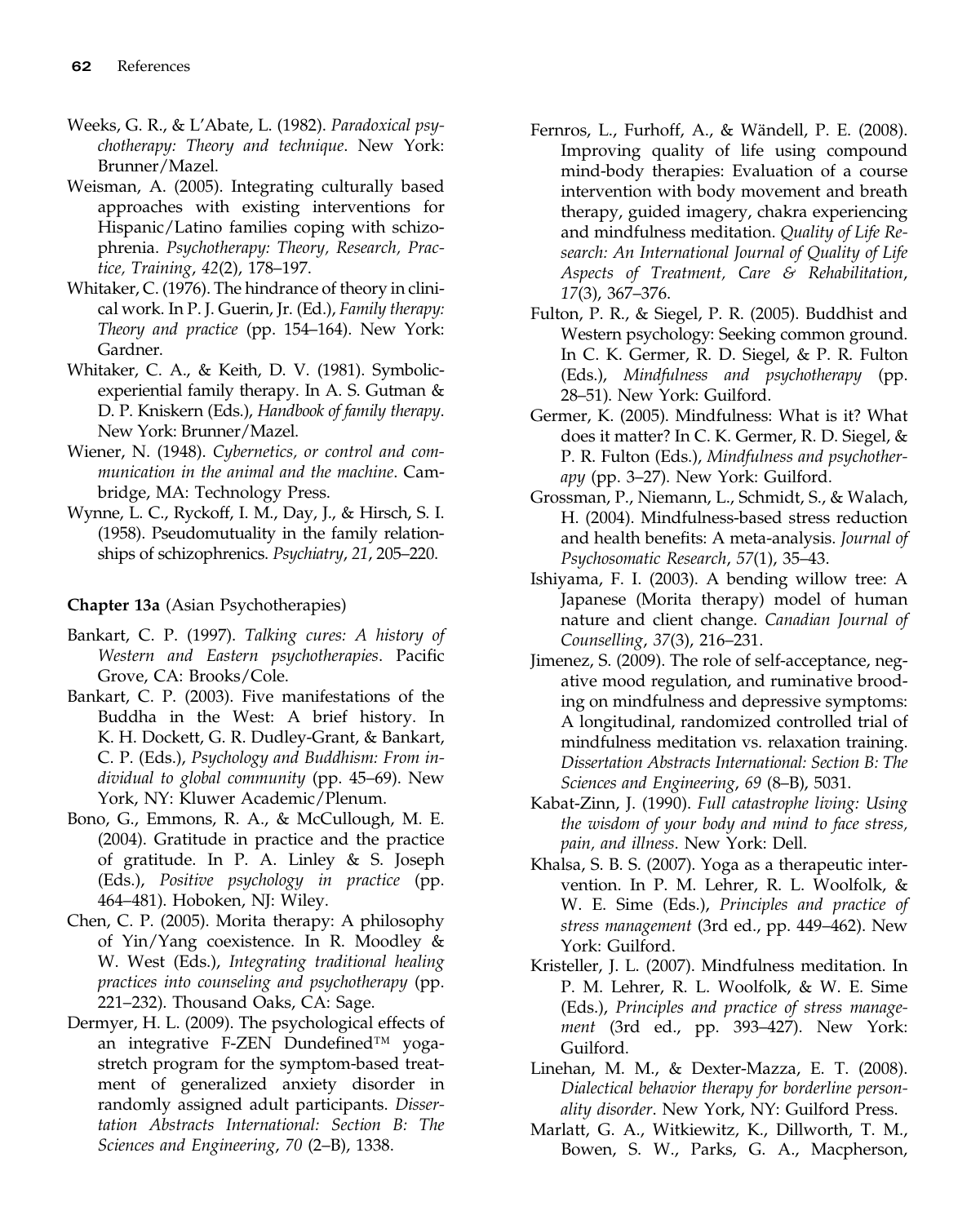Weeks, G. R., & L'Abate, L. (1982). *Paradoxical psychotherapy: Theory and technique*. New York: Brunner/Mazel.

Weisman, A. (2005). Integrating culturally based approaches with existing interventions for Hispanic/Latino families coping with schizophrenia. *Psychotherapy: Theory, Research, Practice, Training*, *42*(2), 178–197.

Whitaker, C. (1976). The hindrance of theory in clinical work. In P. J. Guerin, Jr. (Ed.), *Family therapy: Theory and practice* (pp. 154–164). New York: Gardner.

Whitaker, C. A., & Keith, D. V. (1981). Symbolic-experiential family therapy. In A. S. Gutman & D. P. Kniskern (Eds.), *Handbook of family therapy*. New York: Brunner/Mazel.

Wiener, N. (1948). *Cybernetics, or control and communication in the animal and the machine*. Cambridge, MA: Technology Press.

Wynne, L. C., Ryckoff, I. M., Day, J., & Hirsch, S. I. (1958). Pseudomutuality in the family relationships of schizophrenics. *Psychiatry*, *21*, 205–220.

**Chapter 13a** (Asian Psychotherapies)

Bankart, C. P. (1997). *Talking cures: A history of Western and Eastern psychotherapies*. Pacific Grove, CA: Brooks/Cole.

Bankart, C. P. (2003). Five manifestations of the Buddha in the West: A brief history. In K. H. Dockett, G. R. Dudley-Grant, & Bankart, C. P. (Eds.), *Psychology and Buddhism: From individual to global community* (pp. 45–69). New York, NY: Kluwer Academic/Plenum.

Bono, G., Emmons, R. A., & McCullough, M. E. (2004). Gratitude in practice and the practice of gratitude. In P. A. Linley & S. Joseph (Eds.), *Positive psychology in practice* (pp. 464–481). Hoboken, NJ: Wiley.

Chen, C. P. (2005). Morita therapy: A philosophy of Yin/Yang coexistence. In R. Moodley & W. West (Eds.), *Integrating traditional healing practices into counseling and psychotherapy* (pp. 221–232). Thousand Oaks, CA: Sage.

Dermyer, H. L. (2009). The psychological effects of an integrative F-ZEN Dundefined™ yoga-stretch program for the symptom-based treatment of generalized anxiety disorder in randomly assigned adult participants. *Dissertation Abstracts International: Section B: The Sciences and Engineering*, *70* (2–B), 1338.

Fernros, L., Furhoff, A., & Wändell, P. E. (2008). Improving quality of life using compound mind-body therapies: Evaluation of a course intervention with body movement and breath therapy, guided imagery, chakra experiencing and mindfulness meditation. *Quality of Life Research: An International Journal of Quality of Life Aspects of Treatment, Care & Rehabilitation*, *17*(3), 367–376.

Fulton, P. R., & Siegel, P. R. (2005). Buddhist and Western psychology: Seeking common ground. In C. K. Germer, R. D. Siegel, & P. R. Fulton (Eds.), *Mindfulness and psychotherapy* (pp. 28–51). New York: Guilford.

Germer, K. (2005). Mindfulness: What is it? What does it matter? In C. K. Germer, R. D. Siegel, & P. R. Fulton (Eds.), *Mindfulness and psychotherapy* (pp. 3–27). New York: Guilford.

Grossman, P., Niemann, L., Schmidt, S., & Walach, H. (2004). Mindfulness-based stress reduction and health benefits: A meta-analysis. *Journal of Psychosomatic Research*, *57*(1), 35–43.

Ishiyama, F. I. (2003). A bending willow tree: A Japanese (Morita therapy) model of human nature and client change. *Canadian Journal of Counselling*, *37*(3), 216–231.

Jimenez, S. (2009). The role of self-acceptance, negative mood regulation, and ruminative brooding on mindfulness and depressive symptoms: A longitudinal, randomized controlled trial of mindfulness meditation vs. relaxation training. *Dissertation Abstracts International: Section B: The Sciences and Engineering*, *69* (8–B), 5031.

Kabat-Zinn, J. (1990). *Full catastrophe living: Using the wisdom of your body and mind to face stress, pain, and illness*. New York: Dell.

Khalsa, S. B. S. (2007). Yoga as a therapeutic intervention. In P. M. Lehrer, R. L. Woolfolk, & W. E. Sime (Eds.), *Principles and practice of stress management* (3rd ed., pp. 449–462). New York: Guilford.

Kristeller, J. L. (2007). Mindfulness meditation. In P. M. Lehrer, R. L. Woolfolk, & W. E. Sime (Eds.), *Principles and practice of stress management* (3rd ed., pp. 393–427). New York: Guilford.

Linehan, M. M., & Dexter-Mazza, E. T. (2008). *Dialectical behavior therapy for borderline personality disorder*. New York, NY: Guilford Press.

Marlatt, G. A., Witkiewitz, K., Dillworth, T. M., Bowen, S. W., Parks, G. A., Macpherson,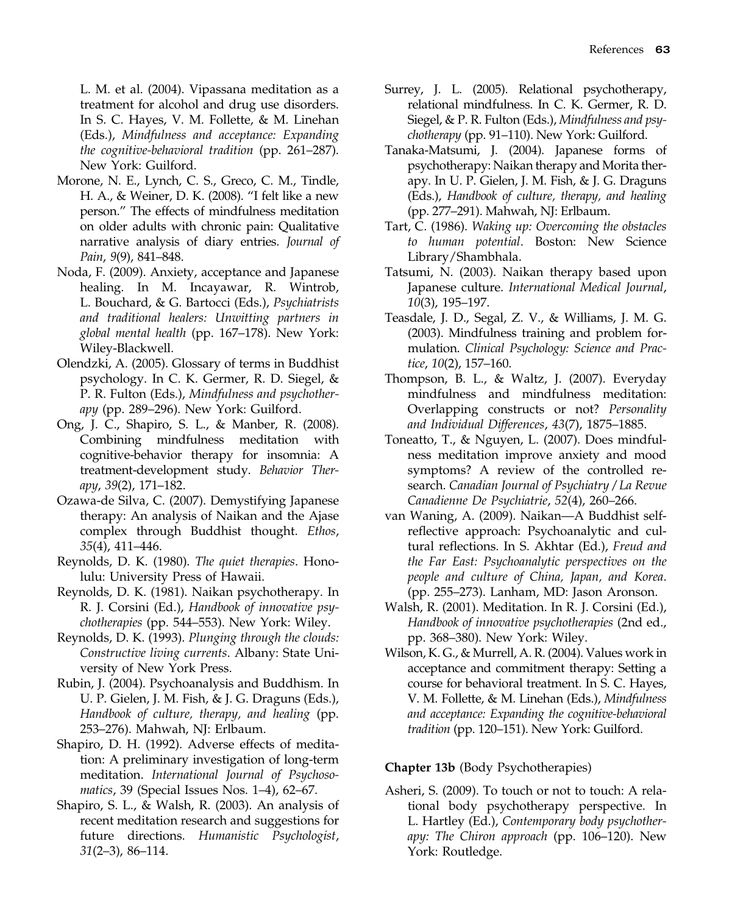L. M. et al. (2004). Vipassana meditation as a treatment for alcohol and drug use disorders. In S. C. Hayes, V. M. Follette, & M. Linehan (Eds.), *Mindfulness and acceptance: Expanding the cognitive-behavioral tradition* (pp. 261–287). New York: Guilford.

Morone, N. E., Lynch, C. S., Greco, C. M., Tindle, H. A., & Weiner, D. K. (2008). "I felt like a new person." The effects of mindfulness meditation on older adults with chronic pain: Qualitative narrative analysis of diary entries. *Journal of Pain*, *9*(9), 841–848.

Noda, F. (2009). Anxiety, acceptance and Japanese healing. In M. Incayawar, R. Wintrob, L. Bouchard, & G. Bartocci (Eds.), *Psychiatrists and traditional healers: Unwitting partners in global mental health* (pp. 167–178). New York: Wiley-Blackwell.

Olendzki, A. (2005). Glossary of terms in Buddhist psychology. In C. K. Germer, R. D. Siegel, & P. R. Fulton (Eds.), *Mindfulness and psychotherapy* (pp. 289–296). New York: Guilford.

Ong, J. C., Shapiro, S. L., & Manber, R. (2008). Combining mindfulness meditation with cognitive-behavior therapy for insomnia: A treatment-development study. *Behavior Therapy*, *39*(2), 171–182.

Ozawa-de Silva, C. (2007). Demystifying Japanese therapy: An analysis of Naikan and the Ajase complex through Buddhist thought. *Ethos*, *35*(4), 411–446.

Reynolds, D. K. (1980). *The quiet therapies*. Honolulu: University Press of Hawaii.

Reynolds, D. K. (1981). Naikan psychotherapy. In R. J. Corsini (Ed.), *Handbook of innovative psychotherapies* (pp. 544–553). New York: Wiley.

Reynolds, D. K. (1993). *Plunging through the clouds: Constructive living currents*. Albany: State University of New York Press.

Rubin, J. (2004). Psychoanalysis and Buddhism. In U. P. Gielen, J. M. Fish, & J. G. Draguns (Eds.), *Handbook of culture, therapy, and healing* (pp. 253–276). Mahwah, NJ: Erlbaum.

Shapiro, D. H. (1992). Adverse effects of meditation: A preliminary investigation of long-term meditation. *International Journal of Psychosomatics*, 39 (Special Issues Nos. 1–4), 62–67.

Shapiro, S. L., & Walsh, R. (2003). An analysis of recent meditation research and suggestions for future directions. *Humanistic Psychologist*, *31*(2–3), 86–114.

Surrey, J. L. (2005). Relational psychotherapy, relational mindfulness. In C. K. Germer, R. D. Siegel, & P. R. Fulton (Eds.), *Mindfulness and psychotherapy* (pp. 91–110). New York: Guilford.

Tanaka-Matsumi, J. (2004). Japanese forms of psychotherapy: Naikan therapy and Morita therapy. In U. P. Gielen, J. M. Fish, & J. G. Draguns (Eds.), *Handbook of culture, therapy, and healing* (pp. 277–291). Mahwah, NJ: Erlbaum.

Tart, C. (1986). *Waking up: Overcoming the obstacles to human potential*. Boston: New Science Library/Shambhala.

Tatsumi, N. (2003). Naikan therapy based upon Japanese culture. *International Medical Journal*, *10*(3), 195–197.

Teasdale, J. D., Segal, Z. V., & Williams, J. M. G. (2003). Mindfulness training and problem formulation. *Clinical Psychology: Science and Practice*, *10*(2), 157–160.

Thompson, B. L., & Waltz, J. (2007). Everyday mindfulness and mindfulness meditation: Overlapping constructs or not? *Personality and Individual Differences*, *43*(7), 1875–1885.

Toneatto, T., & Nguyen, L. (2007). Does mindfulness meditation improve anxiety and mood symptoms? A review of the controlled research. *Canadian Journal of Psychiatry / La Revue Canadienne De Psychiatrie*, *52*(4), 260–266.

van Waning, A. (2009). Naikan—A Buddhist self-reflective approach: Psychoanalytic and cultural reflections. In S. Akhtar (Ed.), *Freud and the Far East: Psychoanalytic perspectives on the people and culture of China, Japan, and Korea*. (pp. 255–273). Lanham, MD: Jason Aronson.

Walsh, R. (2001). Meditation. In R. J. Corsini (Ed.), *Handbook of innovative psychotherapies* (2nd ed., pp. 368–380). New York: Wiley.

Wilson, K. G., & Murrell, A. R. (2004). Values work in acceptance and commitment therapy: Setting a course for behavioral treatment. In S. C. Hayes, V. M. Follette, & M. Linehan (Eds.), *Mindfulness and acceptance: Expanding the cognitive-behavioral tradition* (pp. 120–151). New York: Guilford.

**Chapter 13b** (Body Psychotherapies)

Asheri, S. (2009). To touch or not to touch: A relational body psychotherapy perspective. In L. Hartley (Ed.), *Contemporary body psychotherapy: The Chiron approach* (pp. 106–120). New York: Routledge.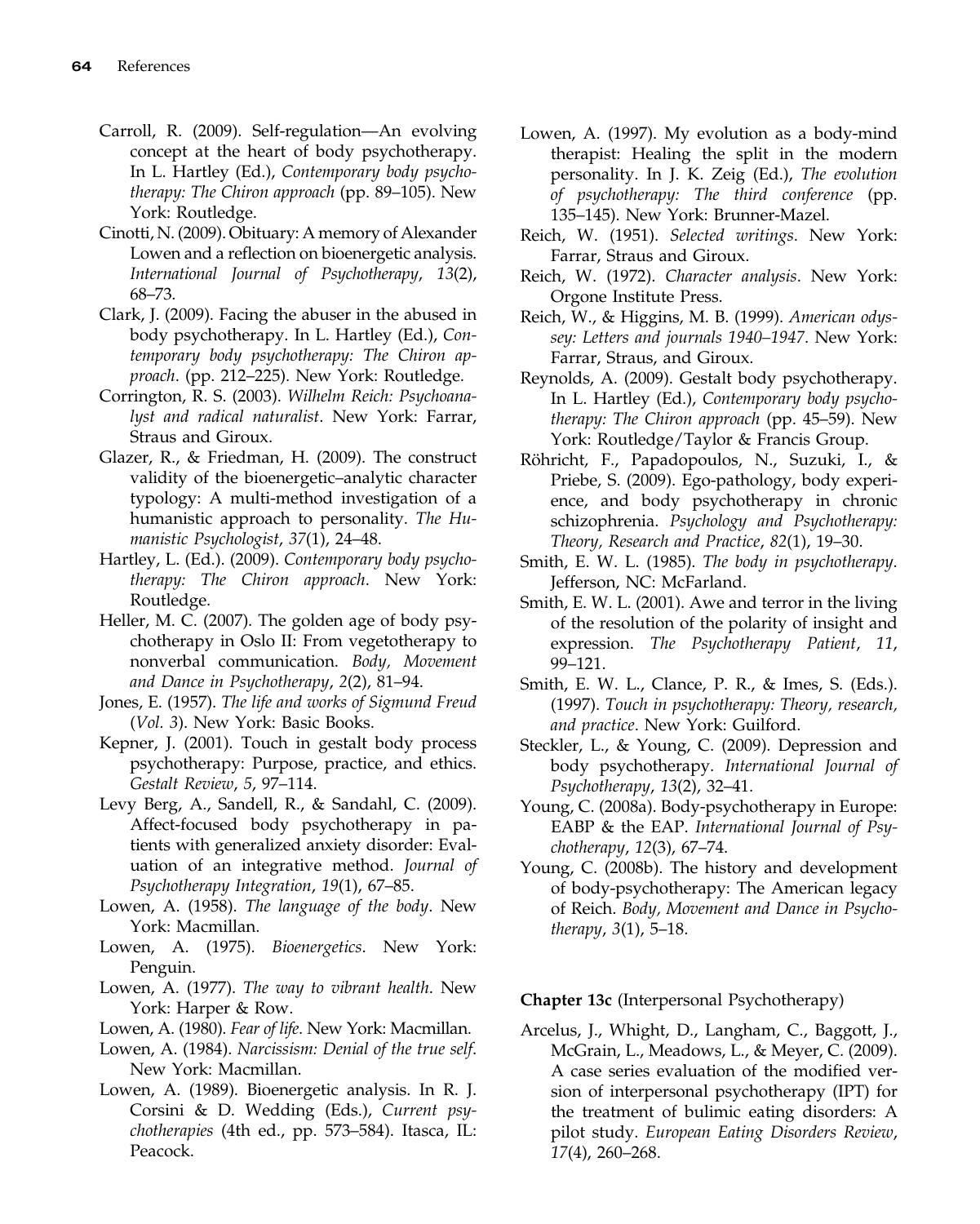Carroll, R. (2009). Self-regulation—An evolving concept at the heart of body psychotherapy. In L. Hartley (Ed.), *Contemporary body psychotherapy: The Chiron approach* (pp. 89–105). New York: Routledge.

Cinotti, N. (2009). Obituary: A memory of Alexander Lowen and a reflection on bioenergetic analysis. *International Journal of Psychotherapy*, *13*(2), 68–73.

Clark, J. (2009). Facing the abuser in the abused in body psychotherapy. In L. Hartley (Ed.), *Contemporary body psychotherapy: The Chiron approach*. (pp. 212–225). New York: Routledge.

Corrington, R. S. (2003). *Wilhelm Reich: Psychoanalyst and radical naturalist*. New York: Farrar, Straus and Giroux.

Glazer, R., & Friedman, H. (2009). The construct validity of the bioenergetic–analytic character typology: A multi-method investigation of a humanistic approach to personality. *The Humanistic Psychologist*, *37*(1), 24–48.

Hartley, L. (Ed.). (2009). *Contemporary body psychotherapy: The Chiron approach*. New York: Routledge.

Heller, M. C. (2007). The golden age of body psychotherapy in Oslo II: From vegetotherapy to nonverbal communication. *Body, Movement and Dance in Psychotherapy*, *2*(2), 81–94.

Jones, E. (1957). *The life and works of Sigmund Freud* (*Vol. 3*). New York: Basic Books.

Kepner, J. (2001). Touch in gestalt body process psychotherapy: Purpose, practice, and ethics. *Gestalt Review*, *5*, 97–114.

Levy Berg, A., Sandell, R., & Sandahl, C. (2009). Affect-focused body psychotherapy in patients with generalized anxiety disorder: Evaluation of an integrative method. *Journal of Psychotherapy Integration*, *19*(1), 67–85.

Lowen, A. (1958). *The language of the body*. New York: Macmillan.

Lowen, A. (1975). *Bioenergetics*. New York: Penguin.

Lowen, A. (1977). *The way to vibrant health*. New York: Harper & Row.

Lowen, A. (1980). *Fear of life*. New York: Macmillan.

Lowen, A. (1984). *Narcissism: Denial of the true self*. New York: Macmillan.

Lowen, A. (1989). Bioenergetic analysis. In R. J. Corsini & D. Wedding (Eds.), *Current psychotherapies* (4th ed., pp. 573–584). Itasca, IL: Peacock.

Lowen, A. (1997). My evolution as a body-mind therapist: Healing the split in the modern personality. In J. K. Zeig (Ed.), *The evolution of psychotherapy: The third conference* (pp. 135–145). New York: Brunner-Mazel.

Reich, W. (1951). *Selected writings*. New York: Farrar, Straus and Giroux.

Reich, W. (1972). *Character analysis*. New York: Orgone Institute Press.

Reich, W., & Higgins, M. B. (1999). *American odyssey: Letters and journals 1940–1947*. New York: Farrar, Straus, and Giroux.

Reynolds, A. (2009). Gestalt body psychotherapy. In L. Hartley (Ed.), *Contemporary body psychotherapy: The Chiron approach* (pp. 45–59). New York: Routledge/Taylor & Francis Group.

Röhricht, F., Papadopoulos, N., Suzuki, I., & Priebe, S. (2009). Ego-pathology, body experience, and body psychotherapy in chronic schizophrenia. *Psychology and Psychotherapy: Theory, Research and Practice*, *82*(1), 19–30.

Smith, E. W. L. (1985). *The body in psychotherapy*. Jefferson, NC: McFarland.

Smith, E. W. L. (2001). Awe and terror in the living of the resolution of the polarity of insight and expression. *The Psychotherapy Patient*, *11*, 99–121.

Smith, E. W. L., Clance, P. R., & Imes, S. (Eds.). (1997). *Touch in psychotherapy: Theory, research, and practice*. New York: Guilford.

Steckler, L., & Young, C. (2009). Depression and body psychotherapy. *International Journal of Psychotherapy*, *13*(2), 32–41.

Young, C. (2008a). Body-psychotherapy in Europe: EABP & the EAP. *International Journal of Psychotherapy*, *12*(3), 67–74.

Young, C. (2008b). The history and development of body-psychotherapy: The American legacy of Reich. *Body, Movement and Dance in Psychotherapy*, *3*(1), 5–18.

**Chapter 13c** (Interpersonal Psychotherapy)

Arcelus, J., Whight, D., Langham, C., Baggott, J., McGrain, L., Meadows, L., & Meyer, C. (2009). A case series evaluation of the modified version of interpersonal psychotherapy (IPT) for the treatment of bulimic eating disorders: A pilot study. *European Eating Disorders Review*, *17*(4), 260–268.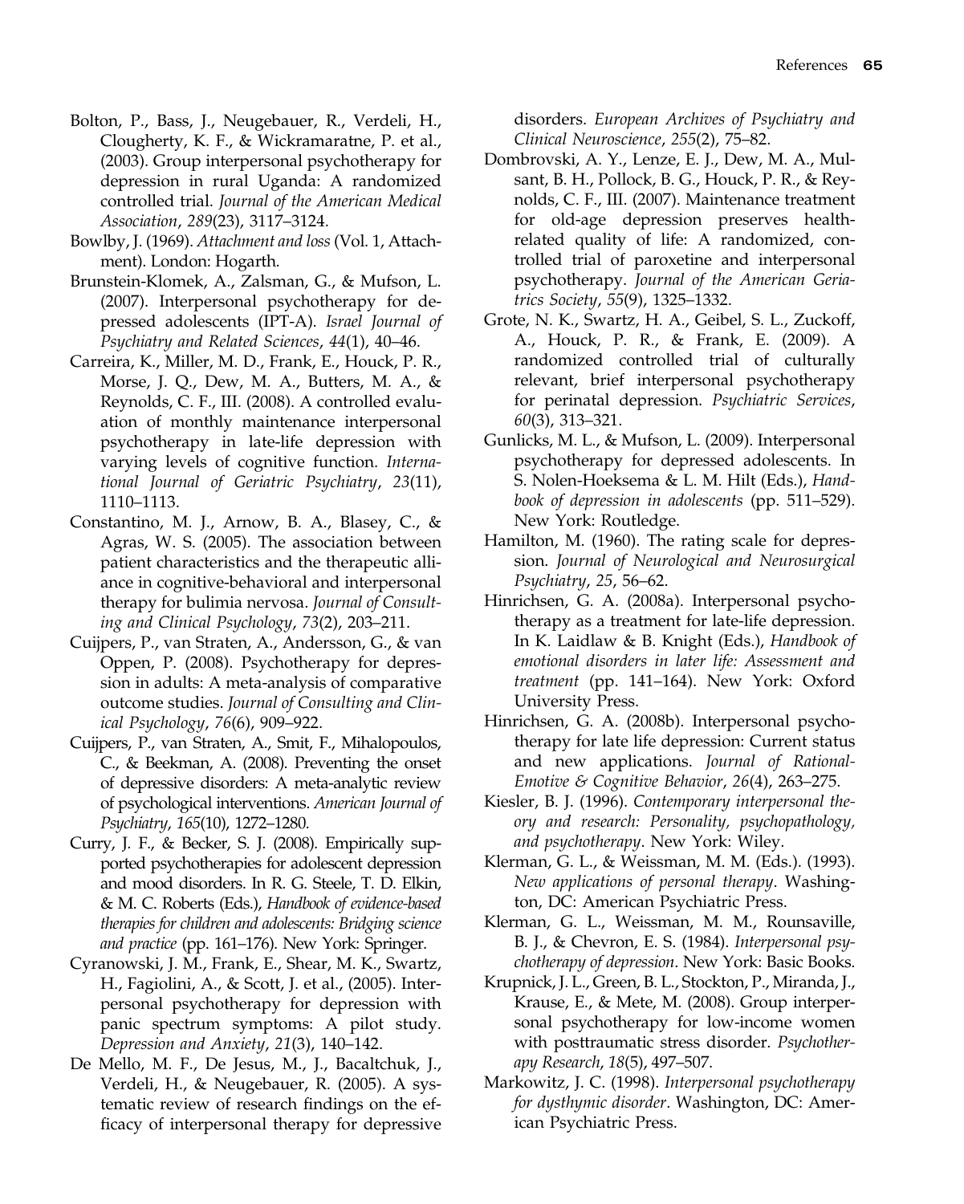Bolton, P., Bass, J., Neugebauer, R., Verdeli, H., Clougherty, K. F., & Wickramaratne, P. et al., (2003). Group interpersonal psychotherapy for depression in rural Uganda: A randomized controlled trial. *Journal of the American Medical Association*, *289*(23), 3117–3124.

Bowlby, J. (1969). *Attachment and loss* (Vol. 1, Attachment). London: Hogarth.

Brunstein-Klomek, A., Zalsman, G., & Mufson, L. (2007). Interpersonal psychotherapy for depressed adolescents (IPT-A). *Israel Journal of Psychiatry and Related Sciences*, *44*(1), 40–46.

Carreira, K., Miller, M. D., Frank, E., Houck, P. R., Morse, J. Q., Dew, M. A., Butters, M. A., & Reynolds, C. F., III. (2008). A controlled evaluation of monthly maintenance interpersonal psychotherapy in late-life depression with varying levels of cognitive function. *International Journal of Geriatric Psychiatry*, *23*(11), 1110–1113.

Constantino, M. J., Arnow, B. A., Blasey, C., & Agras, W. S. (2005). The association between patient characteristics and the therapeutic alliance in cognitive-behavioral and interpersonal therapy for bulimia nervosa. *Journal of Consulting and Clinical Psychology*, *73*(2), 203–211.

Cuijpers, P., van Straten, A., Andersson, G., & van Oppen, P. (2008). Psychotherapy for depression in adults: A meta-analysis of comparative outcome studies. *Journal of Consulting and Clinical Psychology*, *76*(6), 909–922.

Cuijpers, P., van Straten, A., Smit, F., Mihalopoulos, C., & Beekman, A. (2008). Preventing the onset of depressive disorders: A meta-analytic review of psychological interventions. *American Journal of Psychiatry*, *165*(10), 1272–1280.

Curry, J. F., & Becker, S. J. (2008). Empirically supported psychotherapies for adolescent depression and mood disorders. In R. G. Steele, T. D. Elkin, & M. C. Roberts (Eds.), *Handbook of evidence-based therapies for children and adolescents: Bridging science and practice* (pp. 161–176). New York: Springer.

Cyranowski, J. M., Frank, E., Shear, M. K., Swartz, H., Fagiolini, A., & Scott, J. et al., (2005). Interpersonal psychotherapy for depression with panic spectrum symptoms: A pilot study. *Depression and Anxiety*, *21*(3), 140–142.

De Mello, M. F., De Jesus, M., J., Bacaltchuk, J., Verdeli, H., & Neugebauer, R. (2005). A systematic review of research findings on the efficacy of interpersonal therapy for depressive disorders. *European Archives of Psychiatry and Clinical Neuroscience*, *255*(2), 75–82.

Dombrovski, A. Y., Lenze, E. J., Dew, M. A., Mulsant, B. H., Pollock, B. G., Houck, P. R., & Reynolds, C. F., III. (2007). Maintenance treatment for old-age depression preserves health-related quality of life: A randomized, controlled trial of paroxetine and interpersonal psychotherapy. *Journal of the American Geriatrics Society*, *55*(9), 1325–1332.

Grote, N. K., Swartz, H. A., Geibel, S. L., Zuckoff, A., Houck, P. R., & Frank, E. (2009). A randomized controlled trial of culturally relevant, brief interpersonal psychotherapy for perinatal depression. *Psychiatric Services*, *60*(3), 313–321.

Gunlicks, M. L., & Mufson, L. (2009). Interpersonal psychotherapy for depressed adolescents. In S. Nolen-Hoeksema & L. M. Hilt (Eds.), *Handbook of depression in adolescents* (pp. 511–529). New York: Routledge.

Hamilton, M. (1960). The rating scale for depression. *Journal of Neurological and Neurosurgical Psychiatry*, *25*, 56–62.

Hinrichsen, G. A. (2008a). Interpersonal psychotherapy as a treatment for late-life depression. In K. Laidlaw & B. Knight (Eds.), *Handbook of emotional disorders in later life: Assessment and treatment* (pp. 141–164). New York: Oxford University Press.

Hinrichsen, G. A. (2008b). Interpersonal psychotherapy for late life depression: Current status and new applications. *Journal of Rational-Emotive & Cognitive Behavior*, *26*(4), 263–275.

Kiesler, B. J. (1996). *Contemporary interpersonal theory and research: Personality, psychopathology, and psychotherapy*. New York: Wiley.

Klerman, G. L., & Weissman, M. M. (Eds.). (1993). *New applications of personal therapy*. Washington, DC: American Psychiatric Press.

Klerman, G. L., Weissman, M. M., Rounsaville, B. J., & Chevron, E. S. (1984). *Interpersonal psychotherapy of depression*. New York: Basic Books.

Krupnick, J. L., Green, B. L., Stockton, P., Miranda, J., Krause, E., & Mete, M. (2008). Group interpersonal psychotherapy for low-income women with posttraumatic stress disorder. *Psychotherapy Research*, *18*(5), 497–507.

Markowitz, J. C. (1998). *Interpersonal psychotherapy for dysthymic disorder*. Washington, DC: American Psychiatric Press.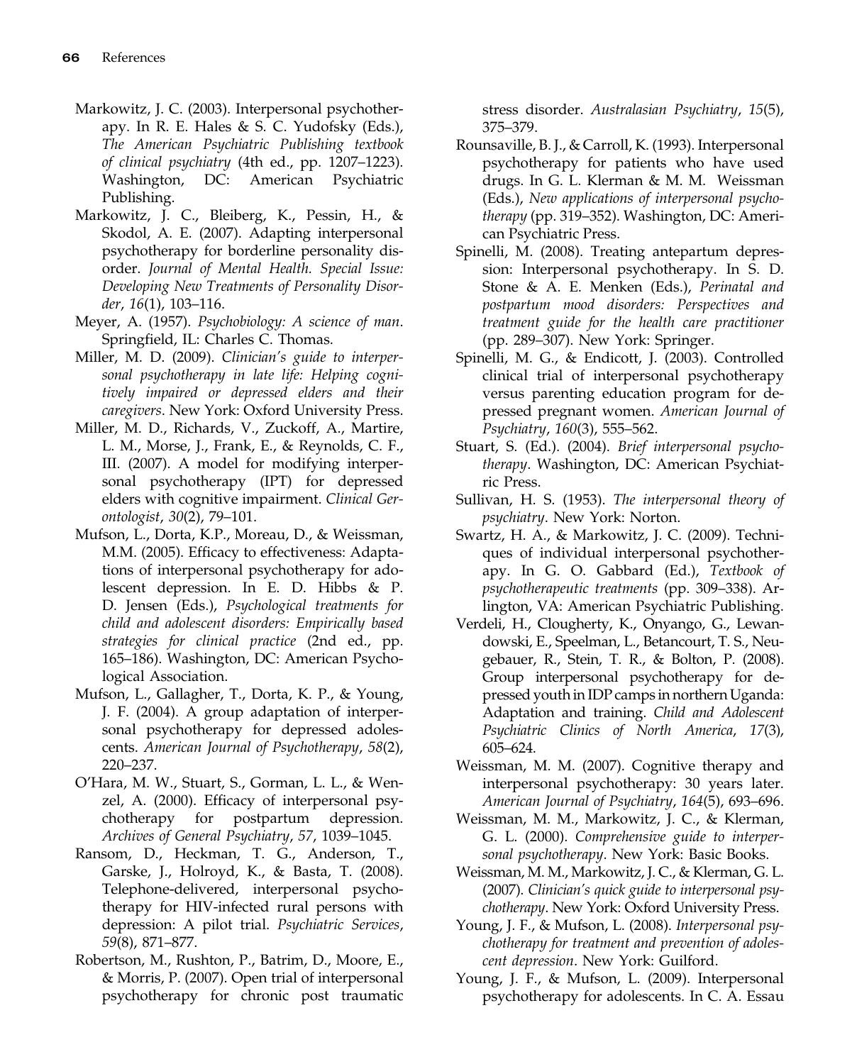Markowitz, J. C. (2003). Interpersonal psychotherapy. In R. E. Hales & S. C. Yudofsky (Eds.), *The American Psychiatric Publishing textbook of clinical psychiatry* (4th ed., pp. 1207–1223). Washington, DC: American Psychiatric Publishing.

Markowitz, J. C., Bleiberg, K., Pessin, H., & Skodol, A. E. (2007). Adapting interpersonal psychotherapy for borderline personality disorder. *Journal of Mental Health. Special Issue: Developing New Treatments of Personality Disorder*, *16*(1), 103–116.

Meyer, A. (1957). *Psychobiology: A science of man*. Springfield, IL: Charles C. Thomas.

Miller, M. D. (2009). *Clinician's guide to interpersonal psychotherapy in late life: Helping cognitively impaired or depressed elders and their caregivers*. New York: Oxford University Press.

Miller, M. D., Richards, V., Zuckoff, A., Martire, L. M., Morse, J., Frank, E., & Reynolds, C. F., III. (2007). A model for modifying interpersonal psychotherapy (IPT) for depressed elders with cognitive impairment. *Clinical Gerontologist*, *30*(2), 79–101.

Mufson, L., Dorta, K.P., Moreau, D., & Weissman, M.M. (2005). Efficacy to effectiveness: Adaptations of interpersonal psychotherapy for adolescent depression. In E. D. Hibbs & P. D. Jensen (Eds.), *Psychological treatments for child and adolescent disorders: Empirically based strategies for clinical practice* (2nd ed., pp. 165–186). Washington, DC: American Psychological Association.

Mufson, L., Gallagher, T., Dorta, K. P., & Young, J. F. (2004). A group adaptation of interpersonal psychotherapy for depressed adolescents. *American Journal of Psychotherapy*, *58*(2), 220–237.

O'Hara, M. W., Stuart, S., Gorman, L. L., & Wenzel, A. (2000). Efficacy of interpersonal psychotherapy for postpartum depression. *Archives of General Psychiatry*, *57*, 1039–1045.

Ransom, D., Heckman, T. G., Anderson, T., Garske, J., Holroyd, K., & Basta, T. (2008). Telephone-delivered, interpersonal psychotherapy for HIV-infected rural persons with depression: A pilot trial. *Psychiatric Services*, *59*(8), 871–877.

Robertson, M., Rushton, P., Batrim, D., Moore, E., & Morris, P. (2007). Open trial of interpersonal psychotherapy for chronic post traumatic stress disorder. *Australasian Psychiatry*, *15*(5), 375–379.

Rounsaville, B. J., & Carroll, K. (1993). Interpersonal psychotherapy for patients who have used drugs. In G. L. Klerman & M. M. Weissman (Eds.), *New applications of interpersonal psychotherapy* (pp. 319–352). Washington, DC: American Psychiatric Press.

Spinelli, M. (2008). Treating antepartum depression: Interpersonal psychotherapy. In S. D. Stone & A. E. Menken (Eds.), *Perinatal and postpartum mood disorders: Perspectives and treatment guide for the health care practitioner* (pp. 289–307). New York: Springer.

Spinelli, M. G., & Endicott, J. (2003). Controlled clinical trial of interpersonal psychotherapy versus parenting education program for depressed pregnant women. *American Journal of Psychiatry*, *160*(3), 555–562.

Stuart, S. (Ed.). (2004). *Brief interpersonal psychotherapy*. Washington, DC: American Psychiatric Press.

Sullivan, H. S. (1953). *The interpersonal theory of psychiatry*. New York: Norton.

Swartz, H. A., & Markowitz, J. C. (2009). Techniques of individual interpersonal psychotherapy. In G. O. Gabbard (Ed.), *Textbook of psychotherapeutic treatments* (pp. 309–338). Arlington, VA: American Psychiatric Publishing.

Verdeli, H., Clougherty, K., Onyango, G., Lewandowski, E., Speelman, L., Betancourt, T. S., Neugebauer, R., Stein, T. R., & Bolton, P. (2008). Group interpersonal psychotherapy for depressed youth in IDP camps in northern Uganda: Adaptation and training. *Child and Adolescent Psychiatric Clinics of North America*, *17*(3), 605–624.

Weissman, M. M. (2007). Cognitive therapy and interpersonal psychotherapy: 30 years later. *American Journal of Psychiatry*, *164*(5), 693–696.

Weissman, M. M., Markowitz, J. C., & Klerman, G. L. (2000). *Comprehensive guide to interpersonal psychotherapy*. New York: Basic Books.

Weissman, M. M., Markowitz, J. C., & Klerman, G. L. (2007). *Clinician's quick guide to interpersonal psychotherapy*. New York: Oxford University Press.

Young, J. F., & Mufson, L. (2008). *Interpersonal psychotherapy for treatment and prevention of adolescent depression*. New York: Guilford.

Young, J. F., & Mufson, L. (2009). Interpersonal psychotherapy for adolescents. In C. A. Essau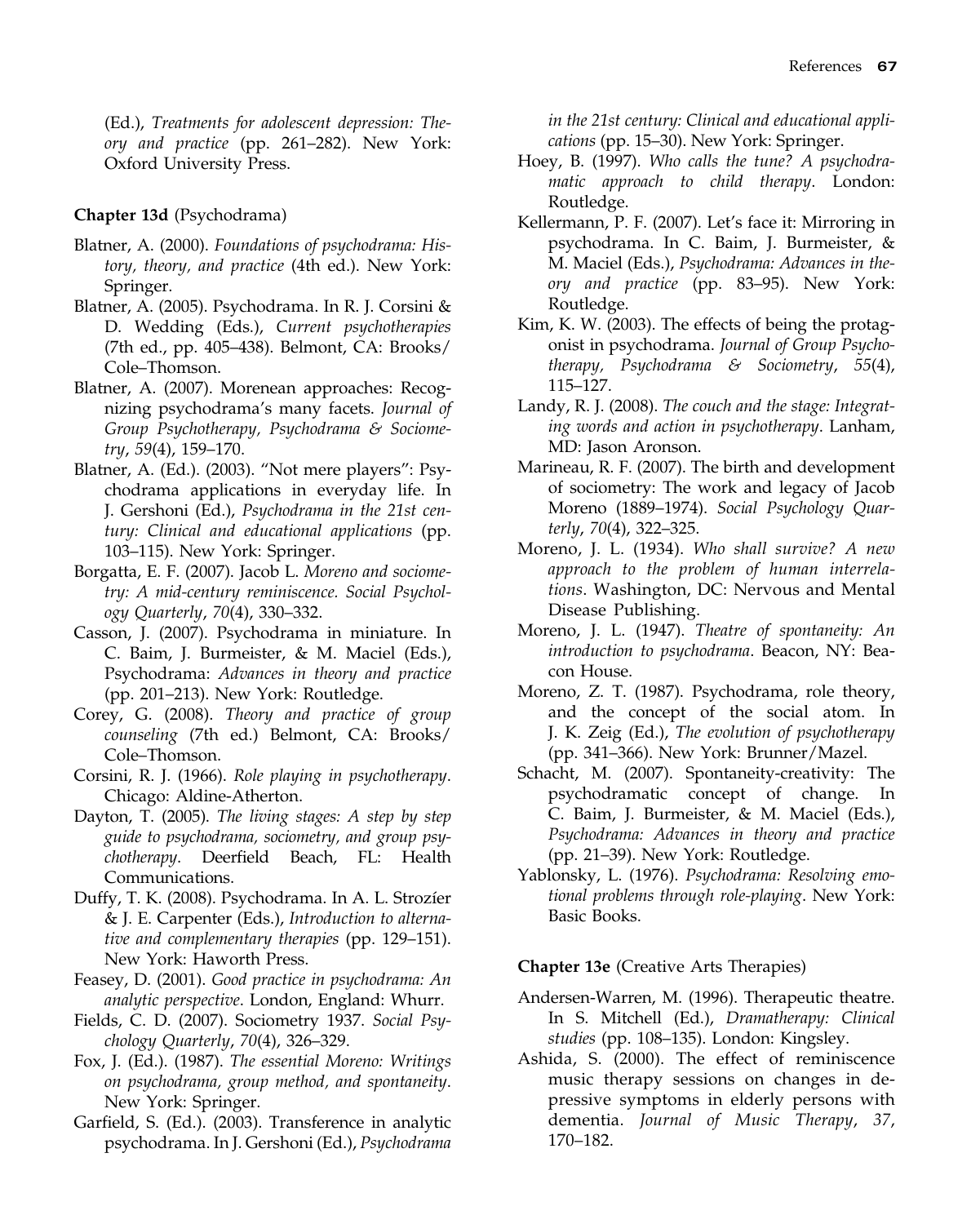(Ed.), *Treatments for adolescent depression: Theory and practice* (pp. 261–282). New York: Oxford University Press.

**Chapter 13d** (Psychodrama)

Blatner, A. (2000). *Foundations of psychodrama: History, theory, and practice* (4th ed.). New York: Springer.

Blatner, A. (2005). Psychodrama. In R. J. Corsini & D. Wedding (Eds.), *Current psychotherapies* (7th ed., pp. 405–438). Belmont, CA: Brooks/Cole–Thomson.

Blatner, A. (2007). Morenean approaches: Recognizing psychodrama's many facets. *Journal of Group Psychotherapy, Psychodrama & Sociometry*, *59*(4), 159–170.

Blatner, A. (Ed.). (2003). "Not mere players": Psychodrama applications in everyday life. In J. Gershoni (Ed.), *Psychodrama in the 21st century: Clinical and educational applications* (pp. 103–115). New York: Springer.

Borgatta, E. F. (2007). Jacob L. *Moreno and sociometry: A mid-century reminiscence. Social Psychology Quarterly*, *70*(4), 330–332.

Casson, J. (2007). Psychodrama in miniature. In C. Baim, J. Burmeister, & M. Maciel (Eds.), Psychodrama: *Advances in theory and practice* (pp. 201–213). New York: Routledge.

Corey, G. (2008). *Theory and practice of group counseling* (7th ed.) Belmont, CA: Brooks/Cole–Thomson.

Corsini, R. J. (1966). *Role playing in psychotherapy*. Chicago: Aldine-Atherton.

Dayton, T. (2005). *The living stages: A step by step guide to psychodrama, sociometry, and group psychotherapy*. Deerfield Beach, FL: Health Communications.

Duffy, T. K. (2008). Psychodrama. In A. L. Strozíer & J. E. Carpenter (Eds.), *Introduction to alternative and complementary therapies* (pp. 129–151). New York: Haworth Press.

Feasey, D. (2001). *Good practice in psychodrama: An analytic perspective*. London, England: Whurr.

Fields, C. D. (2007). Sociometry 1937. *Social Psychology Quarterly*, *70*(4), 326–329.

Fox, J. (Ed.). (1987). *The essential Moreno: Writings on psychodrama, group method, and spontaneity*. New York: Springer.

Garfield, S. (Ed.). (2003). Transference in analytic psychodrama. In J. Gershoni (Ed.), *Psychodrama in the 21st century: Clinical and educational applications* (pp. 15–30). New York: Springer.

Hoey, B. (1997). *Who calls the tune? A psychodramatic approach to child therapy*. London: Routledge.

Kellermann, P. F. (2007). Let's face it: Mirroring in psychodrama. In C. Baim, J. Burmeister, & M. Maciel (Eds.), *Psychodrama: Advances in theory and practice* (pp. 83–95). New York: Routledge.

Kim, K. W. (2003). The effects of being the protagonist in psychodrama. *Journal of Group Psychotherapy, Psychodrama & Sociometry*, *55*(4), 115–127.

Landy, R. J. (2008). *The couch and the stage: Integrating words and action in psychotherapy*. Lanham, MD: Jason Aronson.

Marineau, R. F. (2007). The birth and development of sociometry: The work and legacy of Jacob Moreno (1889–1974). *Social Psychology Quarterly*, *70*(4), 322–325.

Moreno, J. L. (1934). *Who shall survive? A new approach to the problem of human interrelations*. Washington, DC: Nervous and Mental Disease Publishing.

Moreno, J. L. (1947). *Theatre of spontaneity: An introduction to psychodrama*. Beacon, NY: Beacon House.

Moreno, Z. T. (1987). Psychodrama, role theory, and the concept of the social atom. In J. K. Zeig (Ed.), *The evolution of psychotherapy* (pp. 341–366). New York: Brunner/Mazel.

Schacht, M. (2007). Spontaneity-creativity: The psychodramatic concept of change. In C. Baim, J. Burmeister, & M. Maciel (Eds.), *Psychodrama: Advances in theory and practice* (pp. 21–39). New York: Routledge.

Yablonsky, L. (1976). *Psychodrama: Resolving emotional problems through role-playing*. New York: Basic Books.

**Chapter 13e** (Creative Arts Therapies)

Andersen-Warren, M. (1996). Therapeutic theatre. In S. Mitchell (Ed.), *Dramatherapy: Clinical studies* (pp. 108–135). London: Kingsley.

Ashida, S. (2000). The effect of reminiscence music therapy sessions on changes in depressive symptoms in elderly persons with dementia. *Journal of Music Therapy*, *37*, 170–182.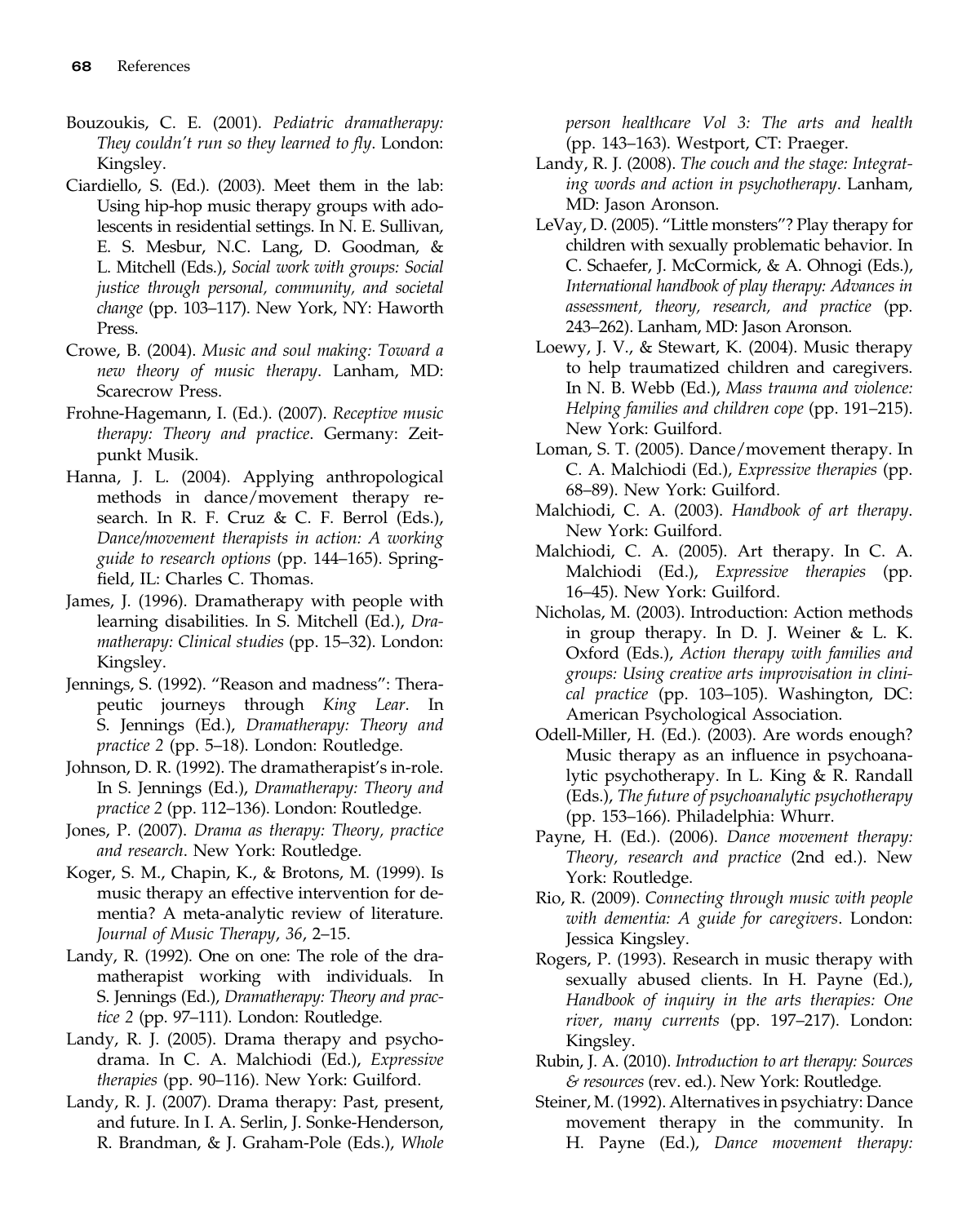Bouzoukis, C. E. (2001). *Pediatric dramatherapy: They couldn't run so they learned to fly*. London: Kingsley.

Ciardiello, S. (Ed.). (2003). Meet them in the lab: Using hip-hop music therapy groups with adolescents in residential settings. In N. E. Sullivan, E. S. Mesbur, N.C. Lang, D. Goodman, & L. Mitchell (Eds.), *Social work with groups: Social justice through personal, community, and societal change* (pp. 103–117). New York, NY: Haworth Press.

Crowe, B. (2004). *Music and soul making: Toward a new theory of music therapy*. Lanham, MD: Scarecrow Press.

Frohne-Hagemann, I. (Ed.). (2007). *Receptive music therapy: Theory and practice*. Germany: Zeitpunkt Musik.

Hanna, J. L. (2004). Applying anthropological methods in dance/movement therapy research. In R. F. Cruz & C. F. Berrol (Eds.), *Dance/movement therapists in action: A working guide to research options* (pp. 144–165). Springfield, IL: Charles C. Thomas.

James, J. (1996). Dramatherapy with people with learning disabilities. In S. Mitchell (Ed.), *Dramatherapy: Clinical studies* (pp. 15–32). London: Kingsley.

Jennings, S. (1992). "Reason and madness": Therapeutic journeys through *King Lear*. In S. Jennings (Ed.), *Dramatherapy: Theory and practice 2* (pp. 5–18). London: Routledge.

Johnson, D. R. (1992). The dramatherapist's in-role. In S. Jennings (Ed.), *Dramatherapy: Theory and practice 2* (pp. 112–136). London: Routledge.

Jones, P. (2007). *Drama as therapy: Theory, practice and research*. New York: Routledge.

Koger, S. M., Chapin, K., & Brotons, M. (1999). Is music therapy an effective intervention for dementia? A meta-analytic review of literature. *Journal of Music Therapy*, *36*, 2–15.

Landy, R. (1992). One on one: The role of the dramatherapist working with individuals. In S. Jennings (Ed.), *Dramatherapy: Theory and practice 2* (pp. 97–111). London: Routledge.

Landy, R. J. (2005). Drama therapy and psychodrama. In C. A. Malchiodi (Ed.), *Expressive therapies* (pp. 90–116). New York: Guilford.

Landy, R. J. (2007). Drama therapy: Past, present, and future. In I. A. Serlin, J. Sonke-Henderson, R. Brandman, & J. Graham-Pole (Eds.), *Whole person healthcare Vol 3: The arts and health* (pp. 143–163). Westport, CT: Praeger.

Landy, R. J. (2008). *The couch and the stage: Integrating words and action in psychotherapy*. Lanham, MD: Jason Aronson.

LeVay, D. (2005). "Little monsters"? Play therapy for children with sexually problematic behavior. In C. Schaefer, J. McCormick, & A. Ohnogi (Eds.), *International handbook of play therapy: Advances in assessment, theory, research, and practice* (pp. 243–262). Lanham, MD: Jason Aronson.

Loewy, J. V., & Stewart, K. (2004). Music therapy to help traumatized children and caregivers. In N. B. Webb (Ed.), *Mass trauma and violence: Helping families and children cope* (pp. 191–215). New York: Guilford.

Loman, S. T. (2005). Dance/movement therapy. In C. A. Malchiodi (Ed.), *Expressive therapies* (pp. 68–89). New York: Guilford.

Malchiodi, C. A. (2003). *Handbook of art therapy*. New York: Guilford.

Malchiodi, C. A. (2005). Art therapy. In C. A. Malchiodi (Ed.), *Expressive therapies* (pp. 16–45). New York: Guilford.

Nicholas, M. (2003). Introduction: Action methods in group therapy. In D. J. Weiner & L. K. Oxford (Eds.), *Action therapy with families and groups: Using creative arts improvisation in clinical practice* (pp. 103–105). Washington, DC: American Psychological Association.

Odell-Miller, H. (Ed.). (2003). Are words enough? Music therapy as an influence in psychoanalytic psychotherapy. In L. King & R. Randall (Eds.), *The future of psychoanalytic psychotherapy* (pp. 153–166). Philadelphia: Whurr.

Payne, H. (Ed.). (2006). *Dance movement therapy: Theory, research and practice* (2nd ed.). New York: Routledge.

Rio, R. (2009). *Connecting through music with people with dementia: A guide for caregivers*. London: Jessica Kingsley.

Rogers, P. (1993). Research in music therapy with sexually abused clients. In H. Payne (Ed.), *Handbook of inquiry in the arts therapies: One river, many currents* (pp. 197–217). London: Kingsley.

Rubin, J. A. (2010). *Introduction to art therapy: Sources & resources* (rev. ed.). New York: Routledge.

Steiner, M. (1992). Alternatives in psychiatry: Dance movement therapy in the community. In H. Payne (Ed.), *Dance movement therapy:*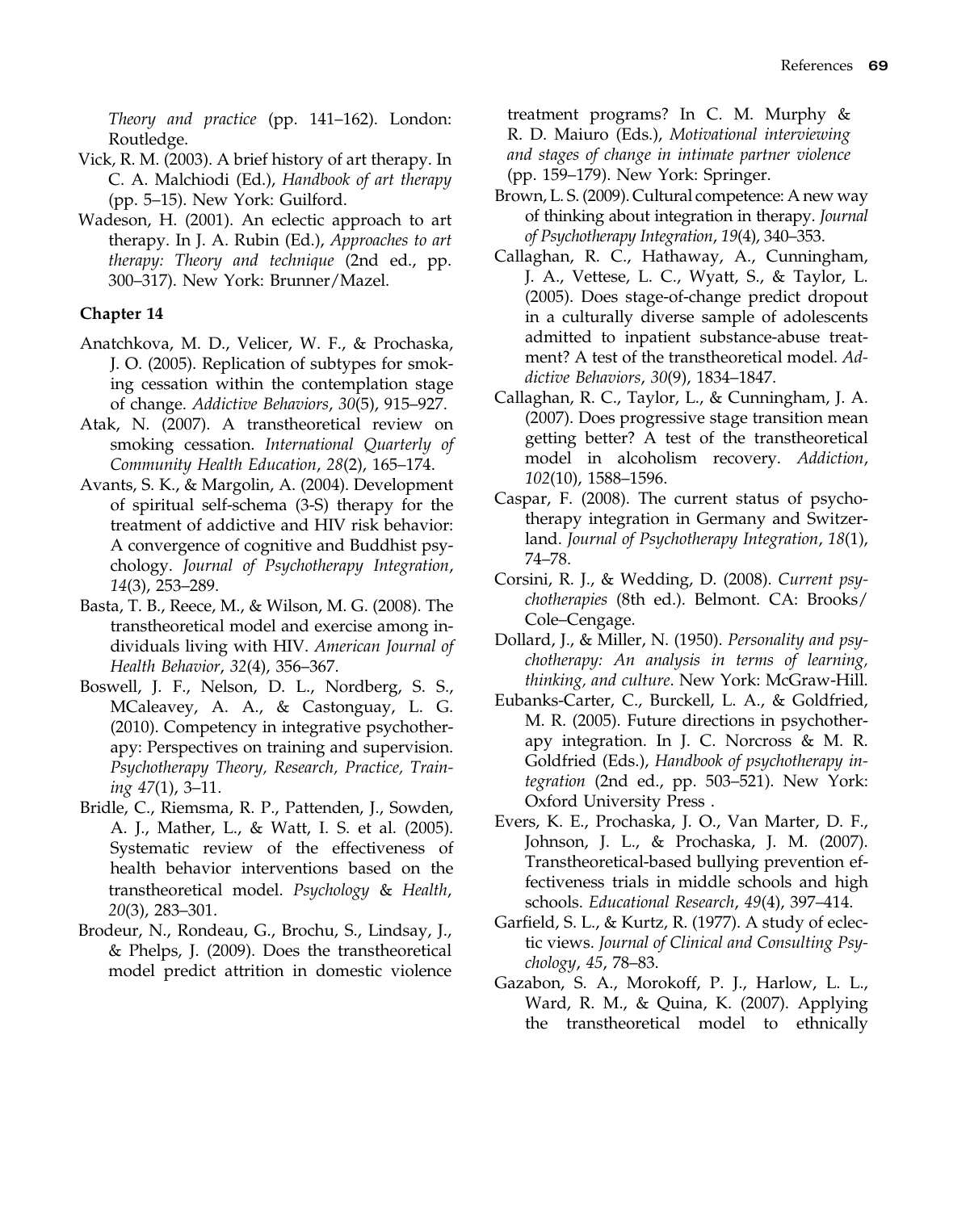*Theory and practice* (pp. 141–162). London: Routledge.

Vick, R. M. (2003). A brief history of art therapy. In C. A. Malchiodi (Ed.), *Handbook of art therapy* (pp. 5–15). New York: Guilford.

Wadeson, H. (2001). An eclectic approach to art therapy. In J. A. Rubin (Ed.), *Approaches to art therapy: Theory and technique* (2nd ed., pp. 300–317). New York: Brunner/Mazel.

### Chapter 14

Anatchkova, M. D., Velicer, W. F., & Prochaska, J. O. (2005). Replication of subtypes for smoking cessation within the contemplation stage of change. *Addictive Behaviors*, *30*(5), 915–927.

Atak, N. (2007). A transtheoretical review on smoking cessation. *International Quarterly of Community Health Education*, *28*(2), 165–174.

Avants, S. K., & Margolin, A. (2004). Development of spiritual self-schema (3-S) therapy for the treatment of addictive and HIV risk behavior: A convergence of cognitive and Buddhist psychology. *Journal of Psychotherapy Integration*, *14*(3), 253–289.

Basta, T. B., Reece, M., & Wilson, M. G. (2008). The transtheoretical model and exercise among individuals living with HIV. *American Journal of Health Behavior*, *32*(4), 356–367.

Boswell, J. F., Nelson, D. L., Nordberg, S. S., MCaleavey, A. A., & Castonguay, L. G. (2010). Competency in integrative psychotherapy: Perspectives on training and supervision. *Psychotherapy Theory, Research, Practice, Training 47*(1), 3–11.

Bridle, C., Riemsma, R. P., Pattenden, J., Sowden, A. J., Mather, L., & Watt, I. S. et al. (2005). Systematic review of the effectiveness of health behavior interventions based on the transtheoretical model. *Psychology & Health*, *20*(3), 283–301.

Brodeur, N., Rondeau, G., Brochu, S., Lindsay, J., & Phelps, J. (2009). Does the transtheoretical model predict attrition in domestic violence treatment programs? In C. M. Murphy & R. D. Maiuro (Eds.), *Motivational interviewing and stages of change in intimate partner violence* (pp. 159–179). New York: Springer.

Brown, L. S. (2009). Cultural competence: A new way of thinking about integration in therapy. *Journal of Psychotherapy Integration*, *19*(4), 340–353.

Callaghan, R. C., Hathaway, A., Cunningham, J. A., Vettese, L. C., Wyatt, S., & Taylor, L. (2005). Does stage-of-change predict dropout in a culturally diverse sample of adolescents admitted to inpatient substance-abuse treatment? A test of the transtheoretical model. *Addictive Behaviors*, *30*(9), 1834–1847.

Callaghan, R. C., Taylor, L., & Cunningham, J. A. (2007). Does progressive stage transition mean getting better? A test of the transtheoretical model in alcoholism recovery. *Addiction*, *102*(10), 1588–1596.

Caspar, F. (2008). The current status of psychotherapy integration in Germany and Switzerland. *Journal of Psychotherapy Integration*, *18*(1), 74–78.

Corsini, R. J., & Wedding, D. (2008). *Current psychotherapies* (8th ed.). Belmont. CA: Brooks/Cole–Cengage.

Dollard, J., & Miller, N. (1950). *Personality and psychotherapy: An analysis in terms of learning, thinking, and culture*. New York: McGraw-Hill.

Eubanks-Carter, C., Burckell, L. A., & Goldfried, M. R. (2005). Future directions in psychotherapy integration. In J. C. Norcross & M. R. Goldfried (Eds.), *Handbook of psychotherapy integration* (2nd ed., pp. 503–521). New York: Oxford University Press .

Evers, K. E., Prochaska, J. O., Van Marter, D. F., Johnson, J. L., & Prochaska, J. M. (2007). Transtheoretical-based bullying prevention effectiveness trials in middle schools and high schools. *Educational Research*, *49*(4), 397–414.

Garfield, S. L., & Kurtz, R. (1977). A study of eclectic views. *Journal of Clinical and Consulting Psychology*, *45*, 78–83.

Gazabon, S. A., Morokoff, P. J., Harlow, L. L., Ward, R. M., & Quina, K. (2007). Applying the transtheoretical model to ethnically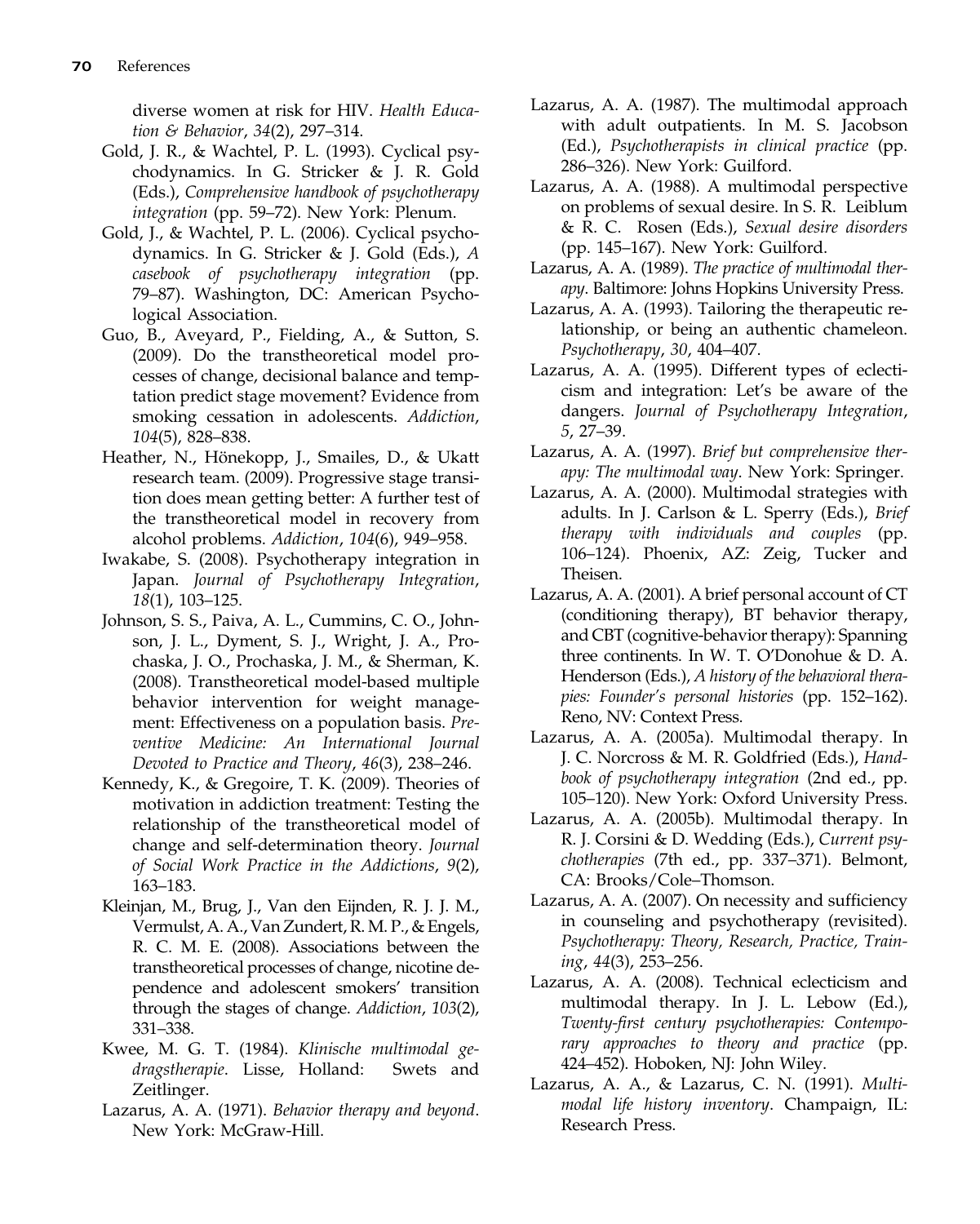diverse women at risk for HIV. *Health Education & Behavior*, *34*(2), 297–314.

Gold, J. R., & Wachtel, P. L. (1993). Cyclical psychodynamics. In G. Stricker & J. R. Gold (Eds.), *Comprehensive handbook of psychotherapy integration* (pp. 59–72). New York: Plenum.

Gold, J., & Wachtel, P. L. (2006). Cyclical psychodynamics. In G. Stricker & J. Gold (Eds.), *A casebook of psychotherapy integration* (pp. 79–87). Washington, DC: American Psychological Association.

Guo, B., Aveyard, P., Fielding, A., & Sutton, S. (2009). Do the transtheoretical model processes of change, decisional balance and temptation predict stage movement? Evidence from smoking cessation in adolescents. *Addiction*, *104*(5), 828–838.

Heather, N., Hönekopp, J., Smailes, D., & Ukatt research team. (2009). Progressive stage transition does mean getting better: A further test of the transtheoretical model in recovery from alcohol problems. *Addiction*, *104*(6), 949–958.

Iwakabe, S. (2008). Psychotherapy integration in Japan. *Journal of Psychotherapy Integration*, *18*(1), 103–125.

Johnson, S. S., Paiva, A. L., Cummins, C. O., Johnson, J. L., Dyment, S. J., Wright, J. A., Prochaska, J. O., Prochaska, J. M., & Sherman, K. (2008). Transtheoretical model-based multiple behavior intervention for weight management: Effectiveness on a population basis. *Preventive Medicine: An International Journal Devoted to Practice and Theory*, *46*(3), 238–246.

Kennedy, K., & Gregoire, T. K. (2009). Theories of motivation in addiction treatment: Testing the relationship of the transtheoretical model of change and self-determination theory. *Journal of Social Work Practice in the Addictions*, *9*(2), 163–183.

Kleinjan, M., Brug, J., Van den Eijnden, R. J. J. M., Vermulst, A. A., Van Zundert, R. M. P., & Engels, R. C. M. E. (2008). Associations between the transtheoretical processes of change, nicotine dependence and adolescent smokers' transition through the stages of change. *Addiction*, *103*(2), 331–338.

Kwee, M. G. T. (1984). *Klinische multimodal gedragstherapie*. Lisse, Holland: Swets and Zeitlinger.

Lazarus, A. A. (1971). *Behavior therapy and beyond*. New York: McGraw-Hill.

Lazarus, A. A. (1987). The multimodal approach with adult outpatients. In M. S. Jacobson (Ed.), *Psychotherapists in clinical practice* (pp. 286–326). New York: Guilford.

Lazarus, A. A. (1988). A multimodal perspective on problems of sexual desire. In S. R. Leiblum & R. C. Rosen (Eds.), *Sexual desire disorders* (pp. 145–167). New York: Guilford.

Lazarus, A. A. (1989). *The practice of multimodal therapy*. Baltimore: Johns Hopkins University Press.

Lazarus, A. A. (1993). Tailoring the therapeutic relationship, or being an authentic chameleon. *Psychotherapy*, *30*, 404–407.

Lazarus, A. A. (1995). Different types of eclecticism and integration: Let's be aware of the dangers. *Journal of Psychotherapy Integration*, *5*, 27–39.

Lazarus, A. A. (1997). *Brief but comprehensive therapy: The multimodal way*. New York: Springer.

Lazarus, A. A. (2000). Multimodal strategies with adults. In J. Carlson & L. Sperry (Eds.), *Brief therapy with individuals and couples* (pp. 106–124). Phoenix, AZ: Zeig, Tucker and Theisen.

Lazarus, A. A. (2001). A brief personal account of CT (conditioning therapy), BT behavior therapy, and CBT (cognitive-behavior therapy): Spanning three continents. In W. T. O'Donohue & D. A. Henderson (Eds.), *A history of the behavioral therapies: Founder's personal histories* (pp. 152–162). Reno, NV: Context Press.

Lazarus, A. A. (2005a). Multimodal therapy. In J. C. Norcross & M. R. Goldfried (Eds.), *Handbook of psychotherapy integration* (2nd ed., pp. 105–120). New York: Oxford University Press.

Lazarus, A. A. (2005b). Multimodal therapy. In R. J. Corsini & D. Wedding (Eds.), *Current psychotherapies* (7th ed., pp. 337–371). Belmont, CA: Brooks/Cole–Thomson.

Lazarus, A. A. (2007). On necessity and sufficiency in counseling and psychotherapy (revisited). *Psychotherapy: Theory, Research, Practice, Training*, *44*(3), 253–256.

Lazarus, A. A. (2008). Technical eclecticism and multimodal therapy. In J. L. Lebow (Ed.), *Twenty-first century psychotherapies: Contemporary approaches to theory and practice* (pp. 424–452). Hoboken, NJ: John Wiley.

Lazarus, A. A., & Lazarus, C. N. (1991). *Multimodal life history inventory*. Champaign, IL: Research Press.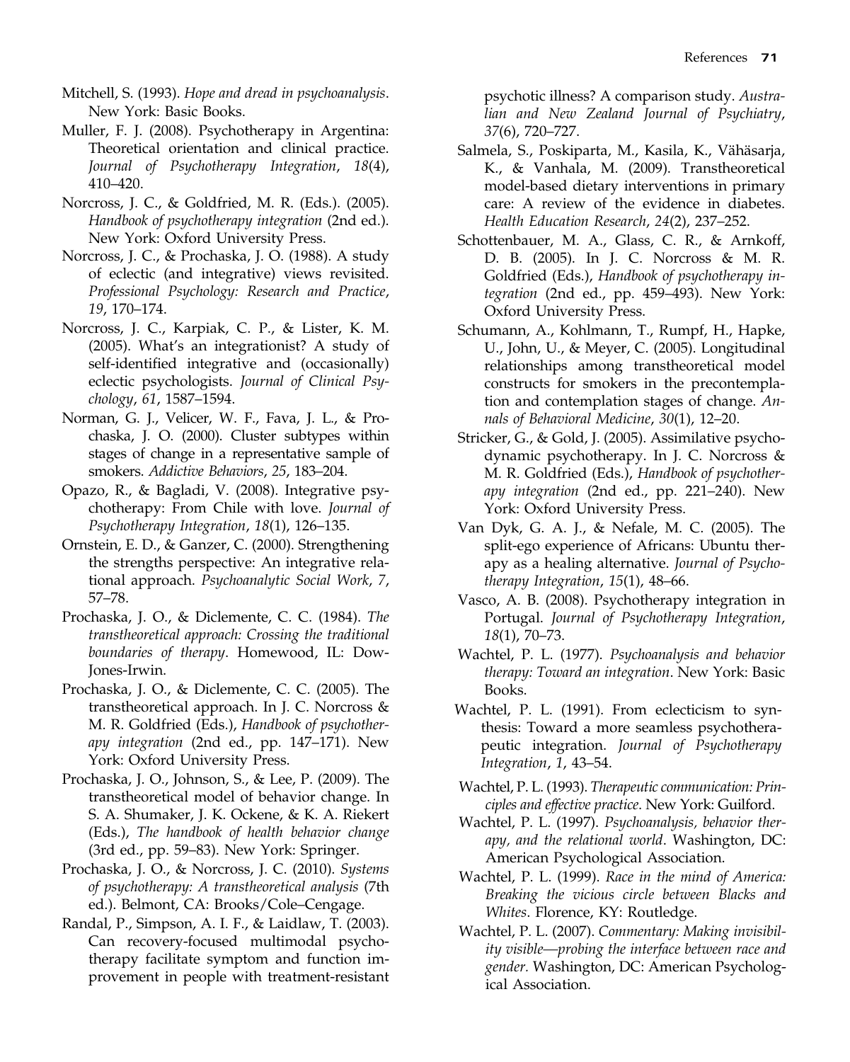Mitchell, S. (1993). *Hope and dread in psychoanalysis*. New York: Basic Books.

Muller, F. J. (2008). Psychotherapy in Argentina: Theoretical orientation and clinical practice. *Journal of Psychotherapy Integration*, *18*(4), 410–420.

Norcross, J. C., & Goldfried, M. R. (Eds.). (2005). *Handbook of psychotherapy integration* (2nd ed.). New York: Oxford University Press.

Norcross, J. C., & Prochaska, J. O. (1988). A study of eclectic (and integrative) views revisited. *Professional Psychology: Research and Practice*, *19*, 170–174.

Norcross, J. C., Karpiak, C. P., & Lister, K. M. (2005). What's an integrationist? A study of self-identified integrative and (occasionally) eclectic psychologists. *Journal of Clinical Psychology*, *61*, 1587–1594.

Norman, G. J., Velicer, W. F., Fava, J. L., & Prochaska, J. O. (2000). Cluster subtypes within stages of change in a representative sample of smokers. *Addictive Behaviors*, *25*, 183–204.

Opazo, R., & Bagladi, V. (2008). Integrative psychotherapy: From Chile with love. *Journal of Psychotherapy Integration*, *18*(1), 126–135.

Ornstein, E. D., & Ganzer, C. (2000). Strengthening the strengths perspective: An integrative relational approach. *Psychoanalytic Social Work*, *7*, 57–78.

Prochaska, J. O., & Diclemente, C. C. (1984). *The transtheoretical approach: Crossing the traditional boundaries of therapy*. Homewood, IL: Dow-Jones-Irwin.

Prochaska, J. O., & Diclemente, C. C. (2005). The transtheoretical approach. In J. C. Norcross & M. R. Goldfried (Eds.), *Handbook of psychotherapy integration* (2nd ed., pp. 147–171). New York: Oxford University Press.

Prochaska, J. O., Johnson, S., & Lee, P. (2009). The transtheoretical model of behavior change. In S. A. Shumaker, J. K. Ockene, & K. A. Riekert (Eds.), *The handbook of health behavior change* (3rd ed., pp. 59–83). New York: Springer.

Prochaska, J. O., & Norcross, J. C. (2010). *Systems of psychotherapy: A transtheoretical analysis* (7th ed.). Belmont, CA: Brooks/Cole–Cengage.

Randal, P., Simpson, A. I. F., & Laidlaw, T. (2003). Can recovery-focused multimodal psychotherapy facilitate symptom and function improvement in people with treatment-resistant psychotic illness? A comparison study. *Australian and New Zealand Journal of Psychiatry*, *37*(6), 720–727.

Salmela, S., Poskiparta, M., Kasila, K., Vähäsarja, K., & Vanhala, M. (2009). Transtheoretical model-based dietary interventions in primary care: A review of the evidence in diabetes. *Health Education Research*, *24*(2), 237–252.

Schottenbauer, M. A., Glass, C. R., & Arnkoff, D. B. (2005). In J. C. Norcross & M. R. Goldfried (Eds.), *Handbook of psychotherapy integration* (2nd ed., pp. 459–493). New York: Oxford University Press.

Schumann, A., Kohlmann, T., Rumpf, H., Hapke, U., John, U., & Meyer, C. (2005). Longitudinal relationships among transtheoretical model constructs for smokers in the precontemplation and contemplation stages of change. *Annals of Behavioral Medicine*, *30*(1), 12–20.

Stricker, G., & Gold, J. (2005). Assimilative psychodynamic psychotherapy. In J. C. Norcross & M. R. Goldfried (Eds.), *Handbook of psychotherapy integration* (2nd ed., pp. 221–240). New York: Oxford University Press.

Van Dyk, G. A. J., & Nefale, M. C. (2005). The split-ego experience of Africans: Ubuntu therapy as a healing alternative. *Journal of Psychotherapy Integration*, *15*(1), 48–66.

Vasco, A. B. (2008). Psychotherapy integration in Portugal. *Journal of Psychotherapy Integration*, *18*(1), 70–73.

Wachtel, P. L. (1977). *Psychoanalysis and behavior therapy: Toward an integration*. New York: Basic Books.

Wachtel, P. L. (1991). From eclecticism to synthesis: Toward a more seamless psychotherapeutic integration. *Journal of Psychotherapy Integration*, *1*, 43–54.

Wachtel, P. L. (1993). *Therapeutic communication: Principles and effective practice*. New York: Guilford.

Wachtel, P. L. (1997). *Psychoanalysis, behavior therapy, and the relational world*. Washington, DC: American Psychological Association.

Wachtel, P. L. (1999). *Race in the mind of America: Breaking the vicious circle between Blacks and Whites*. Florence, KY: Routledge.

Wachtel, P. L. (2007). *Commentary: Making invisibility visible—probing the interface between race and gender.* Washington, DC: American Psychological Association.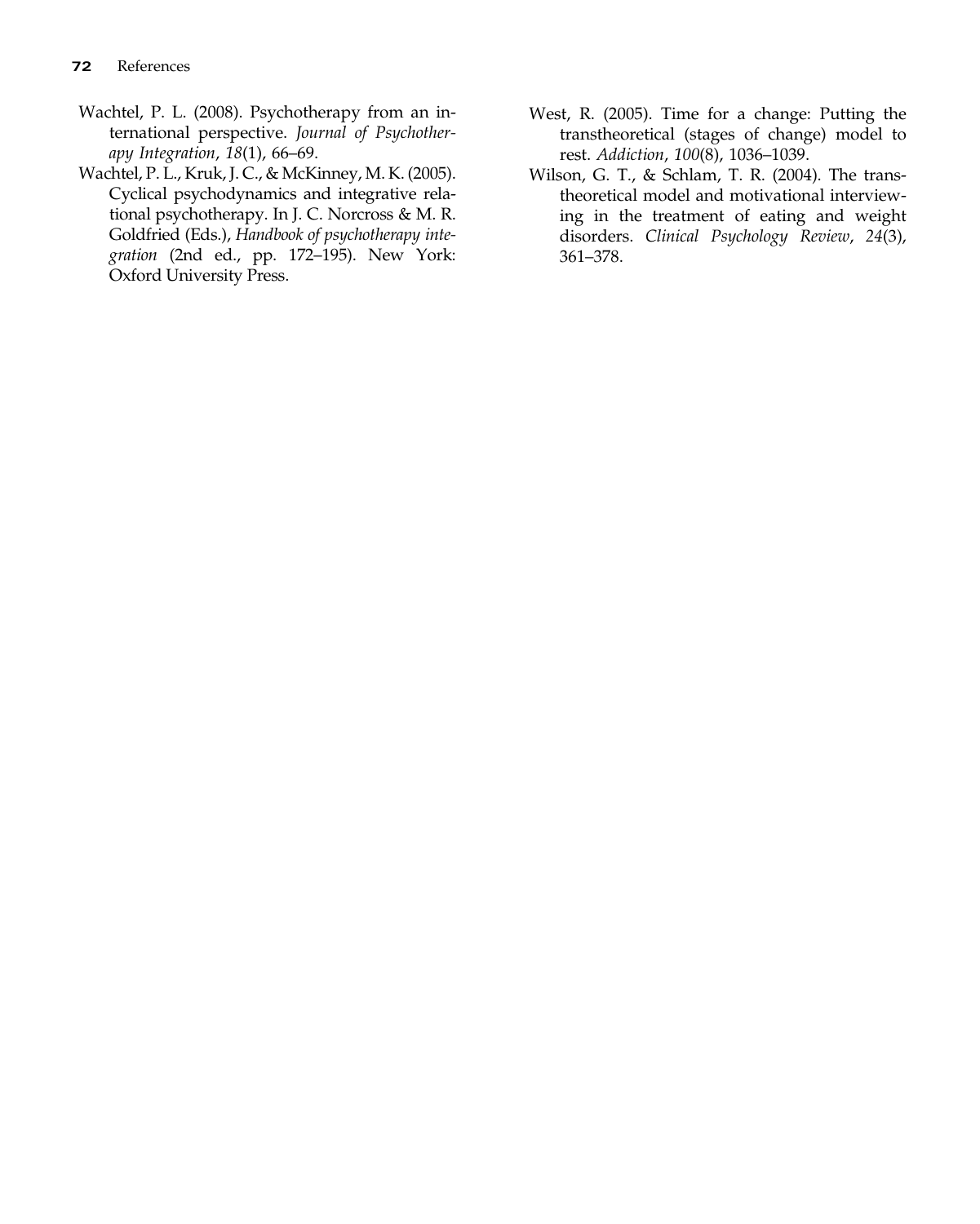Wachtel, P. L. (2008). Psychotherapy from an international perspective. *Journal of Psychotherapy Integration*, *18*(1), 66–69.

Wachtel, P. L., Kruk, J. C., & McKinney, M. K. (2005). Cyclical psychodynamics and integrative relational psychotherapy. In J. C. Norcross & M. R. Goldfried (Eds.), *Handbook of psychotherapy integration* (2nd ed., pp. 172–195). New York: Oxford University Press.

West, R. (2005). Time for a change: Putting the transtheoretical (stages of change) model to rest. *Addiction*, *100*(8), 1036–1039.

Wilson, G. T., & Schlam, T. R. (2004). The transtheoretical model and motivational interviewing in the treatment of eating and weight disorders. *Clinical Psychology Review*, *24*(3), 361–378.